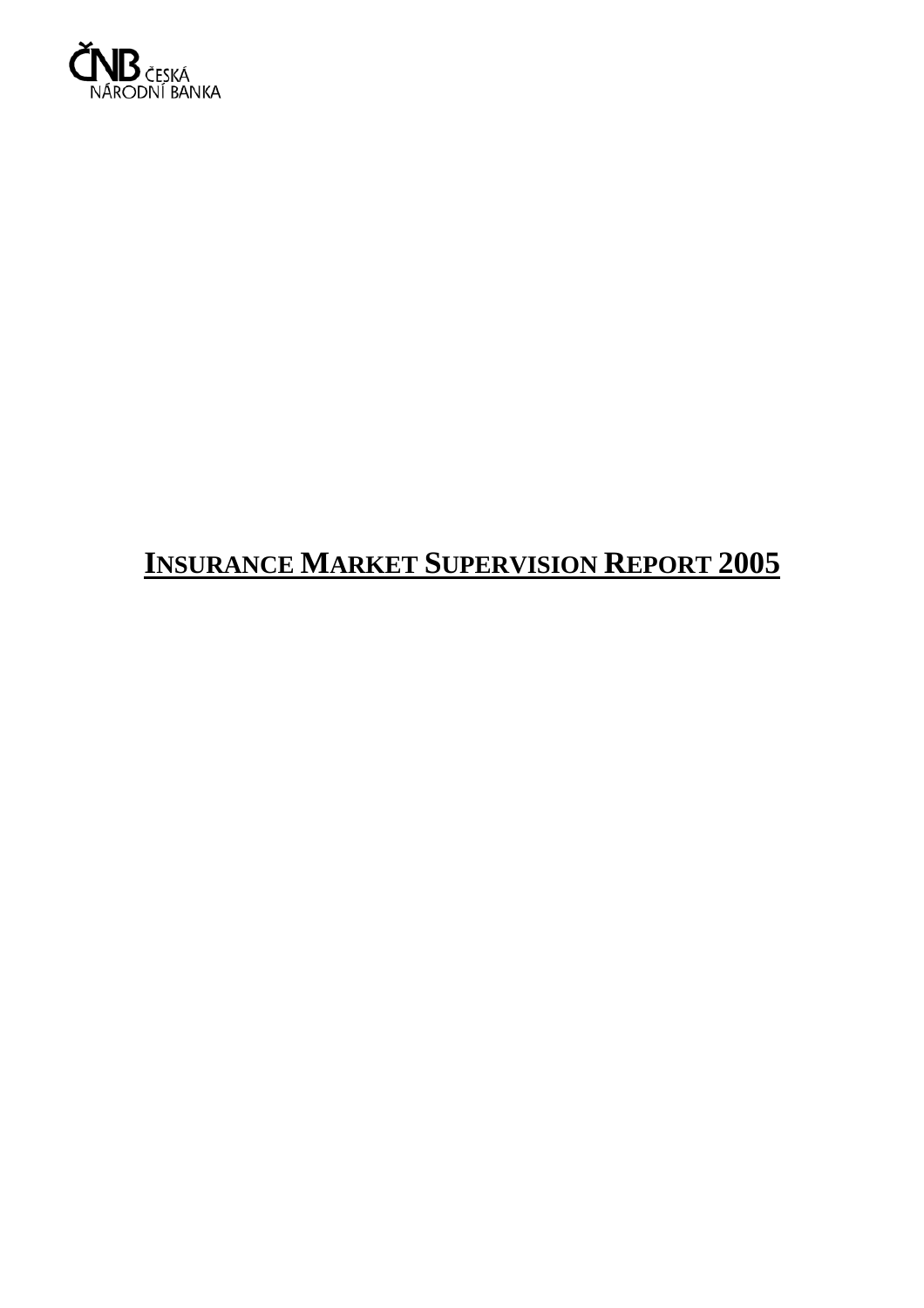ČNB ČESKÁ NÁRODNÍ BANKA

# INSURANCE MARKET SUPERVISION REPORT 2005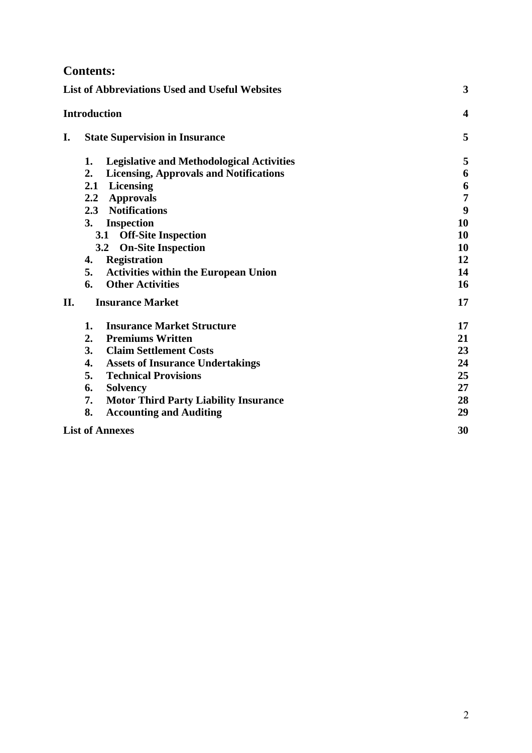## Contents:

| | |
|---|---|
| **List of Abbreviations Used and Useful Websites** | **3** |
| **Introduction** | **4** |
| **I. State Supervision in Insurance** | **5** |
| **1. Legislative and Methodological Activities** | **5** |
| **2. Licensing, Approvals and Notifications** | **6** |
| **2.1 Licensing** | **6** |
| **2.2 Approvals** | **7** |
| **2.3 Notifications** | **9** |
| **3. Inspection** | **10** |
| **3.1 Off-Site Inspection** | **10** |
| **3.2 On-Site Inspection** | **10** |
| **4. Registration** | **12** |
| **5. Activities within the European Union** | **14** |
| **6. Other Activities** | **16** |
| **II. Insurance Market** | **17** |
| **1. Insurance Market Structure** | **17** |
| **2. Premiums Written** | **21** |
| **3. Claim Settlement Costs** | **23** |
| **4. Assets of Insurance Undertakings** | **24** |
| **5. Technical Provisions** | **25** |
| **6. Solvency** | **27** |
| **7. Motor Third Party Liability Insurance** | **28** |
| **8. Accounting and Auditing** | **29** |
| **List of Annexes** | **30** |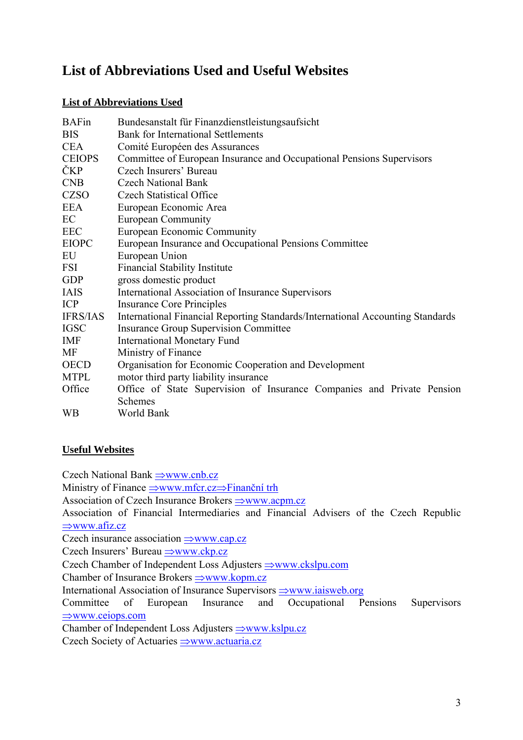# List of Abbreviations Used and Useful Websites

## List of Abbreviations Used

| | |
|---|---|
| BAFin | Bundesanstalt für Finanzdienstleistungsaufsicht |
| BIS | Bank for International Settlements |
| CEA | Comité Européen des Assurances |
| CEIOPS | Committee of European Insurance and Occupational Pensions Supervisors |
| ČKP | Czech Insurers' Bureau |
| CNB | Czech National Bank |
| CZSO | Czech Statistical Office |
| EEA | European Economic Area |
| EC | European Community |
| EEC | European Economic Community |
| EIOPC | European Insurance and Occupational Pensions Committee |
| EU | European Union |
| FSI | Financial Stability Institute |
| GDP | gross domestic product |
| IAIS | International Association of Insurance Supervisors |
| ICP | Insurance Core Principles |
| IFRS/IAS | International Financial Reporting Standards/International Accounting Standards |
| IGSC | Insurance Group Supervision Committee |
| IMF | International Monetary Fund |
| MF | Ministry of Finance |
| OECD | Organisation for Economic Cooperation and Development |
| MTPL | motor third party liability insurance |
| Office | Office of State Supervision of Insurance Companies and Private Pension Schemes |
| WB | World Bank |

## Useful Websites

Czech National Bank ⇒www.cnb.cz
Ministry of Finance ⇒www.mfcr.cz⇒Finanční trh
Association of Czech Insurance Brokers ⇒www.acpm.cz
Association of Financial Intermediaries and Financial Advisers of the Czech Republic ⇒www.afiz.cz
Czech insurance association ⇒www.cap.cz
Czech Insurers' Bureau ⇒www.ckp.cz
Czech Chamber of Independent Loss Adjusters ⇒www.ckslpu.com
Chamber of Insurance Brokers ⇒www.kopm.cz
International Association of Insurance Supervisors ⇒www.iaisweb.org
Committee of European Insurance and Occupational Pensions Supervisors ⇒www.ceiops.com
Chamber of Independent Loss Adjusters ⇒www.kslpu.cz
Czech Society of Actuaries ⇒www.actuaria.cz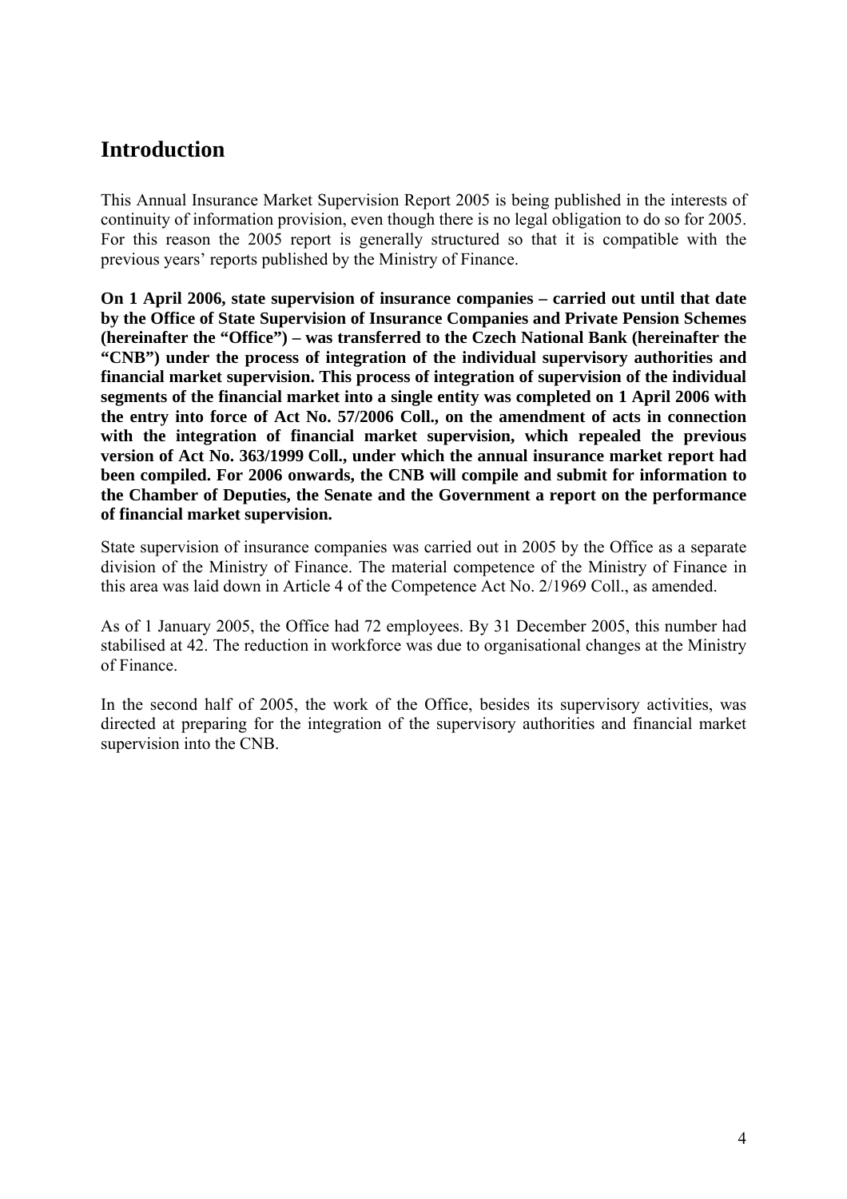# Introduction

This Annual Insurance Market Supervision Report 2005 is being published in the interests of continuity of information provision, even though there is no legal obligation to do so for 2005. For this reason the 2005 report is generally structured so that it is compatible with the previous years' reports published by the Ministry of Finance.

**On 1 April 2006, state supervision of insurance companies – carried out until that date by the Office of State Supervision of Insurance Companies and Private Pension Schemes (hereinafter the "Office") – was transferred to the Czech National Bank (hereinafter the "CNB") under the process of integration of the individual supervisory authorities and financial market supervision. This process of integration of supervision of the individual segments of the financial market into a single entity was completed on 1 April 2006 with the entry into force of Act No. 57/2006 Coll., on the amendment of acts in connection with the integration of financial market supervision, which repealed the previous version of Act No. 363/1999 Coll., under which the annual insurance market report had been compiled. For 2006 onwards, the CNB will compile and submit for information to the Chamber of Deputies, the Senate and the Government a report on the performance of financial market supervision.**

State supervision of insurance companies was carried out in 2005 by the Office as a separate division of the Ministry of Finance. The material competence of the Ministry of Finance in this area was laid down in Article 4 of the Competence Act No. 2/1969 Coll., as amended.

As of 1 January 2005, the Office had 72 employees. By 31 December 2005, this number had stabilised at 42. The reduction in workforce was due to organisational changes at the Ministry of Finance.

In the second half of 2005, the work of the Office, besides its supervisory activities, was directed at preparing for the integration of the supervisory authorities and financial market supervision into the CNB.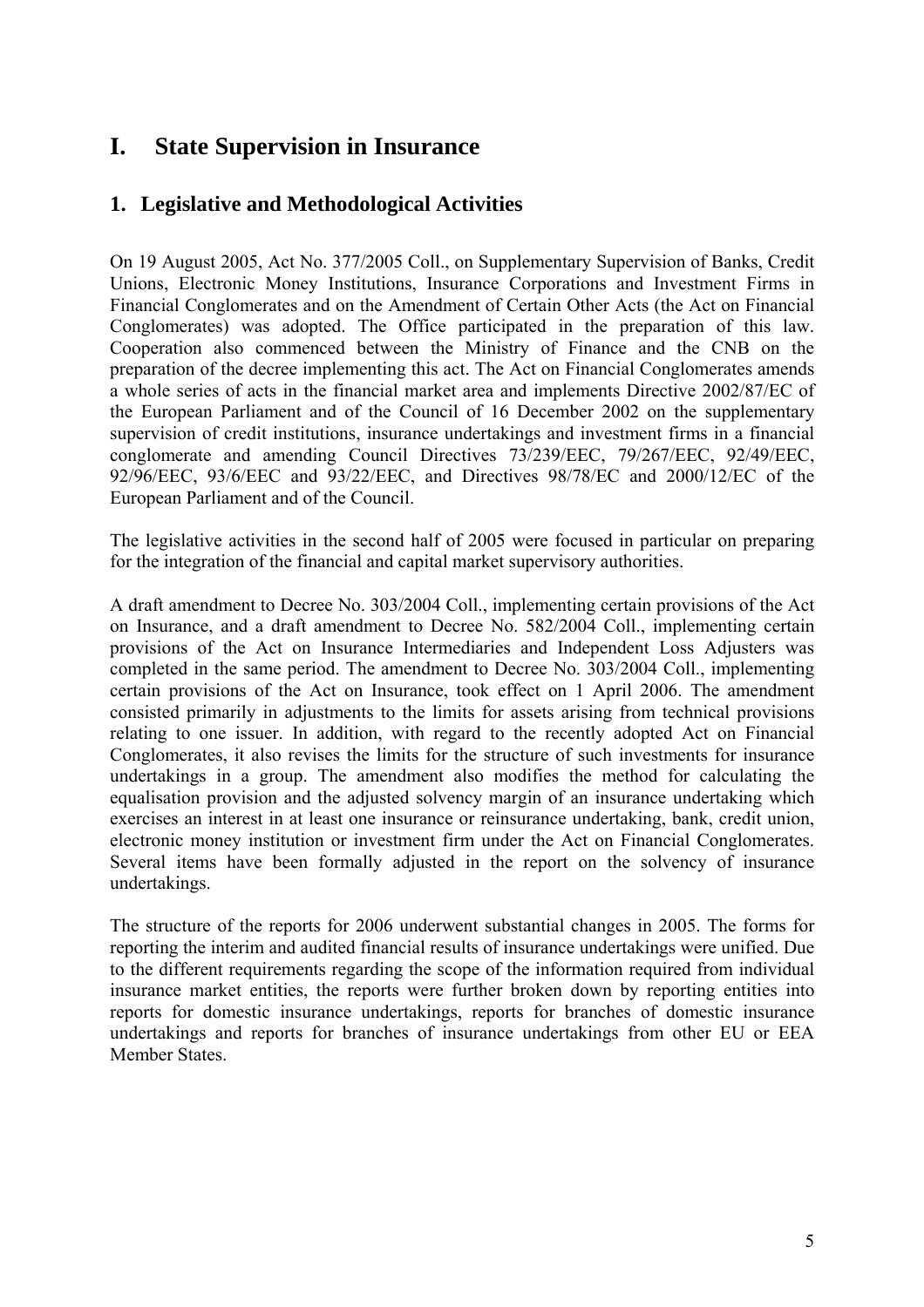# I. State Supervision in Insurance

## 1. Legislative and Methodological Activities

On 19 August 2005, Act No. 377/2005 Coll., on Supplementary Supervision of Banks, Credit Unions, Electronic Money Institutions, Insurance Corporations and Investment Firms in Financial Conglomerates and on the Amendment of Certain Other Acts (the Act on Financial Conglomerates) was adopted. The Office participated in the preparation of this law. Cooperation also commenced between the Ministry of Finance and the CNB on the preparation of the decree implementing this act. The Act on Financial Conglomerates amends a whole series of acts in the financial market area and implements Directive 2002/87/EC of the European Parliament and of the Council of 16 December 2002 on the supplementary supervision of credit institutions, insurance undertakings and investment firms in a financial conglomerate and amending Council Directives 73/239/EEC, 79/267/EEC, 92/49/EEC, 92/96/EEC, 93/6/EEC and 93/22/EEC, and Directives 98/78/EC and 2000/12/EC of the European Parliament and of the Council.

The legislative activities in the second half of 2005 were focused in particular on preparing for the integration of the financial and capital market supervisory authorities.

A draft amendment to Decree No. 303/2004 Coll., implementing certain provisions of the Act on Insurance, and a draft amendment to Decree No. 582/2004 Coll., implementing certain provisions of the Act on Insurance Intermediaries and Independent Loss Adjusters was completed in the same period. The amendment to Decree No. 303/2004 Coll., implementing certain provisions of the Act on Insurance, took effect on 1 April 2006. The amendment consisted primarily in adjustments to the limits for assets arising from technical provisions relating to one issuer. In addition, with regard to the recently adopted Act on Financial Conglomerates, it also revises the limits for the structure of such investments for insurance undertakings in a group. The amendment also modifies the method for calculating the equalisation provision and the adjusted solvency margin of an insurance undertaking which exercises an interest in at least one insurance or reinsurance undertaking, bank, credit union, electronic money institution or investment firm under the Act on Financial Conglomerates. Several items have been formally adjusted in the report on the solvency of insurance undertakings.

The structure of the reports for 2006 underwent substantial changes in 2005. The forms for reporting the interim and audited financial results of insurance undertakings were unified. Due to the different requirements regarding the scope of the information required from individual insurance market entities, the reports were further broken down by reporting entities into reports for domestic insurance undertakings, reports for branches of domestic insurance undertakings and reports for branches of insurance undertakings from other EU or EEA Member States.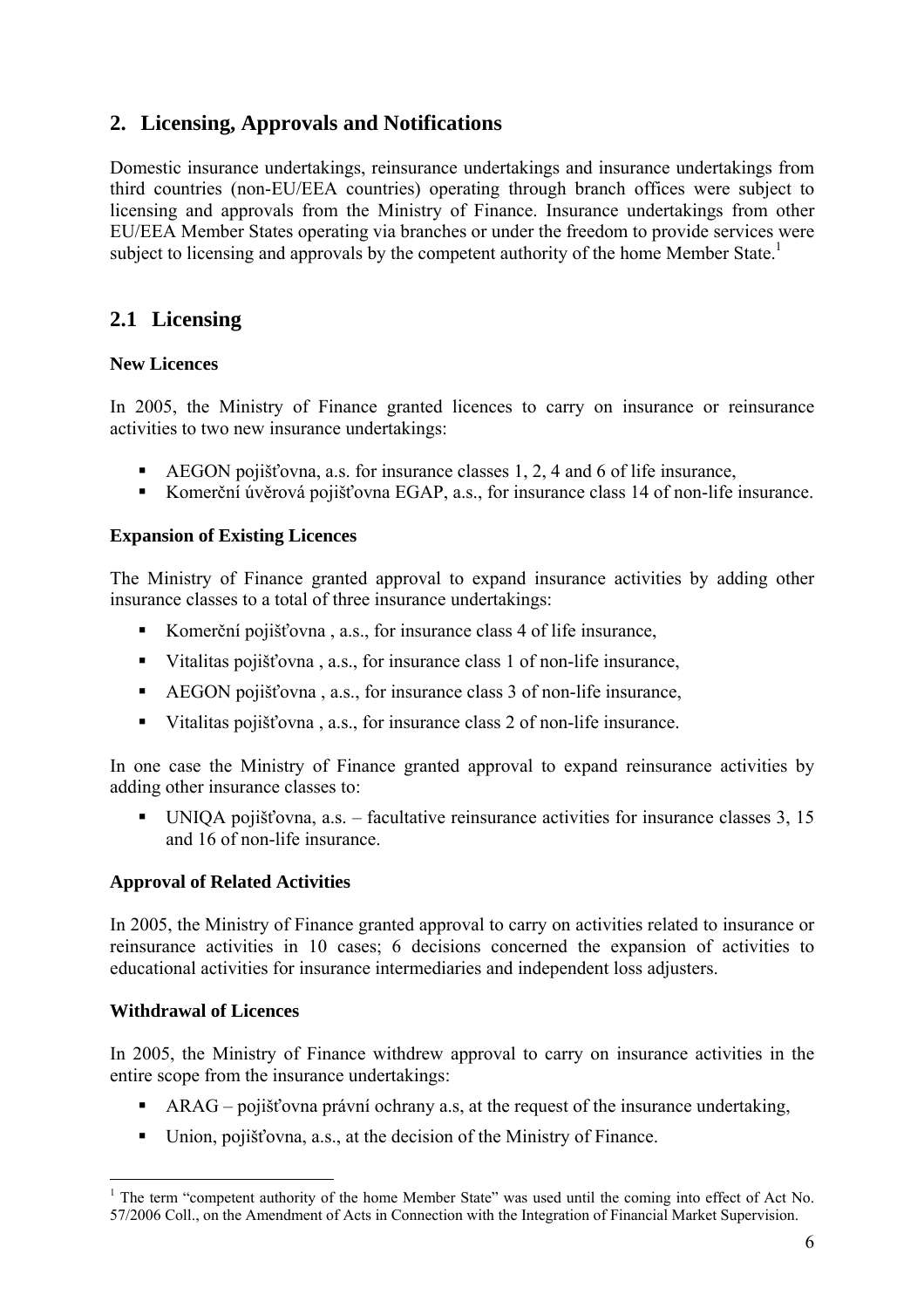## 2. Licensing, Approvals and Notifications

Domestic insurance undertakings, reinsurance undertakings and insurance undertakings from third countries (non-EU/EEA countries) operating through branch offices were subject to licensing and approvals from the Ministry of Finance. Insurance undertakings from other EU/EEA Member States operating via branches or under the freedom to provide services were subject to licensing and approvals by the competent authority of the home Member State.[1]

## 2.1 Licensing

**New Licences**

In 2005, the Ministry of Finance granted licences to carry on insurance or reinsurance activities to two new insurance undertakings:

- AEGON pojišťovna, a.s. for insurance classes 1, 2, 4 and 6 of life insurance,
- Komerční úvěrová pojišťovna EGAP, a.s., for insurance class 14 of non-life insurance.

**Expansion of Existing Licences**

The Ministry of Finance granted approval to expand insurance activities by adding other insurance classes to a total of three insurance undertakings:

- Komerční pojišťovna , a.s., for insurance class 4 of life insurance,
- Vitalitas pojišťovna , a.s., for insurance class 1 of non-life insurance,
- AEGON pojišťovna , a.s., for insurance class 3 of non-life insurance,
- Vitalitas pojišťovna , a.s., for insurance class 2 of non-life insurance.

In one case the Ministry of Finance granted approval to expand reinsurance activities by adding other insurance classes to:

- UNIQA pojišťovna, a.s. – facultative reinsurance activities for insurance classes 3, 15 and 16 of non-life insurance.

**Approval of Related Activities**

In 2005, the Ministry of Finance granted approval to carry on activities related to insurance or reinsurance activities in 10 cases; 6 decisions concerned the expansion of activities to educational activities for insurance intermediaries and independent loss adjusters.

**Withdrawal of Licences**

In 2005, the Ministry of Finance withdrew approval to carry on insurance activities in the entire scope from the insurance undertakings:

- ARAG – pojišťovna právní ochrany a.s, at the request of the insurance undertaking,
- Union, pojišťovna, a.s., at the decision of the Ministry of Finance.

---

[1] The term "competent authority of the home Member State" was used until the coming into effect of Act No. 57/2006 Coll., on the Amendment of Acts in Connection with the Integration of Financial Market Supervision.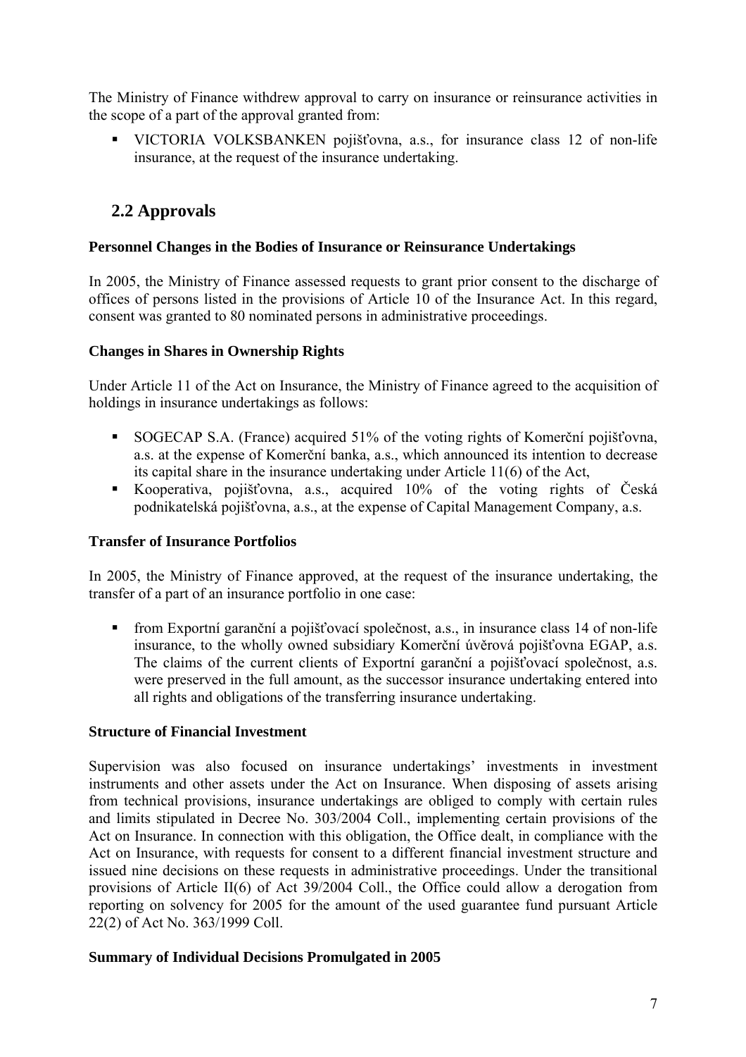The Ministry of Finance withdrew approval to carry on insurance or reinsurance activities in the scope of a part of the approval granted from:

- VICTORIA VOLKSBANKEN pojišťovna, a.s., for insurance class 12 of non-life insurance, at the request of the insurance undertaking.

## 2.2 Approvals

**Personnel Changes in the Bodies of Insurance or Reinsurance Undertakings**

In 2005, the Ministry of Finance assessed requests to grant prior consent to the discharge of offices of persons listed in the provisions of Article 10 of the Insurance Act. In this regard, consent was granted to 80 nominated persons in administrative proceedings.

**Changes in Shares in Ownership Rights**

Under Article 11 of the Act on Insurance, the Ministry of Finance agreed to the acquisition of holdings in insurance undertakings as follows:

- SOGECAP S.A. (France) acquired 51% of the voting rights of Komerční pojišťovna, a.s. at the expense of Komerční banka, a.s., which announced its intention to decrease its capital share in the insurance undertaking under Article 11(6) of the Act,
- Kooperativa, pojišťovna, a.s., acquired 10% of the voting rights of Česká podnikatelská pojišťovna, a.s., at the expense of Capital Management Company, a.s.

**Transfer of Insurance Portfolios**

In 2005, the Ministry of Finance approved, at the request of the insurance undertaking, the transfer of a part of an insurance portfolio in one case:

- from Exportní garanční a pojišťovací společnost, a.s., in insurance class 14 of non-life insurance, to the wholly owned subsidiary Komerční úvěrová pojišťovna EGAP, a.s. The claims of the current clients of Exportní garanční a pojišťovací společnost, a.s. were preserved in the full amount, as the successor insurance undertaking entered into all rights and obligations of the transferring insurance undertaking.

**Structure of Financial Investment**

Supervision was also focused on insurance undertakings' investments in investment instruments and other assets under the Act on Insurance. When disposing of assets arising from technical provisions, insurance undertakings are obliged to comply with certain rules and limits stipulated in Decree No. 303/2004 Coll., implementing certain provisions of the Act on Insurance. In connection with this obligation, the Office dealt, in compliance with the Act on Insurance, with requests for consent to a different financial investment structure and issued nine decisions on these requests in administrative proceedings. Under the transitional provisions of Article II(6) of Act 39/2004 Coll., the Office could allow a derogation from reporting on solvency for 2005 for the amount of the used guarantee fund pursuant Article 22(2) of Act No. 363/1999 Coll.

**Summary of Individual Decisions Promulgated in 2005**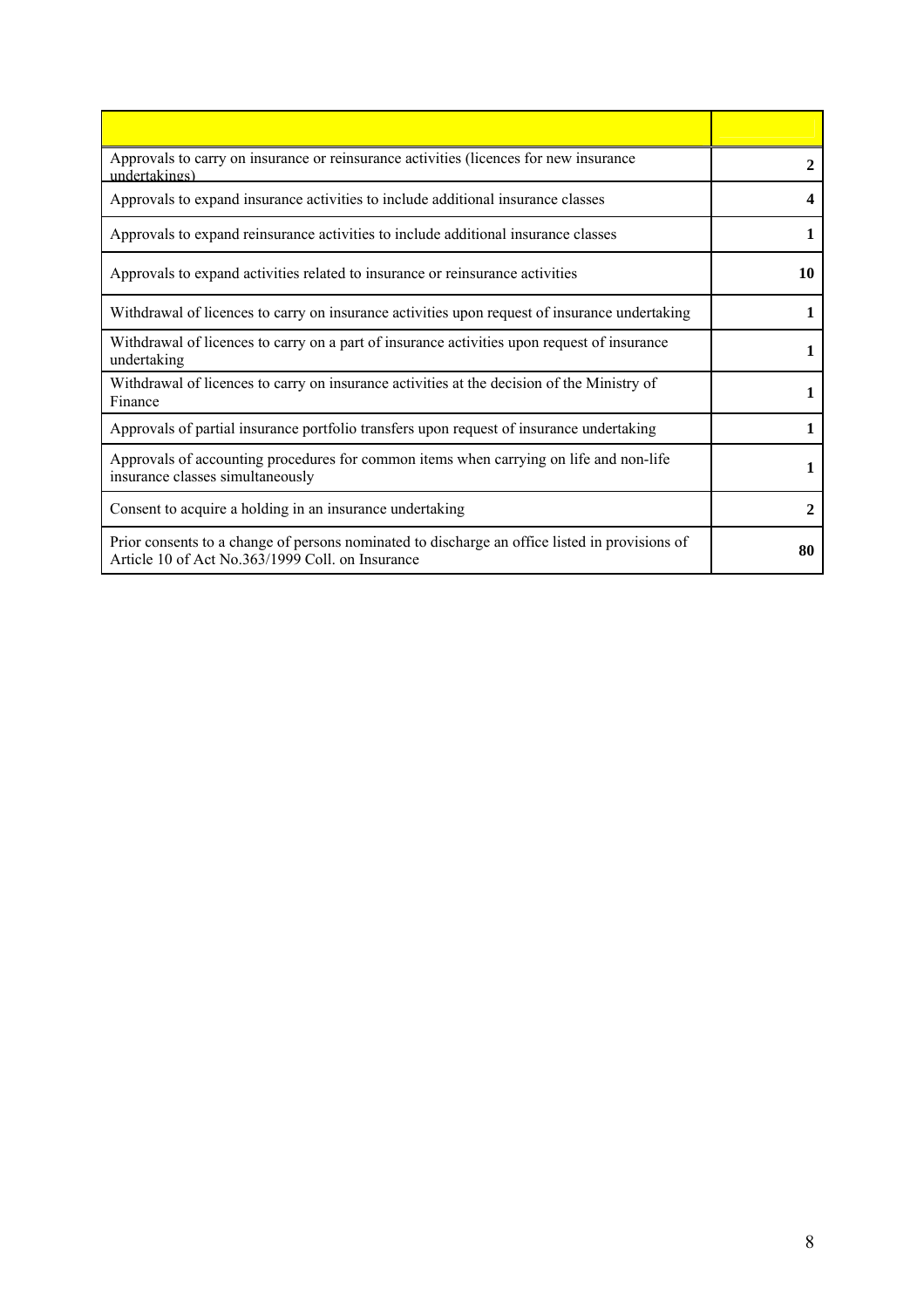| | |
|---|---|
| Approvals to carry on insurance or reinsurance activities (licences for new insurance undertakings) | **2** |
| Approvals to expand insurance activities to include additional insurance classes | **4** |
| Approvals to expand reinsurance activities to include additional insurance classes | **1** |
| Approvals to expand activities related to insurance or reinsurance activities | **10** |
| Withdrawal of licences to carry on insurance activities upon request of insurance undertaking | **1** |
| Withdrawal of licences to carry on a part of insurance activities upon request of insurance undertaking | **1** |
| Withdrawal of licences to carry on insurance activities at the decision of the Ministry of Finance | **1** |
| Approvals of partial insurance portfolio transfers upon request of insurance undertaking | **1** |
| Approvals of accounting procedures for common items when carrying on life and non-life insurance classes simultaneously | **1** |
| Consent to acquire a holding in an insurance undertaking | **2** |
| Prior consents to a change of persons nominated to discharge an office listed in provisions of Article 10 of Act No.363/1999 Coll. on Insurance | **80** |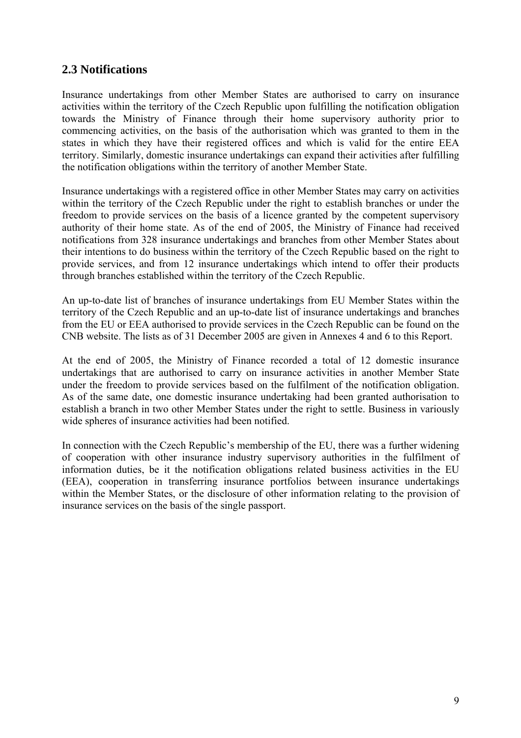## 2.3 Notifications

Insurance undertakings from other Member States are authorised to carry on insurance activities within the territory of the Czech Republic upon fulfilling the notification obligation towards the Ministry of Finance through their home supervisory authority prior to commencing activities, on the basis of the authorisation which was granted to them in the states in which they have their registered offices and which is valid for the entire EEA territory. Similarly, domestic insurance undertakings can expand their activities after fulfilling the notification obligations within the territory of another Member State.

Insurance undertakings with a registered office in other Member States may carry on activities within the territory of the Czech Republic under the right to establish branches or under the freedom to provide services on the basis of a licence granted by the competent supervisory authority of their home state. As of the end of 2005, the Ministry of Finance had received notifications from 328 insurance undertakings and branches from other Member States about their intentions to do business within the territory of the Czech Republic based on the right to provide services, and from 12 insurance undertakings which intend to offer their products through branches established within the territory of the Czech Republic.

An up-to-date list of branches of insurance undertakings from EU Member States within the territory of the Czech Republic and an up-to-date list of insurance undertakings and branches from the EU or EEA authorised to provide services in the Czech Republic can be found on the CNB website. The lists as of 31 December 2005 are given in Annexes 4 and 6 to this Report.

At the end of 2005, the Ministry of Finance recorded a total of 12 domestic insurance undertakings that are authorised to carry on insurance activities in another Member State under the freedom to provide services based on the fulfilment of the notification obligation. As of the same date, one domestic insurance undertaking had been granted authorisation to establish a branch in two other Member States under the right to settle. Business in variously wide spheres of insurance activities had been notified.

In connection with the Czech Republic's membership of the EU, there was a further widening of cooperation with other insurance industry supervisory authorities in the fulfilment of information duties, be it the notification obligations related business activities in the EU (EEA), cooperation in transferring insurance portfolios between insurance undertakings within the Member States, or the disclosure of other information relating to the provision of insurance services on the basis of the single passport.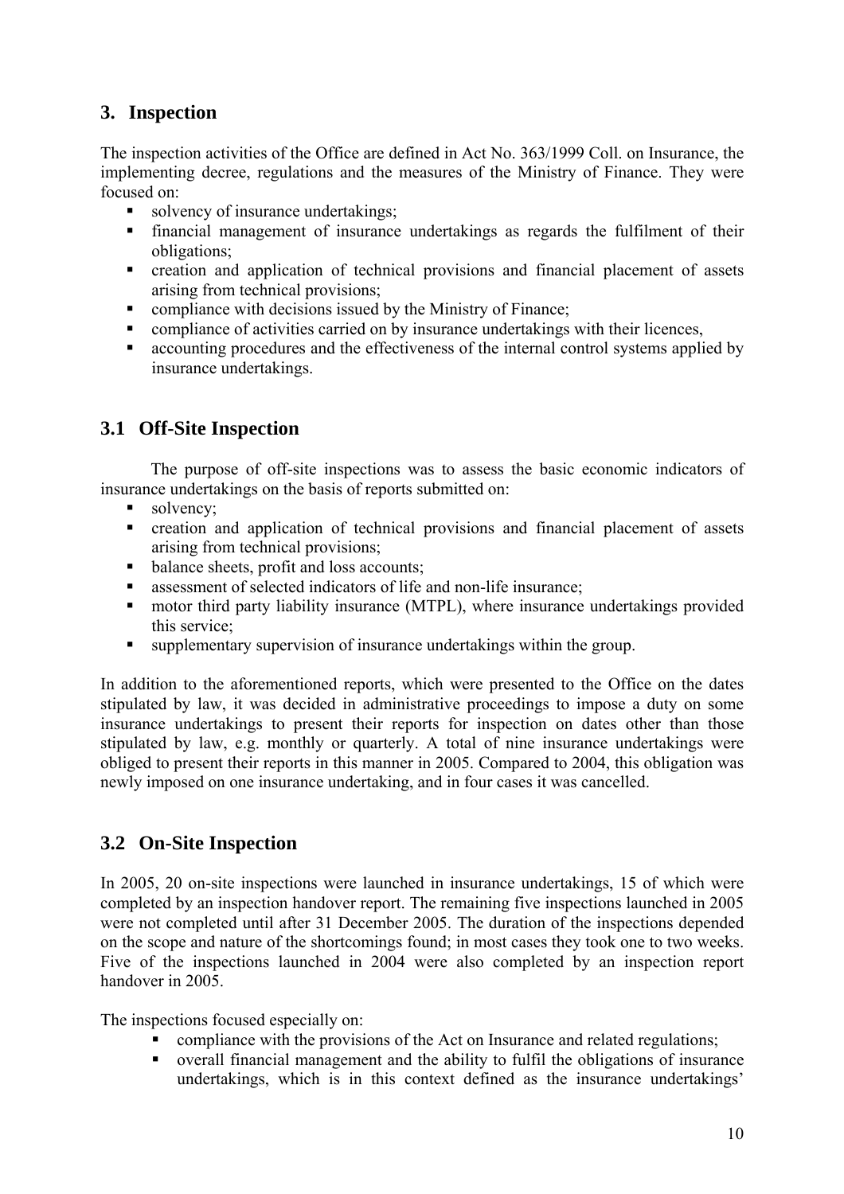## 3. Inspection

The inspection activities of the Office are defined in Act No. 363/1999 Coll. on Insurance, the implementing decree, regulations and the measures of the Ministry of Finance. They were focused on:

- solvency of insurance undertakings;
- financial management of insurance undertakings as regards the fulfilment of their obligations;
- creation and application of technical provisions and financial placement of assets arising from technical provisions;
- compliance with decisions issued by the Ministry of Finance;
- compliance of activities carried on by insurance undertakings with their licences,
- accounting procedures and the effectiveness of the internal control systems applied by insurance undertakings.

### 3.1 Off-Site Inspection

The purpose of off-site inspections was to assess the basic economic indicators of insurance undertakings on the basis of reports submitted on:

- solvency;
- creation and application of technical provisions and financial placement of assets arising from technical provisions;
- balance sheets, profit and loss accounts;
- assessment of selected indicators of life and non-life insurance;
- motor third party liability insurance (MTPL), where insurance undertakings provided this service;
- supplementary supervision of insurance undertakings within the group.

In addition to the aforementioned reports, which were presented to the Office on the dates stipulated by law, it was decided in administrative proceedings to impose a duty on some insurance undertakings to present their reports for inspection on dates other than those stipulated by law, e.g. monthly or quarterly. A total of nine insurance undertakings were obliged to present their reports in this manner in 2005. Compared to 2004, this obligation was newly imposed on one insurance undertaking, and in four cases it was cancelled.

### 3.2 On-Site Inspection

In 2005, 20 on-site inspections were launched in insurance undertakings, 15 of which were completed by an inspection handover report. The remaining five inspections launched in 2005 were not completed until after 31 December 2005. The duration of the inspections depended on the scope and nature of the shortcomings found; in most cases they took one to two weeks. Five of the inspections launched in 2004 were also completed by an inspection report handover in 2005.

The inspections focused especially on:

- compliance with the provisions of the Act on Insurance and related regulations;
- overall financial management and the ability to fulfil the obligations of insurance undertakings, which is in this context defined as the insurance undertakings'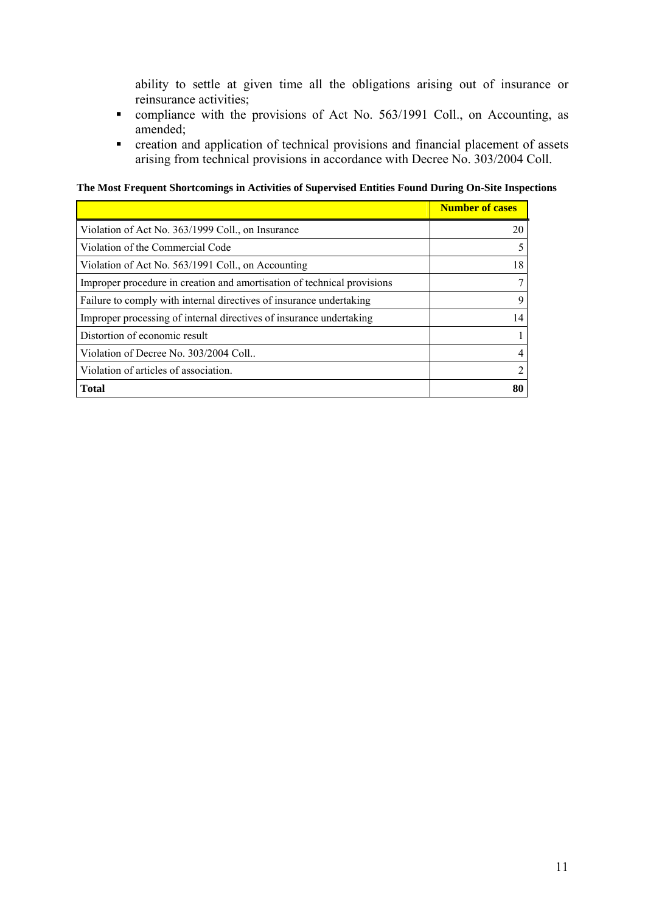ability to settle at given time all the obligations arising out of insurance or reinsurance activities;

- compliance with the provisions of Act No. 563/1991 Coll., on Accounting, as amended;
- creation and application of technical provisions and financial placement of assets arising from technical provisions in accordance with Decree No. 303/2004 Coll.

**The Most Frequent Shortcomings in Activities of Supervised Entities Found During On-Site Inspections**

| | **Number of cases** |
|---|---:|
| Violation of Act No. 363/1999 Coll., on Insurance | 20 |
| Violation of the Commercial Code | 5 |
| Violation of Act No. 563/1991 Coll., on Accounting | 18 |
| Improper procedure in creation and amortisation of technical provisions | 7 |
| Failure to comply with internal directives of insurance undertaking | 9 |
| Improper processing of internal directives of insurance undertaking | 14 |
| Distortion of economic result | 1 |
| Violation of Decree No. 303/2004 Coll.. | 4 |
| Violation of articles of association. | 2 |
| **Total** | **80** |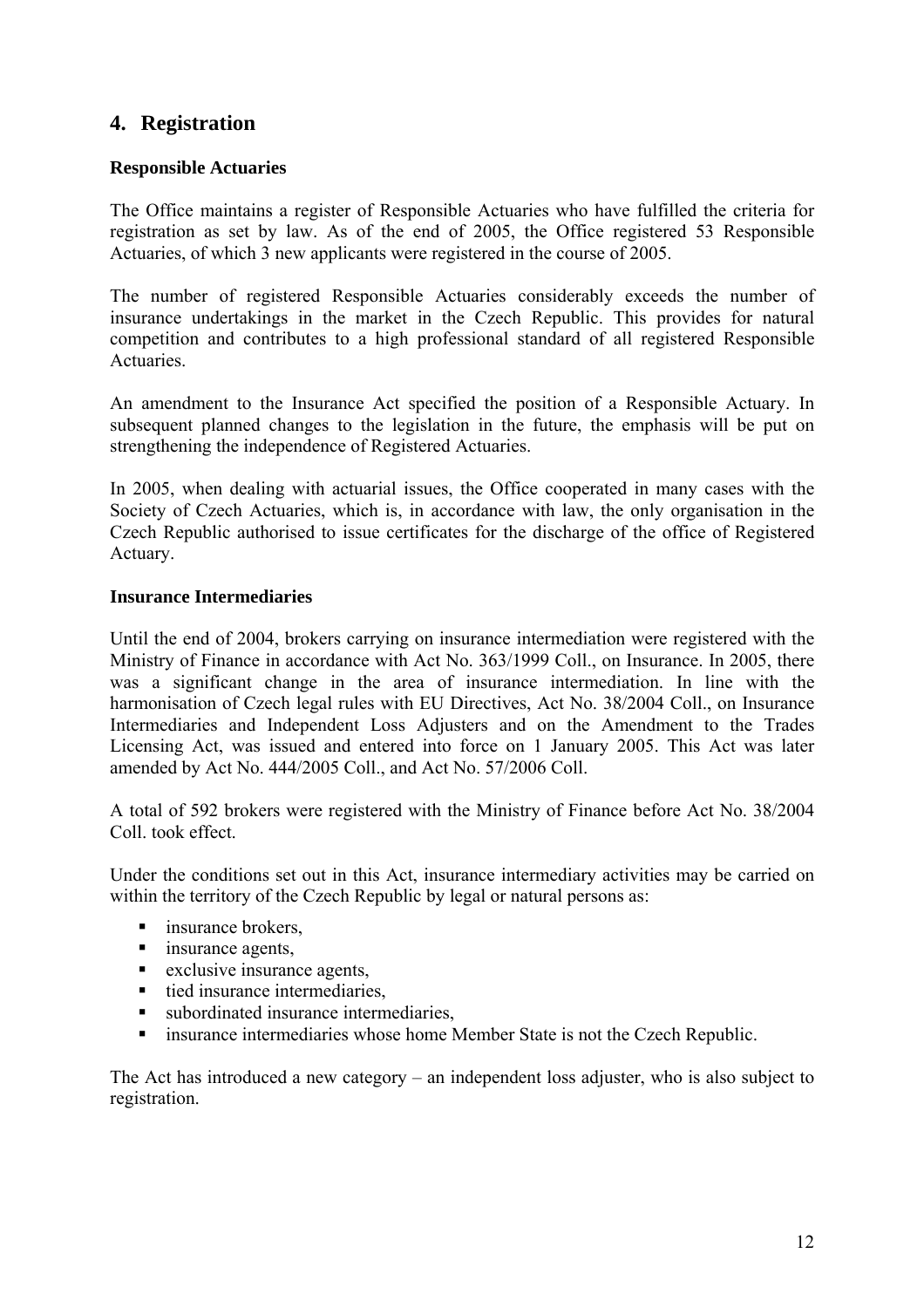## 4. Registration

### Responsible Actuaries

The Office maintains a register of Responsible Actuaries who have fulfilled the criteria for registration as set by law. As of the end of 2005, the Office registered 53 Responsible Actuaries, of which 3 new applicants were registered in the course of 2005.

The number of registered Responsible Actuaries considerably exceeds the number of insurance undertakings in the market in the Czech Republic. This provides for natural competition and contributes to a high professional standard of all registered Responsible Actuaries.

An amendment to the Insurance Act specified the position of a Responsible Actuary. In subsequent planned changes to the legislation in the future, the emphasis will be put on strengthening the independence of Registered Actuaries.

In 2005, when dealing with actuarial issues, the Office cooperated in many cases with the Society of Czech Actuaries, which is, in accordance with law, the only organisation in the Czech Republic authorised to issue certificates for the discharge of the office of Registered Actuary.

### Insurance Intermediaries

Until the end of 2004, brokers carrying on insurance intermediation were registered with the Ministry of Finance in accordance with Act No. 363/1999 Coll., on Insurance. In 2005, there was a significant change in the area of insurance intermediation. In line with the harmonisation of Czech legal rules with EU Directives, Act No. 38/2004 Coll., on Insurance Intermediaries and Independent Loss Adjusters and on the Amendment to the Trades Licensing Act, was issued and entered into force on 1 January 2005. This Act was later amended by Act No. 444/2005 Coll., and Act No. 57/2006 Coll.

A total of 592 brokers were registered with the Ministry of Finance before Act No. 38/2004 Coll. took effect.

Under the conditions set out in this Act, insurance intermediary activities may be carried on within the territory of the Czech Republic by legal or natural persons as:

- insurance brokers,
- insurance agents,
- exclusive insurance agents,
- tied insurance intermediaries,
- subordinated insurance intermediaries,
- insurance intermediaries whose home Member State is not the Czech Republic.

The Act has introduced a new category – an independent loss adjuster, who is also subject to registration.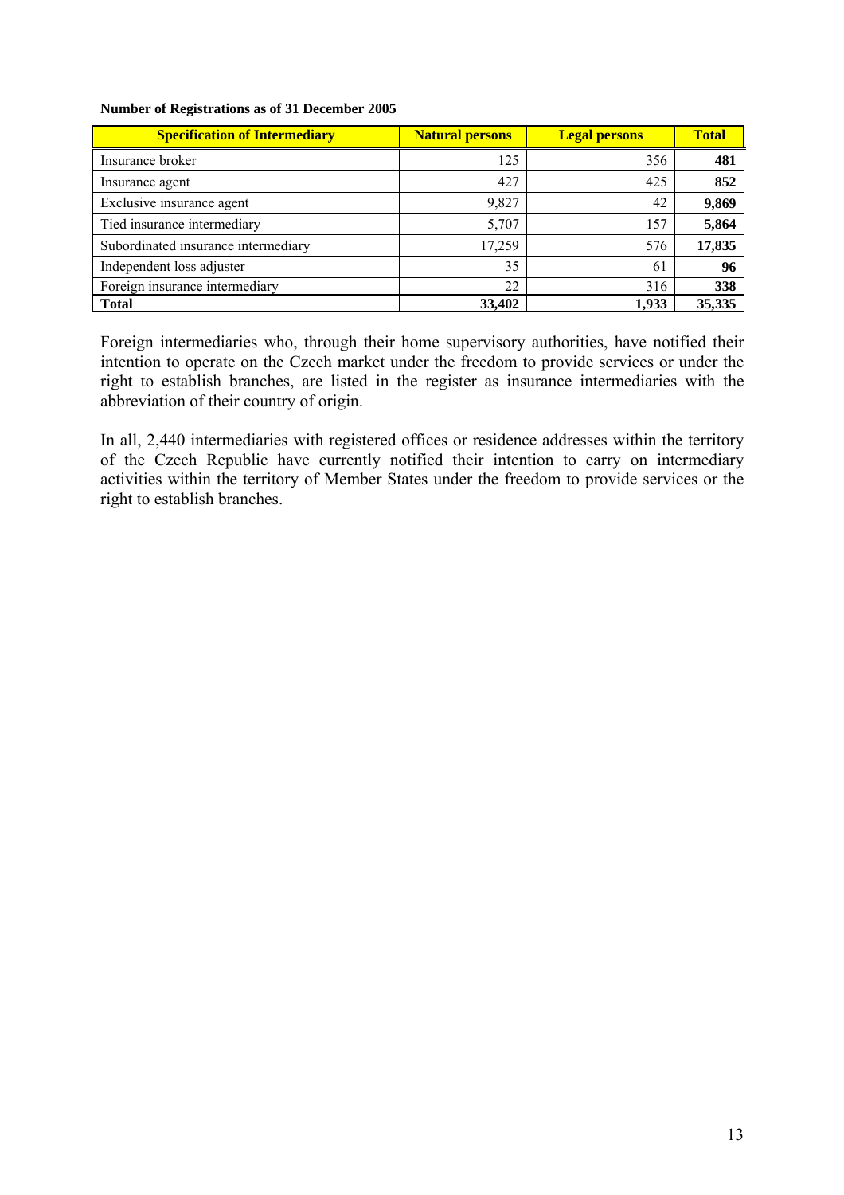**Number of Registrations as of 31 December 2005**

| Specification of Intermediary | Natural persons | Legal persons | Total |
|---|---|---|---|
| Insurance broker | 125 | 356 | **481** |
| Insurance agent | 427 | 425 | **852** |
| Exclusive insurance agent | 9,827 | 42 | **9,869** |
| Tied insurance intermediary | 5,707 | 157 | **5,864** |
| Subordinated insurance intermediary | 17,259 | 576 | **17,835** |
| Independent loss adjuster | 35 | 61 | **96** |
| Foreign insurance intermediary | 22 | 316 | **338** |
| **Total** | **33,402** | **1,933** | **35,335** |

Foreign intermediaries who, through their home supervisory authorities, have notified their intention to operate on the Czech market under the freedom to provide services or under the right to establish branches, are listed in the register as insurance intermediaries with the abbreviation of their country of origin.

In all, 2,440 intermediaries with registered offices or residence addresses within the territory of the Czech Republic have currently notified their intention to carry on intermediary activities within the territory of Member States under the freedom to provide services or the right to establish branches.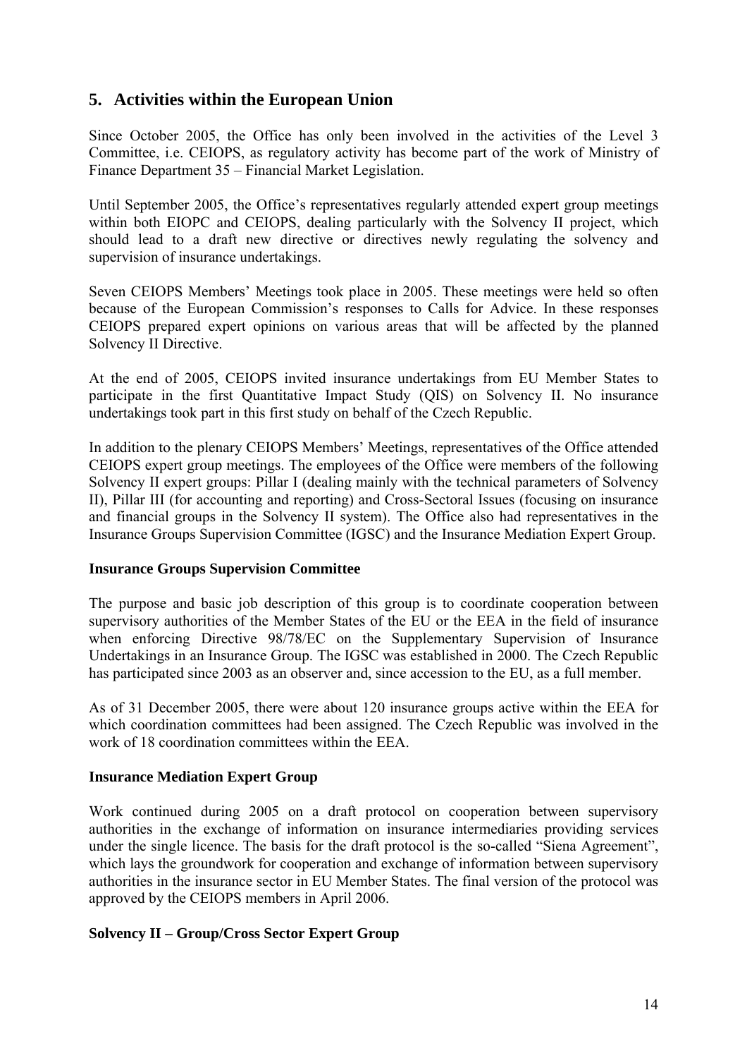# 5. Activities within the European Union

Since October 2005, the Office has only been involved in the activities of the Level 3 Committee, i.e. CEIOPS, as regulatory activity has become part of the work of Ministry of Finance Department 35 – Financial Market Legislation.

Until September 2005, the Office's representatives regularly attended expert group meetings within both EIOPC and CEIOPS, dealing particularly with the Solvency II project, which should lead to a draft new directive or directives newly regulating the solvency and supervision of insurance undertakings.

Seven CEIOPS Members' Meetings took place in 2005. These meetings were held so often because of the European Commission's responses to Calls for Advice. In these responses CEIOPS prepared expert opinions on various areas that will be affected by the planned Solvency II Directive.

At the end of 2005, CEIOPS invited insurance undertakings from EU Member States to participate in the first Quantitative Impact Study (QIS) on Solvency II. No insurance undertakings took part in this first study on behalf of the Czech Republic.

In addition to the plenary CEIOPS Members' Meetings, representatives of the Office attended CEIOPS expert group meetings. The employees of the Office were members of the following Solvency II expert groups: Pillar I (dealing mainly with the technical parameters of Solvency II), Pillar III (for accounting and reporting) and Cross-Sectoral Issues (focusing on insurance and financial groups in the Solvency II system). The Office also had representatives in the Insurance Groups Supervision Committee (IGSC) and the Insurance Mediation Expert Group.

**Insurance Groups Supervision Committee**

The purpose and basic job description of this group is to coordinate cooperation between supervisory authorities of the Member States of the EU or the EEA in the field of insurance when enforcing Directive 98/78/EC on the Supplementary Supervision of Insurance Undertakings in an Insurance Group. The IGSC was established in 2000. The Czech Republic has participated since 2003 as an observer and, since accession to the EU, as a full member.

As of 31 December 2005, there were about 120 insurance groups active within the EEA for which coordination committees had been assigned. The Czech Republic was involved in the work of 18 coordination committees within the EEA.

**Insurance Mediation Expert Group**

Work continued during 2005 on a draft protocol on cooperation between supervisory authorities in the exchange of information on insurance intermediaries providing services under the single licence. The basis for the draft protocol is the so-called "Siena Agreement", which lays the groundwork for cooperation and exchange of information between supervisory authorities in the insurance sector in EU Member States. The final version of the protocol was approved by the CEIOPS members in April 2006.

**Solvency II – Group/Cross Sector Expert Group**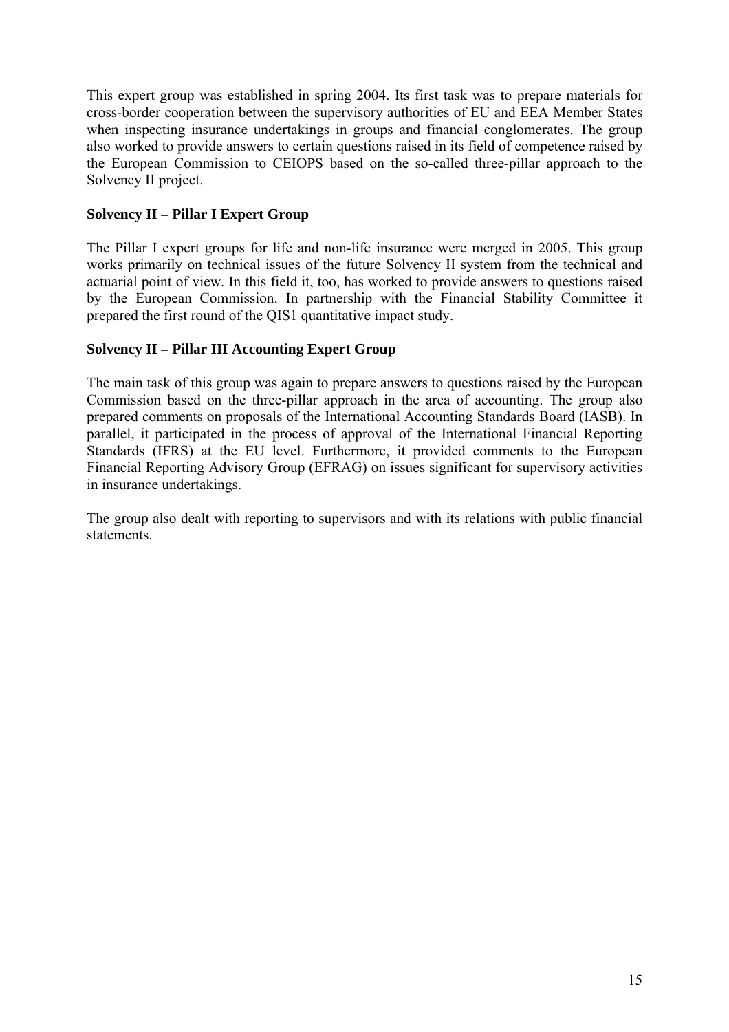This expert group was established in spring 2004. Its first task was to prepare materials for cross-border cooperation between the supervisory authorities of EU and EEA Member States when inspecting insurance undertakings in groups and financial conglomerates. The group also worked to provide answers to certain questions raised in its field of competence raised by the European Commission to CEIOPS based on the so-called three-pillar approach to the Solvency II project.

**Solvency II – Pillar I Expert Group**

The Pillar I expert groups for life and non-life insurance were merged in 2005. This group works primarily on technical issues of the future Solvency II system from the technical and actuarial point of view. In this field it, too, has worked to provide answers to questions raised by the European Commission. In partnership with the Financial Stability Committee it prepared the first round of the QIS1 quantitative impact study.

**Solvency II – Pillar III Accounting Expert Group**

The main task of this group was again to prepare answers to questions raised by the European Commission based on the three-pillar approach in the area of accounting. The group also prepared comments on proposals of the International Accounting Standards Board (IASB). In parallel, it participated in the process of approval of the International Financial Reporting Standards (IFRS) at the EU level. Furthermore, it provided comments to the European Financial Reporting Advisory Group (EFRAG) on issues significant for supervisory activities in insurance undertakings.

The group also dealt with reporting to supervisors and with its relations with public financial statements.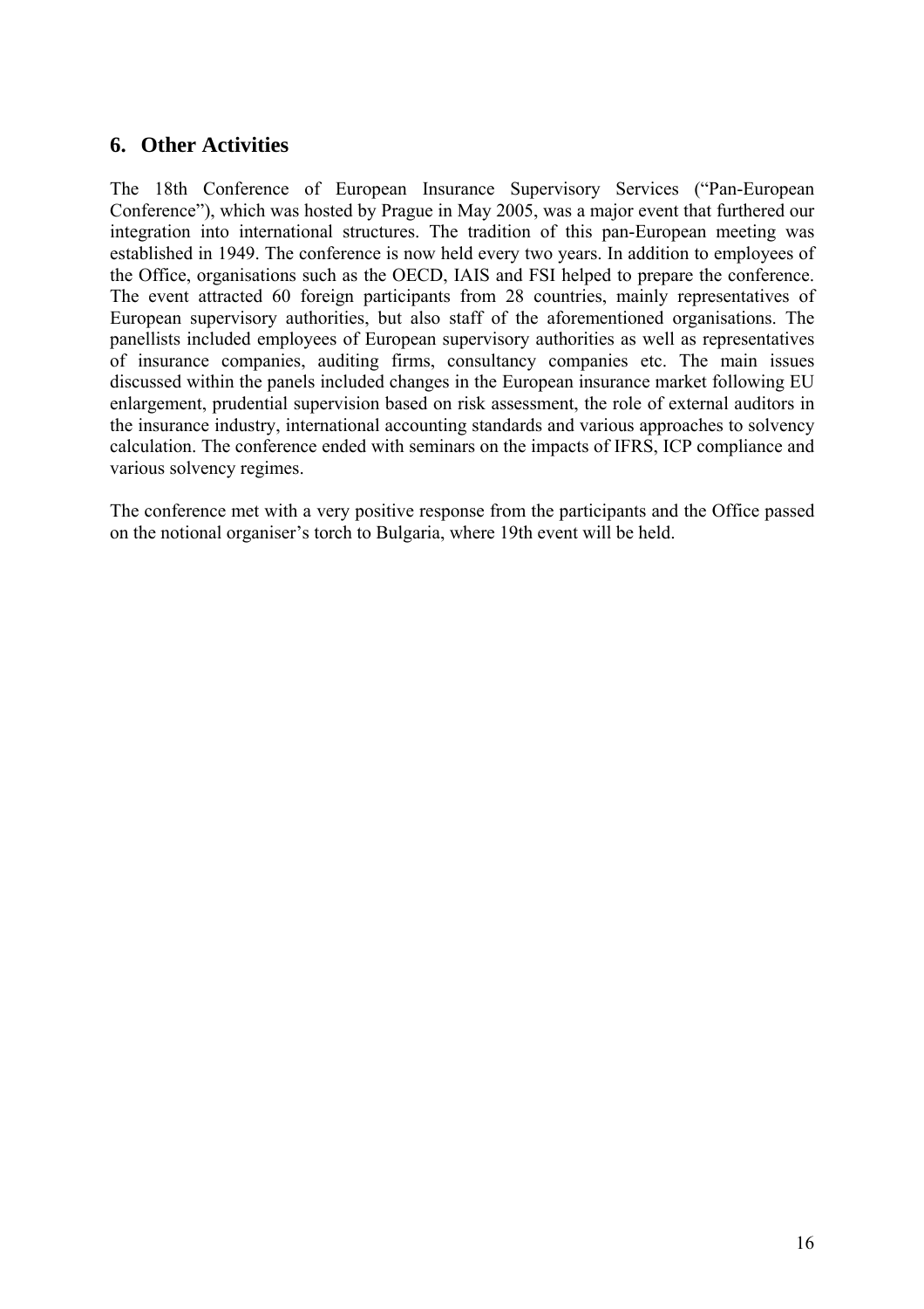## 6. Other Activities

The 18th Conference of European Insurance Supervisory Services ("Pan-European Conference"), which was hosted by Prague in May 2005, was a major event that furthered our integration into international structures. The tradition of this pan-European meeting was established in 1949. The conference is now held every two years. In addition to employees of the Office, organisations such as the OECD, IAIS and FSI helped to prepare the conference. The event attracted 60 foreign participants from 28 countries, mainly representatives of European supervisory authorities, but also staff of the aforementioned organisations. The panellists included employees of European supervisory authorities as well as representatives of insurance companies, auditing firms, consultancy companies etc. The main issues discussed within the panels included changes in the European insurance market following EU enlargement, prudential supervision based on risk assessment, the role of external auditors in the insurance industry, international accounting standards and various approaches to solvency calculation. The conference ended with seminars on the impacts of IFRS, ICP compliance and various solvency regimes.

The conference met with a very positive response from the participants and the Office passed on the notional organiser's torch to Bulgaria, where 19th event will be held.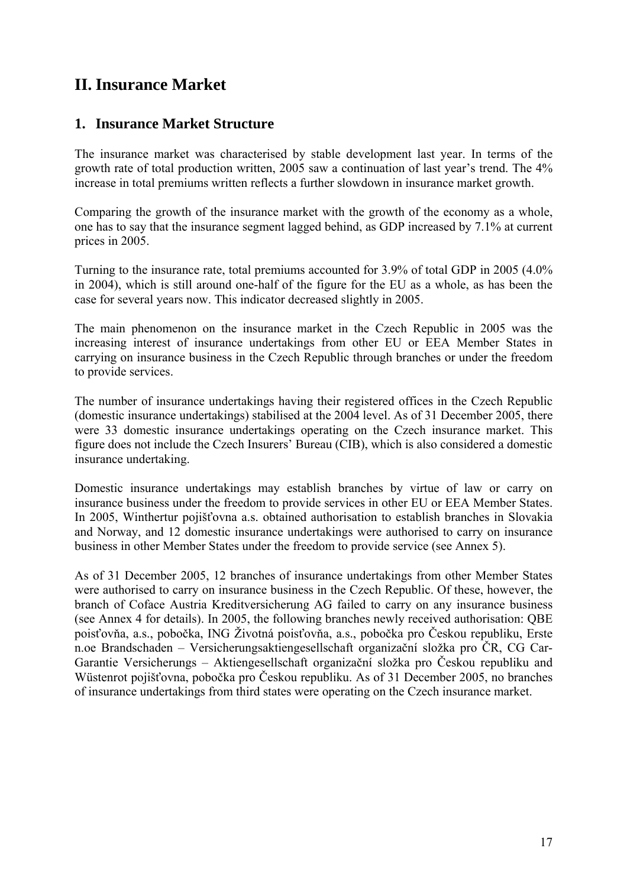# II. Insurance Market

## 1. Insurance Market Structure

The insurance market was characterised by stable development last year. In terms of the growth rate of total production written, 2005 saw a continuation of last year's trend. The 4% increase in total premiums written reflects a further slowdown in insurance market growth.

Comparing the growth of the insurance market with the growth of the economy as a whole, one has to say that the insurance segment lagged behind, as GDP increased by 7.1% at current prices in 2005.

Turning to the insurance rate, total premiums accounted for 3.9% of total GDP in 2005 (4.0% in 2004), which is still around one-half of the figure for the EU as a whole, as has been the case for several years now. This indicator decreased slightly in 2005.

The main phenomenon on the insurance market in the Czech Republic in 2005 was the increasing interest of insurance undertakings from other EU or EEA Member States in carrying on insurance business in the Czech Republic through branches or under the freedom to provide services.

The number of insurance undertakings having their registered offices in the Czech Republic (domestic insurance undertakings) stabilised at the 2004 level. As of 31 December 2005, there were 33 domestic insurance undertakings operating on the Czech insurance market. This figure does not include the Czech Insurers' Bureau (CIB), which is also considered a domestic insurance undertaking.

Domestic insurance undertakings may establish branches by virtue of law or carry on insurance business under the freedom to provide services in other EU or EEA Member States. In 2005, Winthertur pojišťovna a.s. obtained authorisation to establish branches in Slovakia and Norway, and 12 domestic insurance undertakings were authorised to carry on insurance business in other Member States under the freedom to provide service (see Annex 5).

As of 31 December 2005, 12 branches of insurance undertakings from other Member States were authorised to carry on insurance business in the Czech Republic. Of these, however, the branch of Coface Austria Kreditversicherung AG failed to carry on any insurance business (see Annex 4 for details). In 2005, the following branches newly received authorisation: QBE poisťovňa, a.s., pobočka, ING Životná poisťovňa, a.s., pobočka pro Českou republiku, Erste n.oe Brandschaden – Versicherungsaktiengesellschaft organizační složka pro ČR, CG Car-Garantie Versicherungs – Aktiengesellschaft organizační složka pro Českou republiku and Wüstenrot pojišťovna, pobočka pro Českou republiku. As of 31 December 2005, no branches of insurance undertakings from third states were operating on the Czech insurance market.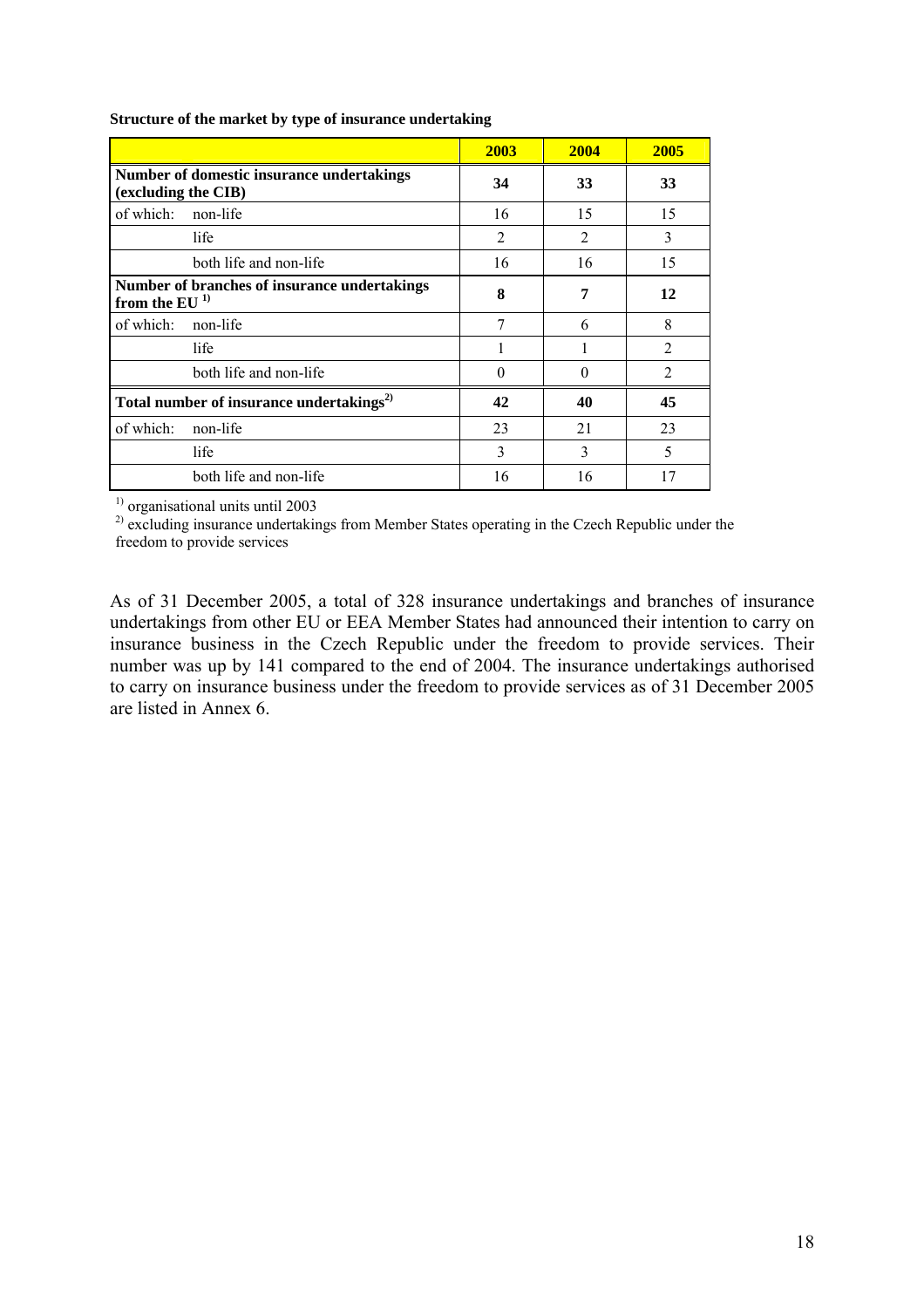**Structure of the market by type of insurance undertaking**

| | 2003 | 2004 | 2005 |
|---|---|---|---|
| **Number of domestic insurance undertakings (excluding the CIB)** | **34** | **33** | **33** |
| of which: non-life | 16 | 15 | 15 |
| life | 2 | 2 | 3 |
| both life and non-life | 16 | 16 | 15 |
| **Number of branches of insurance undertakings from the EU [1)]** | **8** | **7** | **12** |
| of which: non-life | 7 | 6 | 8 |
| life | 1 | 1 | 2 |
| both life and non-life | 0 | 0 | 2 |
| **Total number of insurance undertakings[2)]** | **42** | **40** | **45** |
| of which: non-life | 23 | 21 | 23 |
| life | 3 | 3 | 5 |
| both life and non-life | 16 | 16 | 17 |

[1)] organisational units until 2003
[2)] excluding insurance undertakings from Member States operating in the Czech Republic under the freedom to provide services

As of 31 December 2005, a total of 328 insurance undertakings and branches of insurance undertakings from other EU or EEA Member States had announced their intention to carry on insurance business in the Czech Republic under the freedom to provide services. Their number was up by 141 compared to the end of 2004. The insurance undertakings authorised to carry on insurance business under the freedom to provide services as of 31 December 2005 are listed in Annex 6.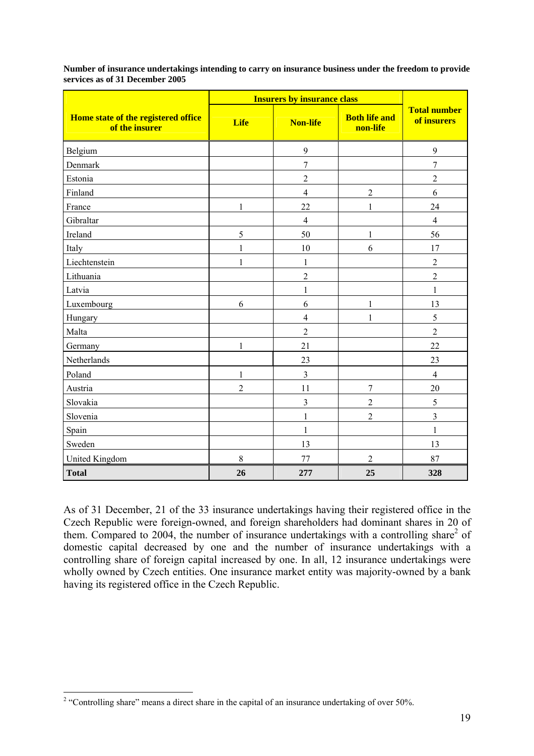**Number of insurance undertakings intending to carry on insurance business under the freedom to provide services as of 31 December 2005**

| Home state of the registered office of the insurer | Insurers by insurance class | | | Total number of insurers |
|---|---|---|---|---|
| | Life | Non-life | Both life and non-life | |
| Belgium | | 9 | | 9 |
| Denmark | | 7 | | 7 |
| Estonia | | 2 | | 2 |
| Finland | | 4 | 2 | 6 |
| France | 1 | 22 | 1 | 24 |
| Gibraltar | | 4 | | 4 |
| Ireland | 5 | 50 | 1 | 56 |
| Italy | 1 | 10 | 6 | 17 |
| Liechtenstein | 1 | 1 | | 2 |
| Lithuania | | 2 | | 2 |
| Latvia | | 1 | | 1 |
| Luxembourg | 6 | 6 | 1 | 13 |
| Hungary | | 4 | 1 | 5 |
| Malta | | 2 | | 2 |
| Germany | 1 | 21 | | 22 |
| Netherlands | | 23 | | 23 |
| Poland | 1 | 3 | | 4 |
| Austria | 2 | 11 | 7 | 20 |
| Slovakia | | 3 | 2 | 5 |
| Slovenia | | 1 | 2 | 3 |
| Spain | | 1 | | 1 |
| Sweden | | 13 | | 13 |
| United Kingdom | 8 | 77 | 2 | 87 |
| **Total** | **26** | **277** | **25** | **328** |

As of 31 December, 21 of the 33 insurance undertakings having their registered office in the Czech Republic were foreign-owned, and foreign shareholders had dominant shares in 20 of them. Compared to 2004, the number of insurance undertakings with a controlling share[2] of domestic capital decreased by one and the number of insurance undertakings with a controlling share of foreign capital increased by one. In all, 12 insurance undertakings were wholly owned by Czech entities. One insurance market entity was majority-owned by a bank having its registered office in the Czech Republic.

[2] "Controlling share" means a direct share in the capital of an insurance undertaking of over 50%.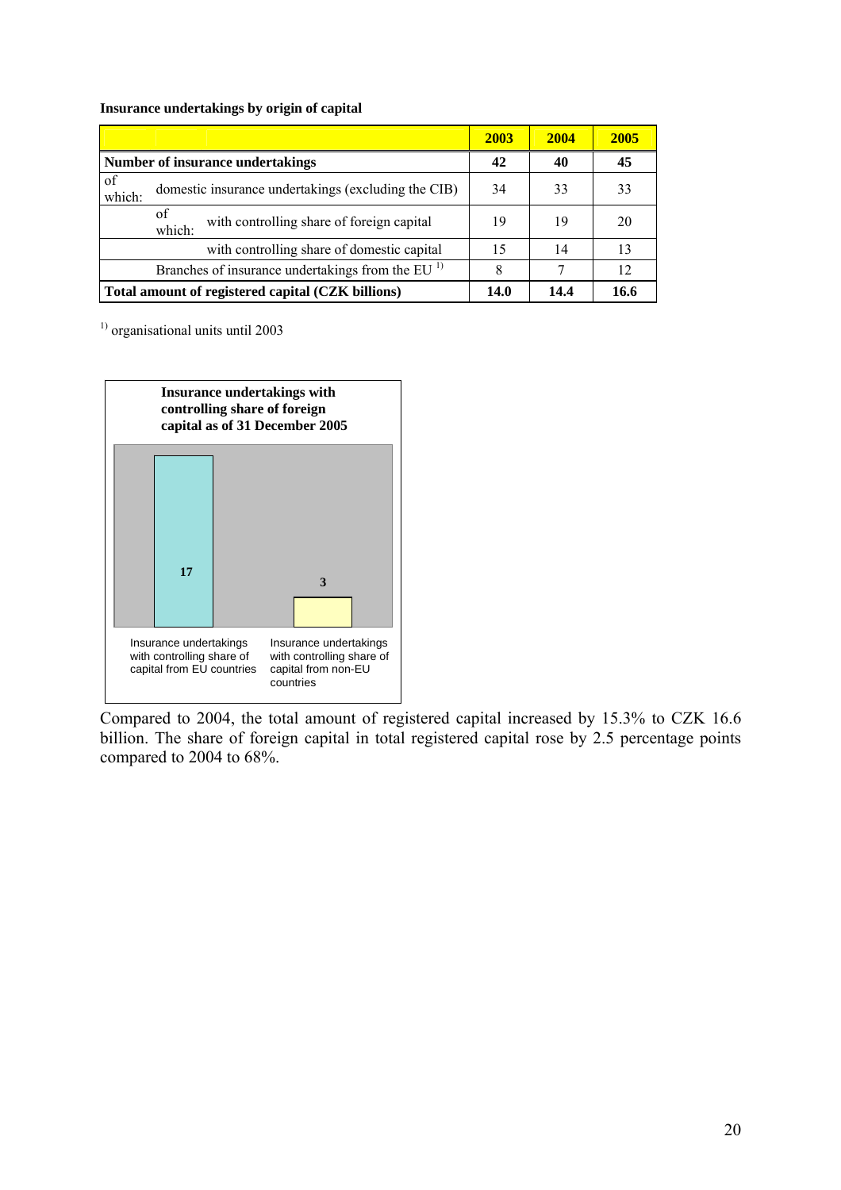**Insurance undertakings by origin of capital**

| | 2003 | 2004 | 2005 |
|---|---|---|---|
| **Number of insurance undertakings** | **42** | **40** | **45** |
| of which: domestic insurance undertakings (excluding the CIB) | 34 | 33 | 33 |
| of which: with controlling share of foreign capital | 19 | 19 | 20 |
| with controlling share of domestic capital | 15 | 14 | 13 |
| Branches of insurance undertakings from the EU [1] | 8 | 7 | 12 |
| **Total amount of registered capital (CZK billions)** | **14.0** | **14.4** | **16.6** |

[1] organisational units until 2003

**Insurance undertakings with controlling share of foreign capital as of 31 December 2005**

| Insurance undertakings with controlling share of capital from EU countries | Insurance undertakings with controlling share of capital from non-EU countries |
|---|---|
| 17 | 3 |

Compared to 2004, the total amount of registered capital increased by 15.3% to CZK 16.6 billion. The share of foreign capital in total registered capital rose by 2.5 percentage points compared to 2004 to 68%.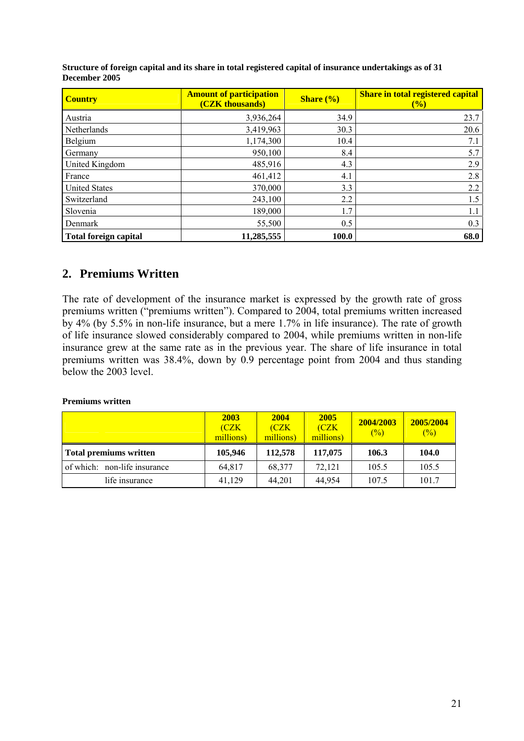**Structure of foreign capital and its share in total registered capital of insurance undertakings as of 31 December 2005**

| Country | Amount of participation (CZK thousands) | Share (%) | Share in total registered capital (%) |
|---|---|---|---|
| Austria | 3,936,264 | 34.9 | 23.7 |
| Netherlands | 3,419,963 | 30.3 | 20.6 |
| Belgium | 1,174,300 | 10.4 | 7.1 |
| Germany | 950,100 | 8.4 | 5.7 |
| United Kingdom | 485,916 | 4.3 | 2.9 |
| France | 461,412 | 4.1 | 2.8 |
| United States | 370,000 | 3.3 | 2.2 |
| Switzerland | 243,100 | 2.2 | 1.5 |
| Slovenia | 189,000 | 1.7 | 1.1 |
| Denmark | 55,500 | 0.5 | 0.3 |
| **Total foreign capital** | **11,285,555** | **100.0** | **68.0** |

## 2. Premiums Written

The rate of development of the insurance market is expressed by the growth rate of gross premiums written ("premiums written"). Compared to 2004, total premiums written increased by 4% (by 5.5% in non-life insurance, but a mere 1.7% in life insurance). The rate of growth of life insurance slowed considerably compared to 2004, while premiums written in non-life insurance grew at the same rate as in the previous year. The share of life insurance in total premiums written was 38.4%, down by 0.9 percentage point from 2004 and thus standing below the 2003 level.

**Premiums written**

| | 2003 (CZK millions) | 2004 (CZK millions) | 2005 (CZK millions) | 2004/2003 (%) | 2005/2004 (%) |
|---|---|---|---|---|---|
| **Total premiums written** | **105,946** | **112,578** | **117,075** | **106.3** | **104.0** |
| of which: non-life insurance | 64,817 | 68,377 | 72,121 | 105.5 | 105.5 |
| life insurance | 41,129 | 44,201 | 44,954 | 107.5 | 101.7 |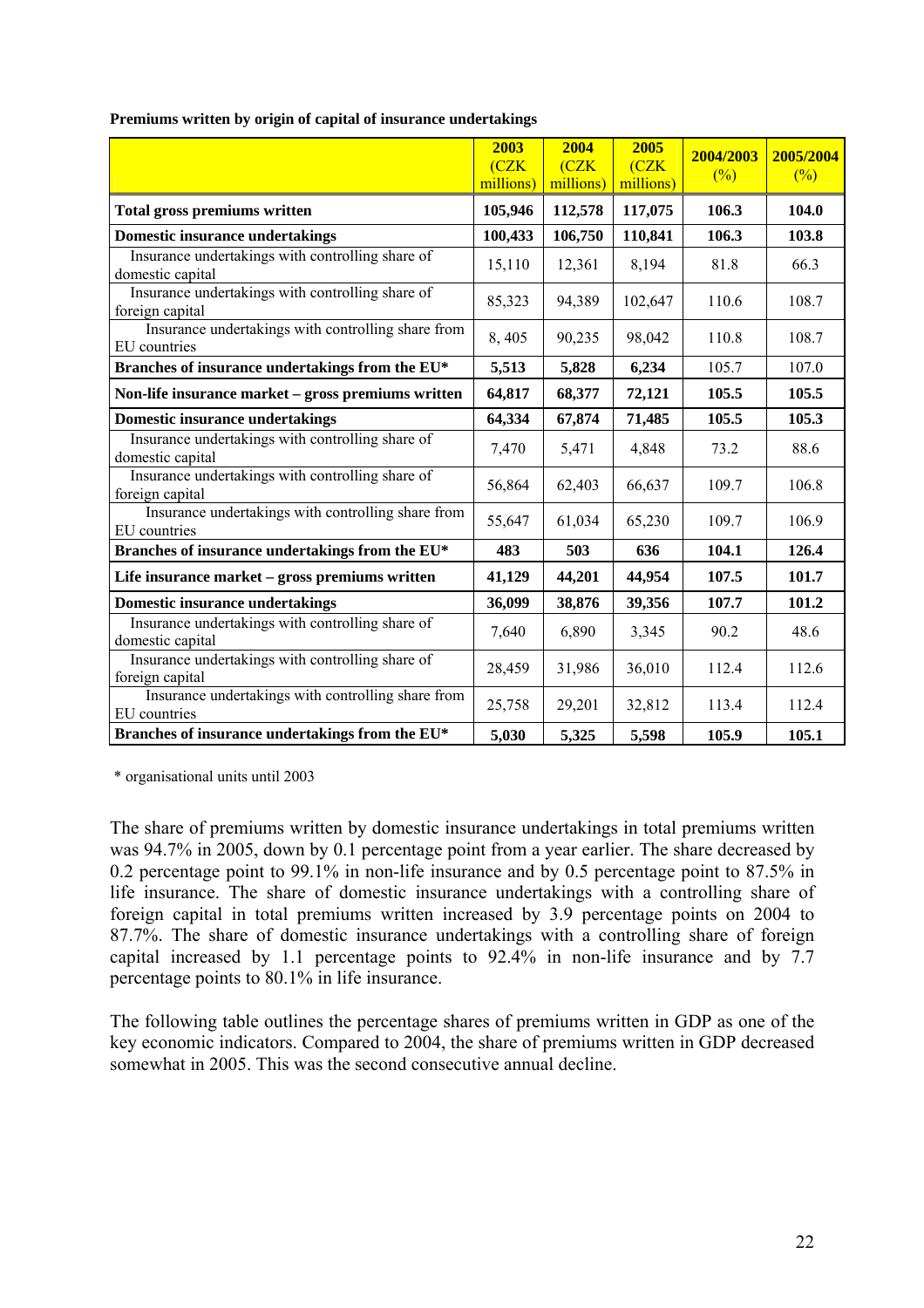**Premiums written by origin of capital of insurance undertakings**

| | 2003 (CZK millions) | 2004 (CZK millions) | 2005 (CZK millions) | 2004/2003 (%) | 2005/2004 (%) |
|---|---|---|---|---|---|
| **Total gross premiums written** | **105,946** | **112,578** | **117,075** | **106.3** | **104.0** |
| **Domestic insurance undertakings** | **100,433** | **106,750** | **110,841** | **106.3** | **103.8** |
| Insurance undertakings with controlling share of domestic capital | 15,110 | 12,361 | 8,194 | 81.8 | 66.3 |
| Insurance undertakings with controlling share of foreign capital | 85,323 | 94,389 | 102,647 | 110.6 | 108.7 |
| Insurance undertakings with controlling share from EU countries | 8, 405 | 90,235 | 98,042 | 110.8 | 108.7 |
| **Branches of insurance undertakings from the EU*** | **5,513** | **5,828** | **6,234** | 105.7 | 107.0 |
| **Non-life insurance market – gross premiums written** | **64,817** | **68,377** | **72,121** | **105.5** | **105.5** |
| **Domestic insurance undertakings** | **64,334** | **67,874** | **71,485** | **105.5** | **105.3** |
| Insurance undertakings with controlling share of domestic capital | 7,470 | 5,471 | 4,848 | 73.2 | 88.6 |
| Insurance undertakings with controlling share of foreign capital | 56,864 | 62,403 | 66,637 | 109.7 | 106.8 |
| Insurance undertakings with controlling share from EU countries | 55,647 | 61,034 | 65,230 | 109.7 | 106.9 |
| **Branches of insurance undertakings from the EU*** | **483** | **503** | **636** | **104.1** | **126.4** |
| **Life insurance market – gross premiums written** | **41,129** | **44,201** | **44,954** | **107.5** | **101.7** |
| **Domestic insurance undertakings** | **36,099** | **38,876** | **39,356** | **107.7** | **101.2** |
| Insurance undertakings with controlling share of domestic capital | 7,640 | 6,890 | 3,345 | 90.2 | 48.6 |
| Insurance undertakings with controlling share of foreign capital | 28,459 | 31,986 | 36,010 | 112.4 | 112.6 |
| Insurance undertakings with controlling share from EU countries | 25,758 | 29,201 | 32,812 | 113.4 | 112.4 |
| **Branches of insurance undertakings from the EU*** | **5,030** | **5,325** | **5,598** | **105.9** | **105.1** |

\* organisational units until 2003

The share of premiums written by domestic insurance undertakings in total premiums written was 94.7% in 2005, down by 0.1 percentage point from a year earlier. The share decreased by 0.2 percentage point to 99.1% in non-life insurance and by 0.5 percentage point to 87.5% in life insurance. The share of domestic insurance undertakings with a controlling share of foreign capital in total premiums written increased by 3.9 percentage points on 2004 to 87.7%. The share of domestic insurance undertakings with a controlling share of foreign capital increased by 1.1 percentage points to 92.4% in non-life insurance and by 7.7 percentage points to 80.1% in life insurance.

The following table outlines the percentage shares of premiums written in GDP as one of the key economic indicators. Compared to 2004, the share of premiums written in GDP decreased somewhat in 2005. This was the second consecutive annual decline.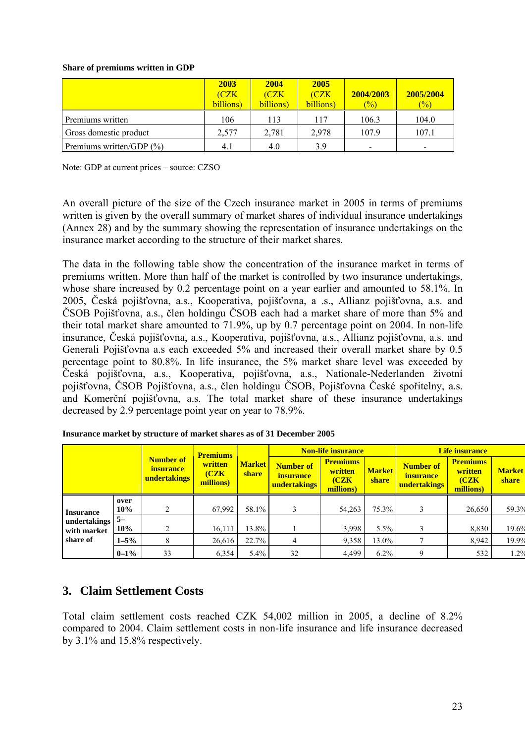**Share of premiums written in GDP**

| | 2003 (CZK billions) | 2004 (CZK billions) | 2005 (CZK billions) | 2004/2003 (%) | 2005/2004 (%) |
|---|---|---|---|---|---|
| Premiums written | 106 | 113 | 117 | 106.3 | 104.0 |
| Gross domestic product | 2,577 | 2,781 | 2,978 | 107.9 | 107.1 |
| Premiums written/GDP (%) | 4.1 | 4.0 | 3.9 | - | - |

Note: GDP at current prices – source: CZSO

An overall picture of the size of the Czech insurance market in 2005 in terms of premiums written is given by the overall summary of market shares of individual insurance undertakings (Annex 28) and by the summary showing the representation of insurance undertakings on the insurance market according to the structure of their market shares.

The data in the following table show the concentration of the insurance market in terms of premiums written. More than half of the market is controlled by two insurance undertakings, whose share increased by 0.2 percentage point on a year earlier and amounted to 58.1%. In 2005, Česká pojišťovna, a.s., Kooperativa, pojišťovna, a .s., Allianz pojišťovna, a.s. and ČSOB Pojišťovna, a.s., člen holdingu ČSOB each had a market share of more than 5% and their total market share amounted to 71.9%, up by 0.7 percentage point on 2004. In non-life insurance, Česká pojišťovna, a.s., Kooperativa, pojišťovna, a.s., Allianz pojišťovna, a.s. and Generali Pojišťovna a.s each exceeded 5% and increased their overall market share by 0.5 percentage point to 80.8%. In life insurance, the 5% market share level was exceeded by Česká pojišťovna, a.s., Kooperativa, pojišťovna, a.s., Nationale-Nederlanden životní pojišťovna, ČSOB Pojišťovna, a.s., člen holdingu ČSOB, Pojišťovna České spořitelny, a.s. and Komerční pojišťovna, a.s. The total market share of these insurance undertakings decreased by 2.9 percentage point year on year to 78.9%.

**Insurance market by structure of market shares as of 31 December 2005**

| | | Number of insurance undertakings | Premiums written (CZK millions) | Market share | Non-life insurance | | | Life insurance | | |
|---|---|---|---|---|---|---|---|---|---|---|
| | | | | | Number of insurance undertakings | Premiums written (CZK millions) | Market share | Number of insurance undertakings | Premiums written (CZK millions) | Market share |
| Insurance undertakings with market share of | over 10% | 2 | 67,992 | 58.1% | 3 | 54,263 | 75.3% | 3 | 26,650 | 59.3% |
| | 5–10% | 2 | 16,111 | 13.8% | 1 | 3,998 | 5.5% | 3 | 8,830 | 19.6% |
| | 1–5% | 8 | 26,616 | 22.7% | 4 | 9,358 | 13.0% | 7 | 8,942 | 19.9% |
| | 0–1% | 33 | 6,354 | 5.4% | 32 | 4,499 | 6.2% | 9 | 532 | 1.2% |

## 3. Claim Settlement Costs

Total claim settlement costs reached CZK 54,002 million in 2005, a decline of 8.2% compared to 2004. Claim settlement costs in non-life insurance and life insurance decreased by 3.1% and 15.8% respectively.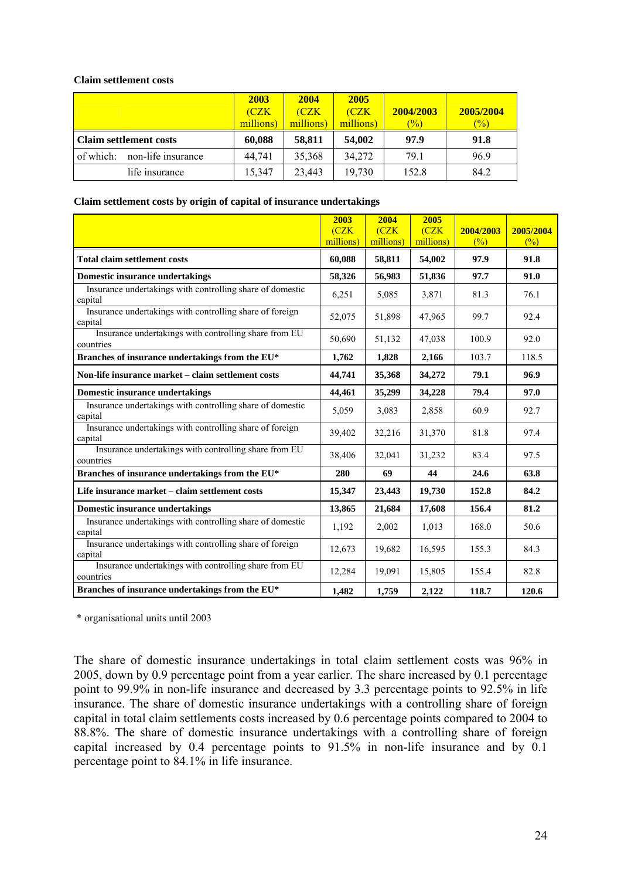**Claim settlement costs**

| | 2003 (CZK millions) | 2004 (CZK millions) | 2005 (CZK millions) | 2004/2003 (%) | 2005/2004 (%) |
|---|---|---|---|---|---|
| **Claim settlement costs** | **60,088** | **58,811** | **54,002** | **97.9** | **91.8** |
| of which: non-life insurance | 44,741 | 35,368 | 34,272 | 79.1 | 96.9 |
| life insurance | 15,347 | 23,443 | 19,730 | 152.8 | 84.2 |

**Claim settlement costs by origin of capital of insurance undertakings**

| | 2003 (CZK millions) | 2004 (CZK millions) | 2005 (CZK millions) | 2004/2003 (%) | 2005/2004 (%) |
|---|---|---|---|---|---|
| **Total claim settlement costs** | **60,088** | **58,811** | **54,002** | **97.9** | **91.8** |
| **Domestic insurance undertakings** | **58,326** | **56,983** | **51,836** | **97.7** | **91.0** |
| Insurance undertakings with controlling share of domestic capital | 6,251 | 5,085 | 3,871 | 81.3 | 76.1 |
| Insurance undertakings with controlling share of foreign capital | 52,075 | 51,898 | 47,965 | 99.7 | 92.4 |
| Insurance undertakings with controlling share from EU countries | 50,690 | 51,132 | 47,038 | 100.9 | 92.0 |
| **Branches of insurance undertakings from the EU*** | **1,762** | **1,828** | **2,166** | **103.7** | **118.5** |
| **Non-life insurance market – claim settlement costs** | **44,741** | **35,368** | **34,272** | **79.1** | **96.9** |
| **Domestic insurance undertakings** | **44,461** | **35,299** | **34,228** | **79.4** | **97.0** |
| Insurance undertakings with controlling share of domestic capital | 5,059 | 3,083 | 2,858 | 60.9 | 92.7 |
| Insurance undertakings with controlling share of foreign capital | 39,402 | 32,216 | 31,370 | 81.8 | 97.4 |
| Insurance undertakings with controlling share from EU countries | 38,406 | 32,041 | 31,232 | 83.4 | 97.5 |
| **Branches of insurance undertakings from the EU*** | **280** | **69** | **44** | **24.6** | **63.8** |
| **Life insurance market – claim settlement costs** | **15,347** | **23,443** | **19,730** | **152.8** | **84.2** |
| **Domestic insurance undertakings** | **13,865** | **21,684** | **17,608** | **156.4** | **81.2** |
| Insurance undertakings with controlling share of domestic capital | 1,192 | 2,002 | 1,013 | 168.0 | 50.6 |
| Insurance undertakings with controlling share of foreign capital | 12,673 | 19,682 | 16,595 | 155.3 | 84.3 |
| Insurance undertakings with controlling share from EU countries | 12,284 | 19,091 | 15,805 | 155.4 | 82.8 |
| **Branches of insurance undertakings from the EU*** | **1,482** | **1,759** | **2,122** | **118.7** | **120.6** |

\* organisational units until 2003

The share of domestic insurance undertakings in total claim settlement costs was 96% in 2005, down by 0.9 percentage point from a year earlier. The share increased by 0.1 percentage point to 99.9% in non-life insurance and decreased by 3.3 percentage points to 92.5% in life insurance. The share of domestic insurance undertakings with a controlling share of foreign capital in total claim settlements costs increased by 0.6 percentage points compared to 2004 to 88.8%. The share of domestic insurance undertakings with a controlling share of foreign capital increased by 0.4 percentage points to 91.5% in non-life insurance and by 0.1 percentage point to 84.1% in life insurance.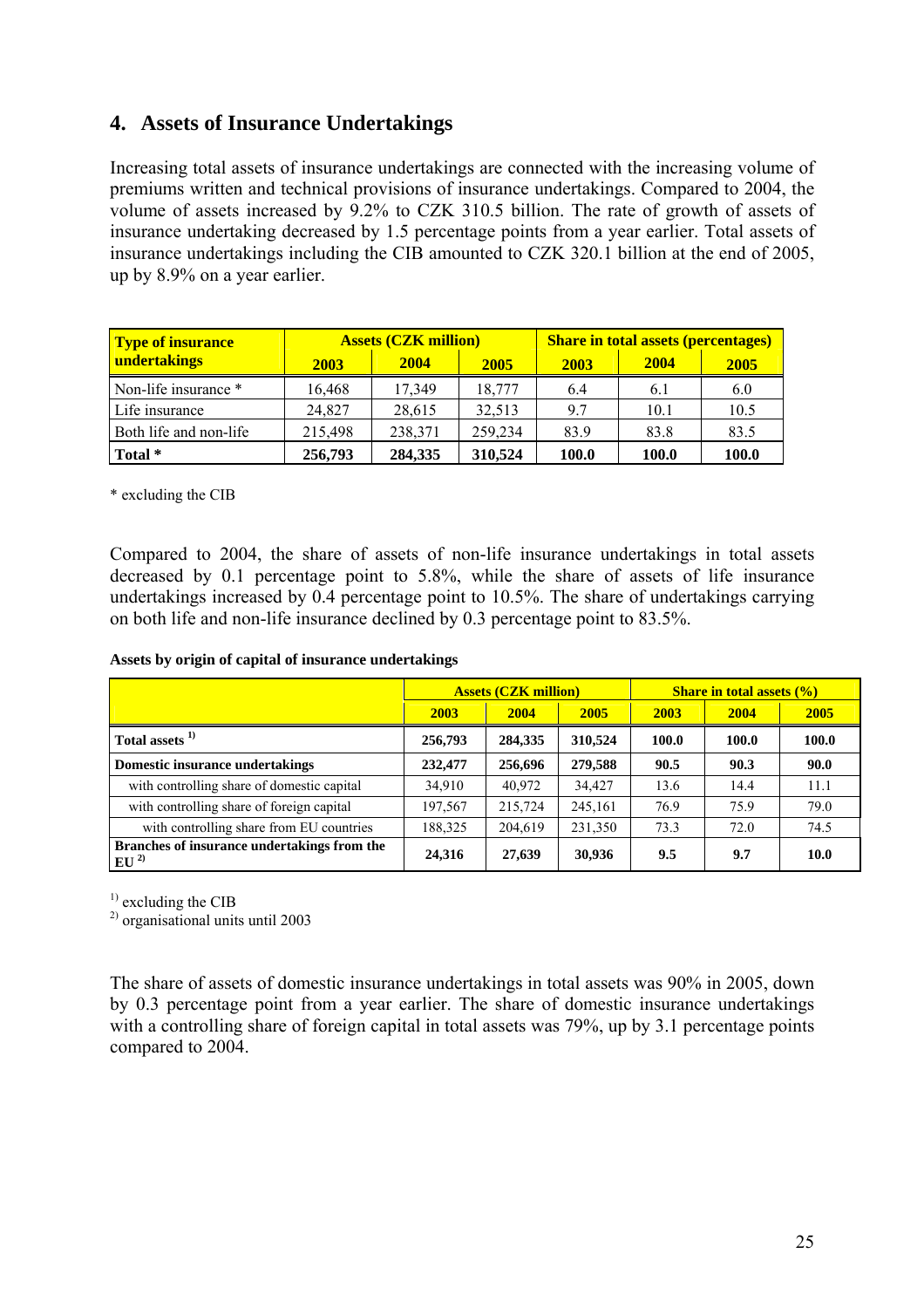## 4. Assets of Insurance Undertakings

Increasing total assets of insurance undertakings are connected with the increasing volume of premiums written and technical provisions of insurance undertakings. Compared to 2004, the volume of assets increased by 9.2% to CZK 310.5 billion. The rate of growth of assets of insurance undertaking decreased by 1.5 percentage points from a year earlier. Total assets of insurance undertakings including the CIB amounted to CZK 320.1 billion at the end of 2005, up by 8.9% on a year earlier.

| Type of insurance undertakings | Assets (CZK million) | | | Share in total assets (percentages) | | |
|---|---|---|---|---|---|---|
| | 2003 | 2004 | 2005 | 2003 | 2004 | 2005 |
| Non-life insurance * | 16,468 | 17,349 | 18,777 | 6.4 | 6.1 | 6.0 |
| Life insurance | 24,827 | 28,615 | 32,513 | 9.7 | 10.1 | 10.5 |
| Both life and non-life | 215,498 | 238,371 | 259,234 | 83.9 | 83.8 | 83.5 |
| **Total *** | **256,793** | **284,335** | **310,524** | **100.0** | **100.0** | **100.0** |

* excluding the CIB

Compared to 2004, the share of assets of non-life insurance undertakings in total assets decreased by 0.1 percentage point to 5.8%, while the share of assets of life insurance undertakings increased by 0.4 percentage point to 10.5%. The share of undertakings carrying on both life and non-life insurance declined by 0.3 percentage point to 83.5%.

**Assets by origin of capital of insurance undertakings**

| | Assets (CZK million) | | | Share in total assets (%) | | |
|---|---|---|---|---|---|---|
| | 2003 | 2004 | 2005 | 2003 | 2004 | 2005 |
| **Total assets [1)]** | **256,793** | **284,335** | **310,524** | **100.0** | **100.0** | **100.0** |
| **Domestic insurance undertakings** | **232,477** | **256,696** | **279,588** | **90.5** | **90.3** | **90.0** |
| with controlling share of domestic capital | 34,910 | 40,972 | 34,427 | 13.6 | 14.4 | 11.1 |
| with controlling share of foreign capital | 197,567 | 215,724 | 245,161 | 76.9 | 75.9 | 79.0 |
| with controlling share from EU countries | 188,325 | 204,619 | 231,350 | 73.3 | 72.0 | 74.5 |
| **Branches of insurance undertakings from the EU [2)]** | **24,316** | **27,639** | **30,936** | **9.5** | **9.7** | **10.0** |

[1)] excluding the CIB
[2)] organisational units until 2003

The share of assets of domestic insurance undertakings in total assets was 90% in 2005, down by 0.3 percentage point from a year earlier. The share of domestic insurance undertakings with a controlling share of foreign capital in total assets was 79%, up by 3.1 percentage points compared to 2004.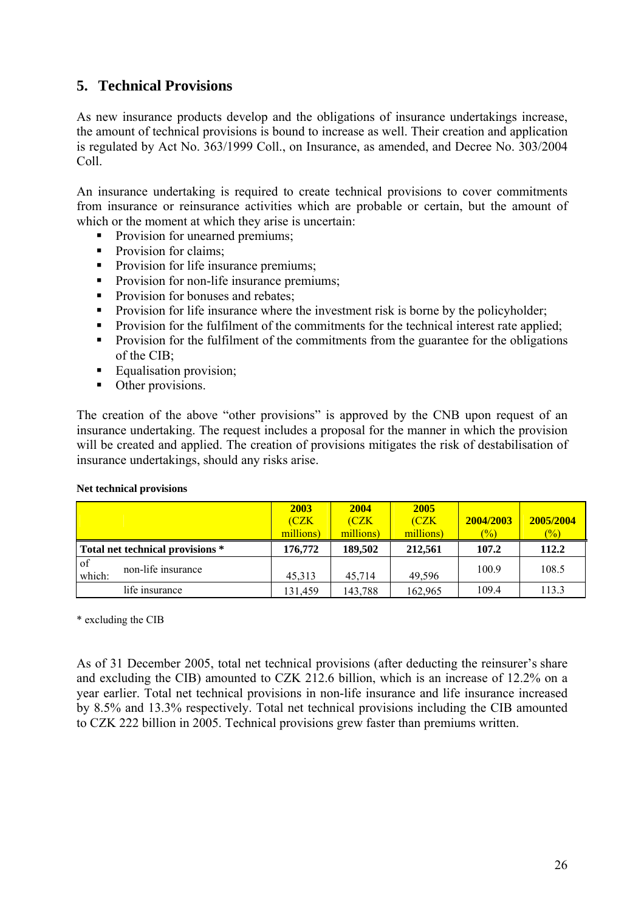## 5. Technical Provisions

As new insurance products develop and the obligations of insurance undertakings increase, the amount of technical provisions is bound to increase as well. Their creation and application is regulated by Act No. 363/1999 Coll., on Insurance, as amended, and Decree No. 303/2004 Coll.

An insurance undertaking is required to create technical provisions to cover commitments from insurance or reinsurance activities which are probable or certain, but the amount of which or the moment at which they arise is uncertain:

- Provision for unearned premiums;
- Provision for claims;
- Provision for life insurance premiums;
- Provision for non-life insurance premiums;
- Provision for bonuses and rebates;
- Provision for life insurance where the investment risk is borne by the policyholder;
- Provision for the fulfilment of the commitments for the technical interest rate applied;
- Provision for the fulfilment of the commitments from the guarantee for the obligations of the CIB;
- Equalisation provision;
- Other provisions.

The creation of the above "other provisions" is approved by the CNB upon request of an insurance undertaking. The request includes a proposal for the manner in which the provision will be created and applied. The creation of provisions mitigates the risk of destabilisation of insurance undertakings, should any risks arise.

**Net technical provisions**

| | | 2003 (CZK millions) | 2004 (CZK millions) | 2005 (CZK millions) | 2004/2003 (%) | 2005/2004 (%) |
|---|---|---|---|---|---|---|
| **Total net technical provisions \*** | | **176,772** | **189,502** | **212,561** | **107.2** | **112.2** |
| of which: | non-life insurance | 45,313 | 45,714 | 49,596 | 100.9 | 108.5 |
| | life insurance | 131,459 | 143,788 | 162,965 | 109.4 | 113.3 |

\* excluding the CIB

As of 31 December 2005, total net technical provisions (after deducting the reinsurer's share and excluding the CIB) amounted to CZK 212.6 billion, which is an increase of 12.2% on a year earlier. Total net technical provisions in non-life insurance and life insurance increased by 8.5% and 13.3% respectively. Total net technical provisions including the CIB amounted to CZK 222 billion in 2005. Technical provisions grew faster than premiums written.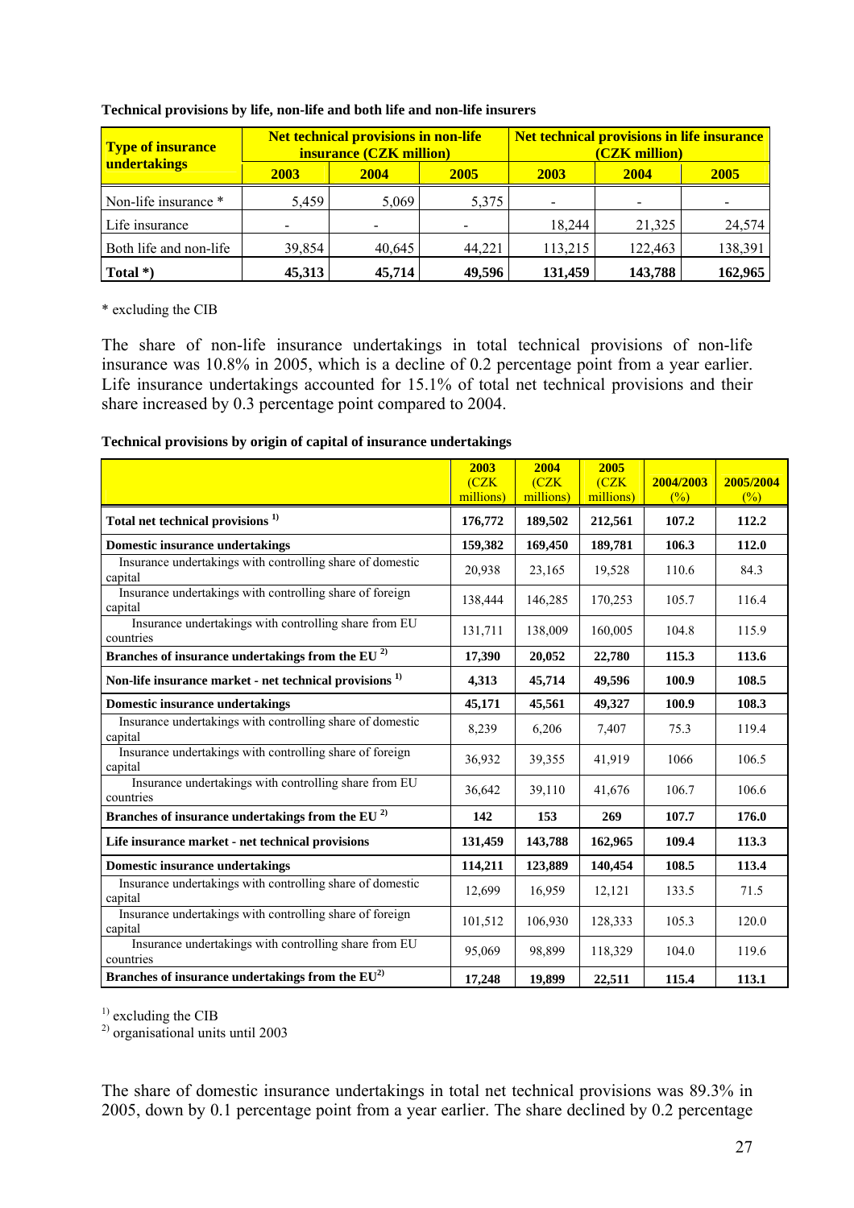**Technical provisions by life, non-life and both life and non-life insurers**

| Type of insurance undertakings | Net technical provisions in non-life insurance (CZK million) | | | Net technical provisions in life insurance (CZK million) | | |
|---|---|---|---|---|---|---|
| | 2003 | 2004 | 2005 | 2003 | 2004 | 2005 |
| Non-life insurance * | 5,459 | 5,069 | 5,375 | - | - | - |
| Life insurance | - | - | - | 18,244 | 21,325 | 24,574 |
| Both life and non-life | 39,854 | 40,645 | 44,221 | 113,215 | 122,463 | 138,391 |
| **Total *)** | **45,313** | **45,714** | **49,596** | **131,459** | **143,788** | **162,965** |

* excluding the CIB

The share of non-life insurance undertakings in total technical provisions of non-life insurance was 10.8% in 2005, which is a decline of 0.2 percentage point from a year earlier. Life insurance undertakings accounted for 15.1% of total net technical provisions and their share increased by 0.3 percentage point compared to 2004.

**Technical provisions by origin of capital of insurance undertakings**

| | 2003 (CZK millions) | 2004 (CZK millions) | 2005 (CZK millions) | 2004/2003 (%) | 2005/2004 (%) |
|---|---|---|---|---|---|
| **Total net technical provisions [1]** | **176,772** | **189,502** | **212,561** | **107.2** | **112.2** |
| **Domestic insurance undertakings** | **159,382** | **169,450** | **189,781** | **106.3** | **112.0** |
| Insurance undertakings with controlling share of domestic capital | 20,938 | 23,165 | 19,528 | 110.6 | 84.3 |
| Insurance undertakings with controlling share of foreign capital | 138,444 | 146,285 | 170,253 | 105.7 | 116.4 |
| Insurance undertakings with controlling share from EU countries | 131,711 | 138,009 | 160,005 | 104.8 | 115.9 |
| **Branches of insurance undertakings from the EU [2]** | **17,390** | **20,052** | **22,780** | **115.3** | **113.6** |
| **Non-life insurance market - net technical provisions [1]** | **4,313** | **45,714** | **49,596** | **100.9** | **108.5** |
| **Domestic insurance undertakings** | **45,171** | **45,561** | **49,327** | **100.9** | **108.3** |
| Insurance undertakings with controlling share of domestic capital | 8,239 | 6,206 | 7,407 | 75.3 | 119.4 |
| Insurance undertakings with controlling share of foreign capital | 36,932 | 39,355 | 41,919 | 1066 | 106.5 |
| Insurance undertakings with controlling share from EU countries | 36,642 | 39,110 | 41,676 | 106.7 | 106.6 |
| **Branches of insurance undertakings from the EU [2]** | **142** | **153** | **269** | **107.7** | **176.0** |
| **Life insurance market - net technical provisions** | **131,459** | **143,788** | **162,965** | **109.4** | **113.3** |
| **Domestic insurance undertakings** | **114,211** | **123,889** | **140,454** | **108.5** | **113.4** |
| Insurance undertakings with controlling share of domestic capital | 12,699 | 16,959 | 12,121 | 133.5 | 71.5 |
| Insurance undertakings with controlling share of foreign capital | 101,512 | 106,930 | 128,333 | 105.3 | 120.0 |
| Insurance undertakings with controlling share from EU countries | 95,069 | 98,899 | 118,329 | 104.0 | 119.6 |
| **Branches of insurance undertakings from the EU[2]** | **17,248** | **19,899** | **22,511** | **115.4** | **113.1** |

[1] excluding the CIB
[2] organisational units until 2003

The share of domestic insurance undertakings in total net technical provisions was 89.3% in 2005, down by 0.1 percentage point from a year earlier. The share declined by 0.2 percentage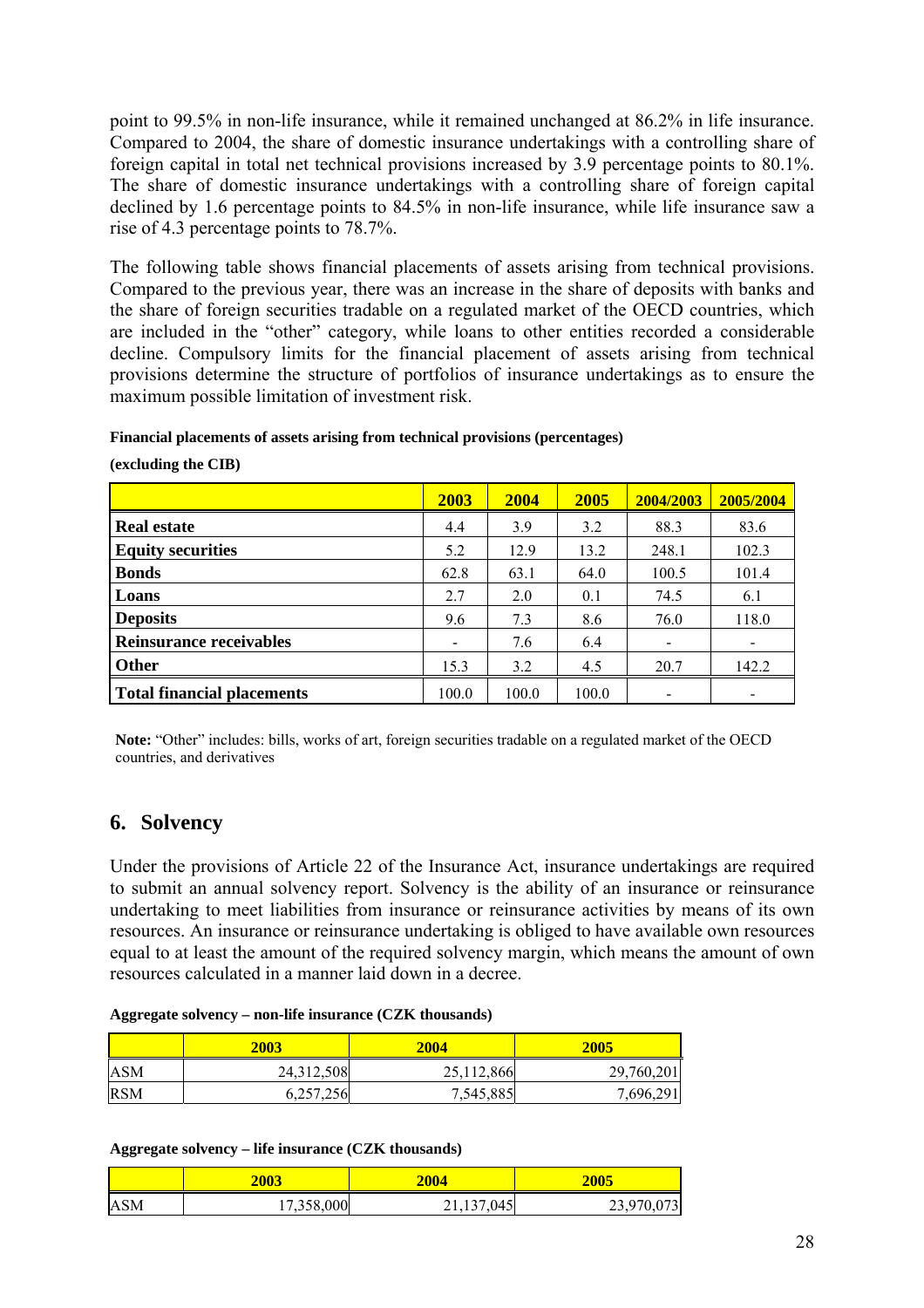point to 99.5% in non-life insurance, while it remained unchanged at 86.2% in life insurance. Compared to 2004, the share of domestic insurance undertakings with a controlling share of foreign capital in total net technical provisions increased by 3.9 percentage points to 80.1%. The share of domestic insurance undertakings with a controlling share of foreign capital declined by 1.6 percentage points to 84.5% in non-life insurance, while life insurance saw a rise of 4.3 percentage points to 78.7%.

The following table shows financial placements of assets arising from technical provisions. Compared to the previous year, there was an increase in the share of deposits with banks and the share of foreign securities tradable on a regulated market of the OECD countries, which are included in the "other" category, while loans to other entities recorded a considerable decline. Compulsory limits for the financial placement of assets arising from technical provisions determine the structure of portfolios of insurance undertakings as to ensure the maximum possible limitation of investment risk.

**Financial placements of assets arising from technical provisions (percentages)**

**(excluding the CIB)**

| | 2003 | 2004 | 2005 | 2004/2003 | 2005/2004 |
|---|---|---|---|---|---|
| **Real estate** | 4.4 | 3.9 | 3.2 | 88.3 | 83.6 |
| **Equity securities** | 5.2 | 12.9 | 13.2 | 248.1 | 102.3 |
| **Bonds** | 62.8 | 63.1 | 64.0 | 100.5 | 101.4 |
| **Loans** | 2.7 | 2.0 | 0.1 | 74.5 | 6.1 |
| **Deposits** | 9.6 | 7.3 | 8.6 | 76.0 | 118.0 |
| **Reinsurance receivables** | - | 7.6 | 6.4 | - | - |
| **Other** | 15.3 | 3.2 | 4.5 | 20.7 | 142.2 |
| **Total financial placements** | 100.0 | 100.0 | 100.0 | - | - |

**Note:** "Other" includes: bills, works of art, foreign securities tradable on a regulated market of the OECD countries, and derivatives

## 6. Solvency

Under the provisions of Article 22 of the Insurance Act, insurance undertakings are required to submit an annual solvency report. Solvency is the ability of an insurance or reinsurance undertaking to meet liabilities from insurance or reinsurance activities by means of its own resources. An insurance or reinsurance undertaking is obliged to have available own resources equal to at least the amount of the required solvency margin, which means the amount of own resources calculated in a manner laid down in a decree.

**Aggregate solvency – non-life insurance (CZK thousands)**

| | 2003 | 2004 | 2005 |
|---|---|---|---|
| ASM | 24,312,508 | 25,112,866 | 29,760,201 |
| RSM | 6,257,256 | 7,545,885 | 7,696,291 |

**Aggregate solvency – life insurance (CZK thousands)**

| | 2003 | 2004 | 2005 |
|---|---|---|---|
| ASM | 17,358,000 | 21,137,045 | 23,970,073 |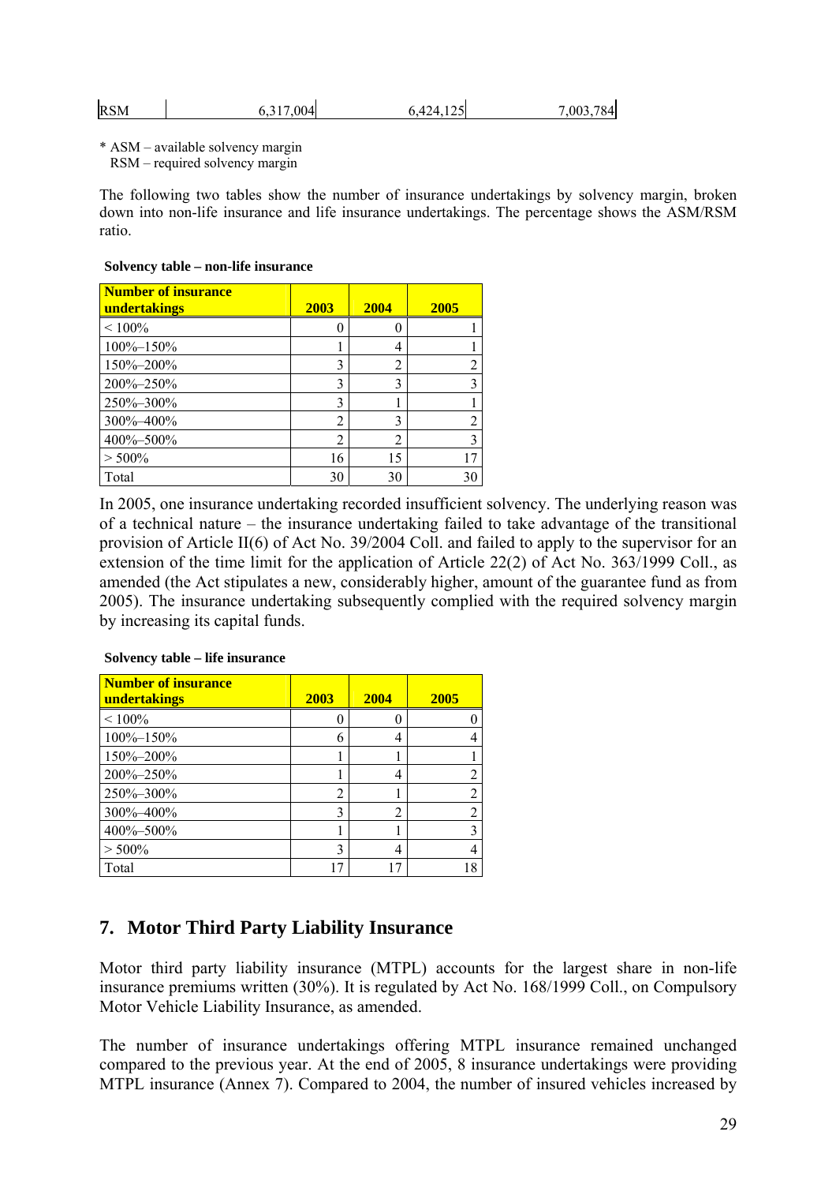| RSM | 6,317,004 | 6,424,125 | 7,003,784 |
|---|---|---|---|

\* ASM – available solvency margin
RSM – required solvency margin

The following two tables show the number of insurance undertakings by solvency margin, broken down into non-life insurance and life insurance undertakings. The percentage shows the ASM/RSM ratio.

**Solvency table – non-life insurance**

| Number of insurance undertakings | 2003 | 2004 | 2005 |
|---|---|---|---|
| < 100% | 0 | 0 | 1 |
| 100%–150% | 1 | 4 | 1 |
| 150%–200% | 3 | 2 | 2 |
| 200%–250% | 3 | 3 | 3 |
| 250%–300% | 3 | 1 | 1 |
| 300%–400% | 2 | 3 | 2 |
| 400%–500% | 2 | 2 | 3 |
| > 500% | 16 | 15 | 17 |
| Total | 30 | 30 | 30 |

In 2005, one insurance undertaking recorded insufficient solvency. The underlying reason was of a technical nature – the insurance undertaking failed to take advantage of the transitional provision of Article II(6) of Act No. 39/2004 Coll. and failed to apply to the supervisor for an extension of the time limit for the application of Article 22(2) of Act No. 363/1999 Coll., as amended (the Act stipulates a new, considerably higher, amount of the guarantee fund as from 2005). The insurance undertaking subsequently complied with the required solvency margin by increasing its capital funds.

**Solvency table – life insurance**

| Number of insurance undertakings | 2003 | 2004 | 2005 |
|---|---|---|---|
| < 100% | 0 | 0 | 0 |
| 100%–150% | 6 | 4 | 4 |
| 150%–200% | 1 | 1 | 1 |
| 200%–250% | 1 | 4 | 2 |
| 250%–300% | 2 | 1 | 2 |
| 300%–400% | 3 | 2 | 2 |
| 400%–500% | 1 | 1 | 3 |
| > 500% | 3 | 4 | 4 |
| Total | 17 | 17 | 18 |

## 7. Motor Third Party Liability Insurance

Motor third party liability insurance (MTPL) accounts for the largest share in non-life insurance premiums written (30%). It is regulated by Act No. 168/1999 Coll., on Compulsory Motor Vehicle Liability Insurance, as amended.

The number of insurance undertakings offering MTPL insurance remained unchanged compared to the previous year. At the end of 2005, 8 insurance undertakings were providing MTPL insurance (Annex 7). Compared to 2004, the number of insured vehicles increased by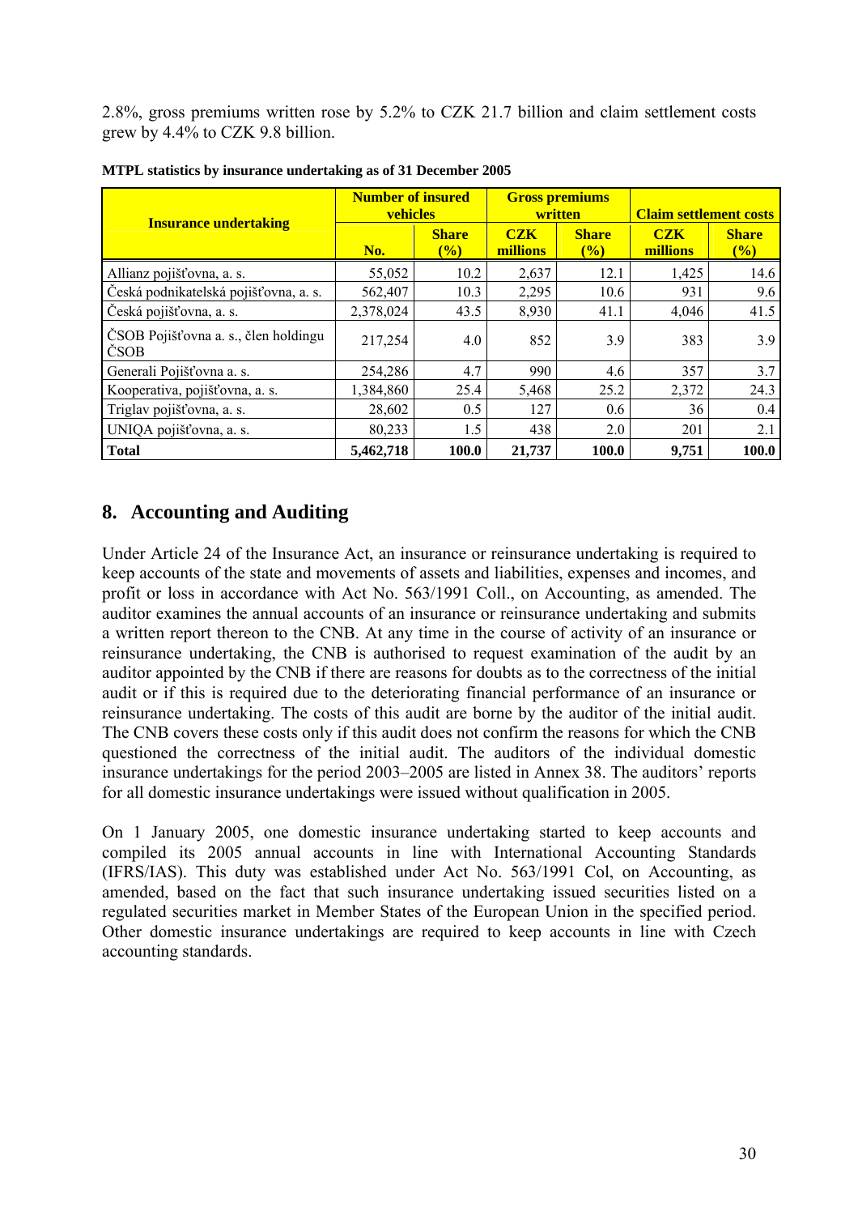2.8%, gross premiums written rose by 5.2% to CZK 21.7 billion and claim settlement costs grew by 4.4% to CZK 9.8 billion.

**MTPL statistics by insurance undertaking as of 31 December 2005**

| Insurance undertaking | Number of insured vehicles | | Gross premiums written | | Claim settlement costs | |
|---|---|---|---|---|---|---|
| | No. | Share (%) | CZK millions | Share (%) | CZK millions | Share (%) |
| Allianz pojišťovna, a. s. | 55,052 | 10.2 | 2,637 | 12.1 | 1,425 | 14.6 |
| Česká podnikatelská pojišťovna, a. s. | 562,407 | 10.3 | 2,295 | 10.6 | 931 | 9.6 |
| Česká pojišťovna, a. s. | 2,378,024 | 43.5 | 8,930 | 41.1 | 4,046 | 41.5 |
| ČSOB Pojišťovna a. s., člen holdingu ČSOB | 217,254 | 4.0 | 852 | 3.9 | 383 | 3.9 |
| Generali Pojišťovna a. s. | 254,286 | 4.7 | 990 | 4.6 | 357 | 3.7 |
| Kooperativa, pojišťovna, a. s. | 1,384,860 | 25.4 | 5,468 | 25.2 | 2,372 | 24.3 |
| Triglav pojišťovna, a. s. | 28,602 | 0.5 | 127 | 0.6 | 36 | 0.4 |
| UNIQA pojišťovna, a. s. | 80,233 | 1.5 | 438 | 2.0 | 201 | 2.1 |
| **Total** | **5,462,718** | **100.0** | **21,737** | **100.0** | **9,751** | **100.0** |

## 8. Accounting and Auditing

Under Article 24 of the Insurance Act, an insurance or reinsurance undertaking is required to keep accounts of the state and movements of assets and liabilities, expenses and incomes, and profit or loss in accordance with Act No. 563/1991 Coll., on Accounting, as amended. The auditor examines the annual accounts of an insurance or reinsurance undertaking and submits a written report thereon to the CNB. At any time in the course of activity of an insurance or reinsurance undertaking, the CNB is authorised to request examination of the audit by an auditor appointed by the CNB if there are reasons for doubts as to the correctness of the initial audit or if this is required due to the deteriorating financial performance of an insurance or reinsurance undertaking. The costs of this audit are borne by the auditor of the initial audit. The CNB covers these costs only if this audit does not confirm the reasons for which the CNB questioned the correctness of the initial audit. The auditors of the individual domestic insurance undertakings for the period 2003–2005 are listed in Annex 38. The auditors' reports for all domestic insurance undertakings were issued without qualification in 2005.

On 1 January 2005, one domestic insurance undertaking started to keep accounts and compiled its 2005 annual accounts in line with International Accounting Standards (IFRS/IAS). This duty was established under Act No. 563/1991 Col, on Accounting, as amended, based on the fact that such insurance undertaking issued securities listed on a regulated securities market in Member States of the European Union in the specified period. Other domestic insurance undertakings are required to keep accounts in line with Czech accounting standards.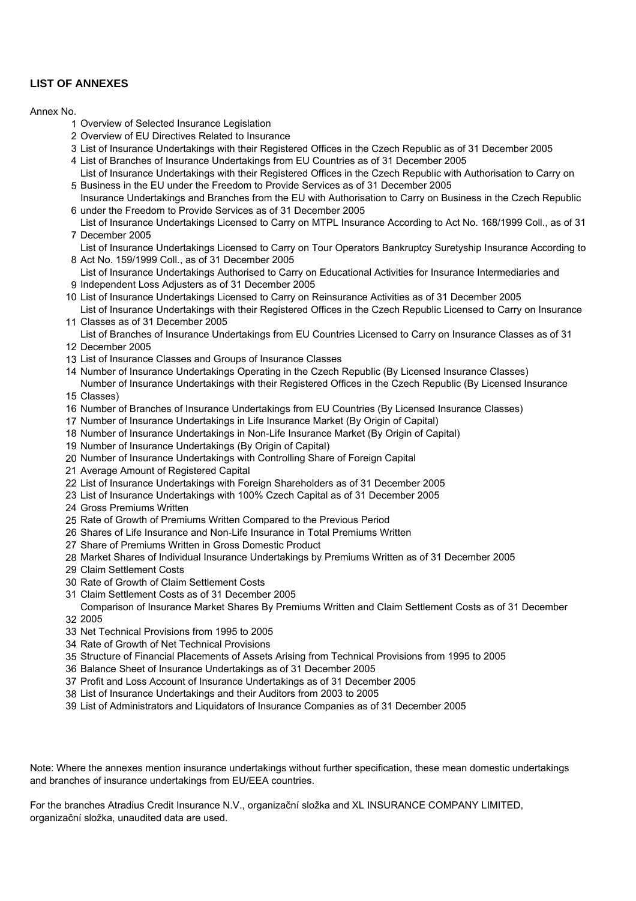## LIST OF ANNEXES

Annex No.

1. Overview of Selected Insurance Legislation
2. Overview of EU Directives Related to Insurance
3. List of Insurance Undertakings with their Registered Offices in the Czech Republic as of 31 December 2005
4. List of Branches of Insurance Undertakings from EU Countries as of 31 December 2005
5. List of Insurance Undertakings with their Registered Offices in the Czech Republic with Authorisation to Carry on Business in the EU under the Freedom to Provide Services as of 31 December 2005
6. Insurance Undertakings and Branches from the EU with Authorisation to Carry on Business in the Czech Republic under the Freedom to Provide Services as of 31 December 2005
7. List of Insurance Undertakings Licensed to Carry on MTPL Insurance According to Act No. 168/1999 Coll., as of 31 December 2005
8. List of Insurance Undertakings Licensed to Carry on Tour Operators Bankruptcy Suretyship Insurance According to Act No. 159/1999 Coll., as of 31 December 2005
9. List of Insurance Undertakings Authorised to Carry on Educational Activities for Insurance Intermediaries and Independent Loss Adjusters as of 31 December 2005
10. List of Insurance Undertakings Licensed to Carry on Reinsurance Activities as of 31 December 2005
11. List of Insurance Undertakings with their Registered Offices in the Czech Republic Licensed to Carry on Insurance Classes as of 31 December 2005
12. List of Branches of Insurance Undertakings from EU Countries Licensed to Carry on Insurance Classes as of 31 December 2005
13. List of Insurance Classes and Groups of Insurance Classes
14. Number of Insurance Undertakings Operating in the Czech Republic (By Licensed Insurance Classes)
15. Number of Insurance Undertakings with their Registered Offices in the Czech Republic (By Licensed Insurance Classes)
16. Number of Branches of Insurance Undertakings from EU Countries (By Licensed Insurance Classes)
17. Number of Insurance Undertakings in Life Insurance Market (By Origin of Capital)
18. Number of Insurance Undertakings in Non-Life Insurance Market (By Origin of Capital)
19. Number of Insurance Undertakings (By Origin of Capital)
20. Number of Insurance Undertakings with Controlling Share of Foreign Capital
21. Average Amount of Registered Capital
22. List of Insurance Undertakings with Foreign Shareholders as of 31 December 2005
23. List of Insurance Undertakings with 100% Czech Capital as of 31 December 2005
24. Gross Premiums Written
25. Rate of Growth of Premiums Written Compared to the Previous Period
26. Shares of Life Insurance and Non-Life Insurance in Total Premiums Written
27. Share of Premiums Written in Gross Domestic Product
28. Market Shares of Individual Insurance Undertakings by Premiums Written as of 31 December 2005
29. Claim Settlement Costs
30. Rate of Growth of Claim Settlement Costs
31. Claim Settlement Costs as of 31 December 2005
32. Comparison of Insurance Market Shares By Premiums Written and Claim Settlement Costs as of 31 December 2005
33. Net Technical Provisions from 1995 to 2005
34. Rate of Growth of Net Technical Provisions
35. Structure of Financial Placements of Assets Arising from Technical Provisions from 1995 to 2005
36. Balance Sheet of Insurance Undertakings as of 31 December 2005
37. Profit and Loss Account of Insurance Undertakings as of 31 December 2005
38. List of Insurance Undertakings and their Auditors from 2003 to 2005
39. List of Administrators and Liquidators of Insurance Companies as of 31 December 2005

Note: Where the annexes mention insurance undertakings without further specification, these mean domestic undertakings and branches of insurance undertakings from EU/EEA countries.

For the branches Atradius Credit Insurance N.V., organizační složka and XL INSURANCE COMPANY LIMITED, organizační složka, unaudited data are used.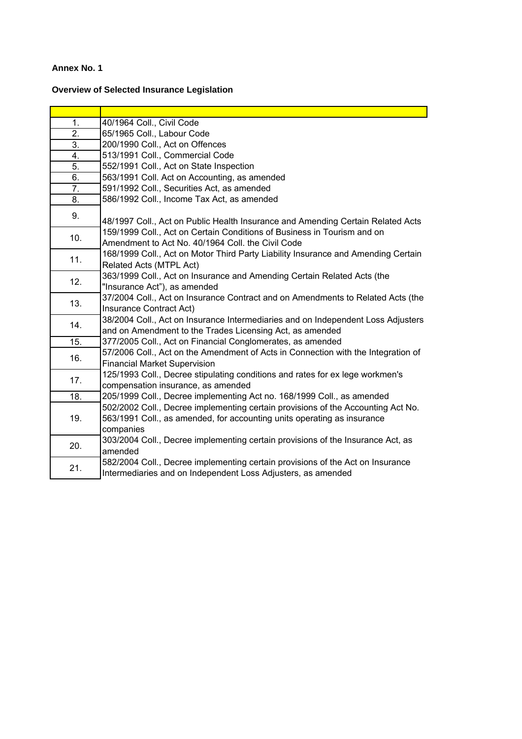**Annex No. 1**

**Overview of Selected Insurance Legislation**

| | |
|---|---|
| 1. | 40/1964 Coll., Civil Code |
| 2. | 65/1965 Coll., Labour Code |
| 3. | 200/1990 Coll., Act on Offences |
| 4. | 513/1991 Coll., Commercial Code |
| 5. | 552/1991 Coll., Act on State Inspection |
| 6. | 563/1991 Coll. Act on Accounting, as amended |
| 7. | 591/1992 Coll., Securities Act, as amended |
| 8. | 586/1992 Coll., Income Tax Act, as amended |
| 9. | 48/1997 Coll., Act on Public Health Insurance and Amending Certain Related Acts |
| 10. | 159/1999 Coll., Act on Certain Conditions of Business in Tourism and on Amendment to Act No. 40/1964 Coll. the Civil Code |
| 11. | 168/1999 Coll., Act on Motor Third Party Liability Insurance and Amending Certain Related Acts (MTPL Act) |
| 12. | 363/1999 Coll., Act on Insurance and Amending Certain Related Acts (the "Insurance Act"), as amended |
| 13. | 37/2004 Coll., Act on Insurance Contract and on Amendments to Related Acts (the Insurance Contract Act) |
| 14. | 38/2004 Coll., Act on Insurance Intermediaries and on Independent Loss Adjusters and on Amendment to the Trades Licensing Act, as amended |
| 15. | 377/2005 Coll., Act on Financial Conglomerates, as amended |
| 16. | 57/2006 Coll., Act on the Amendment of Acts in Connection with the Integration of Financial Market Supervision |
| 17. | 125/1993 Coll., Decree stipulating conditions and rates for ex lege workmen's compensation insurance, as amended |
| 18. | 205/1999 Coll., Decree implementing Act no. 168/1999 Coll., as amended |
| 19. | 502/2002 Coll., Decree implementing certain provisions of the Accounting Act No. 563/1991 Coll., as amended, for accounting units operating as insurance companies |
| 20. | 303/2004 Coll., Decree implementing certain provisions of the Insurance Act, as amended |
| 21. | 582/2004 Coll., Decree implementing certain provisions of the Act on Insurance Intermediaries and on Independent Loss Adjusters, as amended |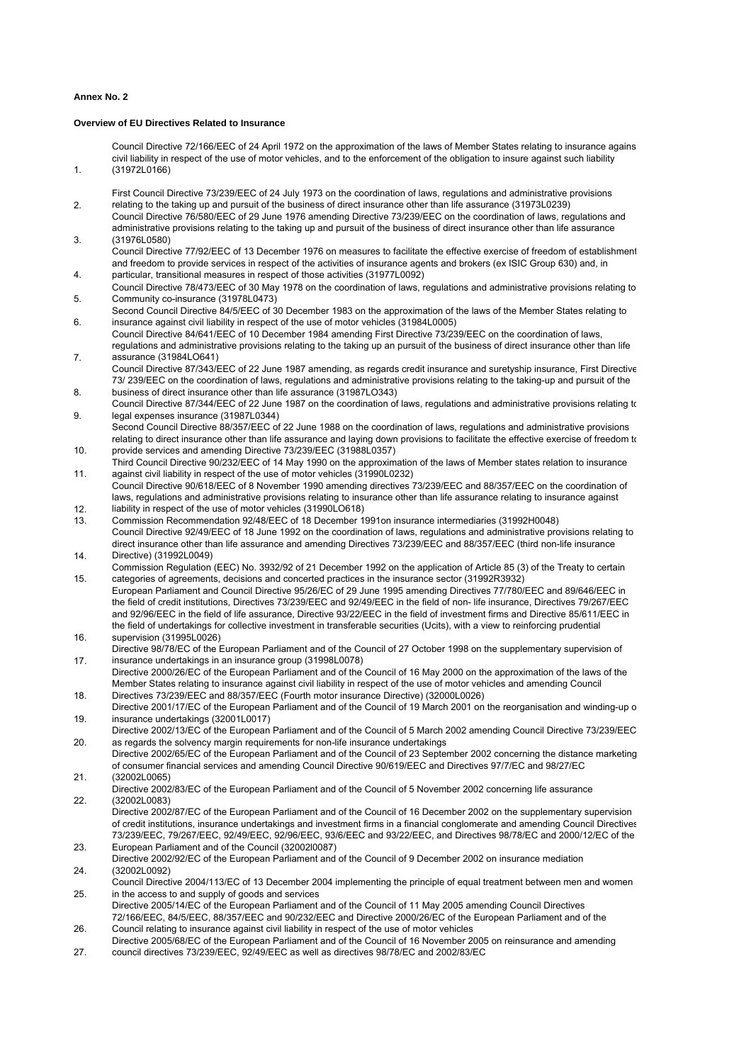**Annex No. 2**

**Overview of EU Directives Related to Insurance**

1. Council Directive 72/166/EEC of 24 April 1972 on the approximation of the laws of Member States relating to insurance agains civil liability in respect of the use of motor vehicles, and to the enforcement of the obligation to insure against such liability (31972L0166)
2. First Council Directive 73/239/EEC of 24 July 1973 on the coordination of laws, regulations and administrative provisions relating to the taking up and pursuit of the business of direct insurance other than life assurance (31973L0239)
3. Council Directive 76/580/EEC of 29 June 1976 amending Directive 73/239/EEC on the coordination of laws, regulations and administrative provisions relating to the taking up and pursuit of the business of direct insurance other than life assurance (31976L0580)
4. Council Directive 77/92/EEC of 13 December 1976 on measures to facilitate the effective exercise of freedom of establishment and freedom to provide services in respect of the activities of insurance agents and brokers (ex ISIC Group 630) and, in particular, transitional measures in respect of those activities (31977L0092)
5. Council Directive 78/473/EEC of 30 May 1978 on the coordination of laws, regulations and administrative provisions relating to Community co-insurance (31978L0473)
6. Second Council Directive 84/5/EEC of 30 December 1983 on the approximation of the laws of the Member States relating to insurance against civil liability in respect of the use of motor vehicles (31984L0005)
7. Council Directive 84/641/EEC of 10 December 1984 amending First Directive 73/239/EEC on the coordination of laws, regulations and administrative provisions relating to the taking up an pursuit of the business of direct insurance other than life assurance (31984LO641)
8. Council Directive 87/343/EEC of 22 June 1987 amending, as regards credit insurance and suretyship insurance, First Directive 73/ 239/EEC on the coordination of laws, regulations and administrative provisions relating to the taking-up and pursuit of the business of direct insurance other than life assurance (31987LO343)
9. Council Directive 87/344/EEC of 22 June 1987 on the coordination of laws, regulations and administrative provisions relating to legal expenses insurance (31987L0344)
10. Second Council Directive 88/357/EEC of 22 June 1988 on the coordination of laws, regulations and administrative provisions relating to direct insurance other than life assurance and laying down provisions to facilitate the effective exercise of freedom to provide services and amending Directive 73/239/EEC (31988L0357)
11. Third Council Directive 90/232/EEC of 14 May 1990 on the approximation of the laws of Member states relation to insurance against civil liability in respect of the use of motor vehicles (31990L0232)
12. Council Directive 90/618/EEC of 8 November 1990 amending directives 73/239/EEC and 88/357/EEC on the coordination of laws, regulations and administrative provisions relating to insurance other than life assurance relating to insurance against liability in respect of the use of motor vehicles (31990LO618)
13. Commission Recommendation 92/48/EEC of 18 December 1991on insurance intermediaries (31992H0048)
14. Council Directive 92/49/EEC of 18 June 1992 on the coordination of laws, regulations and administrative provisions relating to direct insurance other than life assurance and amending Directives 73/239/EEC and 88/357/EEC (third non-life insurance Directive) (31992L0049)
15. Commission Regulation (EEC) No. 3932/92 of 21 December 1992 on the application of Article 85 (3) of the Treaty to certain categories of agreements, decisions and concerted practices in the insurance sector (31992R3932)
16. European Parliament and Council Directive 95/26/EC of 29 June 1995 amending Directives 77/780/EEC and 89/646/EEC in the field of credit institutions, Directives 73/239/EEC and 92/49/EEC in the field of non- life insurance, Directives 79/267/EEC and 92/96/EEC in the field of life assurance, Directive 93/22/EEC in the field of investment firms and Directive 85/611/EEC in the field of undertakings for collective investment in transferable securities (Ucits), with a view to reinforcing prudential supervision (31995L0026)
17. Directive 98/78/EC of the European Parliament and of the Council of 27 October 1998 on the supplementary supervision of insurance undertakings in an insurance group (31998L0078)
18. Directive 2000/26/EC of the European Parliament and of the Council of 16 May 2000 on the approximation of the laws of the Member States relating to insurance against civil liability in respect of the use of motor vehicles and amending Council Directives 73/239/EEC and 88/357/EEC (Fourth motor insurance Directive) (32000L0026)
19. Directive 2001/17/EC of the European Parliament and of the Council of 19 March 2001 on the reorganisation and winding-up o insurance undertakings (32001L0017)
20. Directive 2002/13/EC of the European Parliament and of the Council of 5 March 2002 amending Council Directive 73/239/EEC as regards the solvency margin requirements for non-life insurance undertakings
21. Directive 2002/65/EC of the European Parliament and of the Council of 23 September 2002 concerning the distance marketing of consumer financial services and amending Council Directive 90/619/EEC and Directives 97/7/EC and 98/27/EC (32002L0065)
22. Directive 2002/83/EC of the European Parliament and of the Council of 5 November 2002 concerning life assurance (32002L0083)
23. Directive 2002/87/EC of the European Parliament and of the Council of 16 December 2002 on the supplementary supervision of credit institutions, insurance undertakings and investment firms in a financial conglomerate and amending Council Directives 73/239/EEC, 79/267/EEC, 92/49/EEC, 92/96/EEC, 93/6/EEC and 93/22/EEC, and Directives 98/78/EC and 2000/12/EC of the European Parliament and of the Council (32002l0087)
24. Directive 2002/92/EC of the European Parliament and of the Council of 9 December 2002 on insurance mediation (32002L0092)
25. Council Directive 2004/113/EC of 13 December 2004 implementing the principle of equal treatment between men and women in the access to and supply of goods and services
26. Directive 2005/14/EC of the European Parliament and of the Council of 11 May 2005 amending Council Directives 72/166/EEC, 84/5/EEC, 88/357/EEC and 90/232/EEC and Directive 2000/26/EC of the European Parliament and of the Council relating to insurance against civil liability in respect of the use of motor vehicles
27. Directive 2005/68/EC of the European Parliament and of the Council of 16 November 2005 on reinsurance and amending council directives 73/239/EEC, 92/49/EEC as well as directives 98/78/EC and 2002/83/EC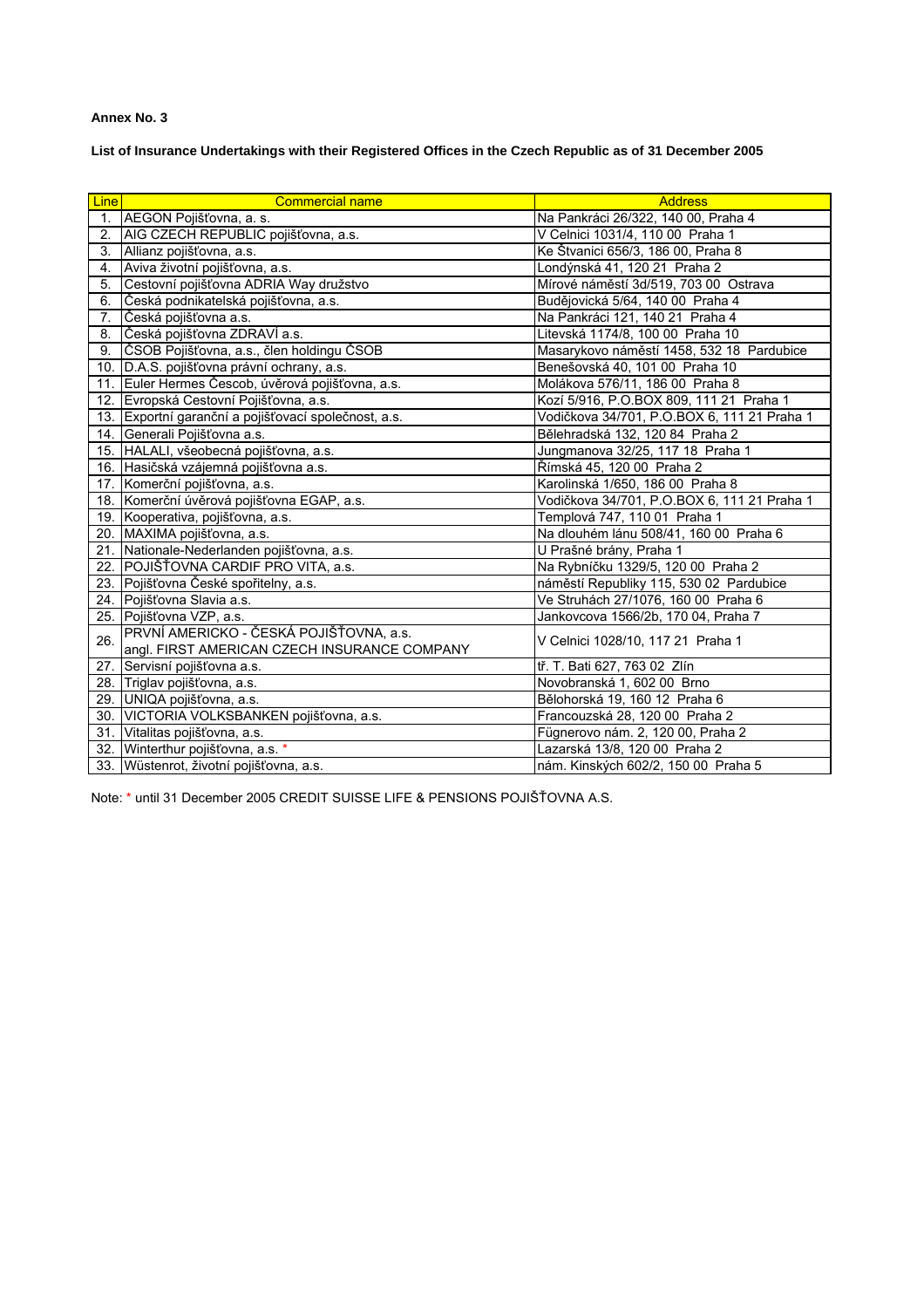**Annex No. 3**

**List of Insurance Undertakings with their Registered Offices in the Czech Republic as of 31 December 2005**

| Line | Commercial name | Address |
|---|---|---|
| 1. | AEGON Pojišťovna, a. s. | Na Pankráci 26/322, 140 00, Praha 4 |
| 2. | AIG CZECH REPUBLIC pojišťovna, a.s. | V Celnici 1031/4, 110 00 Praha 1 |
| 3. | Allianz pojišťovna, a.s. | Ke Štvanici 656/3, 186 00, Praha 8 |
| 4. | Aviva životní pojišťovna, a.s. | Londýnská 41, 120 21 Praha 2 |
| 5. | Cestovní pojišťovna ADRIA Way družstvo | Mírové náměstí 3d/519, 703 00 Ostrava |
| 6. | Česká podnikatelská pojišťovna, a.s. | Budějovická 5/64, 140 00 Praha 4 |
| 7. | Česká pojišťovna a.s. | Na Pankráci 121, 140 21 Praha 4 |
| 8. | Česká pojišťovna ZDRAVÍ a.s. | Litevská 1174/8, 100 00 Praha 10 |
| 9. | ČSOB Pojišťovna, a.s., člen holdingu ČSOB | Masarykovo náměstí 1458, 532 18 Pardubice |
| 10. | D.A.S. pojišťovna právní ochrany, a.s. | Benešovská 40, 101 00 Praha 10 |
| 11. | Euler Hermes Čescob, úvěrová pojišťovna, a.s. | Molákova 576/11, 186 00 Praha 8 |
| 12. | Evropská Cestovní Pojišťovna, a.s. | Kozí 5/916, P.O.BOX 809, 111 21 Praha 1 |
| 13. | Exportní garanční a pojišťovací společnost, a.s. | Vodičkova 34/701, P.O.BOX 6, 111 21 Praha 1 |
| 14. | Generali Pojišťovna a.s. | Bělehradská 132, 120 84 Praha 2 |
| 15. | HALALI, všeobecná pojišťovna, a.s. | Jungmanova 32/25, 117 18 Praha 1 |
| 16. | Hasičská vzájemná pojišťovna a.s. | Římská 45, 120 00 Praha 2 |
| 17. | Komerční pojišťovna, a.s. | Karolinská 1/650, 186 00 Praha 8 |
| 18. | Komerční úvěrová pojišťovna EGAP, a.s. | Vodičkova 34/701, P.O.BOX 6, 111 21 Praha 1 |
| 19. | Kooperativa, pojišťovna, a.s. | Templová 747, 110 01 Praha 1 |
| 20. | MAXIMA pojišťovna, a.s. | Na dlouhém lánu 508/41, 160 00 Praha 6 |
| 21. | Nationale-Nederlanden pojišťovna, a.s. | U Prašné brány, Praha 1 |
| 22. | POJIŠŤOVNA CARDIF PRO VITA, a.s. | Na Rybníčku 1329/5, 120 00 Praha 2 |
| 23. | Pojišťovna České spořitelny, a.s. | náměstí Republiky 115, 530 02 Pardubice |
| 24. | Pojišťovna Slavia a.s. | Ve Struhách 27/1076, 160 00 Praha 6 |
| 25. | Pojišťovna VZP, a.s. | Jankovcova 1566/2b, 170 04, Praha 7 |
| 26. | PRVNÍ AMERICKO - ČESKÁ POJIŠŤOVNA, a.s. angl. FIRST AMERICAN CZECH INSURANCE COMPANY | V Celnici 1028/10, 117 21 Praha 1 |
| 27. | Servisní pojišťovna a.s. | tř. T. Bati 627, 763 02 Zlín |
| 28. | Triglav pojišťovna, a.s. | Novobranská 1, 602 00 Brno |
| 29. | UNIQA pojišťovna, a.s. | Bělohorská 19, 160 12 Praha 6 |
| 30. | VICTORIA VOLKSBANKEN pojišťovna, a.s. | Francouzská 28, 120 00 Praha 2 |
| 31. | Vitalitas pojišťovna, a.s. | Fügnerovo nám. 2, 120 00, Praha 2 |
| 32. | Winterthur pojišťovna, a.s. * | Lazarská 13/8, 120 00 Praha 2 |
| 33. | Wüstenrot, životní pojišťovna, a.s. | nám. Kinských 602/2, 150 00 Praha 5 |

Note: * until 31 December 2005 CREDIT SUISSE LIFE & PENSIONS POJIŠŤOVNA A.S.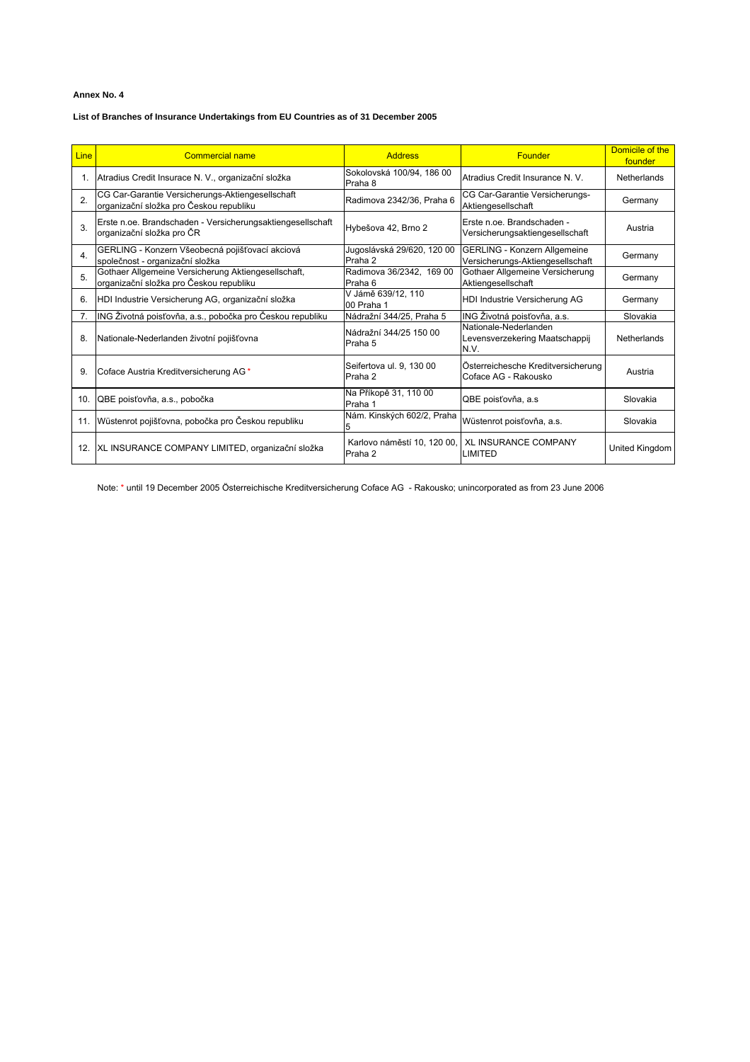**Annex No. 4**

**List of Branches of Insurance Undertakings from EU Countries as of 31 December 2005**

| Line | Commercial name | Address | Founder | Domicile of the founder |
|---|---|---|---|---|
| 1. | Atradius Credit Insurace N. V., organizační složka | Sokolovská 100/94, 186 00 Praha 8 | Atradius Credit Insurance N. V. | Netherlands |
| 2. | CG Car-Garantie Versicherungs-Aktiengesellschaft organizační složka pro Českou republiku | Radimova 2342/36, Praha 6 | CG Car-Garantie Versicherungs-Aktiengesellschaft | Germany |
| 3. | Erste n.oe. Brandschaden - Versicherungsaktiengesellschaft organizační složka pro ČR | Hybešova 42, Brno 2 | Erste n.oe. Brandschaden - Versicherungsaktiengesellschaft | Austria |
| 4. | GERLING - Konzern Všeobecná pojišťovací akciová společnost - organizační složka | Jugoslávská 29/620, 120 00 Praha 2 | GERLING - Konzern Allgemeine Versicherungs-Aktiengesellschaft | Germany |
| 5. | Gothaer Allgemeine Versicherung Aktiengesellschaft, organizační složka pro Českou republiku | Radimova 36/2342, 169 00 Praha 6 | Gothaer Allgemeine Versicherung Aktiengesellschaft | Germany |
| 6. | HDI Industrie Versicherung AG, organizační složka | V Jámě 639/12, 110 00 Praha 1 | HDI Industrie Versicherung AG | Germany |
| 7. | ING Životná poisťovňa, a.s., pobočka pro Českou republiku | Nádražní 344/25, Praha 5 | ING Životná poisťovňa, a.s. | Slovakia |
| 8. | Nationale-Nederlanden životní pojišťovna | Nádražní 344/25 150 00 Praha 5 | Nationale-Nederlanden Levensverzekering Maatschappij N.V. | Netherlands |
| 9. | Coface Austria Kreditversicherung AG * | Seifertova ul. 9, 130 00 Praha 2 | Österreichesche Kreditversicherung Coface AG - Rakousko | Austria |
| 10. | QBE poisťovňa, a.s., pobočka | Na Příkopě 31, 110 00 Praha 1 | QBE poisťovňa, a.s | Slovakia |
| 11. | Wüstenrot pojišťovna, pobočka pro Českou republiku | Nám. Kinských 602/2, Praha 5 | Wüstenrot poisťovňa, a.s. | Slovakia |
| 12. | XL INSURANCE COMPANY LIMITED, organizační složka | Karlovo náměstí 10, 120 00, Praha 2 | XL INSURANCE COMPANY LIMITED | United Kingdom |

Note: * until 19 December 2005 Österreichische Kreditversicherung Coface AG - Rakousko; unincorporated as from 23 June 2006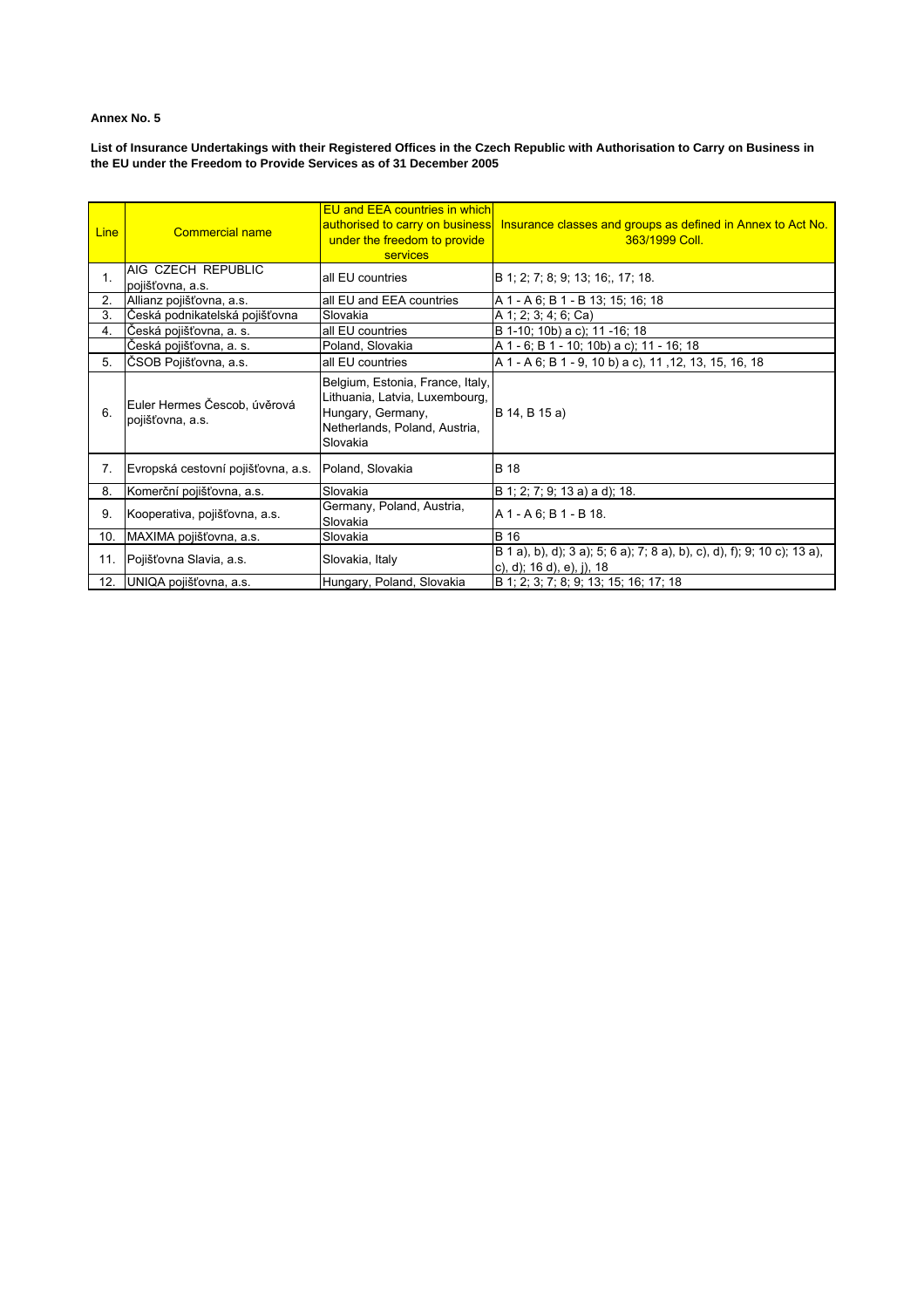**Annex No. 5**

**List of Insurance Undertakings with their Registered Offices in the Czech Republic with Authorisation to Carry on Business in the EU under the Freedom to Provide Services as of 31 December 2005**

| Line | Commercial name | EU and EEA countries in which authorised to carry on business under the freedom to provide services | Insurance classes and groups as defined in Annex to Act No. 363/1999 Coll. |
|---|---|---|---|
| 1. | AIG CZECH REPUBLIC pojišťovna, a.s. | all EU countries | B 1; 2; 7; 8; 9; 13; 16;, 17; 18. |
| 2. | Allianz pojišťovna, a.s. | all EU and EEA countries | A 1 - A 6; B 1 - B 13; 15; 16; 18 |
| 3. | Česká podnikatelská pojišťovna | Slovakia | A 1; 2; 3; 4; 6; Ca) |
| 4. | Česká pojišťovna, a. s. | all EU countries | B 1-10; 10b) a c); 11 -16; 18 |
| | Česká pojišťovna, a. s. | Poland, Slovakia | A 1 - 6; B 1 - 10; 10b) a c); 11 - 16; 18 |
| 5. | ČSOB Pojišťovna, a.s. | all EU countries | A 1 - A 6; B 1 - 9, 10 b) a c), 11 ,12, 13, 15, 16, 18 |
| 6. | Euler Hermes Čescob, úvěrová pojišťovna, a.s. | Belgium, Estonia, France, Italy, Lithuania, Latvia, Luxembourg, Hungary, Germany, Netherlands, Poland, Austria, Slovakia | B 14, B 15 a) |
| 7. | Evropská cestovní pojišťovna, a.s. | Poland, Slovakia | B 18 |
| 8. | Komerční pojišťovna, a.s. | Slovakia | B 1; 2; 7; 9; 13 a) a d); 18. |
| 9. | Kooperativa, pojišťovna, a.s. | Germany, Poland, Austria, Slovakia | A 1 - A 6; B 1 - B 18. |
| 10. | MAXIMA pojišťovna, a.s. | Slovakia | B 16 |
| 11. | Pojišťovna Slavia, a.s. | Slovakia, Italy | B 1 a), b), d); 3 a); 5; 6 a); 7; 8 a), b), c), d), f); 9; 10 c); 13 a), c), d); 16 d), e), j), 18 |
| 12. | UNIQA pojišťovna, a.s. | Hungary, Poland, Slovakia | B 1; 2; 3; 7; 8; 9; 13; 15; 16; 17; 18 |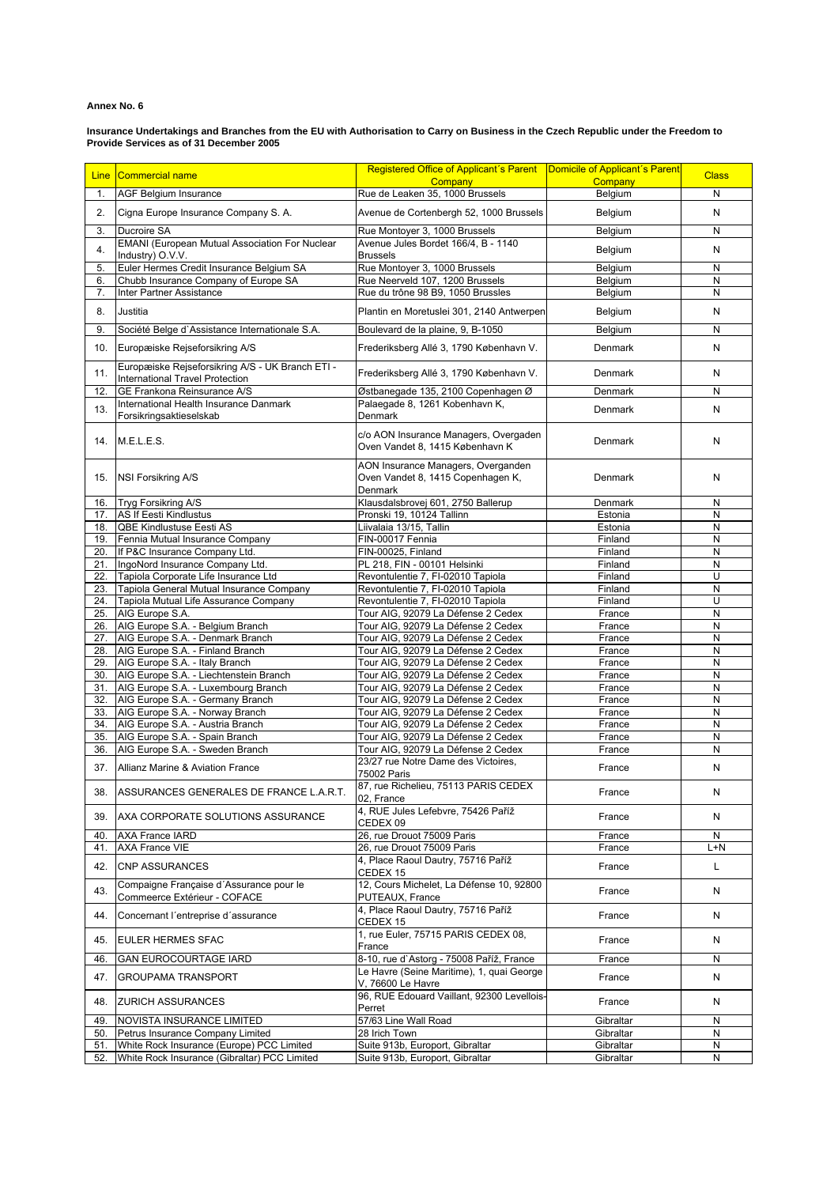**Annex No. 6**

**Insurance Undertakings and Branches from the EU with Authorisation to Carry on Business in the Czech Republic under the Freedom to Provide Services as of 31 December 2005**

| Line | Commercial name | Registered Office of Applicant´s Parent Company | Domicile of Applicant´s Parent Company | Class |
|---|---|---|---|---|
| 1. | AGF Belgium Insurance | Rue de Leaken 35, 1000 Brussels | Belgium | N |
| 2. | Cigna Europe Insurance Company S. A. | Avenue de Cortenbergh 52, 1000 Brussels | Belgium | N |
| 3. | Ducroire SA | Rue Montoyer 3, 1000 Brussels | Belgium | N |
| 4. | EMANI (European Mutual Association For Nuclear Industry) O.V.V. | Avenue Jules Bordet 166/4, B - 1140 Brussels | Belgium | N |
| 5. | Euler Hermes Credit Insurance Belgium SA | Rue Montoyer 3, 1000 Brussels | Belgium | N |
| 6. | Chubb Insurance Company of Europe SA | Rue Neerveld 107, 1200 Brussels | Belgium | N |
| 7. | Inter Partner Assistance | Rue du trône 98 B9, 1050 Brussles | Belgium | N |
| 8. | Justitia | Plantin en Moretuslei 301, 2140 Antwerpen | Belgium | N |
| 9. | Société Belge d`Assistance Internationale S.A. | Boulevard de la plaine, 9, B-1050 | Belgium | N |
| 10. | Europæiske Rejseforsikring A/S | Frederiksberg Allé 3, 1790 København V. | Denmark | N |
| 11. | Europæiske Rejseforsikring A/S - UK Branch ETI - International Travel Protection | Frederiksberg Allé 3, 1790 København V. | Denmark | N |
| 12. | GE Frankona Reinsurance A/S | Østbanegade 135, 2100 Copenhagen Ø | Denmark | N |
| 13. | International Health Insurance Danmark Forsikringsaktieselskab | Palaegade 8, 1261 Kobenhavn K, Denmark | Denmark | N |
| 14. | M.E.L.E.S. | c/o AON Insurance Managers, Overgaden Oven Vandet 8, 1415 København K | Denmark | N |
| 15. | NSI Forsikring A/S | AON Insurance Managers, Overganden Oven Vandet 8, 1415 Copenhagen K, Denmark | Denmark | N |
| 16. | Tryg Forsikring A/S | Klausdalsbrovej 601, 2750 Ballerup | Denmark | N |
| 17. | AS If Eesti Kindlustus | Pronski 19, 10124 Tallinn | Estonia | N |
| 18. | QBE Kindlustuse Eesti AS | Liivalaia 13/15, Tallin | Estonia | N |
| 19. | Fennia Mutual Insurance Company | FIN-00017 Fennia | Finland | N |
| 20. | If P&C Insurance Company Ltd. | FIN-00025, Finland | Finland | N |
| 21. | IngoNord Insurance Company Ltd. | PL 218, FIN - 00101 Helsinki | Finland | N |
| 22. | Tapiola Corporate Life Insurance Ltd | Revontulentie 7, FI-02010 Tapiola | Finland | U |
| 23. | Tapiola General Mutual Insurance Company | Revontulentie 7, FI-02010 Tapiola | Finland | N |
| 24. | Tapiola Mutual Life Assurance Company | Revontulentie 7, FI-02010 Tapiola | Finland | U |
| 25. | AIG Europe S.A. | Tour AIG, 92079 La Défense 2 Cedex | France | N |
| 26. | AIG Europe S.A. - Belgium Branch | Tour AIG, 92079 La Défense 2 Cedex | France | N |
| 27. | AIG Europe S.A. - Denmark Branch | Tour AIG, 92079 La Défense 2 Cedex | France | N |
| 28. | AIG Europe S.A. - Finland Branch | Tour AIG, 92079 La Défense 2 Cedex | France | N |
| 29. | AIG Europe S.A. - Italy Branch | Tour AIG, 92079 La Défense 2 Cedex | France | N |
| 30. | AIG Europe S.A. - Liechtenstein Branch | Tour AIG, 92079 La Défense 2 Cedex | France | N |
| 31. | AIG Europe S.A. - Luxembourg Branch | Tour AIG, 92079 La Défense 2 Cedex | France | N |
| 32. | AIG Europe S.A. - Germany Branch | Tour AIG, 92079 La Défense 2 Cedex | France | N |
| 33. | AIG Europe S.A. - Norway Branch | Tour AIG, 92079 La Défense 2 Cedex | France | N |
| 34. | AIG Europe S.A. - Austria Branch | Tour AIG, 92079 La Défense 2 Cedex | France | N |
| 35. | AIG Europe S.A. - Spain Branch | Tour AIG, 92079 La Défense 2 Cedex | France | N |
| 36. | AIG Europe S.A. - Sweden Branch | Tour AIG, 92079 La Défense 2 Cedex | France | N |
| 37. | Allianz Marine & Aviation France | 23/27 rue Notre Dame des Victoires, 75002 Paris | France | N |
| 38. | ASSURANCES GENERALES DE FRANCE L.A.R.T. | 87, rue Richelieu, 75113 PARIS CEDEX 02, France | France | N |
| 39. | AXA CORPORATE SOLUTIONS ASSURANCE | 4, RUE Jules Lefebvre, 75426 Paříž CEDEX 09 | France | N |
| 40. | AXA France IARD | 26, rue Drouot 75009 Paris | France | N |
| 41. | AXA France VIE | 26, rue Drouot 75009 Paris | France | L+N |
| 42. | CNP ASSURANCES | 4, Place Raoul Dautry, 75716 Paříž CEDEX 15 | France | L |
| 43. | Compaigne Française d´Assurance pour le Commeerce Extérieur - COFACE | 12, Cours Michelet, La Défense 10, 92800 PUTEAUX, France | France | N |
| 44. | Concernant l´entreprise d´assurance | 4, Place Raoul Dautry, 75716 Paříž CEDEX 15 | France | N |
| 45. | EULER HERMES SFAC | 1, rue Euler, 75715 PARIS CEDEX 08, France | France | N |
| 46. | GAN EUROCOURTAGE IARD | 8-10, rue d`Astorg - 75008 Paříž, France | France | N |
| 47. | GROUPAMA TRANSPORT | Le Havre (Seine Maritime), 1, quai George V, 76600 Le Havre | France | N |
| 48. | ZURICH ASSURANCES | 96, RUE Edouard Vaillant, 92300 Levellois-Perret | France | N |
| 49. | NOVISTA INSURANCE LIMITED | 57/63 Line Wall Road | Gibraltar | N |
| 50. | Petrus Insurance Company Limited | 28 Irich Town | Gibraltar | N |
| 51. | White Rock Insurance (Europe) PCC Limited | Suite 913b, Europort, Gibraltar | Gibraltar | N |
| 52. | White Rock Insurance (Gibraltar) PCC Limited | Suite 913b, Europort, Gibraltar | Gibraltar | N |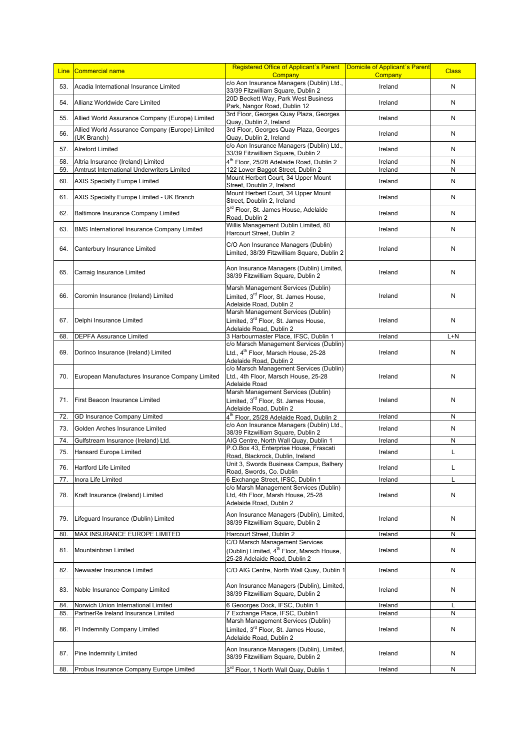| Line | Commercial name | Registered Office of Applicant´s Parent Company | Domicile of Applicant´s Parent Company | Class |
|---|---|---|---|---|
| 53. | Acadia International Insurance Limited | c/o Aon Insurance Managers (Dublin) Ltd., 33/39 Fitzwilliam Square, Dublin 2 | Ireland | N |
| 54. | Allianz Worldwide Care Limited | 20D Beckett Way, Park West Business Park, Nangor Road, Dublin 12 | Ireland | N |
| 55. | Allied World Assurance Company (Europe) Limited | 3rd Floor, Georges Quay Plaza, Georges Quay, Dublin 2, Ireland | Ireland | N |
| 56. | Allied World Assurance Company (Europe) Limited (UK Branch) | 3rd Floor, Georges Quay Plaza, Georges Quay, Dublin 2, Ireland | Ireland | N |
| 57. | Alreford Limited | c/o Aon Insurance Managers (Dublin) Ltd., 33/39 Fitzwilliam Square, Dublin 2 | Ireland | N |
| 58. | Altria Insurance (Ireland) Limited | 4th Floor, 25/28 Adelaide Road, Dublin 2 | Ireland | N |
| 59. | Amtrust International Underwriters Limited | 122 Lower Baggot Street, Dublin 2 | Ireland | N |
| 60. | AXIS Specialty Europe Limited | Mount Herbert Court, 34 Upper Mount Street, Doublin 2, Ireland | Ireland | N |
| 61. | AXIS Specialty Europe Limited - UK Branch | Mount Herbert Court, 34 Upper Mount Street, Doublin 2, Ireland | Ireland | N |
| 62. | Baltimore Insurance Company Limited | 3rd Floor, St. James House, Adelaide Road, Dublin 2 | Ireland | N |
| 63. | BMS International Insurance Company Limited | Willis Management Dublin Limited, 80 Harcourt Street, Dublin 2 | Ireland | N |
| 64. | Canterbury Insurance Limited | C/O Aon Insurance Managers (Dublin) Limited, 38/39 Fitzwilliam Square, Dublin 2 | Ireland | N |
| 65. | Carraig Insurance Limited | Aon Insurance Managers (Dublin) Limited, 38/39 Fitzwilliam Square, Dublin 2 | Ireland | N |
| 66. | Coromin Insurance (Ireland) Limited | Marsh Management Services (Dublin) Limited, 3rd Floor, St. James House, Adelaide Road, Dublin 2 | Ireland | N |
| 67. | Delphi Insurance Limited | Marsh Management Services (Dublin) Limited, 3rd Floor, St. James House, Adelaide Road, Dublin 2 | Ireland | N |
| 68. | DEPFA Assurance Limited | 3 Harbourmaster Place, IFSC, Dublin 1 | Ireland | L+N |
| 69. | Dorinco Insurance (Ireland) Limited | c/o Marsch Management Services (Dublin) Ltd., 4th Floor, Marsch House, 25-28 Adelaide Road, Dublin 2 | Ireland | N |
| 70. | European Manufactures Insurance Company Limited | c/o Marsch Management Services (Dublin) Ltd., 4th Floor, Marsch House, 25-28 Adelaide Road | Ireland | N |
| 71. | First Beacon Insurance Limited | Marsh Management Services (Dublin) Limited, 3rd Floor, St. James House, Adelaide Road, Dublin 2 | Ireland | N |
| 72. | GD Insurance Company Limited | 4th Floor, 25/28 Adelaide Road, Dublin 2 | Ireland | N |
| 73. | Golden Arches Insurance Limited | c/o Aon Insurance Managers (Dublin) Ltd., 38/39 Fitzwilliam Square, Dublin 2 | Ireland | N |
| 74. | Gulfstream Insurance (Ireland) Ltd. | AIG Centre, North Wall Quay, Dublin 1 | Ireland | N |
| 75. | Hansard Europe Limited | P.O.Box 43, Enterprise House, Frascati Road, Blackrock, Dublin, Ireland | Ireland | L |
| 76. | Hartford Life Limited | Unit 3, Swords Business Campus, Balhery Road, Swords, Co. Dublin | Ireland | L |
| 77. | Inora Life Limited | 6 Exchange Street, IFSC, Dublin 1 | Ireland | L |
| 78. | Kraft Insurance (Ireland) Limited | c/o Marsh Management Services (Dublin) Ltd, 4th Floor, Marsh House, 25-28 Adelaide Road, Dublin 2 | Ireland | N |
| 79. | Lifeguard Insurance (Dublin) Limited | Aon Insurance Managers (Dublin), Limited, 38/39 Fitzwilliam Square, Dublin 2 | Ireland | N |
| 80. | MAX INSURANCE EUROPE LIMITED | Harcourt Street, Dublin 2 | Ireland | N |
| 81. | Mountainbran Limited | C/O Marsch Management Services (Dublin) Limited, 4th Floor, Marsch House, 25-28 Adelaide Road, Dublin 2 | Ireland | N |
| 82. | Newwater Insurance Limited | C/O AIG Centre, North Wall Quay, Dublin 1 | Ireland | N |
| 83. | Noble Insurance Company Limited | Aon Insurance Managers (Dublin), Limited, 38/39 Fitzwilliam Square, Dublin 2 | Ireland | N |
| 84. | Norwich Union International Limited | 6 Geoorges Dock, IFSC, Dublin 1 | Ireland | L |
| 85. | PartnerRe Ireland Insurance Limited | 7 Exchange Place, IFSC, Dublin1 | Ireland | N |
| 86. | PI Indemnity Company Limited | Marsh Management Services (Dublin) Limited, 3rd Floor, St. James House, Adelaide Road, Dublin 2 | Ireland | N |
| 87. | Pine Indemnity Limited | Aon Insurance Managers (Dublin), Limited, 38/39 Fitzwilliam Square, Dublin 2 | Ireland | N |
| 88. | Probus Insurance Company Europe Limited | 3rd Floor, 1 North Wall Quay, Dublin 1 | Ireland | N |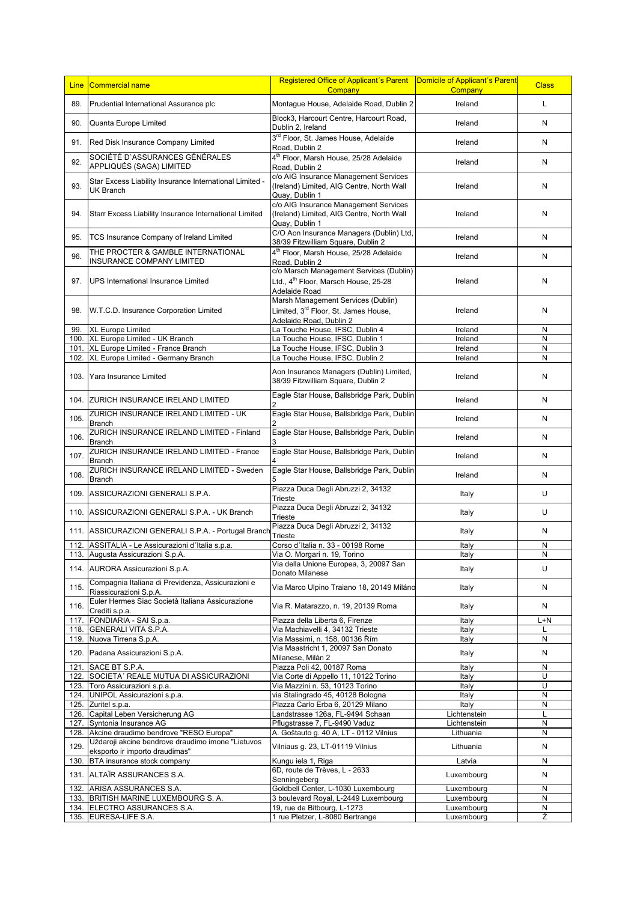| Line | Commercial name | Registered Office of Applicant´s Parent Company | Domicile of Applicant´s Parent Company | Class |
|---|---|---|---|---|
| 89. | Prudential International Assurance plc | Montague House, Adelaide Road, Dublin 2 | Ireland | L |
| 90. | Quanta Europe Limited | Block3, Harcourt Centre, Harcourt Road, Dublin 2, Ireland | Ireland | N |
| 91. | Red Disk Insurance Company Limited | 3rd Floor, St. James House, Adelaide Road, Dublin 2 | Ireland | N |
| 92. | SOCIÉTÉ D`ASSURANCES GÉNÉRALES APPLIQUÉS (SAGA) LIMITED | 4th Floor, Marsh House, 25/28 Adelaide Road, Dublin 2 | Ireland | N |
| 93. | Star Excess Liability Insurance International Limited - UK Branch | c/o AIG Insurance Management Services (Ireland) Limited, AIG Centre, North Wall Quay, Dublin 1 | Ireland | N |
| 94. | Starr Excess Liability Insurance International Limited | c/o AIG Insurance Management Services (Ireland) Limited, AIG Centre, North Wall Quay, Dublin 1 | Ireland | N |
| 95. | TCS Insurance Company of Ireland Limited | C/O Aon Insurance Managers (Dublin) Ltd, 38/39 Fitzwilliam Square, Dublin 2 | Ireland | N |
| 96. | THE PROCTER & GAMBLE INTERNATIONAL INSURANCE COMPANY LIMITED | 4th Floor, Marsh House, 25/28 Adelaide Road, Dublin 2 | Ireland | N |
| 97. | UPS International Insurance Limited | c/o Marsch Management Services (Dublin) Ltd., 4th Floor, Marsch House, 25-28 Adelaide Road | Ireland | N |
| 98. | W.T.C.D. Insurance Corporation Limited | Marsh Management Services (Dublin) Limited, 3rd Floor, St. James House, Adelaide Road, Dublin 2 | Ireland | N |
| 99. | XL Europe Limited | La Touche House, IFSC, Dublin 4 | Ireland | N |
| 100. | XL Europe Limited - UK Branch | La Touche House, IFSC, Dublin 1 | Ireland | N |
| 101. | XL Europe Limited - France Branch | La Touche House, IFSC, Dublin 3 | Ireland | N |
| 102. | XL Europe Limited - Germany Branch | La Touche House, IFSC, Dublin 2 | Ireland | N |
| 103. | Yara Insurance Limited | Aon Insurance Managers (Dublin) Limited, 38/39 Fitzwilliam Square, Dublin 2 | Ireland | N |
| 104. | ZURICH INSURANCE IRELAND LIMITED | Eagle Star House, Ballsbridge Park, Dublin 2 | Ireland | N |
| 105. | ZURICH INSURANCE IRELAND LIMITED - UK Branch | Eagle Star House, Ballsbridge Park, Dublin 2 | Ireland | N |
| 106. | ZURICH INSURANCE IRELAND LIMITED - Finland Branch | Eagle Star House, Ballsbridge Park, Dublin 3 | Ireland | N |
| 107. | ZURICH INSURANCE IRELAND LIMITED - France Branch | Eagle Star House, Ballsbridge Park, Dublin 4 | Ireland | N |
| 108. | ZURICH INSURANCE IRELAND LIMITED - Sweden Branch | Eagle Star House, Ballsbridge Park, Dublin 5 | Ireland | N |
| 109. | ASSICURAZIONI GENERALI S.P.A. | Piazza Duca Degli Abruzzi 2, 34132 Trieste | Italy | U |
| 110. | ASSICURAZIONI GENERALI S.P.A. - UK Branch | Piazza Duca Degli Abruzzi 2, 34132 Trieste | Italy | U |
| 111. | ASSICURAZIONI GENERALI S.P.A. - Portugal Branch | Piazza Duca Degli Abruzzi 2, 34132 Trieste | Italy | N |
| 112. | ASSITALIA - Le Assicurazioni d´Italia s.p.a. | Corso d´Italia n. 33 - 00198 Rome | Italy | N |
| 113. | Augusta Assicurazioni S.p.A. | Via O. Morgari n. 19, Torino | Italy | N |
| 114. | AURORA Assicurazioni S.p.A. | Via della Unione Europea, 3, 20097 San Donato Milanese | Italy | U |
| 115. | Compagnia Italiana di Previdenza, Assicurazioni e Riassicurazioni S.p.A. | Via Marco Ulpino Traiano 18, 20149 Miláno | Italy | N |
| 116. | Euler Hermes Siac Società Italiana Assicurazione Crediti s.p.a. | Via R. Matarazzo, n. 19, 20139 Roma | Italy | N |
| 117. | FONDIARIA - SAI S.p.a. | Piazza della Liberta 6, Firenze | Italy | L+N |
| 118. | GENERALI VITA S.P.A. | Via Machiavelli 4, 34132 Trieste | Italy | L |
| 119. | Nuova Tirrena S.p.A. | Via Massimi, n. 158, 00136 Řím | Italy | N |
| 120. | Padana Assicurazioni S.p.A. | Via Maastricht 1, 20097 San Donato Milanese, Milán 2 | Italy | N |
| 121. | SACE BT S.P.A. | Piazza Poli 42, 00187 Roma | Italy | N |
| 122. | SOCIETA´ REALE MUTUA DI ASSICURAZIONI | Via Corte di Appello 11, 10122 Torino | Italy | U |
| 123. | Toro Assicurazioni s.p.a. | Via Mazzini n. 53, 10123 Torino | Italy | U |
| 124. | UNIPOL Assicurazioni s.p.a. | via Stalingrado 45, 40128 Bologna | Italy | N |
| 125. | Zuritel s.p.a. | Plazza Carlo Erba 6, 20129 Milano | Italy | N |
| 126. | Capital Leben Versicherung AG | Landstrasse 126a, FL-9494 Schaan | Lichtenstein | L |
| 127. | Syntonia Insurance AG | Pflugstrasse 7, FL-9490 Vaduz | Lichtenstein | N |
| 128. | Akcine draudimo bendrove "RESO Europa" | A. Goštauto g. 40 A, LT - 0112 Vilnius | Lithuania | N |
| 129. | Uždaroji akcine bendrove draudimo imone "Lietuvos eksporto ir importo draudimas" | Vilniaus g. 23, LT-01119 Vilnius | Lithuania | N |
| 130. | BTA insurance stock company | Kungu iela 1, Riga | Latvia | N |
| 131. | ALTAÏR ASSURANCES S.A. | 6D, route de Trèves, L - 2633 Senningeberg | Luxembourg | N |
| 132. | ARISA ASSURANCES S.A. | Goldbell Center, L-1030 Luxembourg | Luxembourg | N |
| 133. | BRITISH MARINE LUXEMBOURG S. A. | 3 boulevard Royal, L-2449 Luxembourg | Luxembourg | N |
| 134. | ELECTRO ASSURANCES S.A. | 19, rue de Bitbourg, L-1273 | Luxembourg | N |
| 135. | EURESA-LIFE S.A. | 1 rue Pletzer, L-8080 Bertrange | Luxembourg | Ž |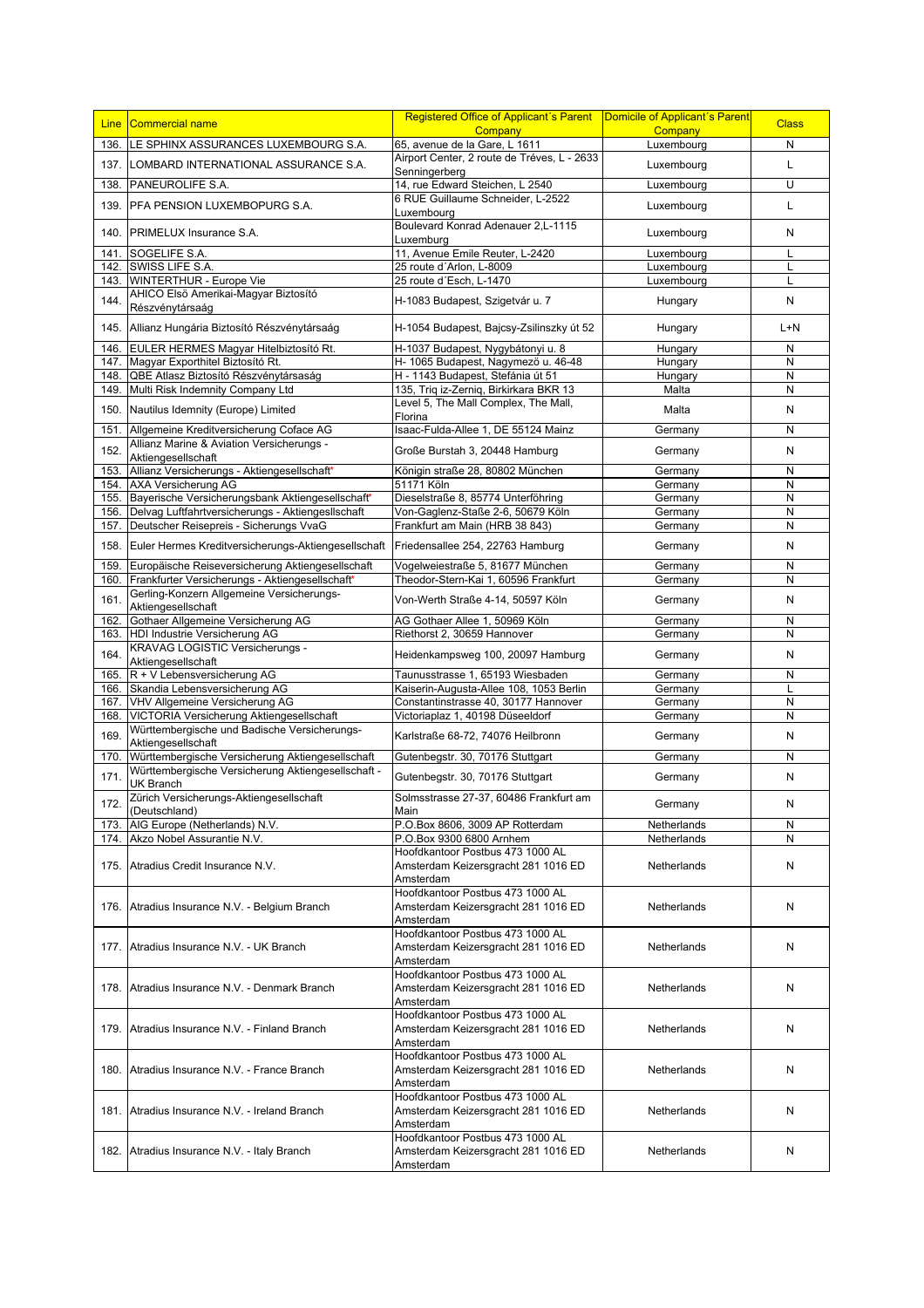| Line | Commercial name | Registered Office of Applicant´s Parent Company | Domicile of Applicant´s Parent Company | Class |
|---|---|---|---|---|
| 136. | LE SPHINX ASSURANCES LUXEMBOURG S.A. | 65, avenue de la Gare, L 1611 | Luxembourg | N |
| 137. | LOMBARD INTERNATIONAL ASSURANCE S.A. | Airport Center, 2 route de Tréves, L - 2633 Senningerberg | Luxembourg | L |
| 138. | PANEUROLIFE S.A. | 14, rue Edward Steichen, L 2540 | Luxembourg | U |
| 139. | PFA PENSION LUXEMBOPURG S.A. | 6 RUE Guillaume Schneider, L-2522 Luxembourg | Luxembourg | L |
| 140. | PRIMELUX Insurance S.A. | Boulevard Konrad Adenauer 2,L-1115 Luxemburg | Luxembourg | N |
| 141. | SOGELIFE S.A. | 11, Avenue Emile Reuter, L-2420 | Luxembourg | L |
| 142. | SWISS LIFE S.A. | 25 route d´Arlon, L-8009 | Luxembourg | L |
| 143. | WINTERTHUR - Europe Vie | 25 route d´Esch, L-1470 | Luxembourg | L |
| 144. | AHICO Első Amerikai-Magyar Biztosító Részvénytársaág | H-1083 Budapest, Szigetvár u. 7 | Hungary | N |
| 145. | Allianz Hungária Biztosító Részvénytársaág | H-1054 Budapest, Bajcsy-Zsilinszky út 52 | Hungary | L+N |
| 146. | EULER HERMES Magyar Hitelbiztosító Rt. | H-1037 Budapest, Nygybátonyi u. 8 | Hungary | N |
| 147. | Magyar Exporthitel Biztosító Rt. | H- 1065 Budapest, Nagymező u. 46-48 | Hungary | N |
| 148. | QBE Atlasz Biztosító Részvénytársaság | H - 1143 Budapest, Stefánia út 51 | Hungary | N |
| 149. | Multi Risk Indemnity Company Ltd | 135, Triq iz-Zerniq, Birkirkara BKR 13 | Malta | N |
| 150. | Nautilus Idemnity (Europe) Limited | Level 5, The Mall Complex, The Mall, Florina | Malta | N |
| 151. | Allgemeine Kreditversicherung Coface AG | Isaac-Fulda-Allee 1, DE 55124 Mainz | Germany | N |
| 152. | Allianz Marine & Aviation Versicherungs - Aktiengesellschaft | Große Burstah 3, 20448 Hamburg | Germany | N |
| 153. | Allianz Versicherungs - Aktiengesellschaft* | Königin straße 28, 80802 München | Germany | N |
| 154. | AXA Versicherung AG | 51171 Köln | Germany | N |
| 155. | Bayerische Versicherungsbank Aktiengesellschaft* | Dieselstraße 8, 85774 Unterföhring | Germany | N |
| 156. | Delvag Luftfahrtversicherungs - Aktiengesllschaft | Von-Gaglenz-Staße 2-6, 50679 Köln | Germany | N |
| 157. | Deutscher Reisepreis - Sicherungs VvaG | Frankfurt am Main (HRB 38 843) | Germany | N |
| 158. | Euler Hermes Kreditversicherungs-Aktiengesellschaft | Friedensallee 254, 22763 Hamburg | Germany | N |
| 159. | Europäische Reiseversicherung Aktiengesellschaft | Vogelweiestraße 5, 81677 München | Germany | N |
| 160. | Frankfurter Versicherungs - Aktiengesellschaft* | Theodor-Stern-Kai 1, 60596 Frankfurt | Germany | N |
| 161. | Gerling-Konzern Allgemeine Versicherungs-Aktiengesellschaft | Von-Werth Straße 4-14, 50597 Köln | Germany | N |
| 162. | Gothaer Allgemeine Versicherung AG | AG Gothaer Allee 1, 50969 Köln | Germany | N |
| 163. | HDI Industrie Versicherung AG | Riethorst 2, 30659 Hannover | Germany | N |
| 164. | KRAVAG LOGISTIC Versicherungs - Aktiengesellschaft | Heidenkampsweg 100, 20097 Hamburg | Germany | N |
| 165. | R + V Lebensversicherung AG | Taunusstrasse 1, 65193 Wiesbaden | Germany | N |
| 166. | Skandia Lebensversicherung AG | Kaiserin-Augusta-Allee 108, 1053 Berlin | Germany | L |
| 167. | VHV Allgemeine Versicherung AG | Constantinstrasse 40, 30177 Hannover | Germany | N |
| 168. | VICTORIA Versicherung Aktiengesellschaft | Victoriaplaz 1, 40198 Düseeldorf | Germany | N |
| 169. | Württembergische und Badische Versicherungs-Aktiengesellschaft | Karlstraße 68-72, 74076 Heilbronn | Germany | N |
| 170. | Württembergische Versicherung Aktiengesellschaft | Gutenbegstr. 30, 70176 Stuttgart | Germany | N |
| 171. | Württembergische Versicherung Aktiengesellschaft - UK Branch | Gutenbegstr. 30, 70176 Stuttgart | Germany | N |
| 172. | Zürich Versicherungs-Aktiengesellschaft (Deutschland) | Solmsstrasse 27-37, 60486 Frankfurt am Main | Germany | N |
| 173. | AIG Europe (Netherlands) N.V. | P.O.Box 8606, 3009 AP Rotterdam | Netherlands | N |
| 174. | Akzo Nobel Assurantie N.V. | P.O.Box 9300 6800 Arnhem | Netherlands | N |
| 175. | Atradius Credit Insurance N.V. | Hoofdkantoor Postbus 473 1000 AL Amsterdam Keizersgracht 281 1016 ED Amsterdam | Netherlands | N |
| 176. | Atradius Insurance N.V. - Belgium Branch | Hoofdkantoor Postbus 473 1000 AL Amsterdam Keizersgracht 281 1016 ED Amsterdam | Netherlands | N |
| 177. | Atradius Insurance N.V. - UK Branch | Hoofdkantoor Postbus 473 1000 AL Amsterdam Keizersgracht 281 1016 ED Amsterdam | Netherlands | N |
| 178. | Atradius Insurance N.V. - Denmark Branch | Hoofdkantoor Postbus 473 1000 AL Amsterdam Keizersgracht 281 1016 ED Amsterdam | Netherlands | N |
| 179. | Atradius Insurance N.V. - Finland Branch | Hoofdkantoor Postbus 473 1000 AL Amsterdam Keizersgracht 281 1016 ED Amsterdam | Netherlands | N |
| 180. | Atradius Insurance N.V. - France Branch | Hoofdkantoor Postbus 473 1000 AL Amsterdam Keizersgracht 281 1016 ED Amsterdam | Netherlands | N |
| 181. | Atradius Insurance N.V. - Ireland Branch | Hoofdkantoor Postbus 473 1000 AL Amsterdam Keizersgracht 281 1016 ED Amsterdam | Netherlands | N |
| 182. | Atradius Insurance N.V. - Italy Branch | Hoofdkantoor Postbus 473 1000 AL Amsterdam Keizersgracht 281 1016 ED Amsterdam | Netherlands | N |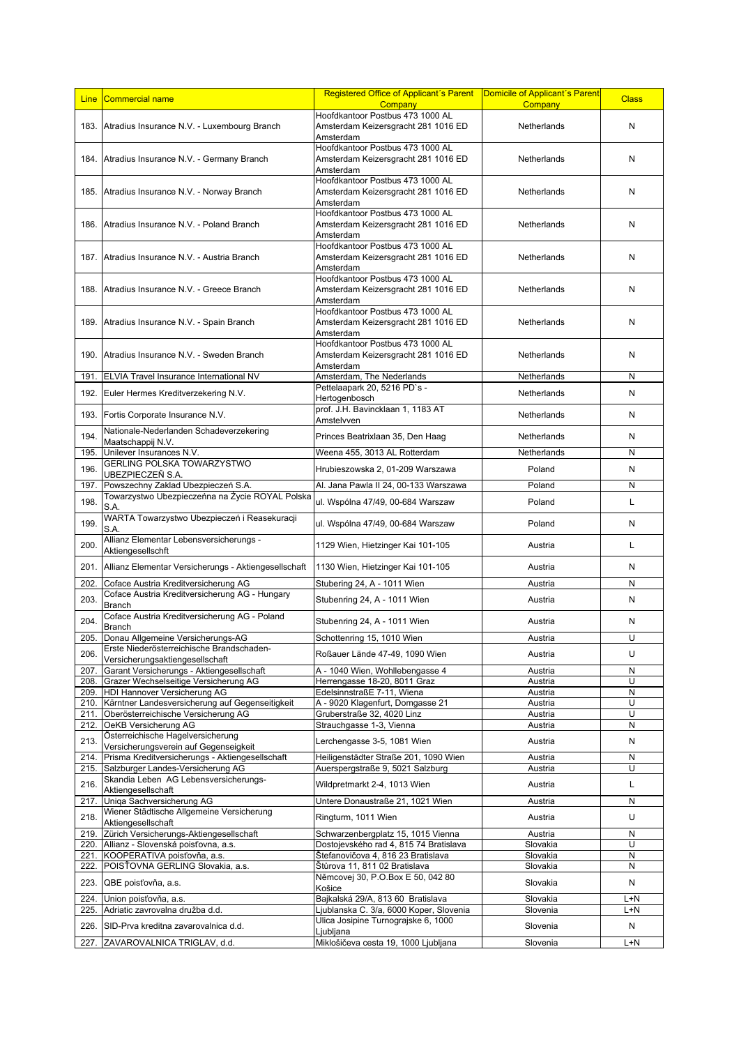| Line | Commercial name | Registered Office of Applicant´s Parent Company | Domicile of Applicant´s Parent Company | Class |
|---|---|---|---|---|
| 183. | Atradius Insurance N.V. - Luxembourg Branch | Hoofdkantoor Postbus 473 1000 AL Amsterdam Keizersgracht 281 1016 ED Amsterdam | Netherlands | N |
| 184. | Atradius Insurance N.V. - Germany Branch | Hoofdkantoor Postbus 473 1000 AL Amsterdam Keizersgracht 281 1016 ED Amsterdam | Netherlands | N |
| 185. | Atradius Insurance N.V. - Norway Branch | Hoofdkantoor Postbus 473 1000 AL Amsterdam Keizersgracht 281 1016 ED Amsterdam | Netherlands | N |
| 186. | Atradius Insurance N.V. - Poland Branch | Hoofdkantoor Postbus 473 1000 AL Amsterdam Keizersgracht 281 1016 ED Amsterdam | Netherlands | N |
| 187. | Atradius Insurance N.V. - Austria Branch | Hoofdkantoor Postbus 473 1000 AL Amsterdam Keizersgracht 281 1016 ED Amsterdam | Netherlands | N |
| 188. | Atradius Insurance N.V. - Greece Branch | Hoofdkantoor Postbus 473 1000 AL Amsterdam Keizersgracht 281 1016 ED Amsterdam | Netherlands | N |
| 189. | Atradius Insurance N.V. - Spain Branch | Hoofdkantoor Postbus 473 1000 AL Amsterdam Keizersgracht 281 1016 ED Amsterdam | Netherlands | N |
| 190. | Atradius Insurance N.V. - Sweden Branch | Hoofdkantoor Postbus 473 1000 AL Amsterdam Keizersgracht 281 1016 ED Amsterdam | Netherlands | N |
| 191. | ELVIA Travel Insurance International NV | Amsterdam, The Nederlands | Netherlands | N |
| 192. | Euler Hermes Kreditverzekering N.V. | Pettelaapark 20, 5216 PD`s - Hertogenbosch | Netherlands | N |
| 193. | Fortis Corporate Insurance N.V. | prof. J.H. Bavincklaan 1, 1183 AT Amstelvven | Netherlands | N |
| 194. | Nationale-Nederlanden Schadeverzekering Maatschappij N.V. | Princes Beatrixlaan 35, Den Haag | Netherlands | N |
| 195. | Unilever Insurances N.V. | Weena 455, 3013 AL Rotterdam | Netherlands | N |
| 196. | GERLING POLSKA TOWARZYSTWO UBEZPIECZEŇ S.A. | Hrubieszowska 2, 01-209 Warszawa | Poland | N |
| 197. | Powszechny Zaklad Ubezpieczeń S.A. | Al. Jana Pawla II 24, 00-133 Warszawa | Poland | N |
| 198. | Towarzystwo Ubezpieczeńna na Życie ROYAL Polska S.A. | ul. Wspólna 47/49, 00-684 Warszaw | Poland | L |
| 199. | WARTA Towarzystwo Ubezpieczeń i Reasekuracji S.A. | ul. Wspólna 47/49, 00-684 Warszaw | Poland | N |
| 200. | Allianz Elementar Lebensversicherungs - Aktiengesellschft | 1129 Wien, Hietzinger Kai 101-105 | Austria | L |
| 201. | Allianz Elementar Versicherungs - Aktiengesellschaft | 1130 Wien, Hietzinger Kai 101-105 | Austria | N |
| 202. | Coface Austria Kreditversicherung AG | Stubering 24, A - 1011 Wien | Austria | N |
| 203. | Coface Austria Kreditversicherung AG - Hungary Branch | Stubenring 24, A - 1011 Wien | Austria | N |
| 204. | Coface Austria Kreditversicherung AG - Poland Branch | Stubenring 24, A - 1011 Wien | Austria | N |
| 205. | Donau Allgemeine Versicherungs-AG | Schottenring 15, 1010 Wien | Austria | U |
| 206. | Erste Niederösterreichische Brandschaden-Versicherungsaktiengesellschaft | Roßauer Lände 47-49, 1090 Wien | Austria | U |
| 207. | Garant Versicherungs - Aktiengesellschaft | A - 1040 Wien, Wohllebengasse 4 | Austria | N |
| 208. | Grazer Wechselseitige Versicherung AG | Herrengasse 18-20, 8011 Graz | Austria | U |
| 209. | HDI Hannover Versicherung AG | EdelsinnstraßE 7-11, Wiena | Austria | N |
| 210. | Kärntner Landesversicherung auf Gegenseitigkeit | A - 9020 Klagenfurt, Domgasse 21 | Austria | U |
| 211. | Oberösterreichische Versicherung AG | Gruberstraße 32, 4020 Linz | Austria | U |
| 212. | OeKB Versicherung AG | Strauchgasse 1-3, Vienna | Austria | N |
| 213. | Österreichische Hagelversicherung Versicherungsverein auf Gegenseigkeit | Lerchengasse 3-5, 1081 Wien | Austria | N |
| 214. | Prisma Kreditversicherungs - Aktiengesellschaft | Heiligenstädter Straße 201, 1090 Wien | Austria | N |
| 215. | Salzburger Landes-Versicherung AG | Auerspergstraße 9, 5021 Salzburg | Austria | U |
| 216. | Skandia Leben AG Lebensversicherungs-Aktiengesellschaft | Wildpretmarkt 2-4, 1013 Wien | Austria | L |
| 217. | Uniqa Sachversicherung AG | Untere Donaustraße 21, 1021 Wien | Austria | N |
| 218. | Wiener Städtische Allgemeine Versicherung Aktiengesellschaft | Ringturm, 1011 Wien | Austria | U |
| 219. | Zürich Versicherungs-Aktiengesellschaft | Schwarzenbergplatz 15, 1015 Vienna | Austria | N |
| 220. | Allianz - Slovenská poisťovňa, a.s. | Dostojevského rad 4, 815 74 Bratislava | Slovakia | U |
| 221. | KOOPERATIVA poisťovňa, a.s. | Štefanovičova 4, 816 23 Bratislava | Slovakia | N |
| 222. | POISŤOVNA GERLING Slovakia, a.s. | Štůrova 11, 811 02 Bratislava | Slovakia | N |
| 223. | QBE poisťovňa, a.s. | Němcovej 30, P.O.Box E 50, 042 80 Košice | Slovakia | N |
| 224. | Union poisťovňa, a.s. | Bajkalská 29/A, 813 60 Bratislava | Slovakia | L+N |
| 225. | Adriatic zavrovalna družba d.d. | Ljublanska C. 3/a, 6000 Koper, Slovenia | Slovenia | L+N |
| 226. | SID-Prva kreditna zavarovalnica d.d. | Ulica Josipine Turnograjske 6, 1000 Ljubljana | Slovenia | N |
| 227. | ZAVAROVALNICA TRIGLAV, d.d. | Miklošičeva cesta 19, 1000 Ljubljana | Slovenia | L+N |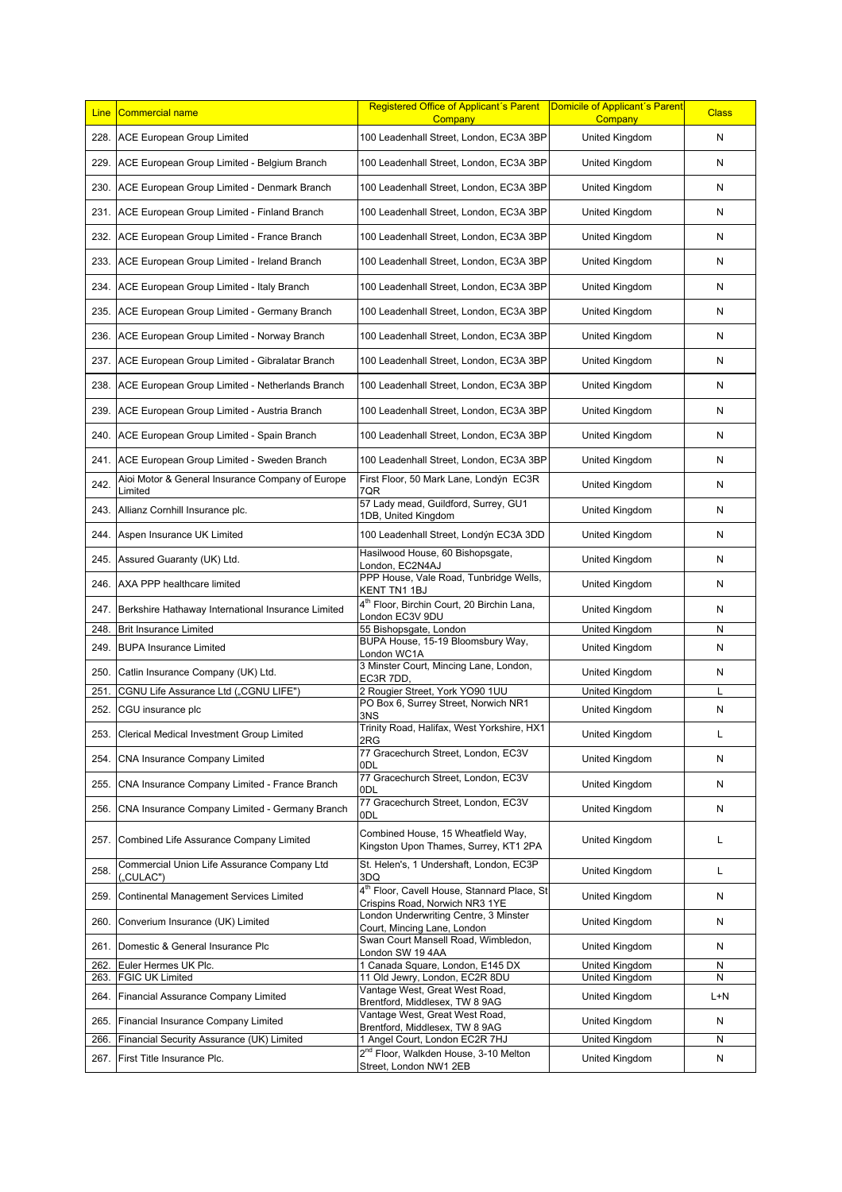| Line | Commercial name | Registered Office of Applicant´s Parent Company | Domicile of Applicant´s Parent Company | Class |
|---|---|---|---|---|
| 228. | ACE European Group Limited | 100 Leadenhall Street, London, EC3A 3BP | United Kingdom | N |
| 229. | ACE European Group Limited - Belgium Branch | 100 Leadenhall Street, London, EC3A 3BP | United Kingdom | N |
| 230. | ACE European Group Limited - Denmark Branch | 100 Leadenhall Street, London, EC3A 3BP | United Kingdom | N |
| 231. | ACE European Group Limited - Finland Branch | 100 Leadenhall Street, London, EC3A 3BP | United Kingdom | N |
| 232. | ACE European Group Limited - France Branch | 100 Leadenhall Street, London, EC3A 3BP | United Kingdom | N |
| 233. | ACE European Group Limited - Ireland Branch | 100 Leadenhall Street, London, EC3A 3BP | United Kingdom | N |
| 234. | ACE European Group Limited - Italy Branch | 100 Leadenhall Street, London, EC3A 3BP | United Kingdom | N |
| 235. | ACE European Group Limited - Germany Branch | 100 Leadenhall Street, London, EC3A 3BP | United Kingdom | N |
| 236. | ACE European Group Limited - Norway Branch | 100 Leadenhall Street, London, EC3A 3BP | United Kingdom | N |
| 237. | ACE European Group Limited - Gibralatar Branch | 100 Leadenhall Street, London, EC3A 3BP | United Kingdom | N |
| 238. | ACE European Group Limited - Netherlands Branch | 100 Leadenhall Street, London, EC3A 3BP | United Kingdom | N |
| 239. | ACE European Group Limited - Austria Branch | 100 Leadenhall Street, London, EC3A 3BP | United Kingdom | N |
| 240. | ACE European Group Limited - Spain Branch | 100 Leadenhall Street, London, EC3A 3BP | United Kingdom | N |
| 241. | ACE European Group Limited - Sweden Branch | 100 Leadenhall Street, London, EC3A 3BP | United Kingdom | N |
| 242. | Aioi Motor & General Insurance Company of Europe Limited | First Floor, 50 Mark Lane, Londýn EC3R 7QR | United Kingdom | N |
| 243. | Allianz Cornhill Insurance plc. | 57 Lady mead, Guildford, Surrey, GU1 1DB, United Kingdom | United Kingdom | N |
| 244. | Aspen Insurance UK Limited | 100 Leadenhall Street, Londýn EC3A 3DD | United Kingdom | N |
| 245. | Assured Guaranty (UK) Ltd. | Hasilwood House, 60 Bishopsgate, London, EC2N4AJ | United Kingdom | N |
| 246. | AXA PPP healthcare limited | PPP House, Vale Road, Tunbridge Wells, KENT TN1 1BJ | United Kingdom | N |
| 247. | Berkshire Hathaway International Insurance Limited | 4th Floor, Birchin Court, 20 Birchin Lana, London EC3V 9DU | United Kingdom | N |
| 248. | Brit Insurance Limited | 55 Bishopsgate, London | United Kingdom | N |
| 249. | BUPA Insurance Limited | BUPA House, 15-19 Bloomsbury Way, London WC1A | United Kingdom | N |
| 250. | Catlin Insurance Company (UK) Ltd. | 3 Minster Court, Mincing Lane, London, EC3R 7DD, | United Kingdom | N |
| 251. | CGNU Life Assurance Ltd („CGNU LIFE") | 2 Rougier Street, York YO90 1UU | United Kingdom | L |
| 252. | CGU insurance plc | PO Box 6, Surrey Street, Norwich NR1 3NS | United Kingdom | N |
| 253. | Clerical Medical Investment Group Limited | Trinity Road, Halifax, West Yorkshire, HX1 2RG | United Kingdom | L |
| 254. | CNA Insurance Company Limited | 77 Gracechurch Street, London, EC3V 0DL | United Kingdom | N |
| 255. | CNA Insurance Company Limited - France Branch | 77 Gracechurch Street, London, EC3V 0DL | United Kingdom | N |
| 256. | CNA Insurance Company Limited - Germany Branch | 77 Gracechurch Street, London, EC3V 0DL | United Kingdom | N |
| 257. | Combined Life Assurance Company Limited | Combined House, 15 Wheatfield Way, Kingston Upon Thames, Surrey, KT1 2PA | United Kingdom | L |
| 258. | Commercial Union Life Assurance Company Ltd („CULAC") | St. Helen's, 1 Undershaft, London, EC3P 3DQ | United Kingdom | L |
| 259. | Continental Management Services Limited | 4th Floor, Cavell House, Stannard Place, St Crispins Road, Norwich NR3 1YE | United Kingdom | N |
| 260. | Converium Insurance (UK) Limited | London Underwriting Centre, 3 Minster Court, Mincing Lane, London | United Kingdom | N |
| 261. | Domestic & General Insurance Plc | Swan Court Mansell Road, Wimbledon, London SW 19 4AA | United Kingdom | N |
| 262. | Euler Hermes UK Plc. | 1 Canada Square, London, E145 DX | United Kingdom | N |
| 263. | FGIC UK Limited | 11 Old Jewry, London, EC2R 8DU | United Kingdom | N |
| 264. | Financial Assurance Company Limited | Vantage West, Great West Road, Brentford, Middlesex, TW 8 9AG | United Kingdom | L+N |
| 265. | Financial Insurance Company Limited | Vantage West, Great West Road, Brentford, Middlesex, TW 8 9AG | United Kingdom | N |
| 266. | Financial Security Assurance (UK) Limited | 1 Angel Court, London EC2R 7HJ | United Kingdom | N |
| 267. | First Title Insurance Plc. | 2nd Floor, Walkden House, 3-10 Melton Street, London NW1 2EB | United Kingdom | N |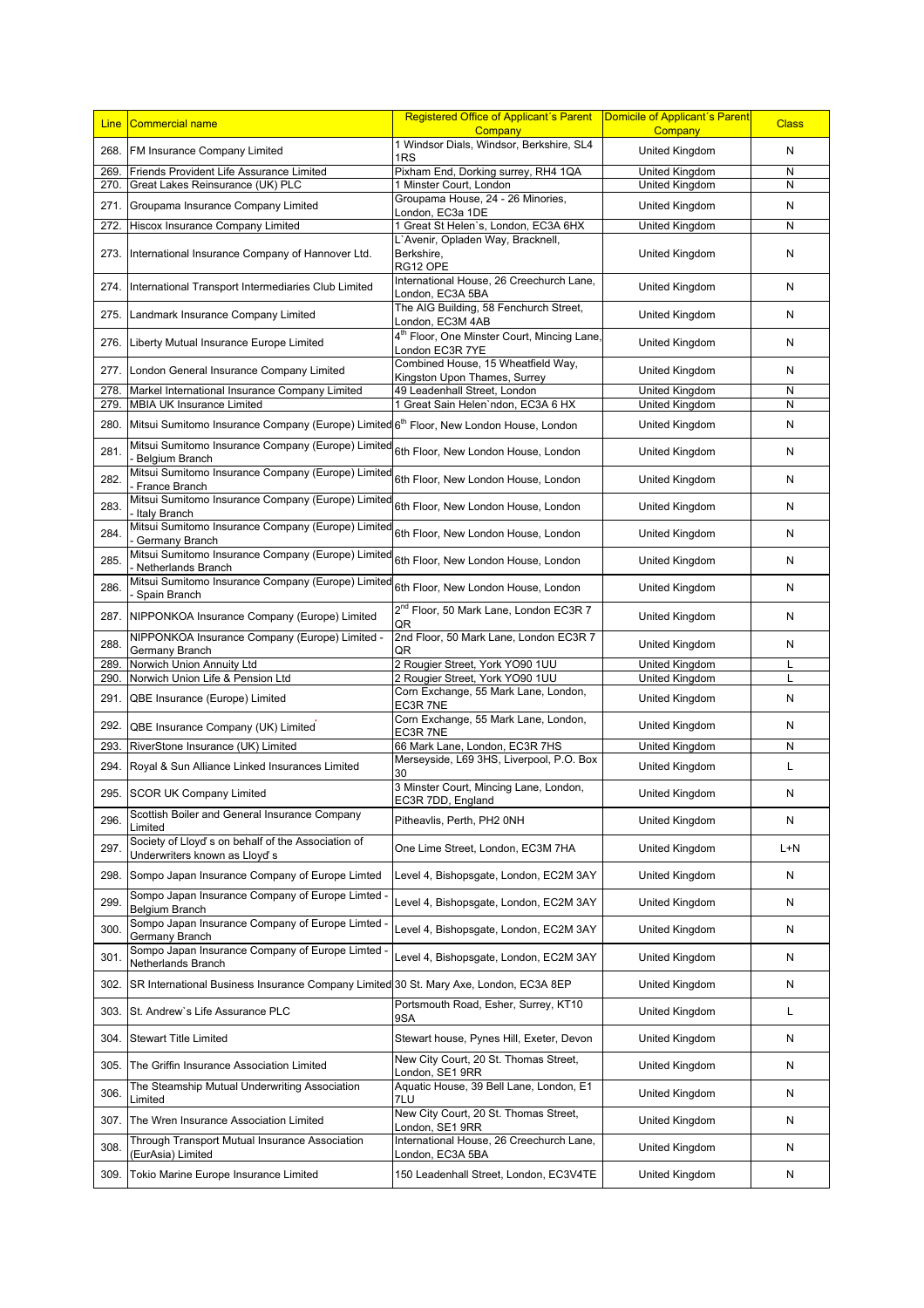| Line | Commercial name | Registered Office of Applicant´s Parent Company | Domicile of Applicant´s Parent Company | Class |
|---|---|---|---|---|
| 268. | FM Insurance Company Limited | 1 Windsor Dials, Windsor, Berkshire, SL4 1RS | United Kingdom | N |
| 269. | Friends Provident Life Assurance Limited | Pixham End, Dorking surrey, RH4 1QA | United Kingdom | N |
| 270. | Great Lakes Reinsurance (UK) PLC | 1 Minster Court, London | United Kingdom | N |
| 271. | Groupama Insurance Company Limited | Groupama House, 24 - 26 Minories, London, EC3a 1DE | United Kingdom | N |
| 272. | Hiscox Insurance Company Limited | 1 Great St Helen`s, London, EC3A 6HX | United Kingdom | N |
| 273. | International Insurance Company of Hannover Ltd. | L`Avenir, Opladen Way, Bracknell, Berkshire, RG12 OPE | United Kingdom | N |
| 274. | International Transport Intermediaries Club Limited | International House, 26 Creechurch Lane, London, EC3A 5BA | United Kingdom | N |
| 275. | Landmark Insurance Company Limited | The AIG Building, 58 Fenchurch Street, London, EC3M 4AB | United Kingdom | N |
| 276. | Liberty Mutual Insurance Europe Limited | 4th Floor, One Minster Court, Mincing Lane, London EC3R 7YE | United Kingdom | N |
| 277. | London General Insurance Company Limited | Combined House, 15 Wheatfield Way, Kingston Upon Thames, Surrey | United Kingdom | N |
| 278. | Markel International Insurance Company Limited | 49 Leadenhall Street, London | United Kingdom | N |
| 279. | MBIA UK Insurance Limited | 1 Great Sain Helen`ndon, EC3A 6 HX | United Kingdom | N |
| 280. | Mitsui Sumitomo Insurance Company (Europe) Limited | 6th Floor, New London House, London | United Kingdom | N |
| 281. | Mitsui Sumitomo Insurance Company (Europe) Limited - Belgium Branch | 6th Floor, New London House, London | United Kingdom | N |
| 282. | Mitsui Sumitomo Insurance Company (Europe) Limited - France Branch | 6th Floor, New London House, London | United Kingdom | N |
| 283. | Mitsui Sumitomo Insurance Company (Europe) Limited - Italy Branch | 6th Floor, New London House, London | United Kingdom | N |
| 284. | Mitsui Sumitomo Insurance Company (Europe) Limited - Germany Branch | 6th Floor, New London House, London | United Kingdom | N |
| 285. | Mitsui Sumitomo Insurance Company (Europe) Limited - Netherlands Branch | 6th Floor, New London House, London | United Kingdom | N |
| 286. | Mitsui Sumitomo Insurance Company (Europe) Limited - Spain Branch | 6th Floor, New London House, London | United Kingdom | N |
| 287. | NIPPONKOA Insurance Company (Europe) Limited | 2nd Floor, 50 Mark Lane, London EC3R 7 QR | United Kingdom | N |
| 288. | NIPPONKOA Insurance Company (Europe) Limited - Germany Branch | 2nd Floor, 50 Mark Lane, London EC3R 7 QR | United Kingdom | N |
| 289. | Norwich Union Annuity Ltd | 2 Rougier Street, York YO90 1UU | United Kingdom | L |
| 290. | Norwich Union Life & Pension Ltd | 2 Rougier Street, York YO90 1UU | United Kingdom | L |
| 291. | QBE Insurance (Europe) Limited | Corn Exchange, 55 Mark Lane, London, EC3R 7NE | United Kingdom | N |
| 292. | QBE Insurance Company (UK) Limited | Corn Exchange, 55 Mark Lane, London, EC3R 7NE | United Kingdom | N |
| 293. | RiverStone Insurance (UK) Limited | 66 Mark Lane, London, EC3R 7HS | United Kingdom | N |
| 294. | Royal & Sun Alliance Linked Insurances Limited | Merseyside, L69 3HS, Liverpool, P.O. Box 30 | United Kingdom | L |
| 295. | SCOR UK Company Limited | 3 Minster Court, Mincing Lane, London, EC3R 7DD, England | United Kingdom | N |
| 296. | Scottish Boiler and General Insurance Company Limited | Pitheavlis, Perth, PH2 0NH | United Kingdom | N |
| 297. | Society of Lloyd`s on behalf of the Association of Underwriters known as Lloyd`s | One Lime Street, London, EC3M 7HA | United Kingdom | L+N |
| 298. | Sompo Japan Insurance Company of Europe Limted | Level 4, Bishopsgate, London, EC2M 3AY | United Kingdom | N |
| 299. | Sompo Japan Insurance Company of Europe Limted - Belgium Branch | Level 4, Bishopsgate, London, EC2M 3AY | United Kingdom | N |
| 300. | Sompo Japan Insurance Company of Europe Limted - Germany Branch | Level 4, Bishopsgate, London, EC2M 3AY | United Kingdom | N |
| 301. | Sompo Japan Insurance Company of Europe Limted - Netherlands Branch | Level 4, Bishopsgate, London, EC2M 3AY | United Kingdom | N |
| 302. | SR International Business Insurance Company Limited | 30 St. Mary Axe, London, EC3A 8EP | United Kingdom | N |
| 303. | St. Andrew`s Life Assurance PLC | Portsmouth Road, Esher, Surrey, KT10 9SA | United Kingdom | L |
| 304. | Stewart Title Limited | Stewart house, Pynes Hill, Exeter, Devon | United Kingdom | N |
| 305. | The Griffin Insurance Association Limited | New City Court, 20 St. Thomas Street, London, SE1 9RR | United Kingdom | N |
| 306. | The Steamship Mutual Underwriting Association Limited | Aquatic House, 39 Bell Lane, London, E1 7LU | United Kingdom | N |
| 307. | The Wren Insurance Association Limited | New City Court, 20 St. Thomas Street, London, SE1 9RR | United Kingdom | N |
| 308. | Through Transport Mutual Insurance Association (EurAsia) Limited | International House, 26 Creechurch Lane, London, EC3A 5BA | United Kingdom | N |
| 309. | Tokio Marine Europe Insurance Limited | 150 Leadenhall Street, London, EC3V4TE | United Kingdom | N |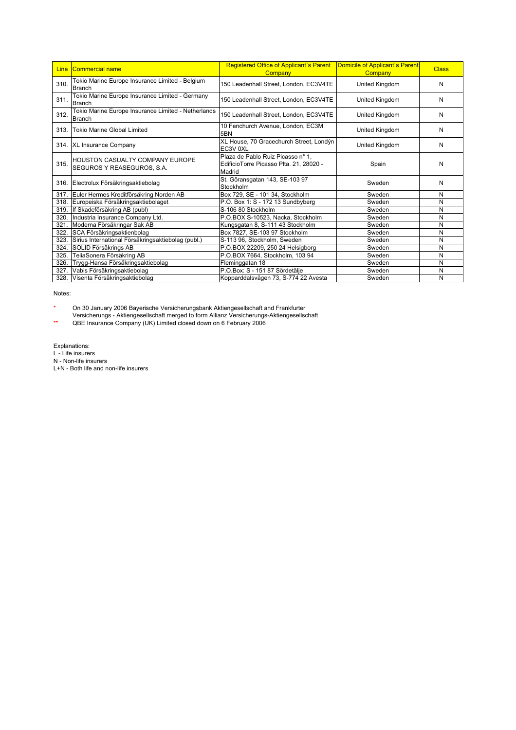| Line | Commercial name | Registered Office of Applicant´s Parent Company | Domicile of Applicant´s Parent Company | Class |
|---|---|---|---|---|
| 310. | Tokio Marine Europe Insurance Limited - Belgium Branch | 150 Leadenhall Street, London, EC3V4TE | United Kingdom | N |
| 311. | Tokio Marine Europe Insurance Limited - Germany Branch | 150 Leadenhall Street, London, EC3V4TE | United Kingdom | N |
| 312. | Tokio Marine Europe Insurance Limited - Netherlands Branch | 150 Leadenhall Street, London, EC3V4TE | United Kingdom | N |
| 313. | Tokio Marine Global Limited | 10 Fenchurch Avenue, London, EC3M 5BN | United Kingdom | N |
| 314. | XL Insurance Company | XL House, 70 Gracechurch Street, Londýn EC3V 0XL | United Kingdom | N |
| 315. | HOUSTON CASUALTY COMPANY EUROPE SEGUROS Y REASEGUROS, S.A. | Plaza de Pablo Ruiz Picasso n° 1, EdificioTorre Picasso Plta. 21, 28020 - Madrid | Spain | N |
| 316. | Electrolux Försäkringsaktiebolag | St. Göransgatan 143, SE-103 97 Stockholm | Sweden | N |
| 317. | Euler Hermes Kreditförsäkring Norden AB | Box 729, SE - 101 34, Stockholm | Sweden | N |
| 318. | Europeiska Försäkringsaktiebolaget | P.O. Box 1: S - 172 13 Sundbyberg | Sweden | N |
| 319. | If Skadeförsäkring AB (publ) | S-106 80 Stockholm | Sweden | N |
| 320. | Industria Insurance Company Ltd. | P.O.BOX S-10523, Nacka, Stockholm | Sweden | N |
| 321. | Moderna Försäkringar Sak AB | Kungsgatan 8, S-111 43 Stockholm | Sweden | N |
| 322. | SCA Försäkringsaktienbolag | Box 7827, SE-103 97 Stockholm | Sweden | N |
| 323. | Sirius International Försäkringsaktiebolag (publ.) | S-113 96, Stockholm, Sweden | Sweden | N |
| 324. | SOLID Försäkrings AB | P.O.BOX 22209, 250 24 Helsigborg | Sweden | N |
| 325. | TeliaSonera Försäkring AB | P.O.BOX 7664, Stockholm, 103 94 | Sweden | N |
| 326. | Trygg-Hansa Försäkringsaktiebolag | Fleminggatan 18 | Sweden | N |
| 327. | Vabis Försäkringsaktiebolag | P.O.Box: S - 151 87 Sördetälje | Sweden | N |
| 328. | Visenta Försäkringsaktiebolag | Kopparddalsvägen 73, S-774 22 Avesta | Sweden | N |

Notes:

\* On 30 January 2006 Bayerische Versicherungsbank Aktiengesellschaft and Frankfurter Versicherungs - Aktiengesellschaft merged to form Allianz Versicherungs-Aktiengesellschaft

\*\* QBE Insurance Company (UK) Limited closed down on 6 February 2006

Explanations:

L - Life insurers

N - Non-life insurers

L+N - Both life and non-life insurers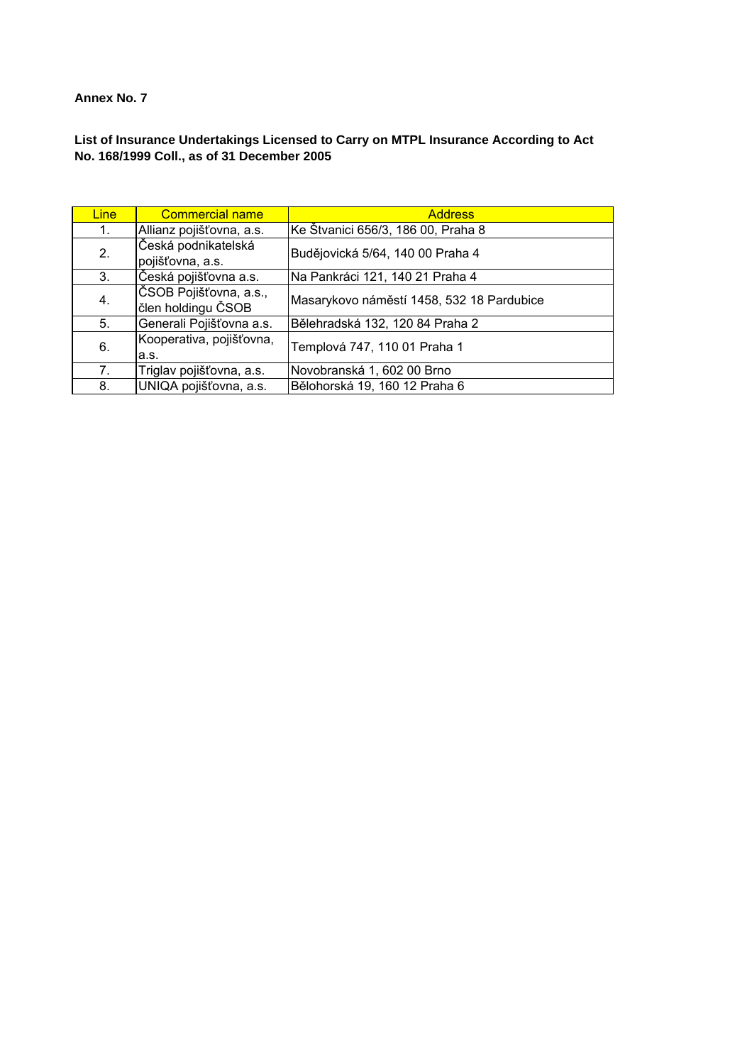**Annex No. 7**

**List of Insurance Undertakings Licensed to Carry on MTPL Insurance According to Act No. 168/1999 Coll., as of 31 December 2005**

| Line | Commercial name | Address |
|---|---|---|
| 1. | Allianz pojišťovna, a.s. | Ke Štvanici 656/3, 186 00, Praha 8 |
| 2. | Česká podnikatelská pojišťovna, a.s. | Budějovická 5/64, 140 00 Praha 4 |
| 3. | Česká pojišťovna a.s. | Na Pankráci 121, 140 21 Praha 4 |
| 4. | ČSOB Pojišťovna, a.s., člen holdingu ČSOB | Masarykovo náměstí 1458, 532 18 Pardubice |
| 5. | Generali Pojišťovna a.s. | Bělehradská 132, 120 84 Praha 2 |
| 6. | Kooperativa, pojišťovna, a.s. | Templová 747, 110 01 Praha 1 |
| 7. | Triglav pojišťovna, a.s. | Novobranská 1, 602 00 Brno |
| 8. | UNIQA pojišťovna, a.s. | Bělohorská 19, 160 12 Praha 6 |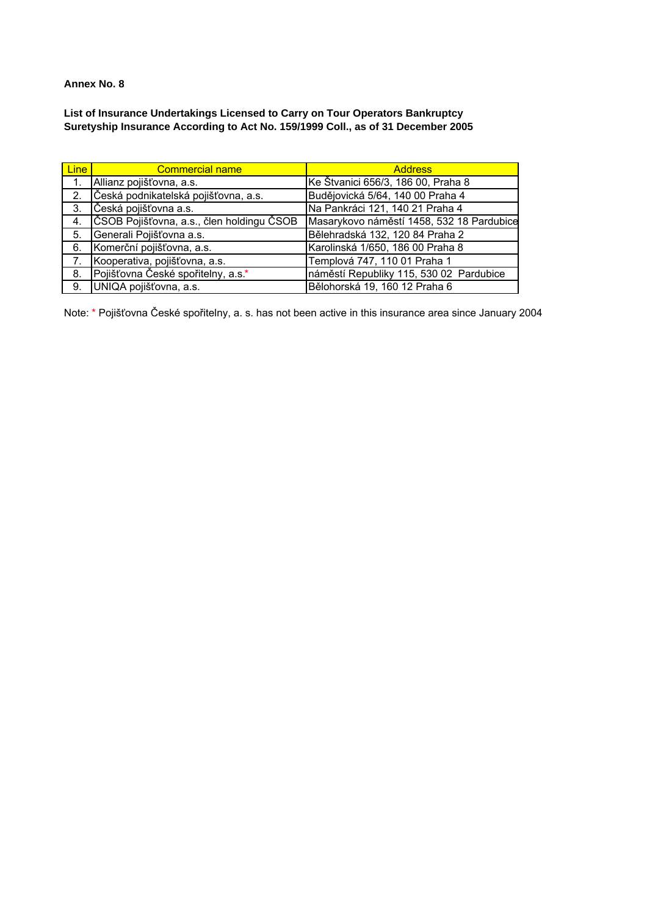**Annex No. 8**

**List of Insurance Undertakings Licensed to Carry on Tour Operators Bankruptcy Suretyship Insurance According to Act No. 159/1999 Coll., as of 31 December 2005**

| Line | Commercial name | Address |
|---|---|---|
| 1. | Allianz pojišťovna, a.s. | Ke Štvanici 656/3, 186 00, Praha 8 |
| 2. | Česká podnikatelská pojišťovna, a.s. | Budějovická 5/64, 140 00 Praha 4 |
| 3. | Česká pojišťovna a.s. | Na Pankráci 121, 140 21 Praha 4 |
| 4. | ČSOB Pojišťovna, a.s., člen holdingu ČSOB | Masarykovo náměstí 1458, 532 18 Pardubice |
| 5. | Generali Pojišťovna a.s. | Bělehradská 132, 120 84 Praha 2 |
| 6. | Komerční pojišťovna, a.s. | Karolinská 1/650, 186 00 Praha 8 |
| 7. | Kooperativa, pojišťovna, a.s. | Templová 747, 110 01 Praha 1 |
| 8. | Pojišťovna České spořitelny, a.s.* | náměstí Republiky 115, 530 02 Pardubice |
| 9. | UNIQA pojišťovna, a.s. | Bělohorská 19, 160 12 Praha 6 |

Note: * Pojišťovna České spořitelny, a. s. has not been active in this insurance area since January 2004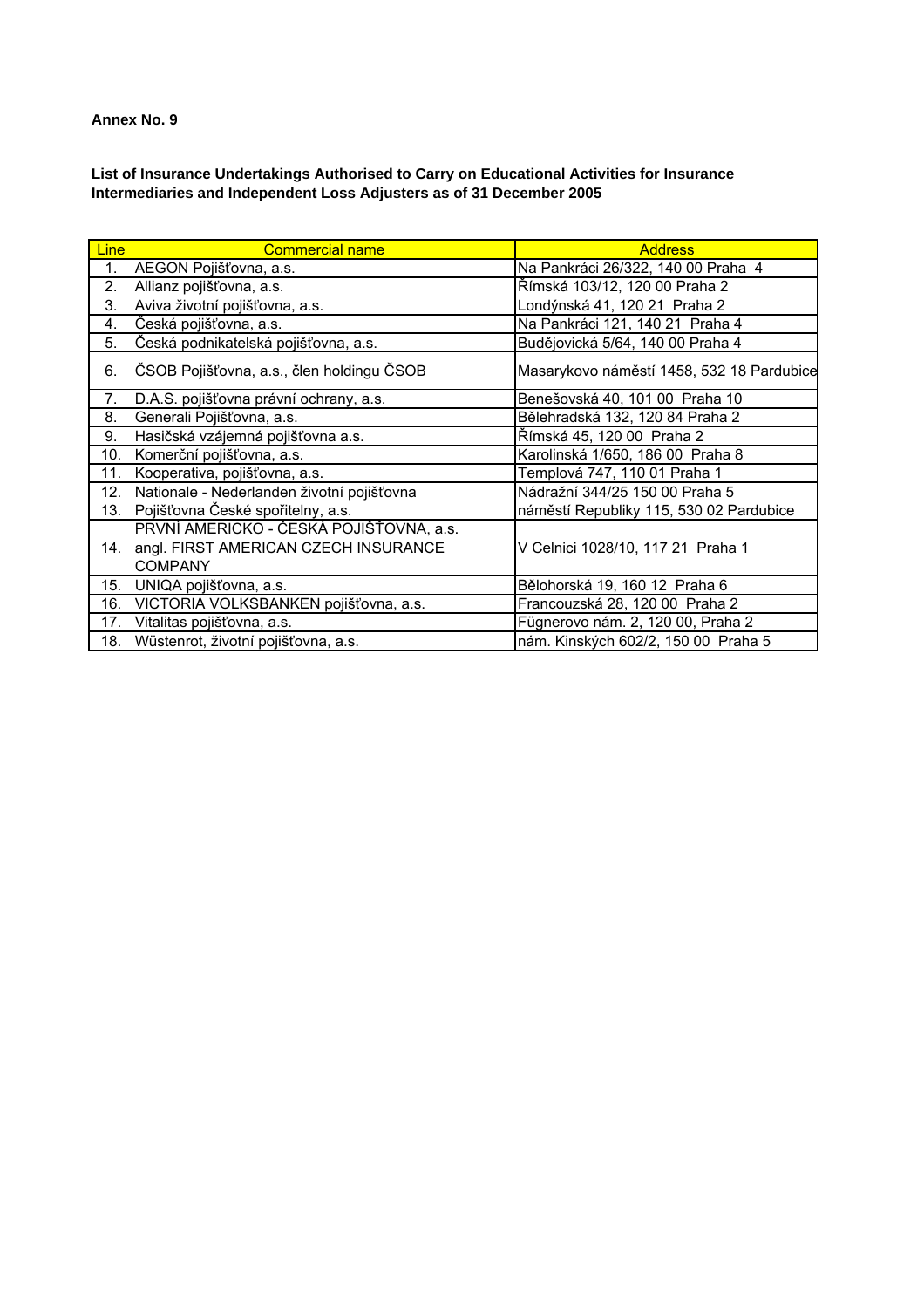**Annex No. 9**

**List of Insurance Undertakings Authorised to Carry on Educational Activities for Insurance Intermediaries and Independent Loss Adjusters as of 31 December 2005**

| Line | Commercial name | Address |
|---|---|---|
| 1. | AEGON Pojišťovna, a.s. | Na Pankráci 26/322, 140 00 Praha 4 |
| 2. | Allianz pojišťovna, a.s. | Římská 103/12, 120 00 Praha 2 |
| 3. | Aviva životní pojišťovna, a.s. | Londýnská 41, 120 21 Praha 2 |
| 4. | Česká pojišťovna, a.s. | Na Pankráci 121, 140 21 Praha 4 |
| 5. | Česká podnikatelská pojišťovna, a.s. | Budějovická 5/64, 140 00 Praha 4 |
| 6. | ČSOB Pojišťovna, a.s., člen holdingu ČSOB | Masarykovo náměstí 1458, 532 18 Pardubice |
| 7. | D.A.S. pojišťovna právní ochrany, a.s. | Benešovská 40, 101 00 Praha 10 |
| 8. | Generali Pojišťovna, a.s. | Bělehradská 132, 120 84 Praha 2 |
| 9. | Hasičská vzájemná pojišťovna a.s. | Římská 45, 120 00 Praha 2 |
| 10. | Komerční pojišťovna, a.s. | Karolinská 1/650, 186 00 Praha 8 |
| 11. | Kooperativa, pojišťovna, a.s. | Templová 747, 110 01 Praha 1 |
| 12. | Nationale - Nederlanden životní pojišťovna | Nádražní 344/25 150 00 Praha 5 |
| 13. | Pojišťovna České spořitelny, a.s. | náměstí Republiky 115, 530 02 Pardubice |
| 14. | PRVNÍ AMERICKO - ČESKÁ POJIŠŤOVNA, a.s. angl. FIRST AMERICAN CZECH INSURANCE COMPANY | V Celnici 1028/10, 117 21 Praha 1 |
| 15. | UNIQA pojišťovna, a.s. | Bělohorská 19, 160 12 Praha 6 |
| 16. | VICTORIA VOLKSBANKEN pojišťovna, a.s. | Francouzská 28, 120 00 Praha 2 |
| 17. | Vitalitas pojišťovna, a.s. | Fügnerovo nám. 2, 120 00, Praha 2 |
| 18. | Wüstenrot, životní pojišťovna, a.s. | nám. Kinských 602/2, 150 00 Praha 5 |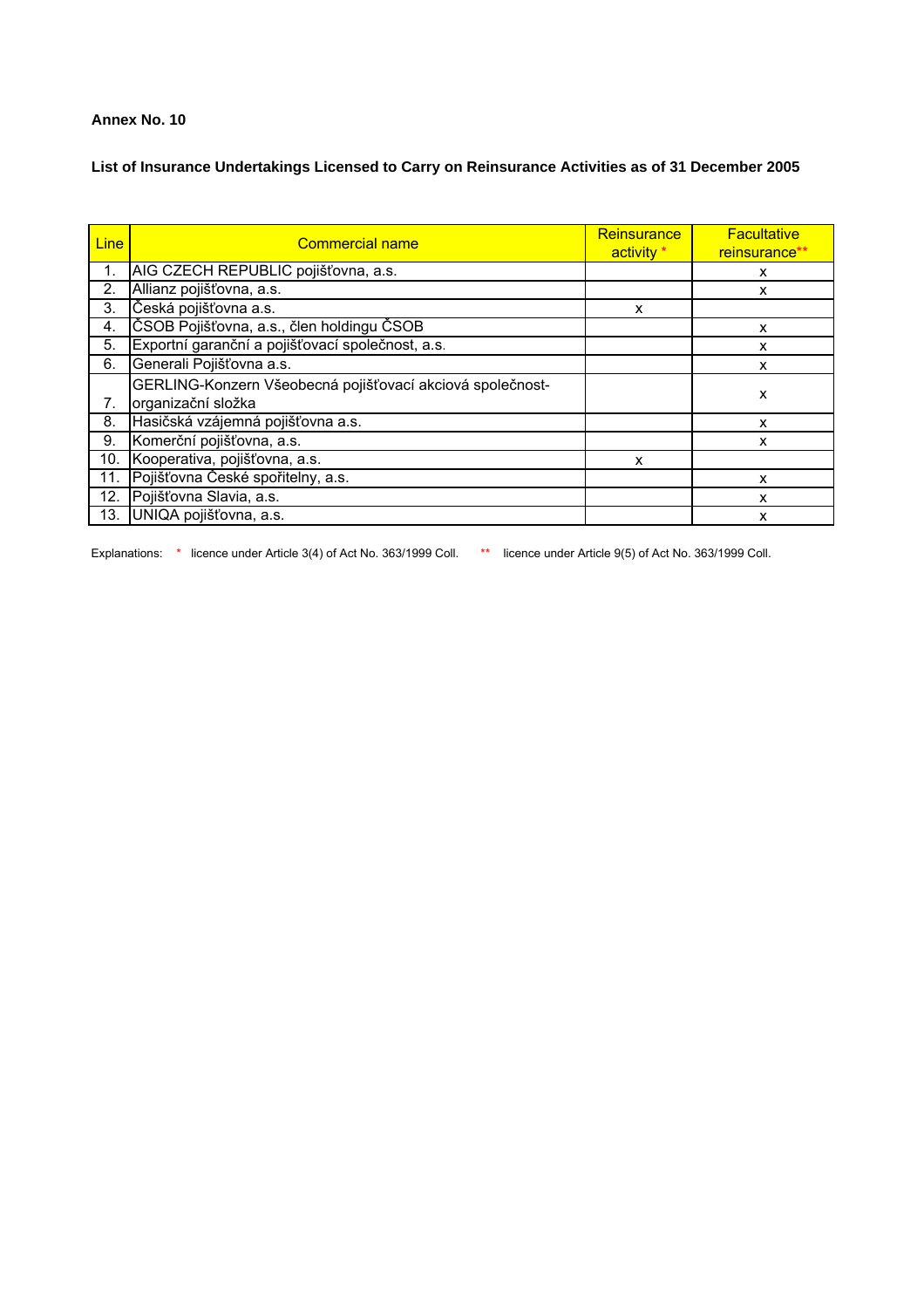**Annex No. 10**

**List of Insurance Undertakings Licensed to Carry on Reinsurance Activities as of 31 December 2005**

| Line | Commercial name | Reinsurance activity * | Facultative reinsurance** |
|---|---|---|---|
| 1. | AIG CZECH REPUBLIC pojišťovna, a.s. | | x |
| 2. | Allianz pojišťovna, a.s. | | x |
| 3. | Česká pojišťovna a.s. | x | |
| 4. | ČSOB Pojišťovna, a.s., člen holdingu ČSOB | | x |
| 5. | Exportní garanční a pojišťovací společnost, a.s. | | x |
| 6. | Generali Pojišťovna a.s. | | x |
| 7. | GERLING-Konzern Všeobecná pojišťovací akciová společnost-organizační složka | | x |
| 8. | Hasičská vzájemná pojišťovna a.s. | | x |
| 9. | Komerční pojišťovna, a.s. | | x |
| 10. | Kooperativa, pojišťovna, a.s. | x | |
| 11. | Pojišťovna České spořitelny, a.s. | | x |
| 12. | Pojišťovna Slavia, a.s. | | x |
| 13. | UNIQA pojišťovna, a.s. | | x |

Explanations: * licence under Article 3(4) of Act No. 363/1999 Coll. ** licence under Article 9(5) of Act No. 363/1999 Coll.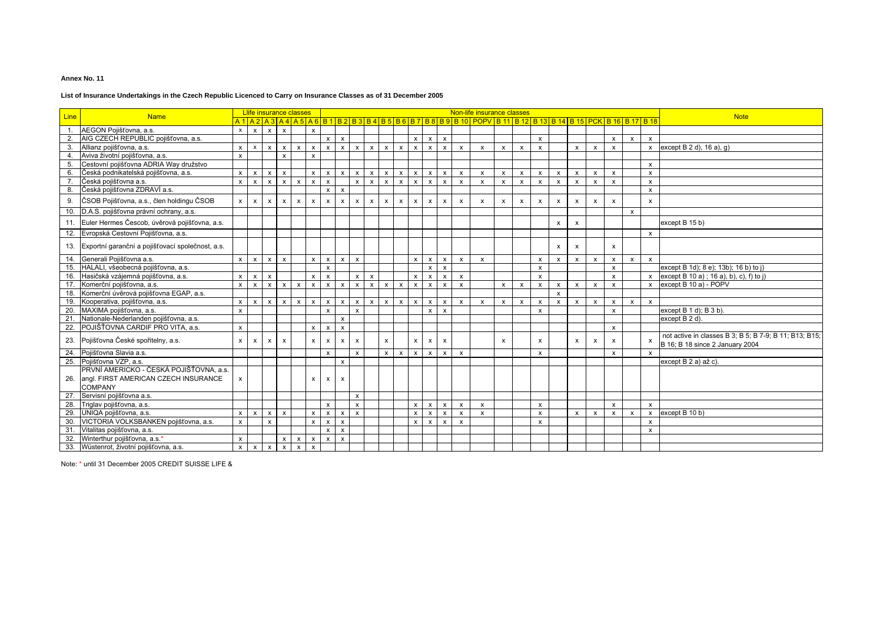**Annex No. 11**

**List of Insurance Undertakings in the Czech Republic Licenced to Carry on Insurance Classes as of 31 December 2005**

| Line | Name | Llife insurance classes | | | | | | Non-life insurance classes | | | | | | | | | | | | | | | | | | | | Note |
|---|---|---|---|---|---|---|---|---|---|---|---|---|---|---|---|---|---|---|---|---|---|---|---|---|---|---|---|---|
| | | A 1 | A 2 | A 3 | A 4 | A 5 | A 6 | B 1 | B 2 | B 3 | B 4 | B 5 | B 6 | B 7 | B 8 | B 9 | B 10 | POPV | B 11 | B 12 | B 13 | B 14 | B 15 | PCK | B 16 | B 17 | B 18 | |
| 1. | AEGON Pojišťovna, a.s. | x | x | x | x | | x | | | | | | | | | | | | | | | | | | | | | |
| 2. | AIG CZECH REPUBLIC pojišťovna, a.s. | | | | | | | x | x | | | | | x | x | x | | | | | x | | | | x | x | x | |
| 3. | Allianz pojišťovna, a.s. | x | x | x | x | x | x | x | x | x | x | x | x | x | x | x | x | x | x | x | x | | x | x | x | | x | except B 2 d), 16 a), g) |
| 4. | Aviva životní pojišťovna, a.s. | x | | | x | | x | | | | | | | | | | | | | | | | | | | | | |
| 5. | Cestovní pojišťovna ADRIA Way družstvo | | | | | | | | | | | | | | | | | | | | | | | | | | x | |
| 6. | Česká podnikatelská pojišťovna, a.s. | x | x | x | x | | x | x | x | x | x | x | x | x | x | x | x | x | x | x | x | x | x | x | x | | x | |
| 7. | Česká pojišťovna a.s. | x | x | x | x | x | x | x | | x | x | x | x | x | x | x | x | x | x | x | x | x | x | x | x | | x | |
| 8. | Česká pojišťovna ZDRAVÍ a.s. | | | | | | | x | x | | | | | | | | | | | | | | | | | | x | |
| 9. | ČSOB Pojišťovna, a.s., člen holdingu ČSOB | x | x | x | x | x | x | x | x | x | x | x | x | x | x | x | x | x | x | x | x | x | x | x | x | | x | |
| 10. | D.A.S. pojišťovna právní ochrany, a.s. | | | | | | | | | | | | | | | | | | | | | | | | | x | | |
| 11. | Euler Hermes Čescob, úvěrová pojišťovna, a.s. | | | | | | | | | | | | | | | | | | | | | x | x | | | | | except B 15 b) |
| 12. | Evropská Cestovní Pojišťovna, a.s. | | | | | | | | | | | | | | | | | | | | | | | | | | x | |
| 13. | Exportní garanční a pojišťovací společnost, a.s. | | | | | | | | | | | | | | | | | | | | | x | x | | x | | | |
| 14. | Generali Pojišťovna a.s. | x | x | x | x | | x | x | x | x | | | | x | x | x | x | x | | | x | x | x | x | x | x | x | |
| 15. | HALALI, všeobecná pojišťovna, a.s. | | | | | | | x | | | | | | | x | x | | | | | x | | | | x | | | except B 1d); 8 e); 13b); 16 b) to j) |
| 16. | Hasičská vzájemná pojišťovna, a.s. | x | x | x | | | x | x | | x | x | | | x | x | x | x | | | | x | | | | x | | x | except B 10 a) ; 16 a), b), c), f) to j) |
| 17. | Komerční pojišťovna, a.s. | x | x | x | x | x | x | x | x | x | x | x | x | x | x | x | x | | x | x | x | x | x | x | x | | x | except B 10 a) - POPV |
| 18. | Komerční úvěrová pojišťovna EGAP, a.s. | | | | | | | | | | | | | | | | | | | | | x | | | | | | |
| 19. | Kooperativa, pojišťovna, a.s. | x | x | x | x | x | x | x | x | x | x | x | x | x | x | x | x | x | x | x | x | x | x | x | x | x | x | |
| 20. | MAXIMA pojišťovna, a.s. | x | | | | | | x | | x | | | | | x | x | | | | | x | | | | x | | | except B 1 d); B 3 b). |
| 21. | Nationale-Nederlanden pojišťovna, a.s. | | | | | | | | x | | | | | | | | | | | | | | | | | | | except B 2 d). |
| 22. | POJIŠŤOVNA CARDIF PRO VITA, a.s. | x | | | | | x | x | x | | | | | | | | | | | | | | | | x | | | |
| 23. | Pojišťovna České spořitelny, a.s. | x | x | x | x | | x | x | x | x | | x | | x | x | x | | | x | | x | | x | x | x | | x | not active in classes B 3; B 5; B 7-9; B 11; B13; B15; B 16; B 18 since 2 January 2004 |
| 24. | Pojišťovna Slavia a.s. | | | | | | | x | | x | | x | x | x | x | x | x | | | | x | | | | x | | x | |
| 25. | Pojišťovna VZP, a.s. | | | | | | | | x | | | | | | | | | | | | | | | | | | | except B 2 a) až c). |
| 26. | PRVNÍ AMERICKO - ČESKÁ POJIŠŤOVNA, a.s. angl. FIRST AMERICAN CZECH INSURANCE COMPANY | x | | | | | x | x | x | | | | | | | | | | | | | | | | | | | |
| 27. | Servisní pojišťovna a.s. | | | | | | | | | x | | | | | | | | | | | | | | | | | | |
| 28. | Triglav pojišťovna, a.s. | | | | | | | x | | x | | | | x | x | x | x | x | | | x | | | | x | | x | |
| 29. | UNIQA pojišťovna, a.s. | x | x | x | x | | x | x | x | x | | | | x | x | x | x | x | | | x | | x | x | x | x | x | except B 10 b) |
| 30. | VICTORIA VOLKSBANKEN pojišťovna, a.s. | x | | x | | | x | x | x | | | | | x | x | x | x | | | | x | | | | | | x | |
| 31. | Vitalitas pojišťovna, a.s. | | | | | | | x | x | | | | | | | | | | | | | | | | | | x | |
| 32. | Winterthur pojišťovna, a.s.* | x | | | x | x | x | x | x | | | | | | | | | | | | | | | | | | | |
| 33. | Wüstenrot, životní pojišťovna, a.s. | x | x | x | x | x | x | | | | | | | | | | | | | | | | | | | | | |

Note: * until 31 December 2005 CREDIT SUISSE LIFE &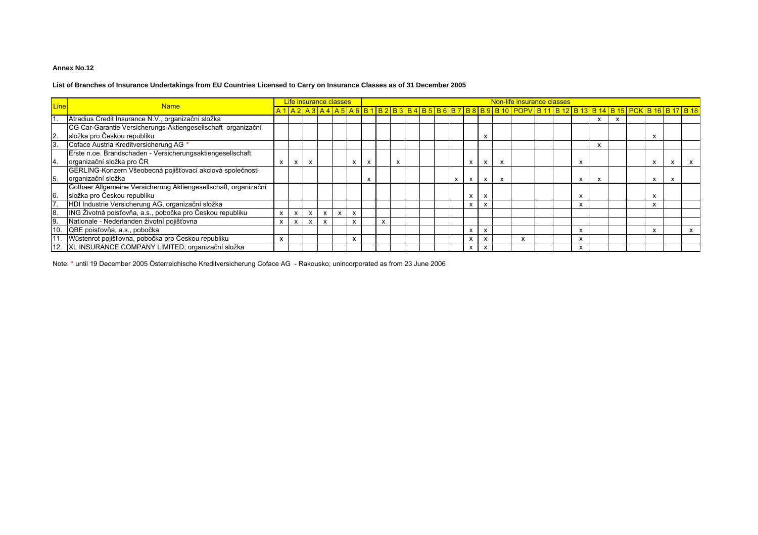**Annex No.12**

**List of Branches of Insurance Undertakings from EU Countries Licensed to Carry on Insurance Classes as of 31 December 2005**

| Line | Name | Life insurance classes | | | | | | Non-life insurance classes | | | | | | | | | | | | | | | | | | | |
|---|---|---|---|---|---|---|---|---|---|---|---|---|---|---|---|---|---|---|---|---|---|---|---|---|---|---|---|
| | | A 1 | A 2 | A 3 | A 4 | A 5 | A 6 | B 1 | B 2 | B 3 | B 4 | B 5 | B 6 | B 7 | B 8 | B 9 | B 10 | POPV | B 11 | B 12 | B 13 | B 14 | B 15 | PCK | B 16 | B 17 | B 18 |
| 1. | Atradius Credit Insurance N.V., organizační složka | | | | | | | | | | | | | | | | | | | | | x | x | | | | |
| 2. | CG Car-Garantie Versicherungs-Aktiengesellschaft organizační složka pro Českou republiku | | | | | | | | | | | | | | | x | | | | | | | | | x | | |
| 3. | Coface Austria Kreditversicherung AG * | | | | | | | | | | | | | | | | | | | | | x | | | | | |
| 4. | Erste n.oe. Brandschaden - Versicherungsaktiengesellschaft organizační složka pro ČR | x | x | x | | | x | x | | x | | | | | x | x | x | | | | x | | | | x | x | x |
| 5. | GERLING-Konzern Všeobecná pojišťovací akciová společnost-organizační složka | | | | | | | x | | | | | | x | x | x | x | | | | x | x | | | x | x | |
| 6. | Gothaer Allgemeine Versicherung Aktiengesellschaft, organizační složka pro Českou republiku | | | | | | | | | | | | | | x | x | | | | | x | | | | x | | |
| 7. | HDI Industrie Versicherung AG, organizační složka | | | | | | | | | | | | | | x | x | | | | | x | | | | x | | |
| 8. | ING Životná poisťovňa, a.s., pobočka pro Českou republiku | x | x | x | x | x | x | | | | | | | | | | | | | | | | | | | | |
| 9. | Nationale - Nederlanden životní pojišťovna | x | x | x | x | | x | | x | | | | | | | | | | | | | | | | | | |
| 10. | QBE poisťovňa, a.s., pobočka | | | | | | | | | | | | | | x | x | | | | | x | | | | x | | x |
| 11. | Wüstenrot pojišťovna, pobočka pro Českou republiku | x | | | | | x | | | | | | | | x | x | | x | | | x | | | | | | |
| 12. | XL INSURANCE COMPANY LIMITED, organizační složka | | | | | | | | | | | | | | x | x | | | | | x | | | | | | |

Note: * until 19 December 2005 Österreichische Kreditversicherung Coface AG - Rakousko; unincorporated as from 23 June 2006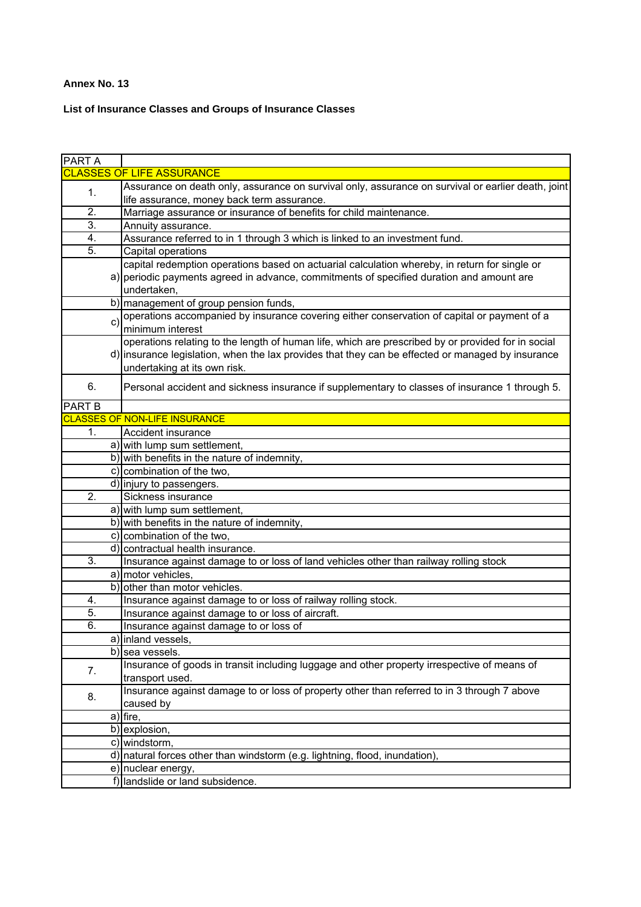**Annex No. 13**

**List of Insurance Classes and Groups of Insurance Classes**

| PART A | |
|---|---|
| CLASSES OF LIFE ASSURANCE | |
| 1. | Assurance on death only, assurance on survival only, assurance on survival or earlier death, joint life assurance, money back term assurance. |
| 2. | Marriage assurance or insurance of benefits for child maintenance. |
| 3. | Annuity assurance. |
| 4. | Assurance referred to in 1 through 3 which is linked to an investment fund. |
| 5. | Capital operations |
| a) | capital redemption operations based on actuarial calculation whereby, in return for single or periodic payments agreed in advance, commitments of specified duration and amount are undertaken, |
| b) | management of group pension funds, |
| c) | operations accompanied by insurance covering either conservation of capital or payment of a minimum interest |
| d) | operations relating to the length of human life, which are prescribed by or provided for in social insurance legislation, when the lax provides that they can be effected or managed by insurance undertaking at its own risk. |
| 6. | Personal accident and sickness insurance if supplementary to classes of insurance 1 through 5. |
| PART B | |
| CLASSES OF NON-LIFE INSURANCE | |
| 1. | Accident insurance |
| a) | with lump sum settlement, |
| b) | with benefits in the nature of indemnity, |
| c) | combination of the two, |
| d) | injury to passengers. |
| 2. | Sickness insurance |
| a) | with lump sum settlement, |
| b) | with benefits in the nature of indemnity, |
| c) | combination of the two, |
| d) | contractual health insurance. |
| 3. | Insurance against damage to or loss of land vehicles other than railway rolling stock |
| a) | motor vehicles, |
| b) | other than motor vehicles. |
| 4. | Insurance against damage to or loss of railway rolling stock. |
| 5. | Insurance against damage to or loss of aircraft. |
| 6. | Insurance against damage to or loss of |
| a) | inland vessels, |
| b) | sea vessels. |
| 7. | Insurance of goods in transit including luggage and other property irrespective of means of transport used. |
| 8. | Insurance against damage to or loss of property other than referred to in 3 through 7 above caused by |
| a) | fire, |
| b) | explosion, |
| c) | windstorm, |
| d) | natural forces other than windstorm (e.g. lightning, flood, inundation), |
| e) | nuclear energy, |
| f) | landslide or land subsidence. |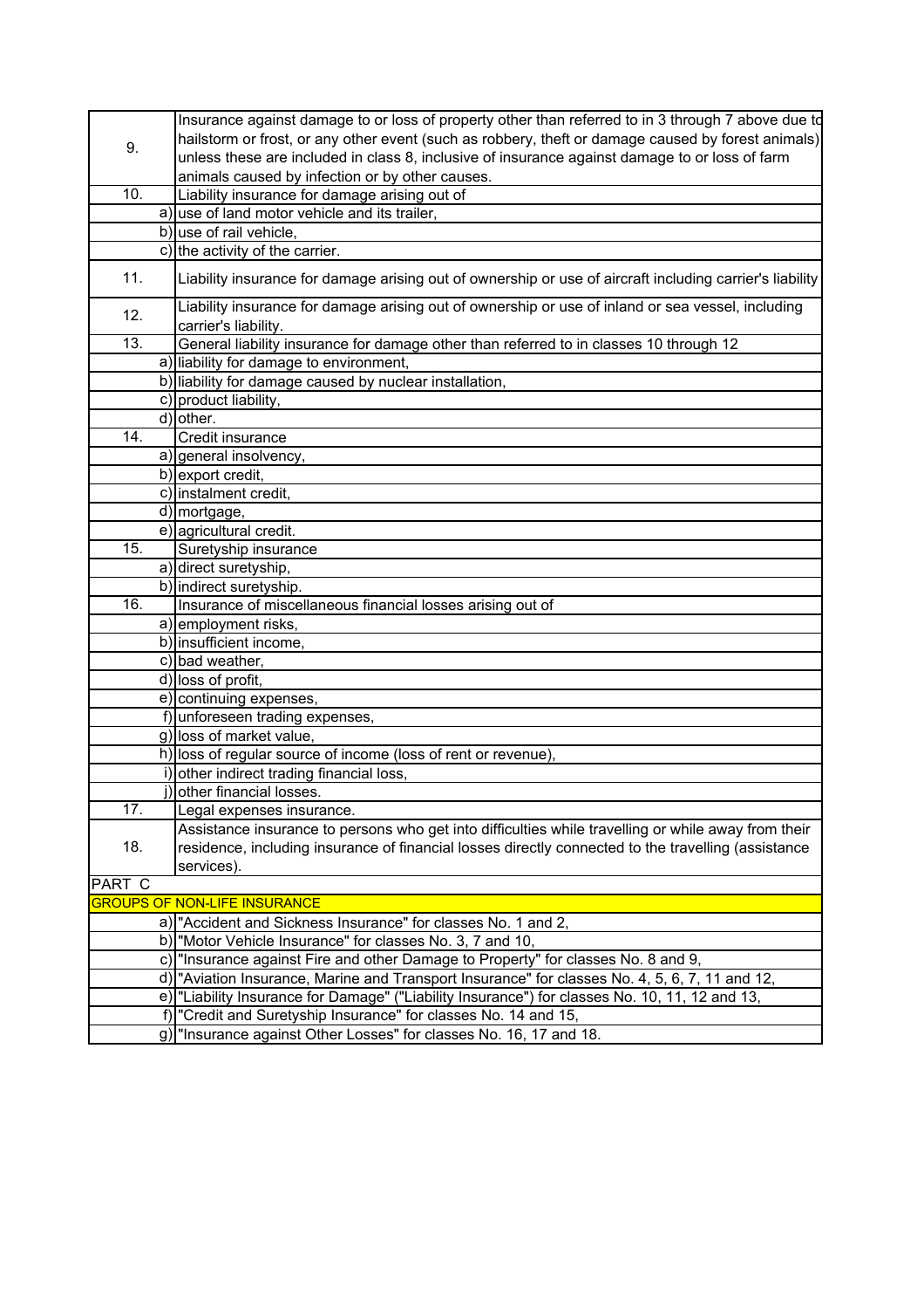| | |
|---|---|
| 9. | Insurance against damage to or loss of property other than referred to in 3 through 7 above due to hailstorm or frost, or any other event (such as robbery, theft or damage caused by forest animals) unless these are included in class 8, inclusive of insurance against damage to or loss of farm animals caused by infection or by other causes. |
| 10. | Liability insurance for damage arising out of |
| a) | use of land motor vehicle and its trailer, |
| b) | use of rail vehicle, |
| c) | the activity of the carrier. |
| 11. | Liability insurance for damage arising out of ownership or use of aircraft including carrier's liability |
| 12. | Liability insurance for damage arising out of ownership or use of inland or sea vessel, including carrier's liability. |
| 13. | General liability insurance for damage other than referred to in classes 10 through 12 |
| a) | liability for damage to environment, |
| b) | liability for damage caused by nuclear installation, |
| c) | product liability, |
| d) | other. |
| 14. | Credit insurance |
| a) | general insolvency, |
| b) | export credit, |
| c) | instalment credit, |
| d) | mortgage, |
| e) | agricultural credit. |
| 15. | Suretyship insurance |
| a) | direct suretyship, |
| b) | indirect suretyship. |
| 16. | Insurance of miscellaneous financial losses arising out of |
| a) | employment risks, |
| b) | insufficient income, |
| c) | bad weather, |
| d) | loss of profit, |
| e) | continuing expenses, |
| f) | unforeseen trading expenses, |
| g) | loss of market value, |
| h) | loss of regular source of income (loss of rent or revenue), |
| i) | other indirect trading financial loss, |
| j) | other financial losses. |
| 17. | Legal expenses insurance. |
| 18. | Assistance insurance to persons who get into difficulties while travelling or while away from their residence, including insurance of financial losses directly connected to the travelling (assistance services). |
| PART C | |
| GROUPS OF NON-LIFE INSURANCE | |
| a) | "Accident and Sickness Insurance" for classes No. 1 and 2, |
| b) | "Motor Vehicle Insurance" for classes No. 3, 7 and 10, |
| c) | "Insurance against Fire and other Damage to Property" for classes No. 8 and 9, |
| d) | "Aviation Insurance, Marine and Transport Insurance" for classes No. 4, 5, 6, 7, 11 and 12, |
| e) | "Liability Insurance for Damage" ("Liability Insurance") for classes No. 10, 11, 12 and 13, |
| f) | "Credit and Suretyship Insurance" for classes No. 14 and 15, |
| g) | "Insurance against Other Losses" for classes No. 16, 17 and 18. |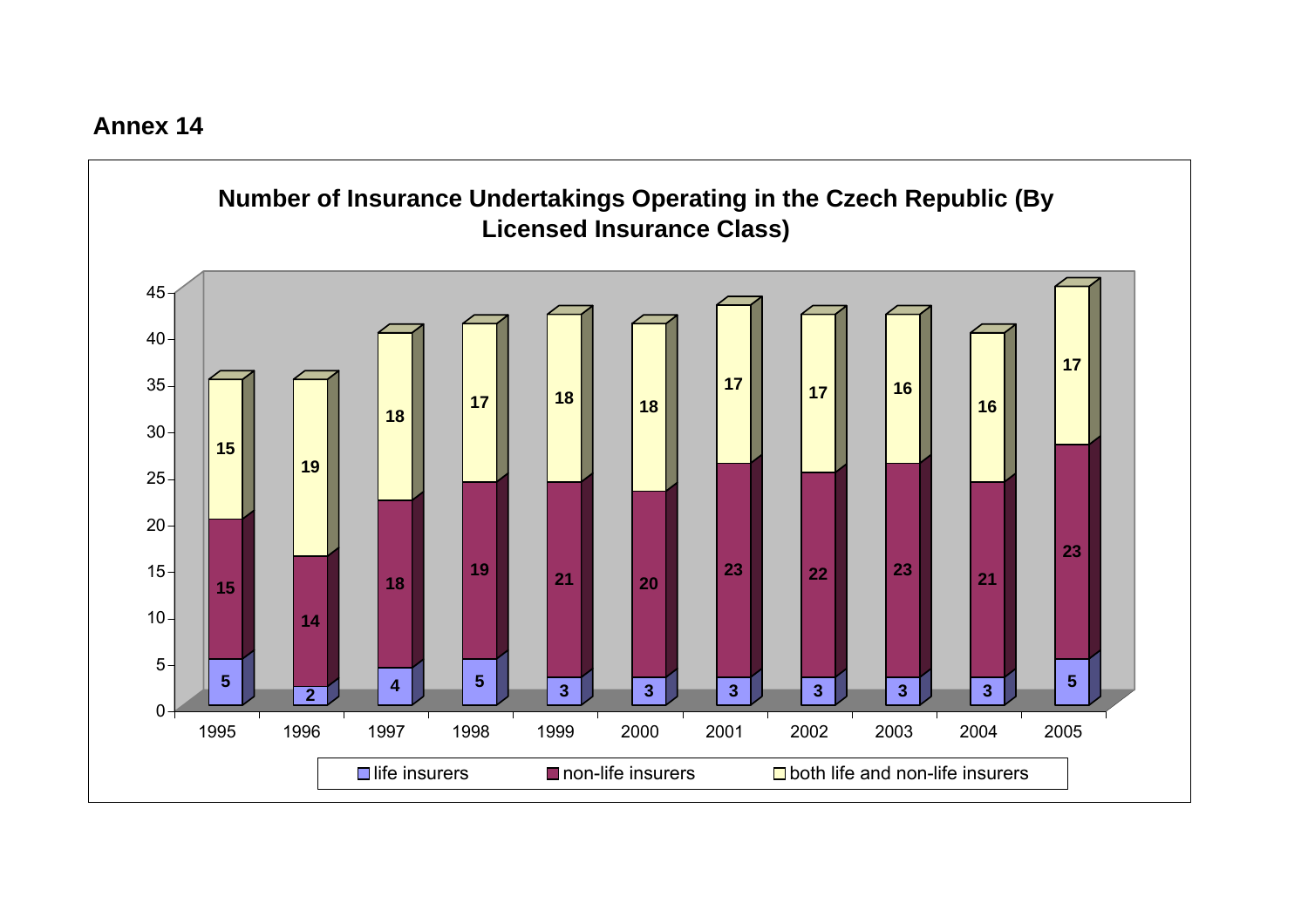## Annex 14

**Number of Insurance Undertakings Operating in the Czech Republic (By Licensed Insurance Class)**

| Year | life insurers | non-life insurers | both life and non-life insurers |
|---|---|---|---|
| 1995 | 5 | 15 | 15 |
| 1996 | 2 | 14 | 19 |
| 1997 | 4 | 18 | 18 |
| 1998 | 5 | 19 | 17 |
| 1999 | 3 | 21 | 18 |
| 2000 | 3 | 20 | 18 |
| 2001 | 3 | 23 | 17 |
| 2002 | 3 | 22 | 17 |
| 2003 | 3 | 23 | 16 |
| 2004 | 3 | 21 | 16 |
| 2005 | 5 | 23 | 17 |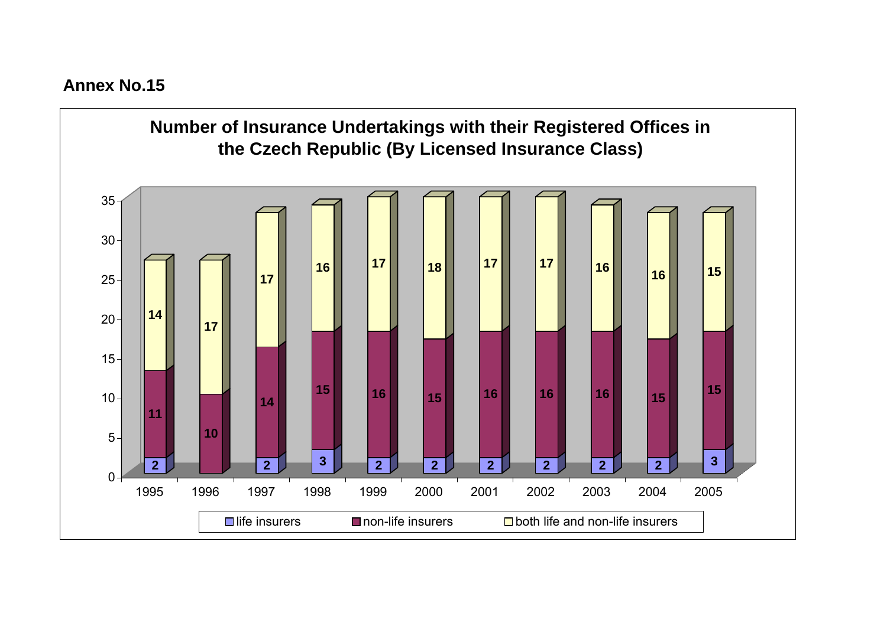**Annex No.15**

**Number of Insurance Undertakings with their Registered Offices in the Czech Republic (By Licensed Insurance Class)**

| Year | life insurers | non-life insurers | both life and non-life insurers |
|---|---|---|---|
| 1995 | 2 | 11 | 14 |
| 1996 | | 10 | 17 |
| 1997 | 2 | 14 | 17 |
| 1998 | 3 | 15 | 16 |
| 1999 | 2 | 16 | 17 |
| 2000 | 2 | 15 | 18 |
| 2001 | 2 | 16 | 17 |
| 2002 | 2 | 16 | 17 |
| 2003 | 2 | 16 | 16 |
| 2004 | 2 | 15 | 16 |
| 2005 | 3 | 15 | 15 |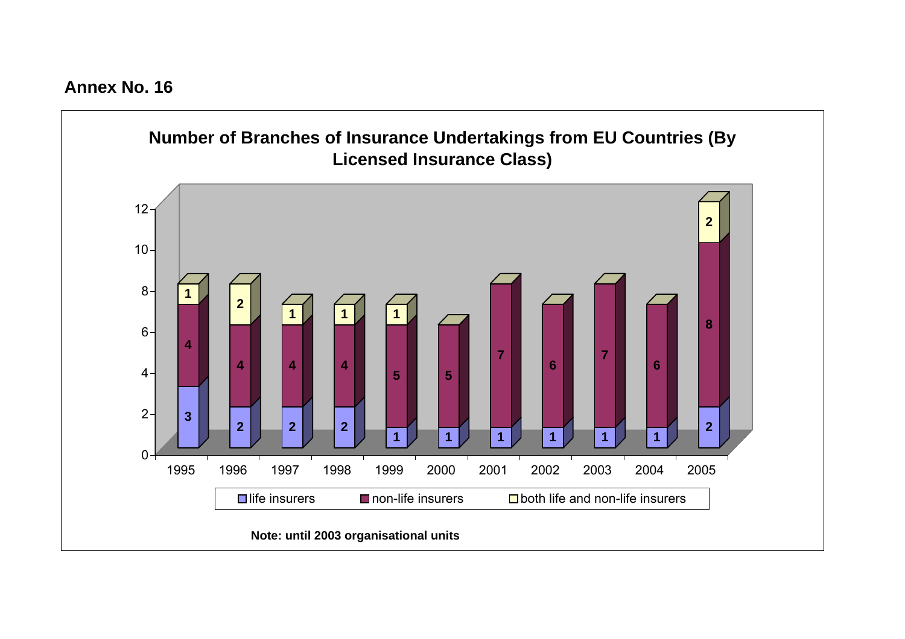**Annex No. 16**

**Number of Branches of Insurance Undertakings from EU Countries (By Licensed Insurance Class)**

| Year | life insurers | non-life insurers | both life and non-life insurers |
|---|---|---|---|
| 1995 | 3 | 4 | 1 |
| 1996 | 2 | 4 | 2 |
| 1997 | 2 | 4 | 1 |
| 1998 | 2 | 4 | 1 |
| 1999 | 1 | 5 | 1 |
| 2000 | 1 | 5 | |
| 2001 | 1 | 7 | |
| 2002 | 1 | 6 | |
| 2003 | 1 | 7 | |
| 2004 | 1 | 6 | |
| 2005 | 2 | 8 | 2 |

**Note: until 2003 organisational units**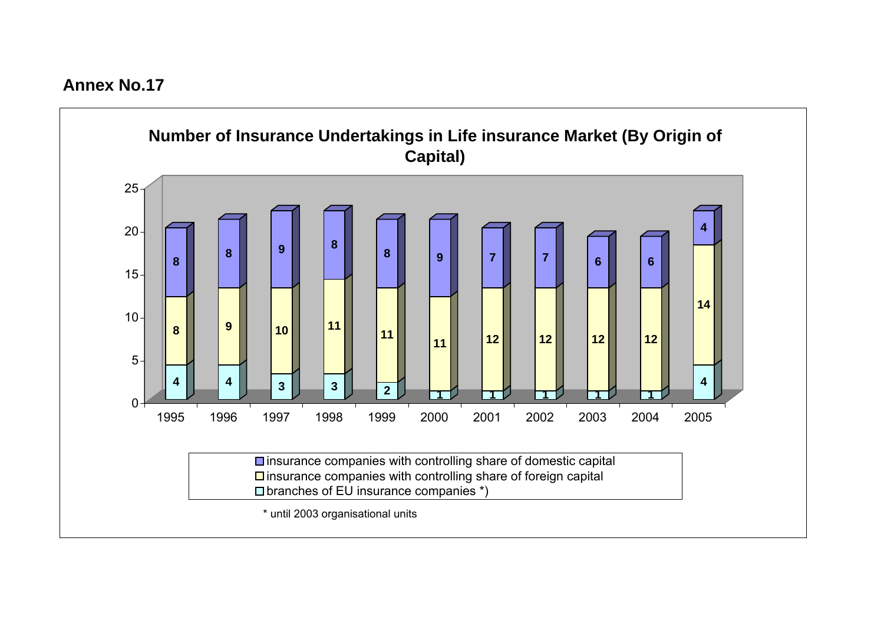**Annex No.17**

**Number of Insurance Undertakings in Life insurance Market (By Origin of Capital)**

| Year | branches of EU insurance companies *) | insurance companies with controlling share of foreign capital | insurance companies with controlling share of domestic capital |
|---|---|---|---|
| 1995 | 4 | 8 | 8 |
| 1996 | 4 | 9 | 8 |
| 1997 | 3 | 10 | 9 |
| 1998 | 3 | 11 | 8 |
| 1999 | 2 | 11 | 8 |
| 2000 | 1 | 11 | 9 |
| 2001 | 1 | 12 | 7 |
| 2002 | 1 | 12 | 7 |
| 2003 | 1 | 12 | 6 |
| 2004 | 1 | 12 | 6 |
| 2005 | 4 | 14 | 4 |

\* until 2003 organisational units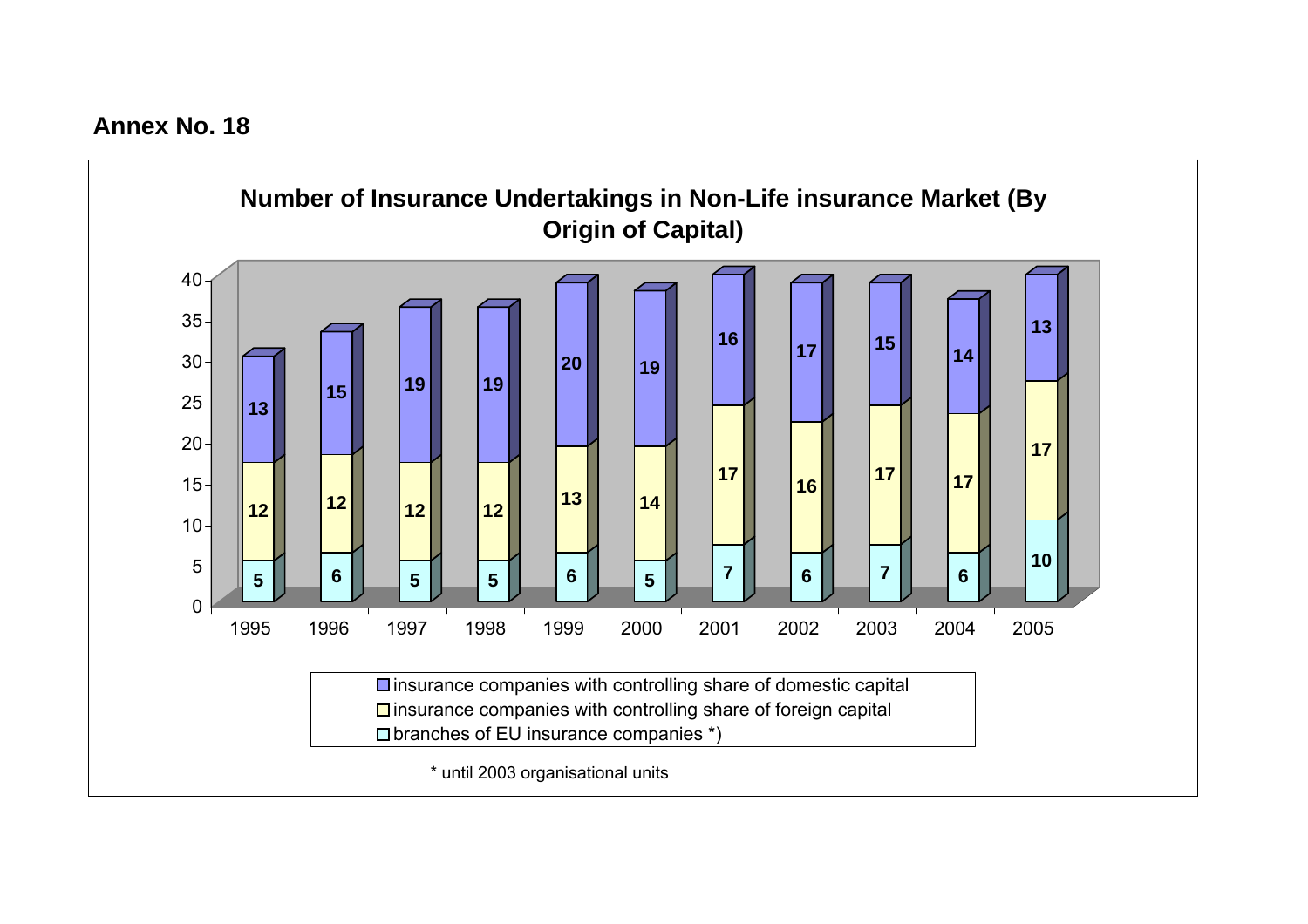**Annex No. 18**

**Number of Insurance Undertakings in Non-Life insurance Market (By Origin of Capital)**

| Year | insurance companies with controlling share of domestic capital | insurance companies with controlling share of foreign capital | branches of EU insurance companies *) |
|---|---|---|---|
| 1995 | 13 | 12 | 5 |
| 1996 | 15 | 12 | 6 |
| 1997 | 19 | 12 | 5 |
| 1998 | 19 | 12 | 5 |
| 1999 | 20 | 13 | 6 |
| 2000 | 19 | 14 | 5 |
| 2001 | 16 | 17 | 7 |
| 2002 | 17 | 16 | 6 |
| 2003 | 15 | 17 | 7 |
| 2004 | 14 | 17 | 6 |
| 2005 | 13 | 17 | 10 |

\* until 2003 organisational units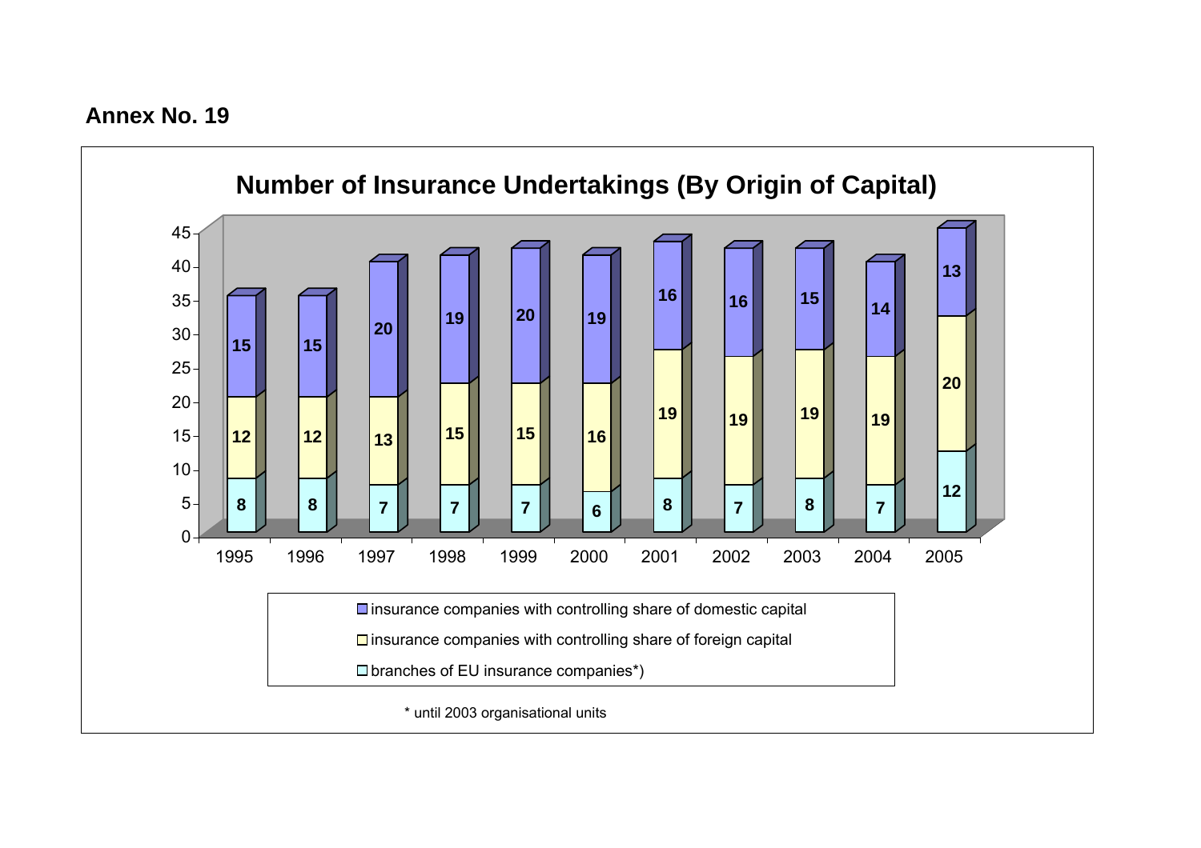**Annex No. 19**

**Number of Insurance Undertakings (By Origin of Capital)**

| Year | insurance companies with controlling share of domestic capital | insurance companies with controlling share of foreign capital | branches of EU insurance companies*) |
|---|---|---|---|
| 1995 | 15 | 12 | 8 |
| 1996 | 15 | 12 | 8 |
| 1997 | 20 | 13 | 7 |
| 1998 | 19 | 15 | 7 |
| 1999 | 20 | 15 | 7 |
| 2000 | 19 | 16 | 6 |
| 2001 | 16 | 19 | 8 |
| 2002 | 16 | 19 | 7 |
| 2003 | 15 | 19 | 8 |
| 2004 | 14 | 19 | 7 |
| 2005 | 13 | 20 | 12 |

\* until 2003 organisational units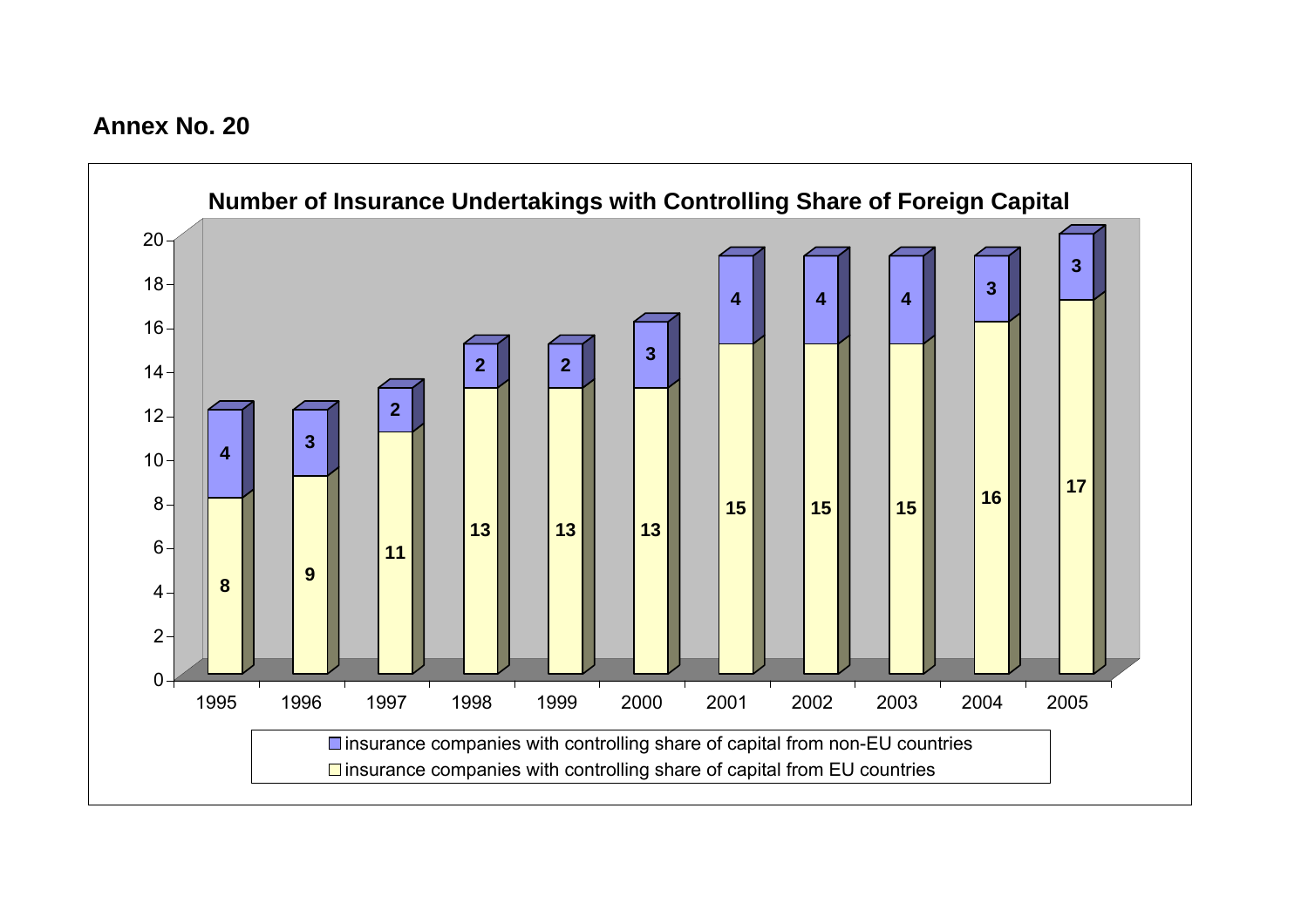**Annex No. 20**

**Number of Insurance Undertakings with Controlling Share of Foreign Capital**

| Year | insurance companies with controlling share of capital from EU countries | insurance companies with controlling share of capital from non-EU countries |
|---|---|---|
| 1995 | 8 | 4 |
| 1996 | 9 | 3 |
| 1997 | 11 | 2 |
| 1998 | 13 | 2 |
| 1999 | 13 | 2 |
| 2000 | 13 | 3 |
| 2001 | 15 | 4 |
| 2002 | 15 | 4 |
| 2003 | 15 | 4 |
| 2004 | 16 | 3 |
| 2005 | 17 | 3 |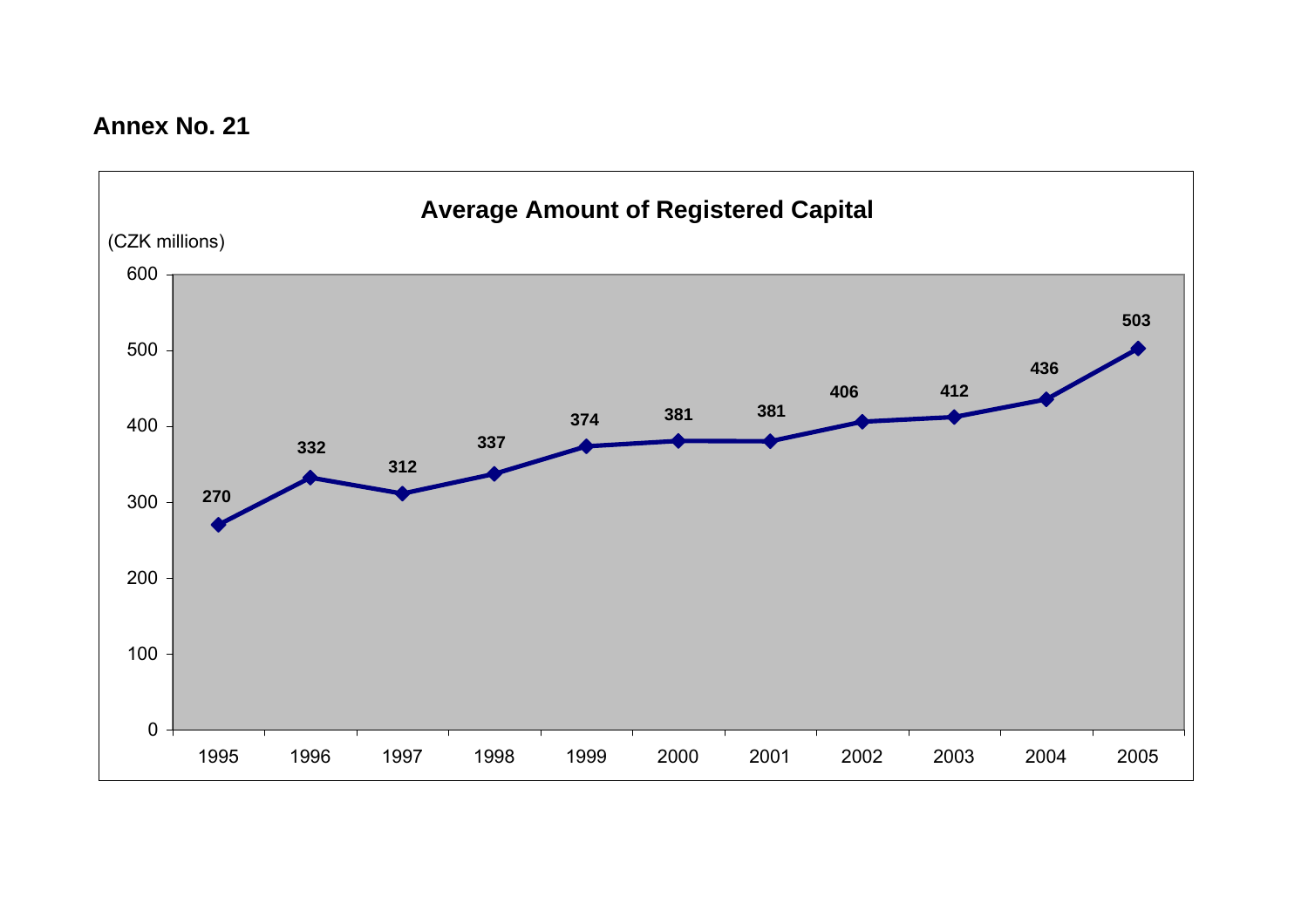**Annex No. 21**

**Average Amount of Registered Capital**

(CZK millions)

| Year | 1995 | 1996 | 1997 | 1998 | 1999 | 2000 | 2001 | 2002 | 2003 | 2004 | 2005 |
|---|---|---|---|---|---|---|---|---|---|---|---|
| Average registered capital | 270 | 332 | 312 | 337 | 374 | 381 | 381 | 406 | 412 | 436 | 503 |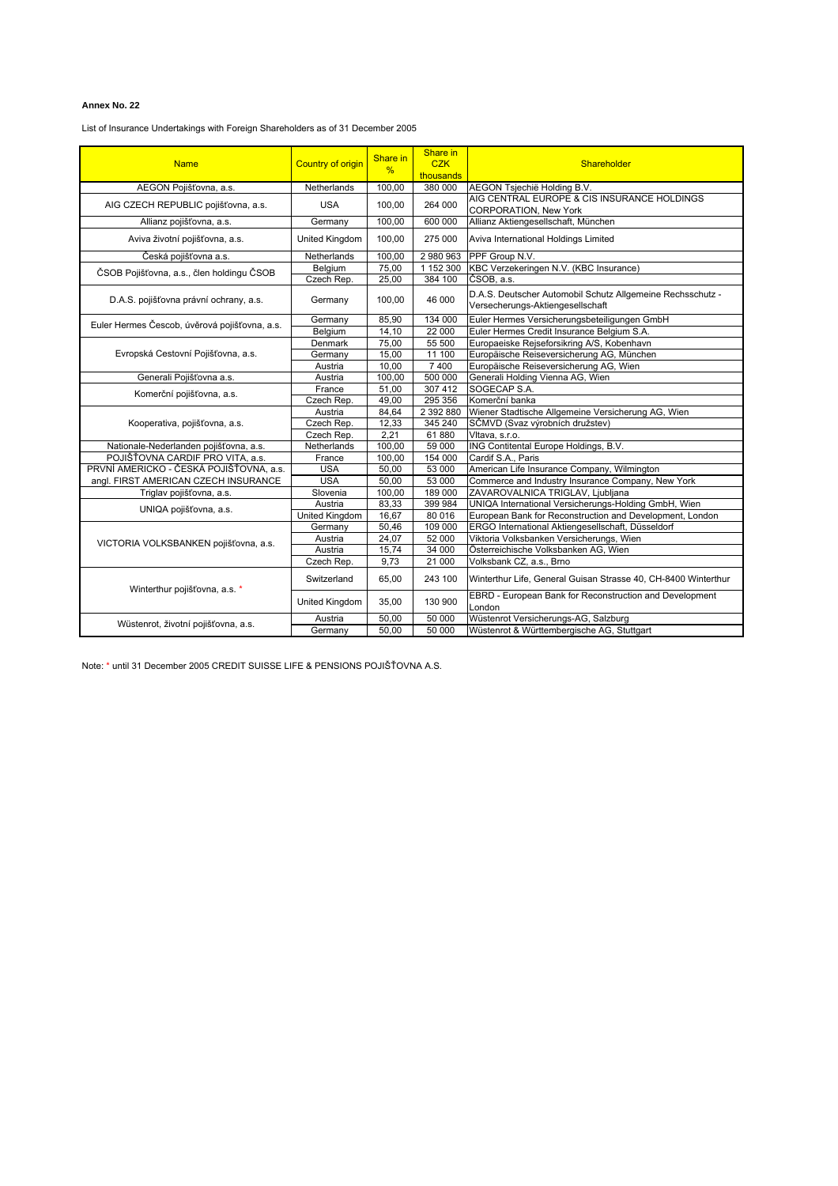**Annex No. 22**

List of Insurance Undertakings with Foreign Shareholders as of 31 December 2005

| Name | Country of origin | Share in % | Share in CZK thousands | Shareholder |
|---|---|---|---|---|
| AEGON Pojišťovna, a.s. | Netherlands | 100,00 | 380 000 | AEGON Tsjechië Holding B.V. |
| AIG CZECH REPUBLIC pojišťovna, a.s. | USA | 100,00 | 264 000 | AIG CENTRAL EUROPE & CIS INSURANCE HOLDINGS CORPORATION, New York |
| Allianz pojišťovna, a.s. | Germany | 100,00 | 600 000 | Allianz Aktiengesellschaft, München |
| Aviva životní pojišťovna, a.s. | United Kingdom | 100,00 | 275 000 | Aviva International Holdings Limited |
| Česká pojišťovna a.s. | Netherlands | 100,00 | 2 980 963 | PPF Group N.V. |
| ČSOB Pojišťovna, a.s., člen holdingu ČSOB | Belgium | 75,00 | 1 152 300 | KBC Verzekeringen N.V. (KBC Insurance) |
| | Czech Rep. | 25,00 | 384 100 | ČSOB, a.s. |
| D.A.S. pojišťovna právní ochrany, a.s. | Germany | 100,00 | 46 000 | D.A.S. Deutscher Automobil Schutz Allgemeine Rechsschutz - Versecherungs-Aktiengesellschaft |
| Euler Hermes Čescob, úvěrová pojišťovna, a.s. | Germany | 85,90 | 134 000 | Euler Hermes Versicherungsbeteiligungen GmbH |
| | Belgium | 14,10 | 22 000 | Euler Hermes Credit Insurance Belgium S.A. |
| Evropská Cestovní Pojišťovna, a.s. | Denmark | 75,00 | 55 500 | Europaeiske Rejseforsikring A/S, Kobenhavn |
| | Germany | 15,00 | 11 100 | Europäische Reiseversicherung AG, München |
| | Austria | 10,00 | 7 400 | Europäische Reiseversicherung AG, Wien |
| Generali Pojišťovna a.s. | Austria | 100,00 | 500 000 | Generali Holding Vienna AG, Wien |
| Komerční pojišťovna, a.s. | France | 51,00 | 307 412 | SOGECAP S.A. |
| | Czech Rep. | 49,00 | 295 356 | Komerční banka |
| Kooperativa, pojišťovna, a.s. | Austria | 84,64 | 2 392 880 | Wiener Stadtische Allgemeine Versicherung AG, Wien |
| | Czech Rep. | 12,33 | 345 240 | SČMVD (Svaz výrobních družstev) |
| | Czech Rep. | 2,21 | 61 880 | Vltava, s.r.o. |
| Nationale-Nederlanden pojišťovna, a.s. | Netherlands | 100,00 | 59 000 | ING Contitental Europe Holdings, B.V. |
| POJIŠŤOVNA CARDIF PRO VITA, a.s. | France | 100,00 | 154 000 | Cardif S.A., Paris |
| PRVNÍ AMERICKO - ČESKÁ POJIŠŤOVNA, a.s. | USA | 50,00 | 53 000 | American Life Insurance Company, Wilmington |
| angl. FIRST AMERICAN CZECH INSURANCE | USA | 50,00 | 53 000 | Commerce and Industry Insurance Company, New York |
| Triglav pojišťovna, a.s. | Slovenia | 100,00 | 189 000 | ZAVAROVALNICA TRIGLAV, Ljubljana |
| UNIQA pojišťovna, a.s. | Austria | 83,33 | 399 984 | UNIQA International Versicherungs-Holding GmbH, Wien |
| | United Kingdom | 16,67 | 80 016 | European Bank for Reconstruction and Development, London |
| VICTORIA VOLKSBANKEN pojišťovna, a.s. | Germany | 50,46 | 109 000 | ERGO International Aktiengesellschaft, Düsseldorf |
| | Austria | 24,07 | 52 000 | Viktoria Volksbanken Versicherungs, Wien |
| | Austria | 15,74 | 34 000 | Österreichische Volksbanken AG, Wien |
| | Czech Rep. | 9,73 | 21 000 | Volksbank CZ, a.s., Brno |
| Winterthur pojišťovna, a.s. * | Switzerland | 65,00 | 243 100 | Winterthur Life, General Guisan Strasse 40, CH-8400 Winterthur |
| | United Kingdom | 35,00 | 130 900 | EBRD - European Bank for Reconstruction and Development London |
| Wüstenrot, životní pojišťovna, a.s. | Austria | 50,00 | 50 000 | Wüstenrot Versicherungs-AG, Salzburg |
| | Germany | 50,00 | 50 000 | Wüstenrot & Württembergische AG, Stuttgart |

Note: * until 31 December 2005 CREDIT SUISSE LIFE & PENSIONS POJIŠŤOVNA A.S.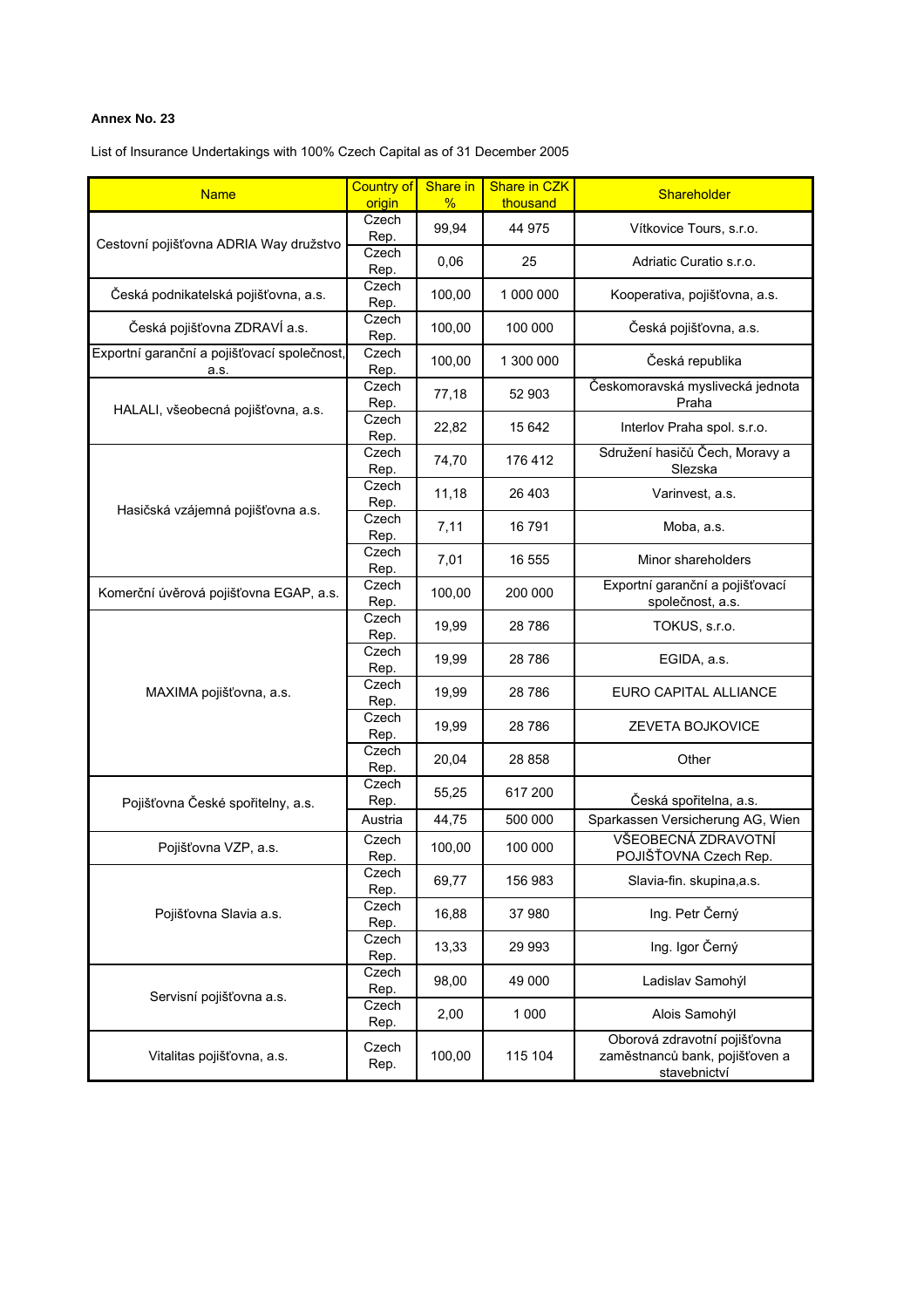**Annex No. 23**

List of Insurance Undertakings with 100% Czech Capital as of 31 December 2005

| Name | Country of origin | Share in % | Share in CZK thousand | Shareholder |
|---|---|---|---|---|
| Cestovní pojišťovna ADRIA Way družstvo | Czech Rep. | 99,94 | 44 975 | Vítkovice Tours, s.r.o. |
| | Czech Rep. | 0,06 | 25 | Adriatic Curatio s.r.o. |
| Česká podnikatelská pojišťovna, a.s. | Czech Rep. | 100,00 | 1 000 000 | Kooperativa, pojišťovna, a.s. |
| Česká pojišťovna ZDRAVÍ a.s. | Czech Rep. | 100,00 | 100 000 | Česká pojišťovna, a.s. |
| Exportní garanční a pojišťovací společnost, a.s. | Czech Rep. | 100,00 | 1 300 000 | Česká republika |
| HALALI, všeobecná pojišťovna, a.s. | Czech Rep. | 77,18 | 52 903 | Českomoravská myslivecká jednota Praha |
| | Czech Rep. | 22,82 | 15 642 | Interlov Praha spol. s.r.o. |
| Hasičská vzájemná pojišťovna a.s. | Czech Rep. | 74,70 | 176 412 | Sdružení hasičů Čech, Moravy a Slezska |
| | Czech Rep. | 11,18 | 26 403 | Varinvest, a.s. |
| | Czech Rep. | 7,11 | 16 791 | Moba, a.s. |
| | Czech Rep. | 7,01 | 16 555 | Minor shareholders |
| Komerční úvěrová pojišťovna EGAP, a.s. | Czech Rep. | 100,00 | 200 000 | Exportní garanční a pojišťovací společnost, a.s. |
| MAXIMA pojišťovna, a.s. | Czech Rep. | 19,99 | 28 786 | TOKUS, s.r.o. |
| | Czech Rep. | 19,99 | 28 786 | EGIDA, a.s. |
| | Czech Rep. | 19,99 | 28 786 | EURO CAPITAL ALLIANCE |
| | Czech Rep. | 19,99 | 28 786 | ZEVETA BOJKOVICE |
| | Czech Rep. | 20,04 | 28 858 | Other |
| Pojišťovna České spořitelny, a.s. | Czech Rep. | 55,25 | 617 200 | Česká spořitelna, a.s. |
| | Austria | 44,75 | 500 000 | Sparkassen Versicherung AG, Wien |
| Pojišťovna VZP, a.s. | Czech Rep. | 100,00 | 100 000 | VŠEOBECNÁ ZDRAVOTNÍ POJIŠŤOVNA Czech Rep. |
| Pojišťovna Slavia a.s. | Czech Rep. | 69,77 | 156 983 | Slavia-fin. skupina,a.s. |
| | Czech Rep. | 16,88 | 37 980 | Ing. Petr Černý |
| | Czech Rep. | 13,33 | 29 993 | Ing. Igor Černý |
| Servisní pojišťovna a.s. | Czech Rep. | 98,00 | 49 000 | Ladislav Samohýl |
| | Czech Rep. | 2,00 | 1 000 | Alois Samohýl |
| Vitalitas pojišťovna, a.s. | Czech Rep. | 100,00 | 115 104 | Oborová zdravotní pojišťovna zaměstnanců bank, pojišťoven a stavebnictví |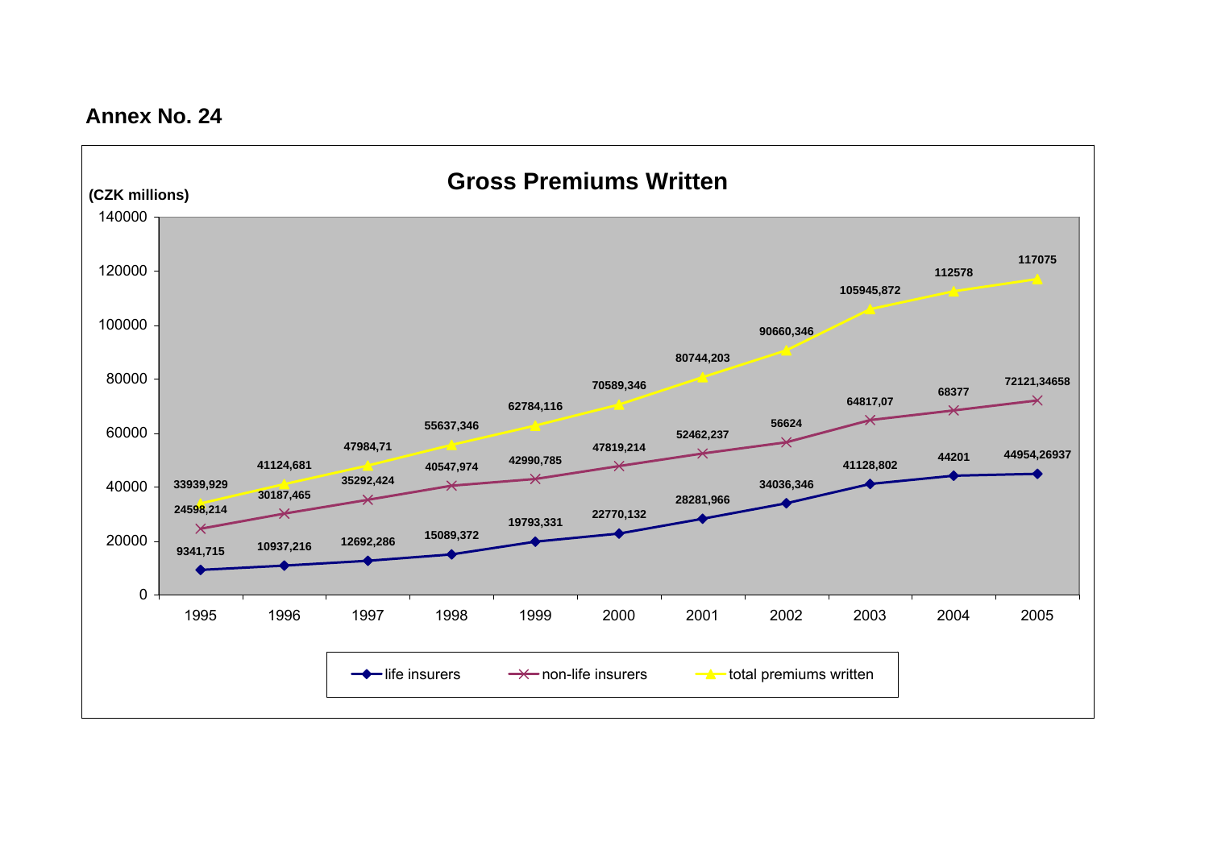**Annex No. 24**

## Gross Premiums Written

(CZK millions)

| Year | life insurers | non-life insurers | total premiums written |
|---|---|---|---|
| 1995 | 9341,715 | 24598,214 | 33939,929 |
| 1996 | 10937,216 | 30187,465 | 41124,681 |
| 1997 | 12692,286 | 35292,424 | 47984,71 |
| 1998 | 15089,372 | 40547,974 | 55637,346 |
| 1999 | 19793,331 | 42990,785 | 62784,116 |
| 2000 | 22770,132 | 47819,214 | 70589,346 |
| 2001 | 28281,966 | 52462,237 | 80744,203 |
| 2002 | 34036,346 | 56624 | 90660,346 |
| 2003 | 41128,802 | 64817,07 | 105945,872 |
| 2004 | 44201 | 68377 | 112578 |
| 2005 | 44954,26937 | 72121,34658 | 117075 |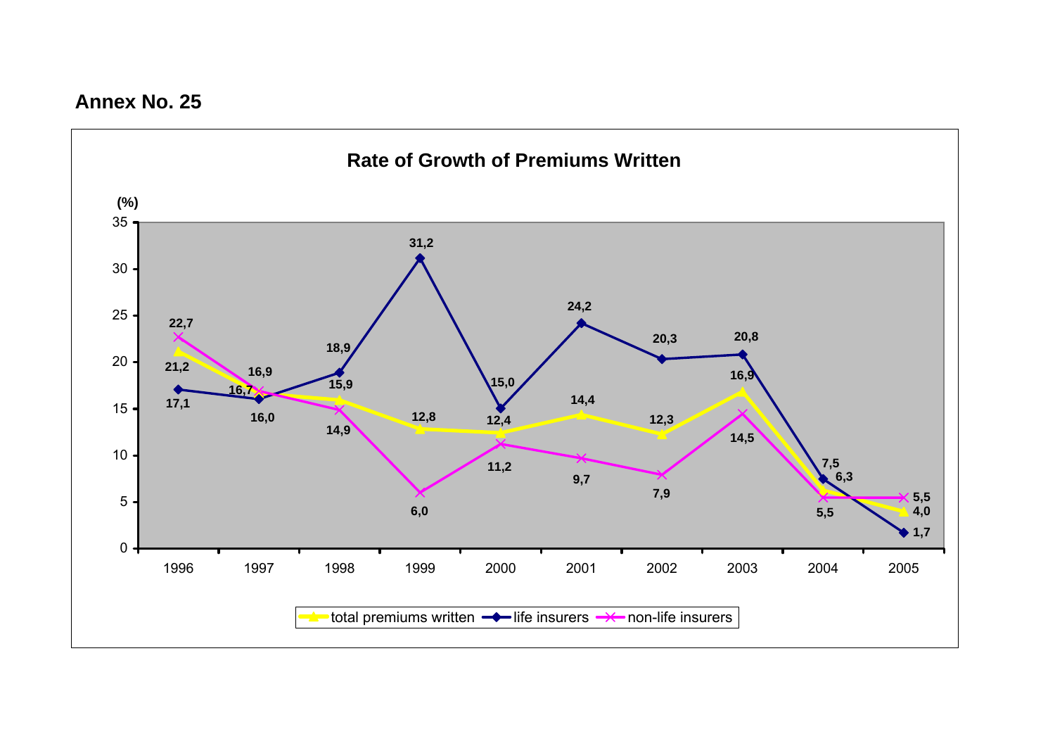**Annex No. 25**

**Rate of Growth of Premiums Written**

(%)

| Year | total premiums written | life insurers | non-life insurers |
|---|---|---|---|
| 1996 | 21,2 | 17,1 | 22,7 |
| 1997 | 16,7 | 16,0 | 16,9 |
| 1998 | 15,9 | 18,9 | 14,9 |
| 1999 | 12,8 | 31,2 | 6,0 |
| 2000 | 12,4 | 15,0 | 11,2 |
| 2001 | 14,4 | 24,2 | 9,7 |
| 2002 | 12,3 | 20,3 | 7,9 |
| 2003 | 16,9 | 20,8 | 14,5 |
| 2004 | 6,3 | 7,5 | 5,5 |
| 2005 | 4,0 | 1,7 | 5,5 |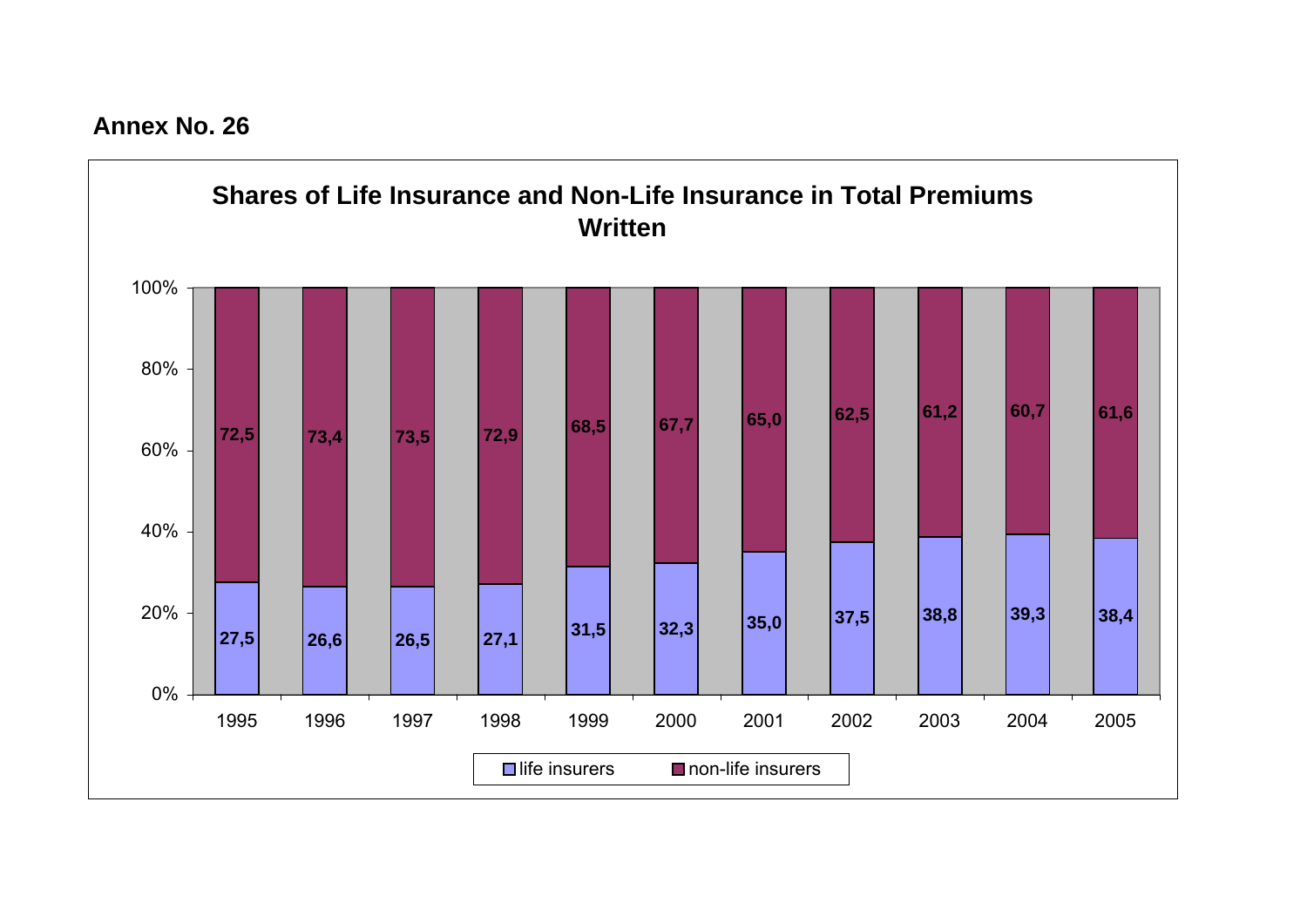**Annex No. 26**

**Shares of Life Insurance and Non-Life Insurance in Total Premiums Written**

| Year | life insurers | non-life insurers |
|---|---|---|
| 1995 | 27,5 | 72,5 |
| 1996 | 26,6 | 73,4 |
| 1997 | 26,5 | 73,5 |
| 1998 | 27,1 | 72,9 |
| 1999 | 31,5 | 68,5 |
| 2000 | 32,3 | 67,7 |
| 2001 | 35,0 | 65,0 |
| 2002 | 37,5 | 62,5 |
| 2003 | 38,8 | 61,2 |
| 2004 | 39,3 | 60,7 |
| 2005 | 38,4 | 61,6 |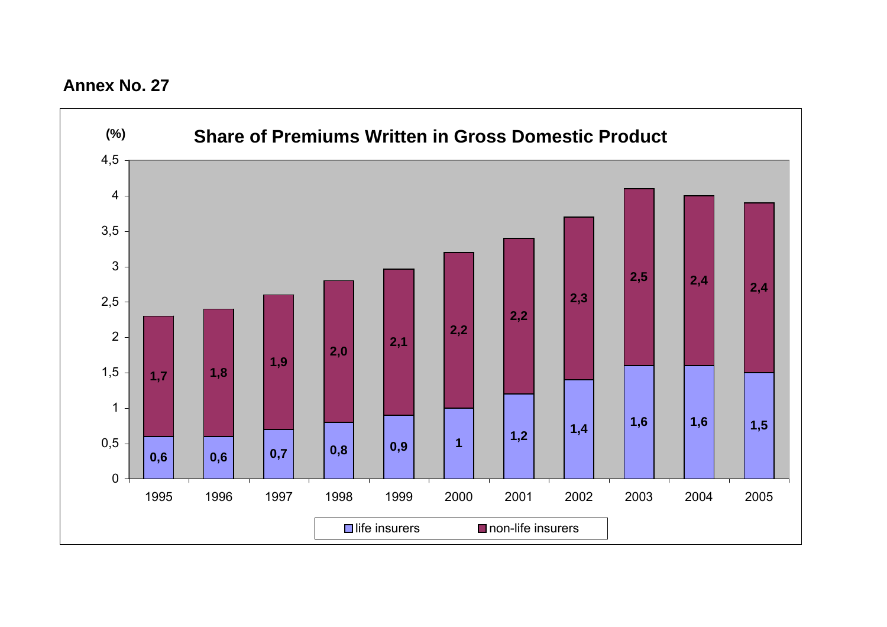**Annex No. 27**

**Share of Premiums Written in Gross Domestic Product**

(%)

| Year | life insurers | non-life insurers |
|---|---|---|
| 1995 | 0,6 | 1,7 |
| 1996 | 0,6 | 1,8 |
| 1997 | 0,7 | 1,9 |
| 1998 | 0,8 | 2,0 |
| 1999 | 0,9 | 2,1 |
| 2000 | 1 | 2,2 |
| 2001 | 1,2 | 2,2 |
| 2002 | 1,4 | 2,3 |
| 2003 | 1,6 | 2,5 |
| 2004 | 1,6 | 2,4 |
| 2005 | 1,5 | 2,4 |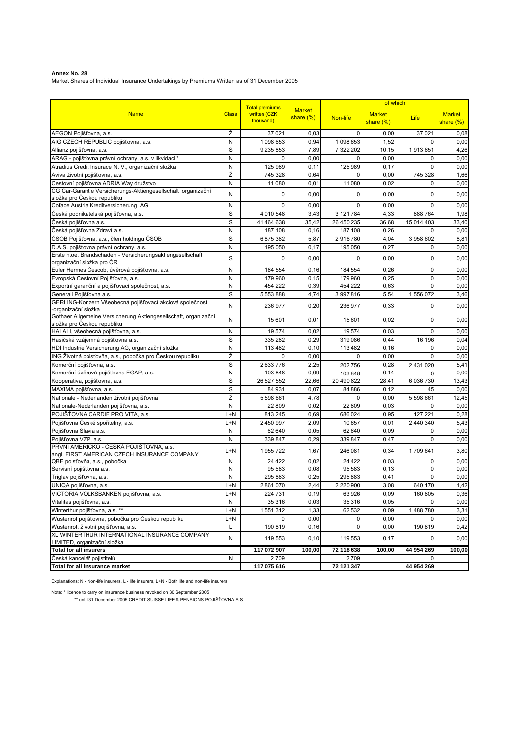**Annex No. 28**

Market Shares of Individual Insurance Undertakings by Premiums Written as of 31 December 2005

| Name | Class | Total premiums written (CZK thousand) | Market share (%) | of which | | | |
|---|---|---|---|---|---|---|---|
| | | | | Non-life | Market share (%) | Life | Market share (%) |
| AEGON Pojišťovna, a.s. | Ž | 37 021 | 0,03 | 0 | 0,00 | 37 021 | 0,08 |
| AIG CZECH REPUBLIC pojišťovna, a.s. | N | 1 098 653 | 0,94 | 1 098 653 | 1,52 | 0 | 0,00 |
| Allianz pojišťovna, a.s. | S | 9 235 853 | 7,89 | 7 322 202 | 10,15 | 1 913 651 | 4,26 |
| ARAG - pojišťovna právní ochrany, a.s. v likvidaci * | N | 0 | 0,00 | 0 | 0,00 | 0 | 0,00 |
| Atradius Credit Insurace N. V., organizační složka | N | 125 989 | 0,11 | 125 989 | 0,17 | 0 | 0,00 |
| Aviva životní pojišťovna, a.s. | Ž | 745 328 | 0,64 | 0 | 0,00 | 745 328 | 1,66 |
| Cestovní pojišťovna ADRIA Way družstvo | N | 11 080 | 0,01 | 11 080 | 0,02 | 0 | 0,00 |
| CG Car-Garantie Versicherungs-Aktiengesellschaft organizační složka pro Českou republiku | N | 0 | 0,00 | 0 | 0,00 | 0 | 0,00 |
| Coface Austria Kreditversicherung AG | N | 0 | 0,00 | 0 | 0,00 | 0 | 0,00 |
| Česká podnikatelská pojišťovna, a.s. | S | 4 010 548 | 3,43 | 3 121 784 | 4,33 | 888 764 | 1,98 |
| Česká pojišťovna a.s. | S | 41 464 638 | 35,42 | 26 450 235 | 36,68 | 15 014 403 | 33,40 |
| Česká pojišťovna Zdraví a.s. | N | 187 108 | 0,16 | 187 108 | 0,26 | 0 | 0,00 |
| ČSOB Pojišťovna, a.s., člen holdingu ČSOB | S | 6 875 382 | 5,87 | 2 916 780 | 4,04 | 3 958 602 | 8,81 |
| D.A.S. pojišťovna právní ochrany, a.s. | N | 195 050 | 0,17 | 195 050 | 0,27 | 0 | 0,00 |
| Erste n.oe. Brandschaden - Versicherungsaktiengesellschaft organizační složka pro ČR | S | 0 | 0,00 | 0 | 0,00 | 0 | 0,00 |
| Euler Hermes Čescob, úvěrová pojišťovna, a.s. | N | 184 554 | 0,16 | 184 554 | 0,26 | 0 | 0,00 |
| Evropská Cestovní Pojišťovna, a.s. | N | 179 960 | 0,15 | 179 960 | 0,25 | 0 | 0,00 |
| Exportní garanční a pojišťovací společnost, a.s. | N | 454 222 | 0,39 | 454 222 | 0,63 | 0 | 0,00 |
| Generali Pojišťovna a.s. | S | 5 553 888 | 4,74 | 3 997 816 | 5,54 | 1 556 072 | 3,46 |
| GERLING-Konzern Všeobecná pojišťovací akciová společnost -organizační složka | N | 236 977 | 0,20 | 236 977 | 0,33 | 0 | 0,00 |
| Gothaer Allgemeine Versicherung Aktiengesellschaft, organizační složka pro Českou republiku | N | 15 601 | 0,01 | 15 601 | 0,02 | 0 | 0,00 |
| HALALI, všeobecná pojišťovna, a.s. | N | 19 574 | 0,02 | 19 574 | 0,03 | 0 | 0,00 |
| Hasičská vzájemná pojišťovna a.s. | S | 335 282 | 0,29 | 319 086 | 0,44 | 16 196 | 0,04 |
| HDI Industrie Versicherung AG, organizační složka | N | 113 482 | 0,10 | 113 482 | 0,16 | 0 | 0,00 |
| ING Životná poisťovňa, a.s., pobočka pro Českou republiku | Ž | 0 | 0,00 | 0 | 0,00 | 0 | 0,00 |
| Komerční pojišťovna, a.s. | S | 2 633 776 | 2,25 | 202 756 | 0,28 | 2 431 020 | 5,41 |
| Komerční úvěrová pojišťovna EGAP, a.s. | N | 103 848 | 0,09 | 103 848 | 0,14 | 0 | 0,00 |
| Kooperativa, pojišťovna, a.s. | S | 26 527 552 | 22,66 | 20 490 822 | 28,41 | 6 036 730 | 13,43 |
| MAXIMA pojišťovna, a.s. | S | 84 931 | 0,07 | 84 886 | 0,12 | 45 | 0,00 |
| Nationale - Nederlanden životní pojišťovna | Ž | 5 598 661 | 4,78 | 0 | 0,00 | 5 598 661 | 12,45 |
| Nationale-Nederlanden pojišťovna, a.s. | N | 22 809 | 0,02 | 22 809 | 0,03 | 0 | 0,00 |
| POJIŠŤOVNA CARDIF PRO VITA, a.s. | L+N | 813 245 | 0,69 | 686 024 | 0,95 | 127 221 | 0,28 |
| Pojišťovna České spořitelny, a.s. | L+N | 2 450 997 | 2,09 | 10 657 | 0,01 | 2 440 340 | 5,43 |
| Pojišťovna Slavia a.s. | N | 62 640 | 0,05 | 62 640 | 0,09 | 0 | 0,00 |
| Pojišťovna VZP, a.s. | N | 339 847 | 0,29 | 339 847 | 0,47 | 0 | 0,00 |
| PRVNÍ AMERICKO - ČESKÁ POJIŠŤOVNA, a.s. angl. FIRST AMERICAN CZECH INSURANCE COMPANY | L+N | 1 955 722 | 1,67 | 246 081 | 0,34 | 1 709 641 | 3,80 |
| QBE poisťovňa, a.s., pobočka | N | 24 422 | 0,02 | 24 422 | 0,03 | 0 | 0,00 |
| Servisní pojišťovna a.s. | N | 95 583 | 0,08 | 95 583 | 0,13 | 0 | 0,00 |
| Triglav pojišťovna, a.s. | N | 295 883 | 0,25 | 295 883 | 0,41 | 0 | 0,00 |
| UNIQA pojišťovna, a.s. | L+N | 2 861 070 | 2,44 | 2 220 900 | 3,08 | 640 170 | 1,42 |
| VICTORIA VOLKSBANKEN pojišťovna, a.s. | L+N | 224 731 | 0,19 | 63 926 | 0,09 | 160 805 | 0,36 |
| Vitalitas pojišťovna, a.s. | N | 35 316 | 0,03 | 35 316 | 0,05 | 0 | 0,00 |
| Winterthur pojišťovna, a.s. ** | L+N | 1 551 312 | 1,33 | 62 532 | 0,09 | 1 488 780 | 3,31 |
| Wüstenrot pojišťovna, pobočka pro Českou republiku | L+N | 0 | 0,00 | 0 | 0,00 | 0 | 0,00 |
| Wüstenrot, životní pojišťovna, a.s. | L | 190 819 | 0,16 | 0 | 0,00 | 190 819 | 0,42 |
| XL WINTERTHUR INTERNATIONAL INSURANCE COMPANY LIMITED, organizační složka | N | 119 553 | 0,10 | 119 553 | 0,17 | 0 | 0,00 |
| **Total for all insurers** | | **117 072 907** | **100,00** | **72 118 638** | **100,00** | **44 954 269** | **100,00** |
| Česká kancelář pojistitelů | N | 2 709 | | 2 709 | | 0 | |
| **Total for all insurance market** | | **117 075 616** | | **72 121 347** | | **44 954 269** | |

Explanations: N - Non-life insurers, L - life insurers, L+N - Both life and non-life insurers

Note: * licence to carry on insurance business revoked on 30 September 2005

** until 31 December 2005 CREDIT SUISSE LIFE & PENSIONS POJIŠŤOVNA A.S.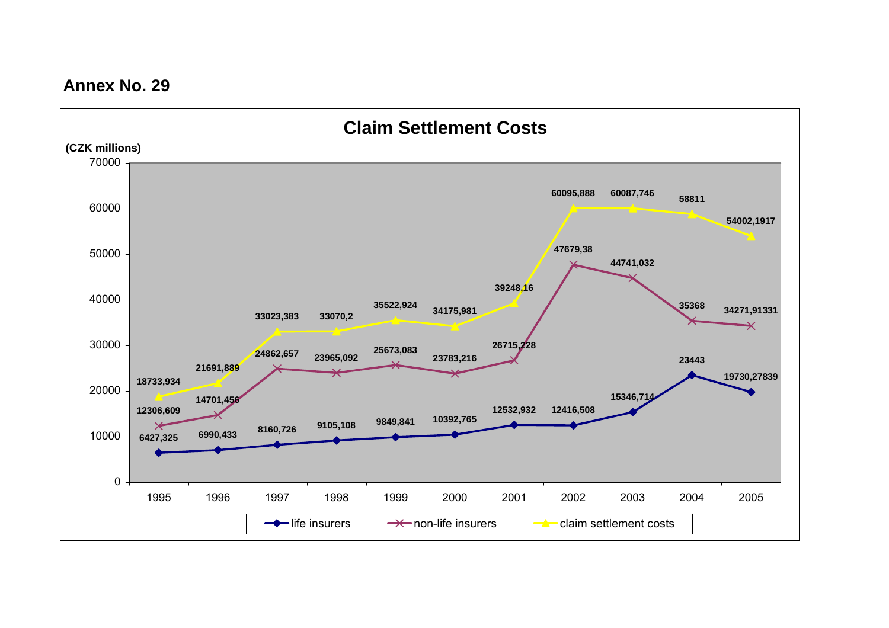**Annex No. 29**

## Claim Settlement Costs

(CZK millions)

| Year | life insurers | non-life insurers | claim settlement costs |
|---|---|---|---|
| 1995 | 6427,325 | 12306,609 | 18733,934 |
| 1996 | 6990,433 | 14701,456 | 21691,889 |
| 1997 | 8160,726 | 24862,657 | 33023,383 |
| 1998 | 9105,108 | 23965,092 | 33070,2 |
| 1999 | 9849,841 | 25673,083 | 35522,924 |
| 2000 | 10392,765 | 23783,216 | 34175,981 |
| 2001 | 12532,932 | 26715,228 | 39248,16 |
| 2002 | 12416,508 | 47679,38 | 60095,888 |
| 2003 | 15346,714 | 44741,032 | 60087,746 |
| 2004 | 23443 | 35368 | 58811 |
| 2005 | 19730,27839 | 34271,91331 | 54002,1917 |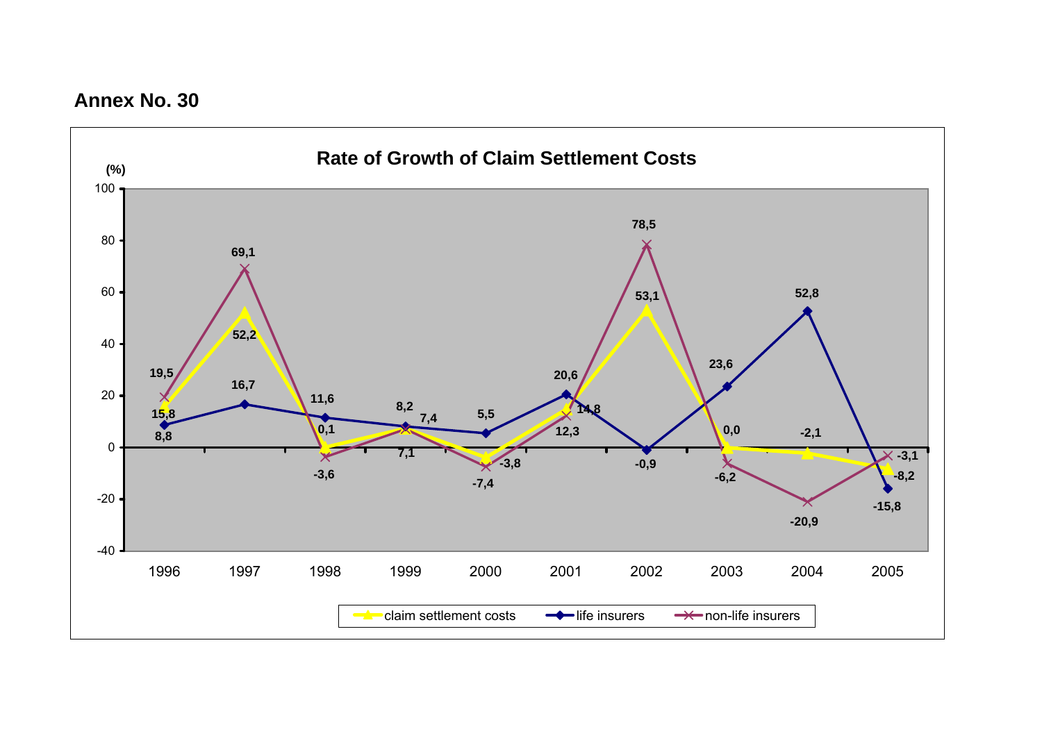## Annex No. 30

**Rate of Growth of Claim Settlement Costs**

(%)

| Year | claim settlement costs | life insurers | non-life insurers |
|---|---|---|---|
| 1996 | 15,8 | 8,8 | 19,5 |
| 1997 | 52,2 | 16,7 | 69,1 |
| 1998 | 0,1 | 11,6 | -3,6 |
| 1999 | 7,4 | 8,2 | 7,1 |
| 2000 | -3,8 | 5,5 | -7,4 |
| 2001 | 14,8 | 20,6 | 12,3 |
| 2002 | 53,1 | -0,9 | 78,5 |
| 2003 | 0,0 | 23,6 | -6,2 |
| 2004 | -2,1 | 52,8 | -20,9 |
| 2005 | -8,2 | -15,8 | -3,1 |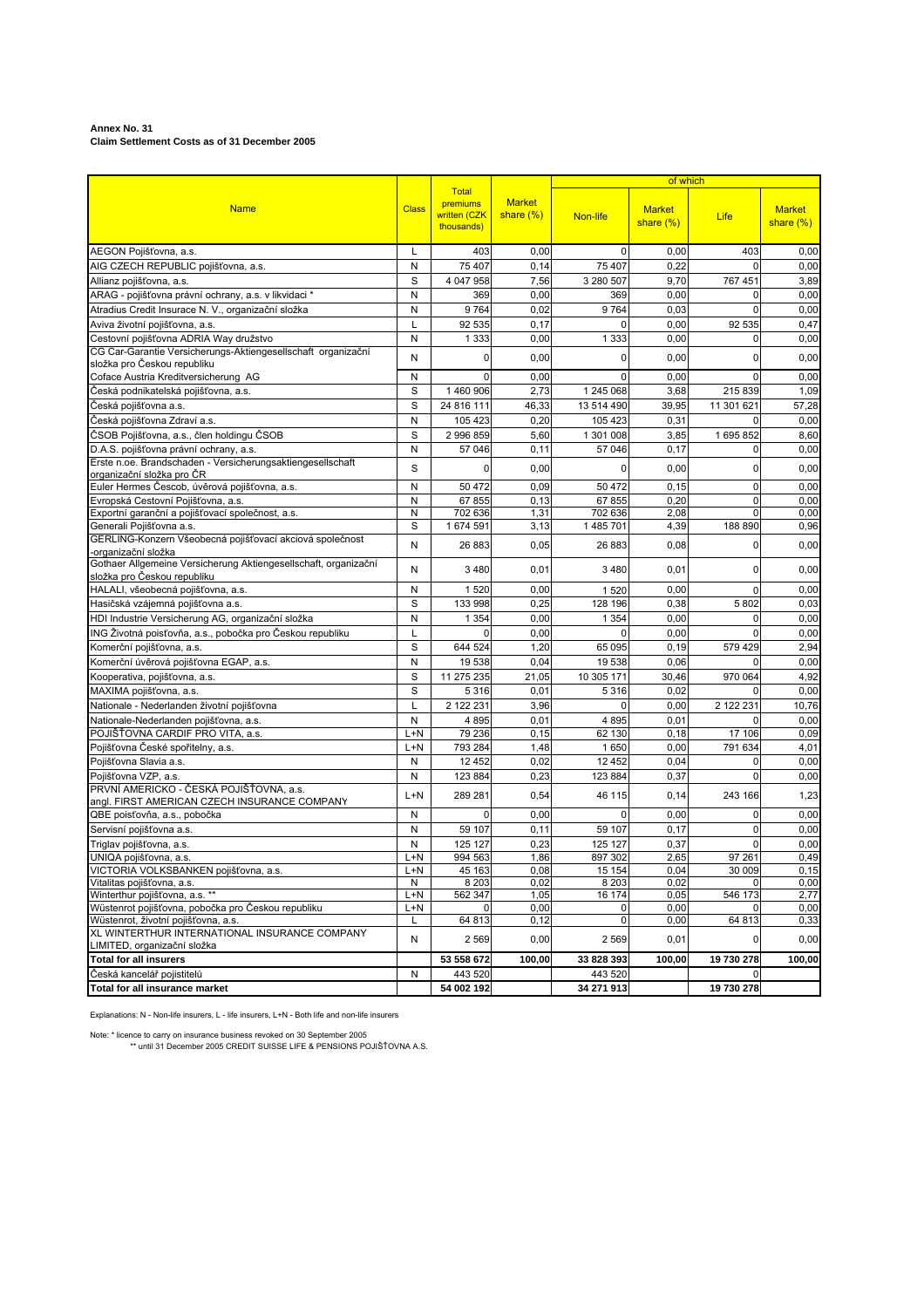**Annex No. 31**
**Claim Settlement Costs as of 31 December 2005**

| Name | Class | Total premiums written (CZK thousands) | Market share (%) | of which | | | |
|---|---|---|---|---|---|---|---|
| | | | | Non-life | Market share (%) | Life | Market share (%) |
| AEGON Pojišťovna, a.s. | L | 403 | 0,00 | 0 | 0,00 | 403 | 0,00 |
| AIG CZECH REPUBLIC pojišťovna, a.s. | N | 75 407 | 0,14 | 75 407 | 0,22 | 0 | 0,00 |
| Allianz pojišťovna, a.s. | S | 4 047 958 | 7,56 | 3 280 507 | 9,70 | 767 451 | 3,89 |
| ARAG - pojišťovna právní ochrany, a.s. v likvidaci * | N | 369 | 0,00 | 369 | 0,00 | 0 | 0,00 |
| Atradius Credit Insurace N. V., organizační složka | N | 9 764 | 0,02 | 9 764 | 0,03 | 0 | 0,00 |
| Aviva životní pojišťovna, a.s. | L | 92 535 | 0,17 | 0 | 0,00 | 92 535 | 0,47 |
| Cestovní pojišťovna ADRIA Way družstvo | N | 1 333 | 0,00 | 1 333 | 0,00 | 0 | 0,00 |
| CG Car-Garantie Versicherungs-Aktiengesellschaft organizační složka pro Českou republiku | N | 0 | 0,00 | 0 | 0,00 | 0 | 0,00 |
| Coface Austria Kreditversicherung AG | N | 0 | 0,00 | 0 | 0,00 | 0 | 0,00 |
| Česká podnikatelská pojišťovna, a.s. | S | 1 460 906 | 2,73 | 1 245 068 | 3,68 | 215 839 | 1,09 |
| Česká pojišťovna a.s. | S | 24 816 111 | 46,33 | 13 514 490 | 39,95 | 11 301 621 | 57,28 |
| Česká pojišťovna Zdraví a.s. | N | 105 423 | 0,20 | 105 423 | 0,31 | 0 | 0,00 |
| ČSOB Pojišťovna, a.s., člen holdingu ČSOB | S | 2 996 859 | 5,60 | 1 301 008 | 3,85 | 1 695 852 | 8,60 |
| D.A.S. pojišťovna právní ochrany, a.s. | N | 57 046 | 0,11 | 57 046 | 0,17 | 0 | 0,00 |
| Erste n.oe. Brandschaden - Versicherungsaktiengesellschaft organizační složka pro ČR | S | 0 | 0,00 | 0 | 0,00 | 0 | 0,00 |
| Euler Hermes Čescob, úvěrová pojišťovna, a.s. | N | 50 472 | 0,09 | 50 472 | 0,15 | 0 | 0,00 |
| Evropská Cestovní Pojišťovna, a.s. | N | 67 855 | 0,13 | 67 855 | 0,20 | 0 | 0,00 |
| Exportní garanční a pojišťovací společnost, a.s. | N | 702 636 | 1,31 | 702 636 | 2,08 | 0 | 0,00 |
| Generali Pojišťovna a.s. | S | 1 674 591 | 3,13 | 1 485 701 | 4,39 | 188 890 | 0,96 |
| GERLING-Konzern Všeobecná pojišťovací akciová společnost -organizační složka | N | 26 883 | 0,05 | 26 883 | 0,08 | 0 | 0,00 |
| Gothaer Allgemeine Versicherung Aktiengesellschaft, organizační složka pro Českou republiku | N | 3 480 | 0,01 | 3 480 | 0,01 | 0 | 0,00 |
| HALALI, všeobecná pojišťovna, a.s. | N | 1 520 | 0,00 | 1 520 | 0,00 | 0 | 0,00 |
| Hasičská vzájemná pojišťovna a.s. | S | 133 998 | 0,25 | 128 196 | 0,38 | 5 802 | 0,03 |
| HDI Industrie Versicherung AG, organizační složka | N | 1 354 | 0,00 | 1 354 | 0,00 | 0 | 0,00 |
| ING Životná poisťovňa, a.s., pobočka pro Českou republiku | L | 0 | 0,00 | 0 | 0,00 | 0 | 0,00 |
| Komerční pojišťovna, a.s. | S | 644 524 | 1,20 | 65 095 | 0,19 | 579 429 | 2,94 |
| Komerční úvěrová pojišťovna EGAP, a.s. | N | 19 538 | 0,04 | 19 538 | 0,06 | 0 | 0,00 |
| Kooperativa, pojišťovna, a.s. | S | 11 275 235 | 21,05 | 10 305 171 | 30,46 | 970 064 | 4,92 |
| MAXIMA pojišťovna, a.s. | S | 5 316 | 0,01 | 5 316 | 0,02 | 0 | 0,00 |
| Nationale - Nederlanden životní pojišťovna | L | 2 122 231 | 3,96 | 0 | 0,00 | 2 122 231 | 10,76 |
| Nationale-Nederlanden pojišťovna, a.s. | N | 4 895 | 0,01 | 4 895 | 0,01 | 0 | 0,00 |
| POJIŠŤOVNA CARDIF PRO VITA, a.s. | L+N | 79 236 | 0,15 | 62 130 | 0,18 | 17 106 | 0,09 |
| Pojišťovna České spořitelny, a.s. | L+N | 793 284 | 1,48 | 1 650 | 0,00 | 791 634 | 4,01 |
| Pojišťovna Slavia a.s. | N | 12 452 | 0,02 | 12 452 | 0,04 | 0 | 0,00 |
| Pojišťovna VZP, a.s. | N | 123 884 | 0,23 | 123 884 | 0,37 | 0 | 0,00 |
| PRVNÍ AMERICKO - ČESKÁ POJIŠŤOVNA, a.s. angl. FIRST AMERICAN CZECH INSURANCE COMPANY | L+N | 289 281 | 0,54 | 46 115 | 0,14 | 243 166 | 1,23 |
| QBE poisťovňa, a.s., pobočka | N | 0 | 0,00 | 0 | 0,00 | 0 | 0,00 |
| Servisní pojišťovna a.s. | N | 59 107 | 0,11 | 59 107 | 0,17 | 0 | 0,00 |
| Triglav pojišťovna, a.s. | N | 125 127 | 0,23 | 125 127 | 0,37 | 0 | 0,00 |
| UNIQA pojišťovna, a.s. | L+N | 994 563 | 1,86 | 897 302 | 2,65 | 97 261 | 0,49 |
| VICTORIA VOLKSBANKEN pojišťovna, a.s. | L+N | 45 163 | 0,08 | 15 154 | 0,04 | 30 009 | 0,15 |
| Vitalitas pojišťovna, a.s. | N | 8 203 | 0,02 | 8 203 | 0,02 | 0 | 0,00 |
| Winterthur pojišťovna, a.s. ** | L+N | 562 347 | 1,05 | 16 174 | 0,05 | 546 173 | 2,77 |
| Wüstenrot pojišťovna, pobočka pro Českou republiku | L+N | 0 | 0,00 | 0 | 0,00 | 0 | 0,00 |
| Wüstenrot, životní pojišťovna, a.s. | L | 64 813 | 0,12 | 0 | 0,00 | 64 813 | 0,33 |
| XL WINTERTHUR INTERNATIONAL INSURANCE COMPANY LIMITED, organizační složka | N | 2 569 | 0,00 | 2 569 | 0,01 | 0 | 0,00 |
| **Total for all insurers** | | **53 558 672** | **100,00** | **33 828 393** | **100,00** | **19 730 278** | **100,00** |
| Česká kancelář pojistitelů | N | 443 520 | | 443 520 | | 0 | |
| **Total for all insurance market** | | **54 002 192** | | **34 271 913** | | **19 730 278** | |

Explanations: N - Non-life insurers, L - life insurers, L+N - Both life and non-life insurers

Note: * licence to carry on insurance business revoked on 30 September 2005
** until 31 December 2005 CREDIT SUISSE LIFE & PENSIONS POJIŠŤOVNA A.S.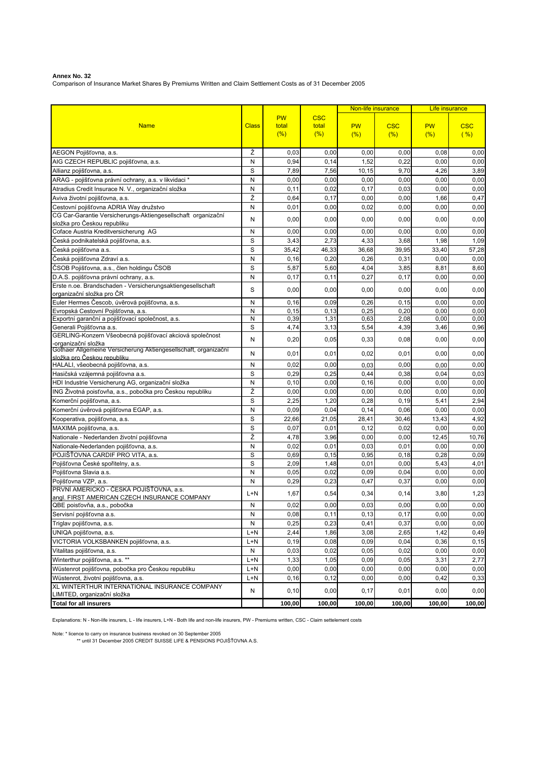**Annex No. 32**

Comparison of Insurance Market Shares By Premiums Written and Claim Settlement Costs as of 31 December 2005

| Name | Class | PW total (%) | CSC total (%) | Non-life insurance | | Life insurance | |
|---|---|---|---|---|---|---|---|
| | | | | PW (%) | CSC (%) | PW (%) | CSC ( %) |
| AEGON Pojišťovna, a.s. | Ž | 0,03 | 0,00 | 0,00 | 0,00 | 0,08 | 0,00 |
| AIG CZECH REPUBLIC pojišťovna, a.s. | N | 0,94 | 0,14 | 1,52 | 0,22 | 0,00 | 0,00 |
| Allianz pojišťovna, a.s. | S | 7,89 | 7,56 | 10,15 | 9,70 | 4,26 | 3,89 |
| ARAG - pojišťovna právní ochrany, a.s. v likvidaci * | N | 0,00 | 0,00 | 0,00 | 0,00 | 0,00 | 0,00 |
| Atradius Credit Insurace N. V., organizační složka | N | 0,11 | 0,02 | 0,17 | 0,03 | 0,00 | 0,00 |
| Aviva životní pojišťovna, a.s. | Ž | 0,64 | 0,17 | 0,00 | 0,00 | 1,66 | 0,47 |
| Cestovní pojišťovna ADRIA Way družstvo | N | 0,01 | 0,00 | 0,02 | 0,00 | 0,00 | 0,00 |
| CG Car-Garantie Versicherungs-Aktiengesellschaft organizační složka pro Českou republiku | N | 0,00 | 0,00 | 0,00 | 0,00 | 0,00 | 0,00 |
| Coface Austria Kreditversicherung AG | N | 0,00 | 0,00 | 0,00 | 0,00 | 0,00 | 0,00 |
| Česká podnikatelská pojišťovna, a.s. | S | 3,43 | 2,73 | 4,33 | 3,68 | 1,98 | 1,09 |
| Česká pojišťovna a.s. | S | 35,42 | 46,33 | 36,68 | 39,95 | 33,40 | 57,28 |
| Česká pojišťovna Zdraví a.s. | N | 0,16 | 0,20 | 0,26 | 0,31 | 0,00 | 0,00 |
| ČSOB Pojišťovna, a.s., člen holdingu ČSOB | S | 5,87 | 5,60 | 4,04 | 3,85 | 8,81 | 8,60 |
| D.A.S. pojišťovna právní ochrany, a.s. | N | 0,17 | 0,11 | 0,27 | 0,17 | 0,00 | 0,00 |
| Erste n.oe. Brandschaden - Versicherungsaktiengesellschaft organizační složka pro ČR | S | 0,00 | 0,00 | 0,00 | 0,00 | 0,00 | 0,00 |
| Euler Hermes Čescob, úvěrová pojišťovna, a.s. | N | 0,16 | 0,09 | 0,26 | 0,15 | 0,00 | 0,00 |
| Evropská Cestovní Pojišťovna, a.s. | N | 0,15 | 0,13 | 0,25 | 0,20 | 0,00 | 0,00 |
| Exportní garanční a pojišťovací společnost, a.s. | N | 0,39 | 1,31 | 0,63 | 2,08 | 0,00 | 0,00 |
| Generali Pojišťovna a.s. | S | 4,74 | 3,13 | 5,54 | 4,39 | 3,46 | 0,96 |
| GERLING-Konzern Všeobecná pojišťovací akciová společnost -organizační složka | N | 0,20 | 0,05 | 0,33 | 0,08 | 0,00 | 0,00 |
| Gothaer Allgemeine Versicherung Aktiengesellschaft, organizační složka pro Českou republiku | N | 0,01 | 0,01 | 0,02 | 0,01 | 0,00 | 0,00 |
| HALALI, všeobecná pojišťovna, a.s. | N | 0,02 | 0,00 | 0,03 | 0,00 | 0,00 | 0,00 |
| Hasičská vzájemná pojišťovna a.s. | S | 0,29 | 0,25 | 0,44 | 0,38 | 0,04 | 0,03 |
| HDI Industrie Versicherung AG, organizační složka | N | 0,10 | 0,00 | 0,16 | 0,00 | 0,00 | 0,00 |
| ING Životná poisťovňa, a.s., pobočka pro Českou republiku | Ž | 0,00 | 0,00 | 0,00 | 0,00 | 0,00 | 0,00 |
| Komerční pojišťovna, a.s. | S | 2,25 | 1,20 | 0,28 | 0,19 | 5,41 | 2,94 |
| Komerční úvěrová pojišťovna EGAP, a.s. | N | 0,09 | 0,04 | 0,14 | 0,06 | 0,00 | 0,00 |
| Kooperativa, pojišťovna, a.s. | S | 22,66 | 21,05 | 28,41 | 30,46 | 13,43 | 4,92 |
| MAXIMA pojišťovna, a.s. | S | 0,07 | 0,01 | 0,12 | 0,02 | 0,00 | 0,00 |
| Nationale - Nederlanden životní pojišťovna | Ž | 4,78 | 3,96 | 0,00 | 0,00 | 12,45 | 10,76 |
| Nationale-Nederlanden pojišťovna, a.s. | N | 0,02 | 0,01 | 0,03 | 0,01 | 0,00 | 0,00 |
| POJIŠŤOVNA CARDIF PRO VITA, a.s. | S | 0,69 | 0,15 | 0,95 | 0,18 | 0,28 | 0,09 |
| Pojišťovna České spořitelny, a.s. | S | 2,09 | 1,48 | 0,01 | 0,00 | 5,43 | 4,01 |
| Pojišťovna Slavia a.s. | N | 0,05 | 0,02 | 0,09 | 0,04 | 0,00 | 0,00 |
| Pojišťovna VZP, a.s. | N | 0,29 | 0,23 | 0,47 | 0,37 | 0,00 | 0,00 |
| PRVNÍ AMERICKO - ČESKÁ POJIŠŤOVNA, a.s. angl. FIRST AMERICAN CZECH INSURANCE COMPANY | L+N | 1,67 | 0,54 | 0,34 | 0,14 | 3,80 | 1,23 |
| QBE poisťovňa, a.s., pobočka | N | 0,02 | 0,00 | 0,03 | 0,00 | 0,00 | 0,00 |
| Servisní pojišťovna a.s. | N | 0,08 | 0,11 | 0,13 | 0,17 | 0,00 | 0,00 |
| Triglav pojišťovna, a.s. | N | 0,25 | 0,23 | 0,41 | 0,37 | 0,00 | 0,00 |
| UNIQA pojišťovna, a.s. | L+N | 2,44 | 1,86 | 3,08 | 2,65 | 1,42 | 0,49 |
| VICTORIA VOLKSBANKEN pojišťovna, a.s. | L+N | 0,19 | 0,08 | 0,09 | 0,04 | 0,36 | 0,15 |
| Vitalitas pojišťovna, a.s. | N | 0,03 | 0,02 | 0,05 | 0,02 | 0,00 | 0,00 |
| Winterthur pojišťovna, a.s. ** | L+N | 1,33 | 1,05 | 0,09 | 0,05 | 3,31 | 2,77 |
| Wüstenrot pojišťovna, pobočka pro Českou republiku | L+N | 0,00 | 0,00 | 0,00 | 0,00 | 0,00 | 0,00 |
| Wüstenrot, životní pojišťovna, a.s. | L+N | 0,16 | 0,12 | 0,00 | 0,00 | 0,42 | 0,33 |
| XL WINTERTHUR INTERNATIONAL INSURANCE COMPANY LIMITED, organizační složka | N | 0,10 | 0,00 | 0,17 | 0,01 | 0,00 | 0,00 |
| **Total for all insurers** | | **100,00** | **100,00** | **100,00** | **100,00** | **100,00** | **100,00** |

Explanations: N - Non-life insurers, L - life insurers, L+N - Both life and non-life insurers, PW - Premiums written, CSC - Claim settelement costs

Note: * licence to carry on insurance business revoked on 30 September 2005
** until 31 December 2005 CREDIT SUISSE LIFE & PENSIONS POJIŠŤOVNA A.S.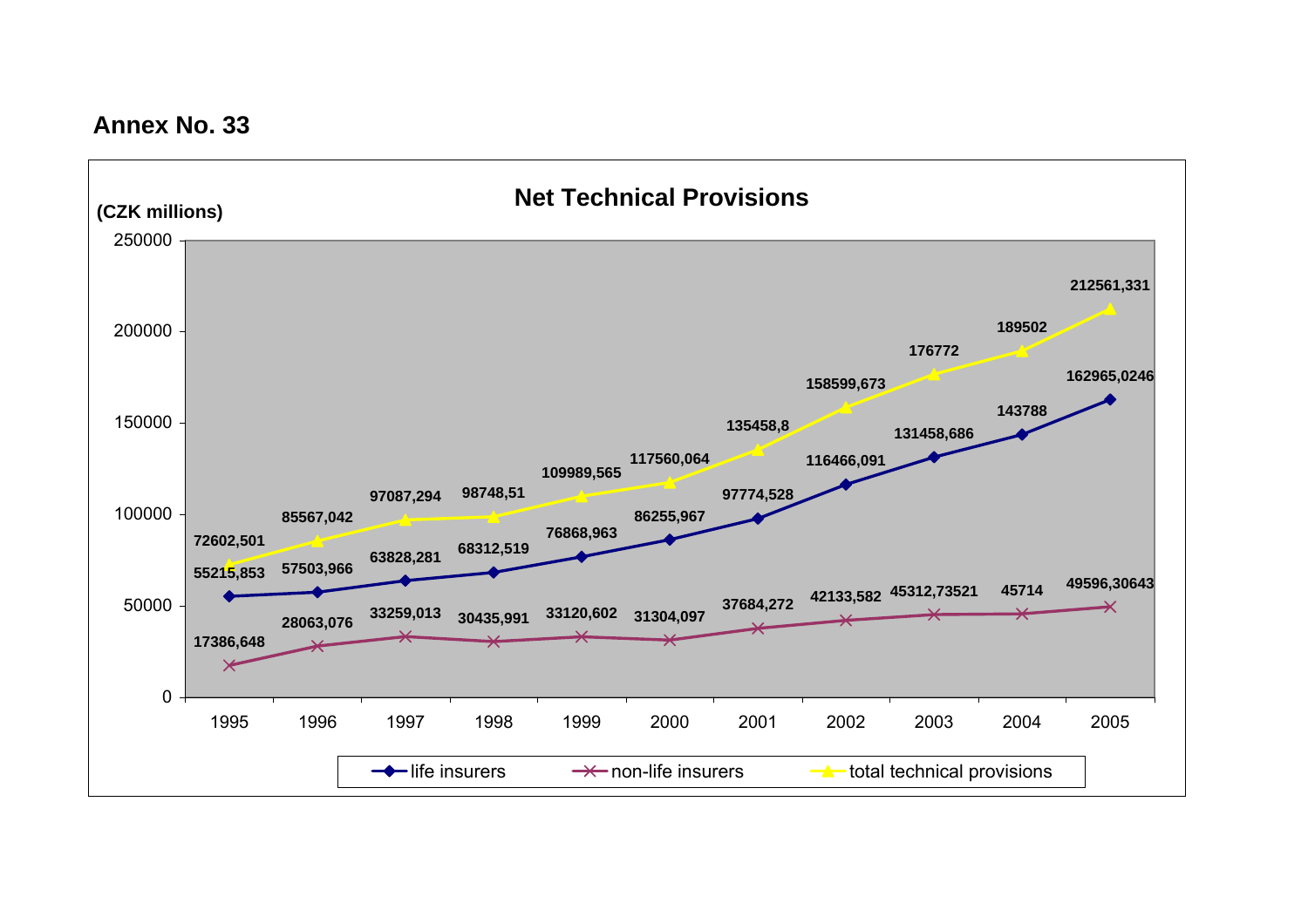## Annex No. 33

### Net Technical Provisions

(CZK millions)

| Year | life insurers | non-life insurers | total technical provisions |
|---|---|---|---|
| 1995 | 55215,853 | 17386,648 | 72602,501 |
| 1996 | 57503,966 | 28063,076 | 85567,042 |
| 1997 | 63828,281 | 33259,013 | 97087,294 |
| 1998 | 68312,519 | 30435,991 | 98748,51 |
| 1999 | 76868,963 | 33120,602 | 109989,565 |
| 2000 | 86255,967 | 31304,097 | 117560,064 |
| 2001 | 97774,528 | 37684,272 | 135458,8 |
| 2002 | 116466,091 | 42133,582 | 158599,673 |
| 2003 | 131458,686 | 45312,73521 | 176772 |
| 2004 | 143788 | 45714 | 189502 |
| 2005 | 162965,0246 | 49596,30643 | 212561,331 |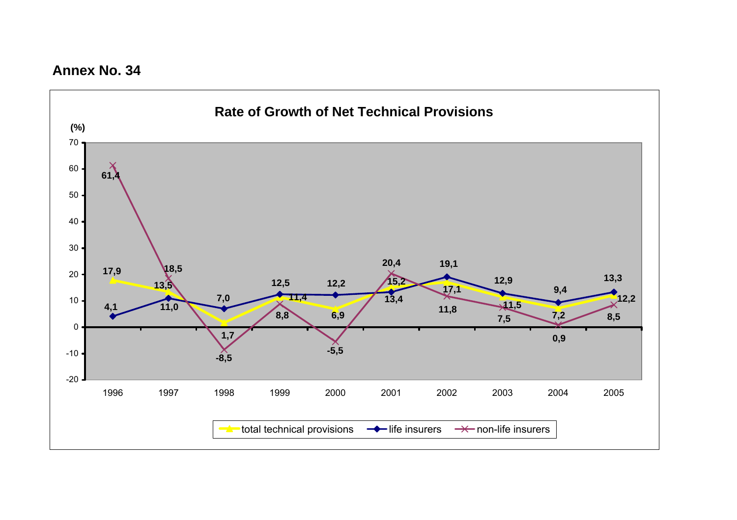**Annex No. 34**

## Rate of Growth of Net Technical Provisions

(%)

| | 1996 | 1997 | 1998 | 1999 | 2000 | 2001 | 2002 | 2003 | 2004 | 2005 |
|---|---|---|---|---|---|---|---|---|---|---|
| total technical provisions | 17,9 | 13,5 | 1,7 | 11,4 | 6,9 | 15,2 | 17,1 | 11,5 | 7,2 | 12,2 |
| life insurers | 4,1 | 11,0 | 7,0 | 12,5 | 12,2 | 13,4 | 19,1 | 12,9 | 9,4 | 13,3 |
| non-life insurers | 61,4 | 18,5 | -8,5 | 8,8 | -5,5 | 20,4 | 11,8 | 7,5 | 0,9 | 8,5 |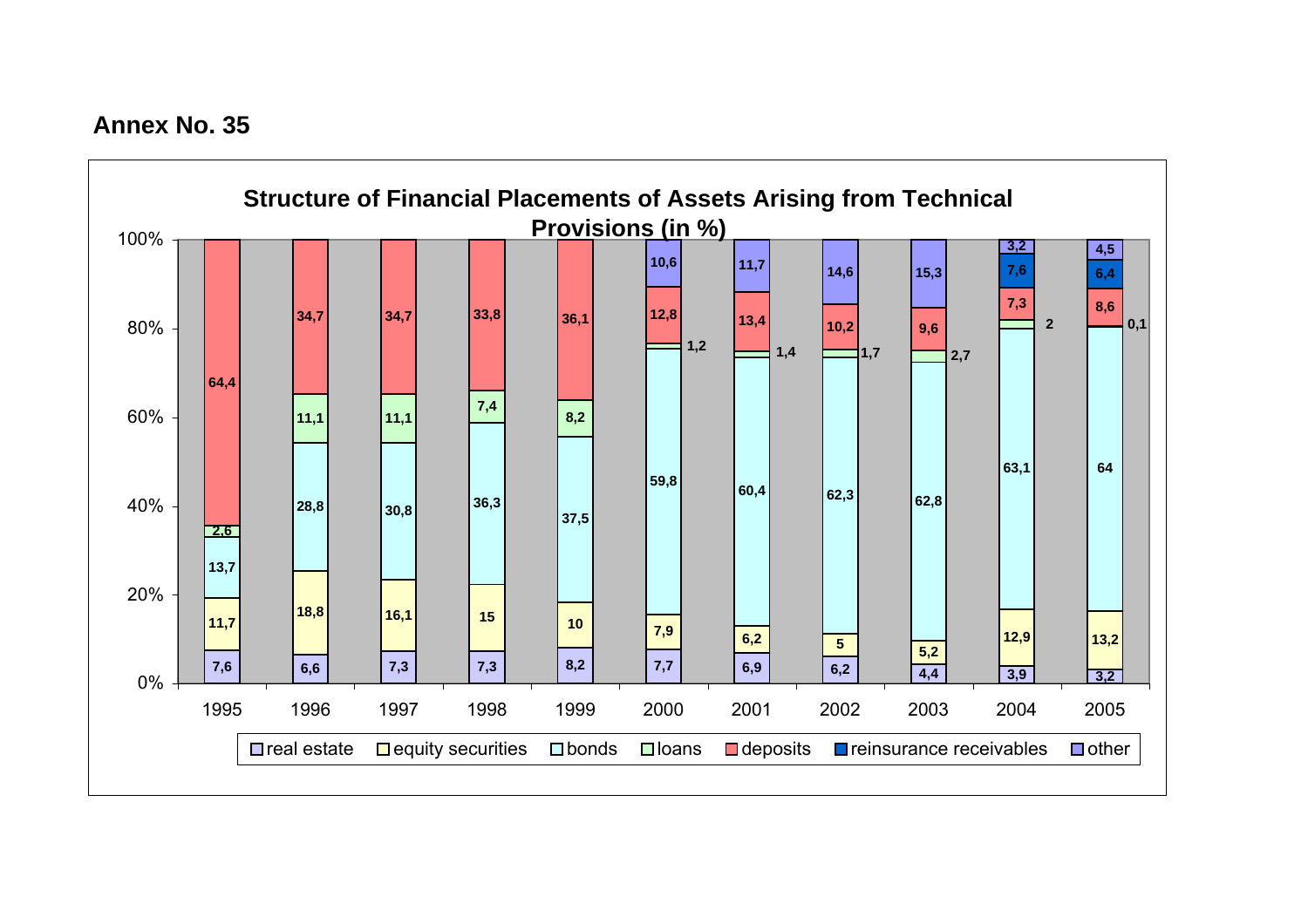**Annex No. 35**

**Structure of Financial Placements of Assets Arising from Technical Provisions (in %)**

| Year | real estate | equity securities | bonds | loans | deposits | reinsurance receivables | other |
|---|---|---|---|---|---|---|---|
| 1995 | 7,6 | 11,7 | 13,7 | 2,6 | 64,4 | | |
| 1996 | 6,6 | 18,8 | 28,8 | 11,1 | 34,7 | | |
| 1997 | 7,3 | 16,1 | 30,8 | 11,1 | 34,7 | | |
| 1998 | 7,3 | 15 | 36,3 | 7,4 | 33,8 | | |
| 1999 | 8,2 | 10 | 37,5 | 8,2 | 36,1 | | |
| 2000 | 7,7 | 7,9 | 59,8 | 1,2 | 12,8 | | 10,6 |
| 2001 | 6,9 | 6,2 | 60,4 | 1,4 | 13,4 | | 11,7 |
| 2002 | 6,2 | 5 | 62,3 | 1,7 | 10,2 | | 14,6 |
| 2003 | 4,4 | 5,2 | 62,8 | 2,7 | 9,6 | | 15,3 |
| 2004 | 3,9 | 12,9 | 63,1 | 2 | 7,3 | 7,6 | 3,2 |
| 2005 | 3,2 | 13,2 | 64 | 0,1 | 8,6 | 6,4 | 4,5 |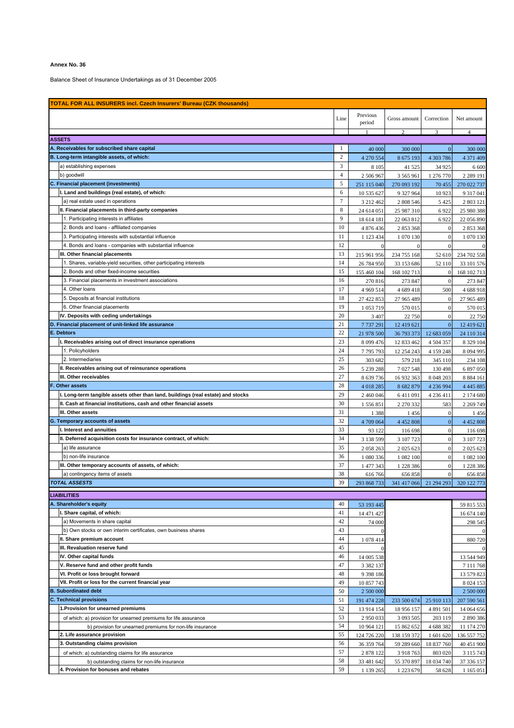**Annex No. 36**

Balance Sheet of Insurance Undertakings as of 31 December 2005

| TOTAL FOR ALL INSURERS incl. Czech Insurers' Bureau (CZK thousands) | Line | Previous period | Gross amount | Correction | Net amount |
|---|---|---|---|---|---|
| | | 1 | 2 | 3 | 4 |
| **ASSETS** | | | | | |
| **A. Receivables for subscribed share capital** | 1 | 40 000 | 300 000 | 0 | 300 000 |
| **B. Long-term intangible assets, of which:** | 2 | 4 270 554 | 8 675 193 | 4 303 786 | 4 371 409 |
| a) establishing expenses | 3 | 8 105 | 41 525 | 34 925 | 6 600 |
| b) goodwill | 4 | 2 506 967 | 3 565 961 | 1 276 770 | 2 289 191 |
| **C. Financial placement (investments)** | 5 | 251 115 040 | 270 093 192 | 70 455 | 270 022 737 |
| **I. Land and buildings (real estate), of which:** | 6 | 10 535 627 | 9 327 964 | 10 923 | 9 317 041 |
| a) real estate used in operations | 7 | 3 212 462 | 2 808 546 | 5 425 | 2 803 121 |
| **II. Financial placements in third-party companies** | 8 | 24 614 051 | 25 987 310 | 6 922 | 25 980 388 |
| 1. Participating interests in affiliates | 9 | 18 614 181 | 22 063 812 | 6 922 | 22 056 890 |
| 2. Bonds and loans - affiliated companies | 10 | 4 876 436 | 2 853 368 | 0 | 2 853 368 |
| 3. Participating interests with substantial influence | 11 | 1 123 434 | 1 070 130 | 0 | 1 070 130 |
| 4. Bonds and loans - companies with substantial influence | 12 | 0 | 0 | 0 | 0 |
| **III. Other financial placements** | 13 | 215 961 956 | 234 755 168 | 52 610 | 234 702 558 |
| 1. Shares, variable-yield securities, other participating interests | 14 | 26 784 950 | 33 153 686 | 52 110 | 33 101 576 |
| 2. Bonds and other fixed-income securities | 15 | 155 460 104 | 168 102 713 | 0 | 168 102 713 |
| 3. Financial placements in investment associations | 16 | 270 816 | 273 847 | 0 | 273 847 |
| 4. Other loans | 17 | 4 969 514 | 4 689 418 | 500 | 4 688 918 |
| 5. Deposits at financial institutions | 18 | 27 422 853 | 27 965 489 | 0 | 27 965 489 |
| 6. Other financial placements | 19 | 1 053 719 | 570 015 | 0 | 570 015 |
| **IV. Deposits with ceding undertakings** | 20 | 3 407 | 22 750 | 0 | 22 750 |
| **D. Financial placement of unit-linked life assurance** | 21 | 7 737 291 | 12 419 621 | 0 | 12 419 621 |
| **E. Debtors** | 22 | 21 978 500 | 36 793 373 | 12 683 059 | 24 110 314 |
| **I. Receivables arising out of direct insurance operations** | 23 | 8 099 476 | 12 833 462 | 4 504 357 | 8 329 104 |
| 1. Policyholders | 24 | 7 795 793 | 12 254 243 | 4 159 248 | 8 094 995 |
| 2. Intermediaries | 25 | 303 682 | 579 218 | 345 110 | 234 108 |
| **II. Receivables arising out of reinsurance operations** | 26 | 5 239 288 | 7 027 548 | 130 498 | 6 897 050 |
| **III. Other receivables** | 27 | 8 639 736 | 16 932 363 | 8 048 203 | 8 884 161 |
| **F. Other assets** | 28 | 4 018 285 | 8 682 879 | 4 236 994 | 4 445 885 |
| **I. Long-term tangible assets other than land, buildings (real estate) and stocks** | 29 | 2 460 046 | 6 411 091 | 4 236 411 | 2 174 680 |
| **II. Cash at financial institutions, cash and other financial assets** | 30 | 1 556 851 | 2 270 332 | 583 | 2 269 749 |
| **III. Other assets** | 31 | 1 388 | 1 456 | 0 | 1 456 |
| **G. Temporary accounts of assets** | 32 | 4 709 064 | 4 452 808 | 0 | 4 452 808 |
| **I. Interest and annuities** | 33 | 93 122 | 116 698 | 0 | 116 698 |
| **II. Deferred acquisition costs for insurance contract, of which:** | 34 | 3 138 599 | 3 107 723 | 0 | 3 107 723 |
| a) life assurance | 35 | 2 058 263 | 2 025 623 | 0 | 2 025 623 |
| b) non-life insurance | 36 | 1 080 336 | 1 082 100 | 0 | 1 082 100 |
| **III. Other temporary accounts of assets, of which:** | 37 | 1 477 343 | 1 228 386 | 0 | 1 228 386 |
| a) contingency items of assets | 38 | 616 766 | 656 858 | 0 | 656 858 |
| ***TOTAL ASSESTS*** | 39 | 293 868 733 | 341 417 066 | 21 294 293 | 320 122 773 |
| **LIABILITIES** | | | | | |
| **A. Shareholder's equity** | 40 | 53 193 445 | | | 59 815 553 |
| **I. Share capital, of which:** | 41 | 14 471 427 | | | 16 674 140 |
| a) Movements in share capital | 42 | 74 000 | | | 298 545 |
| b) Own stocks or own interim certificates, own business shares | 43 | 0 | | | 0 |
| **II. Share premium account** | 44 | 1 078 414 | | | 880 720 |
| **III. Revaluation reserve fund** | 45 | 0 | | | 0 |
| **IV. Other capital funds** | 46 | 14 005 538 | | | 13 544 949 |
| **V. Reserve fund and other profit funds** | 47 | 3 382 137 | | | 7 111 768 |
| **VI. Profit or loss brought forward** | 48 | 9 398 186 | | | 13 579 823 |
| **VII. Profit or loss for the current financial year** | 49 | 10 857 743 | | | 8 024 153 |
| **B. Subordinated debt** | 50 | 2 500 000 | | | 2 500 000 |
| **C. Technical provisions** | 51 | 191 474 228 | 233 500 674 | 25 910 113 | 207 590 561 |
| **1.Provision for unearned premiums** | 52 | 13 914 154 | 18 956 157 | 4 891 501 | 14 064 656 |
| of which: a) provision for unearned premiums for life assurance | 53 | 2 950 033 | 3 093 505 | 203 119 | 2 890 386 |
| b) provision for unearned premiums for non-life insurance | 54 | 10 964 121 | 15 862 652 | 4 688 382 | 11 174 270 |
| **2. Life assurance provision** | 55 | 124 726 220 | 138 159 372 | 1 601 620 | 136 557 752 |
| **3. Outstanding claims provision** | 56 | 36 359 764 | 59 289 660 | 18 837 760 | 40 451 900 |
| of which: a) outstanding claims for life assurance | 57 | 2 878 122 | 3 918 763 | 803 020 | 3 115 743 |
| b) outstanding claims for non-life insurance | 58 | 33 481 642 | 55 370 897 | 18 034 740 | 37 336 157 |
| **4. Provision for bonuses and rebates** | 59 | 1 139 265 | 1 223 679 | 58 628 | 1 165 051 |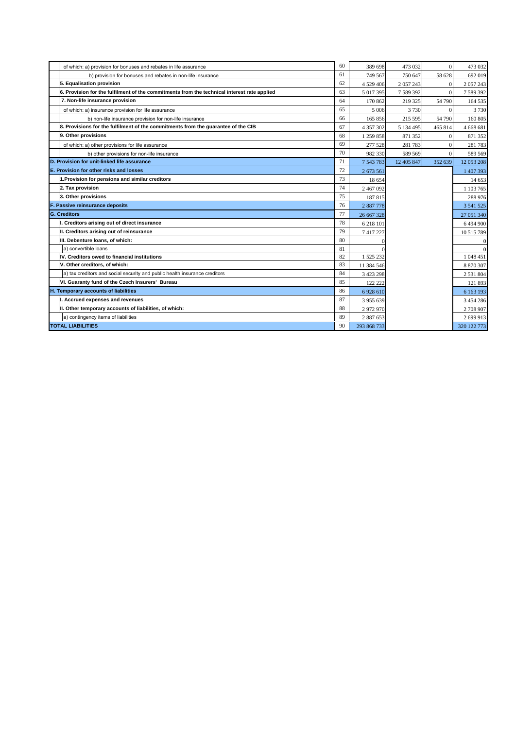| | | | | | |
|---|---|---|---|---|---|
| of which: a) provision for bonuses and rebates in life assurance | 60 | 389 698 | 473 032 | 0 | 473 032 |
| b) provision for bonuses and rebates in non-life insurance | 61 | 749 567 | 750 647 | 58 628 | 692 019 |
| **5. Equalisation provision** | 62 | 4 529 406 | 2 057 243 | 0 | 2 057 243 |
| **6. Provision for the fulfilment of the commitments from the technical interest rate applied** | 63 | 5 017 395 | 7 589 392 | 0 | 7 589 392 |
| **7. Non-life insurance provision** | 64 | 170 862 | 219 325 | 54 790 | 164 535 |
| of which: a) insurance provision for life assurance | 65 | 5 006 | 3 730 | 0 | 3 730 |
| b) non-life insurance provision for non-life insurance | 66 | 165 856 | 215 595 | 54 790 | 160 805 |
| **8. Provisions for the fulfilment of the commitments from the guarantee of the CIB** | 67 | 4 357 302 | 5 134 495 | 465 814 | 4 668 681 |
| **9. Other provisions** | 68 | 1 259 858 | 871 352 | 0 | 871 352 |
| of which: a) other provisions for life assurance | 69 | 277 528 | 281 783 | 0 | 281 783 |
| b) other provisions for non-life insurance | 70 | 982 330 | 589 569 | 0 | 589 569 |
| **D. Provision for unit-linked life assurance** | 71 | 7 543 783 | 12 405 847 | 352 639 | 12 053 208 |
| **E. Provision for other risks and losses** | 72 | 2 673 561 | | | 1 407 393 |
| **1.Provision for pensions and similar creditors** | 73 | 18 654 | | | 14 653 |
| **2. Tax provision** | 74 | 2 467 092 | | | 1 103 765 |
| **3. Other provisions** | 75 | 187 815 | | | 288 976 |
| **F. Passive reinsurance deposits** | 76 | 2 887 778 | | | 3 541 525 |
| **G. Creditors** | 77 | 26 667 328 | | | 27 051 340 |
| **I. Creditors arising out of direct insurance** | 78 | 6 218 101 | | | 6 494 900 |
| **II. Creditors arising out of reinsurance** | 79 | 7 417 227 | | | 10 515 789 |
| **III. Debenture loans, of which:** | 80 | 0 | | | 0 |
| a) convertible loans | 81 | 0 | | | 0 |
| **IV. Creditors owed to financial institutions** | 82 | 1 525 232 | | | 1 048 451 |
| **V. Other creditors, of which:** | 83 | 11 384 546 | | | 8 870 307 |
| a) tax creditors and social security and public health insurance creditors | 84 | 3 423 298 | | | 2 531 804 |
| **VI. Guaranty fund of the Czech Insurers' Bureau** | 85 | 122 222 | | | 121 893 |
| **H. Temporary accounts of liabilities** | 86 | 6 928 610 | | | 6 163 193 |
| **I. Accrued expenses and revenues** | 87 | 3 955 639 | | | 3 454 286 |
| **II. Other temporary accounts of liabilities, of which:** | 88 | 2 972 970 | | | 2 708 907 |
| a) contingency items of liabilities | 89 | 2 887 653 | | | 2 699 913 |
| **TOTAL LIABILITIES** | 90 | 293 868 733 | | | 320 122 773 |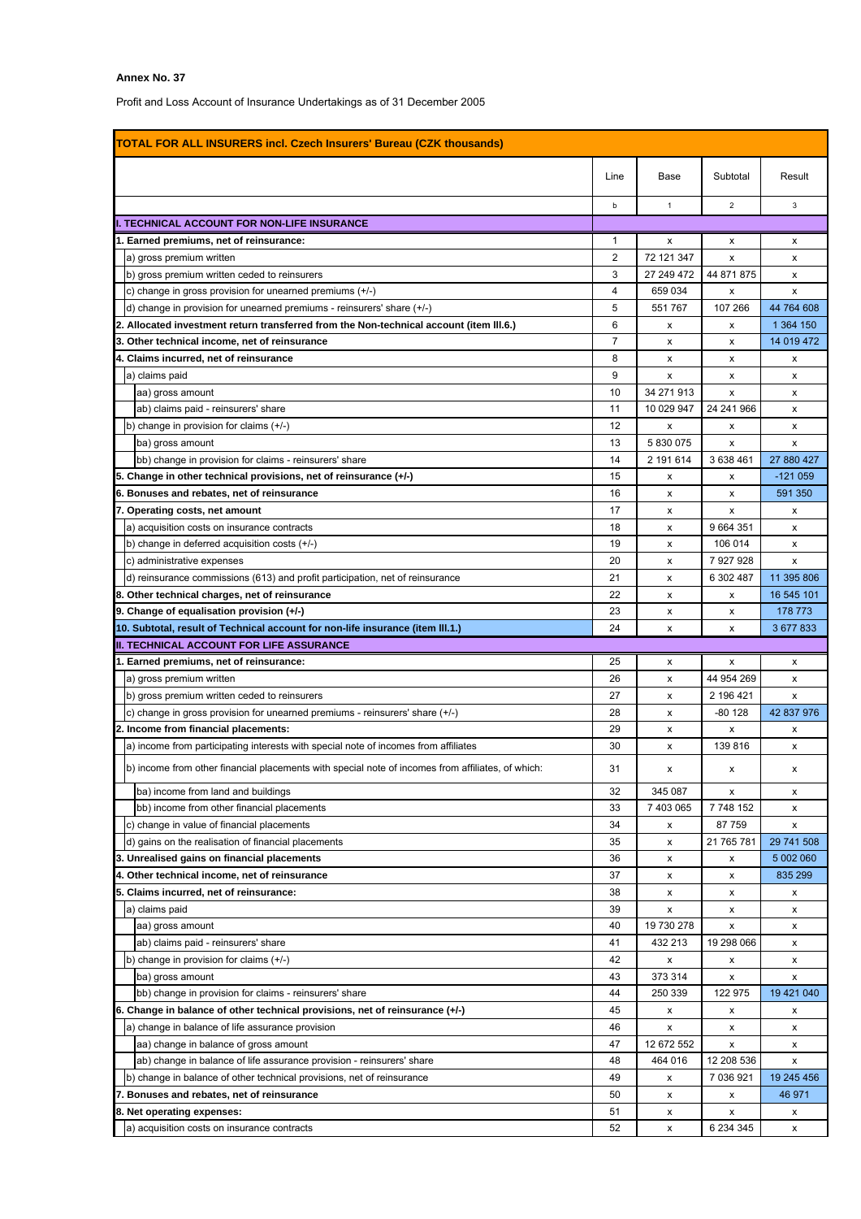**Annex No. 37**

Profit and Loss Account of Insurance Undertakings as of 31 December 2005

| TOTAL FOR ALL INSURERS incl. Czech Insurers' Bureau (CZK thousands) | | | | |
|---|---|---|---|---|
| | Line | Base | Subtotal | Result |
| | b | 1 | 2 | 3 |
| **I. TECHNICAL ACCOUNT FOR NON-LIFE INSURANCE** | | | | |
| **1. Earned premiums, net of reinsurance:** | 1 | x | x | x |
| a) gross premium written | 2 | 72 121 347 | x | x |
| b) gross premium written ceded to reinsurers | 3 | 27 249 472 | 44 871 875 | x |
| c) change in gross provision for unearned premiums (+/-) | 4 | 659 034 | x | x |
| d) change in provision for unearned premiums - reinsurers' share (+/-) | 5 | 551 767 | 107 266 | 44 764 608 |
| **2. Allocated investment return transferred from the Non-technical account (item III.6.)** | 6 | x | x | 1 364 150 |
| **3. Other technical income, net of reinsurance** | 7 | x | x | 14 019 472 |
| **4. Claims incurred, net of reinsurance** | 8 | x | x | x |
| a) claims paid | 9 | x | x | x |
| aa) gross amount | 10 | 34 271 913 | x | x |
| ab) claims paid - reinsurers' share | 11 | 10 029 947 | 24 241 966 | x |
| b) change in provision for claims (+/-) | 12 | x | x | x |
| ba) gross amount | 13 | 5 830 075 | x | x |
| bb) change in provision for claims - reinsurers' share | 14 | 2 191 614 | 3 638 461 | 27 880 427 |
| **5. Change in other technical provisions, net of reinsurance (+/-)** | 15 | x | x | -121 059 |
| **6. Bonuses and rebates, net of reinsurance** | 16 | x | x | 591 350 |
| **7. Operating costs, net amount** | 17 | x | x | x |
| a) acquisition costs on insurance contracts | 18 | x | 9 664 351 | x |
| b) change in deferred acquisition costs (+/-) | 19 | x | 106 014 | x |
| c) administrative expenses | 20 | x | 7 927 928 | x |
| d) reinsurance commissions (613) and profit participation, net of reinsurance | 21 | x | 6 302 487 | 11 395 806 |
| **8. Other technical charges, net of reinsurance** | 22 | x | x | 16 545 101 |
| **9. Change of equalisation provision (+/-)** | 23 | x | x | 178 773 |
| **10. Subtotal, result of Technical account for non-life insurance (item III.1.)** | 24 | x | x | 3 677 833 |
| **II. TECHNICAL ACCOUNT FOR LIFE ASSURANCE** | | | | |
| **1. Earned premiums, net of reinsurance:** | 25 | x | x | x |
| a) gross premium written | 26 | x | 44 954 269 | x |
| b) gross premium written ceded to reinsurers | 27 | x | 2 196 421 | x |
| c) change in gross provision for unearned premiums - reinsurers' share (+/-) | 28 | x | -80 128 | 42 837 976 |
| **2. Income from financial placements:** | 29 | x | x | x |
| a) income from participating interests with special note of incomes from affiliates | 30 | x | 139 816 | x |
| b) income from other financial placements with special note of incomes from affiliates, of which: | 31 | x | x | x |
| ba) income from land and buildings | 32 | 345 087 | x | x |
| bb) income from other financial placements | 33 | 7 403 065 | 7 748 152 | x |
| c) change in value of financial placements | 34 | x | 87 759 | x |
| d) gains on the realisation of financial placements | 35 | x | 21 765 781 | 29 741 508 |
| **3. Unrealised gains on financial placements** | 36 | x | x | 5 002 060 |
| **4. Other technical income, net of reinsurance** | 37 | x | x | 835 299 |
| **5. Claims incurred, net of reinsurance:** | 38 | x | x | x |
| a) claims paid | 39 | x | x | x |
| aa) gross amount | 40 | 19 730 278 | x | x |
| ab) claims paid - reinsurers' share | 41 | 432 213 | 19 298 066 | x |
| b) change in provision for claims (+/-) | 42 | x | x | x |
| ba) gross amount | 43 | 373 314 | x | x |
| bb) change in provision for claims - reinsurers' share | 44 | 250 339 | 122 975 | 19 421 040 |
| **6. Change in balance of other technical provisions, net of reinsurance (+/-)** | 45 | x | x | x |
| a) change in balance of life assurance provision | 46 | x | x | x |
| aa) change in balance of gross amount | 47 | 12 672 552 | x | x |
| ab) change in balance of life assurance provision - reinsurers' share | 48 | 464 016 | 12 208 536 | x |
| b) change in balance of other technical provisions, net of reinsurance | 49 | x | 7 036 921 | 19 245 456 |
| **7. Bonuses and rebates, net of reinsurance** | 50 | x | x | 46 971 |
| **8. Net operating expenses:** | 51 | x | x | x |
| a) acquisition costs on insurance contracts | 52 | x | 6 234 345 | x |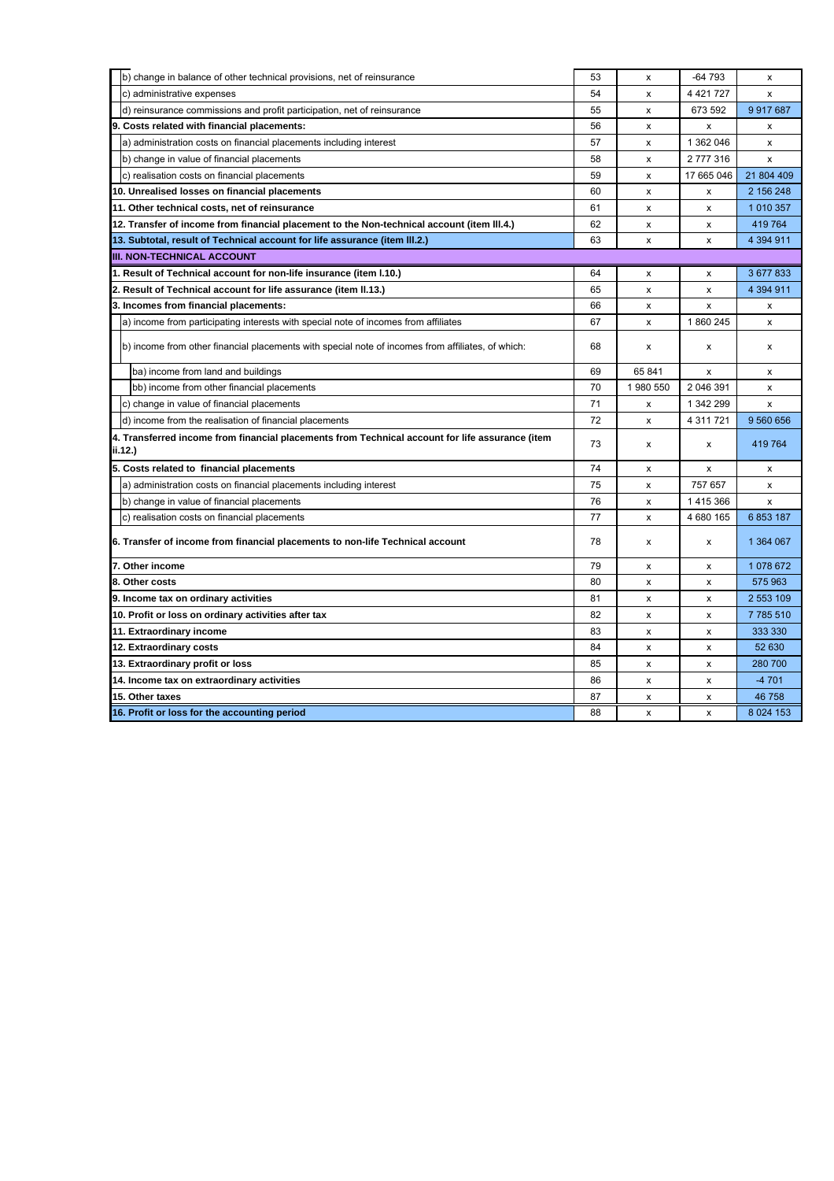| | | | | |
|---|---|---|---|---|
| b) change in balance of other technical provisions, net of reinsurance | 53 | x | -64 793 | x |
| c) administrative expenses | 54 | x | 4 421 727 | x |
| d) reinsurance commissions and profit participation, net of reinsurance | 55 | x | 673 592 | 9 917 687 |
| **9. Costs related with financial placements:** | 56 | x | x | x |
| a) administration costs on financial placements including interest | 57 | x | 1 362 046 | x |
| b) change in value of financial placements | 58 | x | 2 777 316 | x |
| c) realisation costs on financial placements | 59 | x | 17 665 046 | 21 804 409 |
| **10. Unrealised losses on financial placements** | 60 | x | x | 2 156 248 |
| **11. Other technical costs, net of reinsurance** | 61 | x | x | 1 010 357 |
| **12. Transfer of income from financial placement to the Non-technical account (item III.4.)** | 62 | x | x | 419 764 |
| **13. Subtotal, result of Technical account for life assurance (item III.2.)** | 63 | x | x | 4 394 911 |
| **III. NON-TECHNICAL ACCOUNT** | | | | |
| **1. Result of Technical account for non-life insurance (item I.10.)** | 64 | x | x | 3 677 833 |
| **2. Result of Technical account for life assurance (item II.13.)** | 65 | x | x | 4 394 911 |
| **3. Incomes from financial placements:** | 66 | x | x | x |
| a) income from participating interests with special note of incomes from affiliates | 67 | x | 1 860 245 | x |
| b) income from other financial placements with special note of incomes from affiliates, of which: | 68 | x | x | x |
| ba) income from land and buildings | 69 | 65 841 | x | x |
| bb) income from other financial placements | 70 | 1 980 550 | 2 046 391 | x |
| c) change in value of financial placements | 71 | x | 1 342 299 | x |
| d) income from the realisation of financial placements | 72 | x | 4 311 721 | 9 560 656 |
| **4. Transferred income from financial placements from Technical account for life assurance (item ii.12.)** | 73 | x | x | 419 764 |
| **5. Costs related to financial placements** | 74 | x | x | x |
| a) administration costs on financial placements including interest | 75 | x | 757 657 | x |
| b) change in value of financial placements | 76 | x | 1 415 366 | x |
| c) realisation costs on financial placements | 77 | x | 4 680 165 | 6 853 187 |
| **6. Transfer of income from financial placements to non-life Technical account** | 78 | x | x | 1 364 067 |
| **7. Other income** | 79 | x | x | 1 078 672 |
| **8. Other costs** | 80 | x | x | 575 963 |
| **9. Income tax on ordinary activities** | 81 | x | x | 2 553 109 |
| **10. Profit or loss on ordinary activities after tax** | 82 | x | x | 7 785 510 |
| **11. Extraordinary income** | 83 | x | x | 333 330 |
| **12. Extraordinary costs** | 84 | x | x | 52 630 |
| **13. Extraordinary profit or loss** | 85 | x | x | 280 700 |
| **14. Income tax on extraordinary activities** | 86 | x | x | -4 701 |
| **15. Other taxes** | 87 | x | x | 46 758 |
| **16. Profit or loss for the accounting period** | 88 | x | x | 8 024 153 |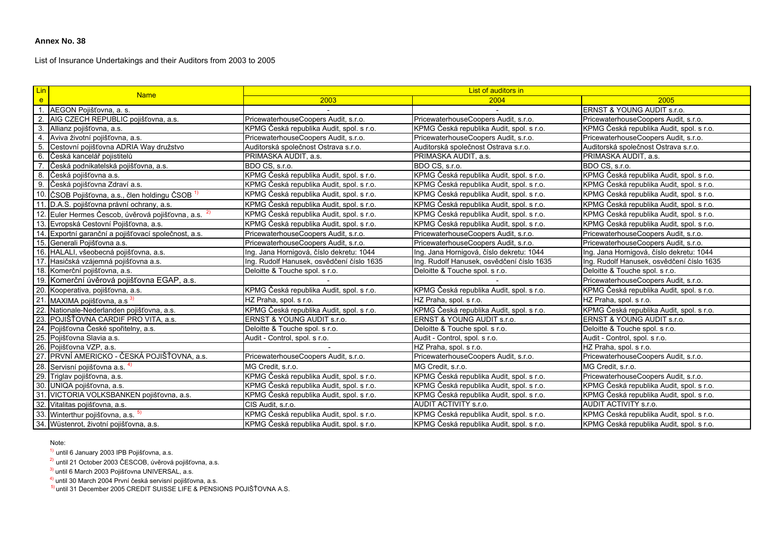**Annex No. 38**

List of Insurance Undertakings and their Auditors from 2003 to 2005

| Line | Name | List of auditors in | | |
|---|---|---|---|---|
| | | 2003 | 2004 | 2005 |
| 1. | AEGON Pojišťovna, a. s. | - | - | ERNST & YOUNG AUDIT s.r.o. |
| 2. | AIG CZECH REPUBLIC pojišťovna, a.s. | PricewaterhouseCoopers Audit, s.r.o. | PricewaterhouseCoopers Audit, s.r.o. | PricewaterhouseCoopers Audit, s.r.o. |
| 3. | Allianz pojišťovna, a.s. | KPMG Česká republika Audit, spol. s r.o. | KPMG Česká republika Audit, spol. s r.o. | KPMG Česká republika Audit, spol. s r.o. |
| 4. | Aviva životní pojišťovna, a.s. | PricewaterhouseCoopers Audit, s.r.o. | PricewaterhouseCoopers Audit, s.r.o. | PricewaterhouseCoopers Audit, s.r.o. |
| 5. | Cestovní pojišťovna ADRIA Way družstvo | Auditorská společnost Ostrava s.r.o. | Auditorská společnost Ostrava s.r.o. | Auditorská společnost Ostrava s.r.o. |
| 6. | Česká kancelář pojistitelů | PRIMASKA AUDIT, a.s. | PRIMASKA AUDIT, a.s. | PRIMASKA AUDIT, a.s. |
| 7. | Česká podnikatelská pojišťovna, a.s. | BDO CS, s.r.o. | BDO CS, s.r.o. | BDO CS, s.r.o. |
| 8. | Česká pojišťovna a.s. | KPMG Česká republika Audit, spol. s r.o. | KPMG Česká republika Audit, spol. s r.o. | KPMG Česká republika Audit, spol. s r.o. |
| 9. | Česká pojišťovna Zdraví a.s. | KPMG Česká republika Audit, spol. s r.o. | KPMG Česká republika Audit, spol. s r.o. | KPMG Česká republika Audit, spol. s r.o. |
| 10. | ČSOB Pojišťovna, a.s., člen holdingu ČSOB [1] | KPMG Česká republika Audit, spol. s r.o. | KPMG Česká republika Audit, spol. s r.o. | KPMG Česká republika Audit, spol. s r.o. |
| 11. | D.A.S. pojišťovna právní ochrany, a.s. | KPMG Česká republika Audit, spol. s r.o. | KPMG Česká republika Audit, spol. s r.o. | KPMG Česká republika Audit, spol. s r.o. |
| 12. | Euler Hermes Čescob, úvěrová pojišťovna, a.s. [2] | KPMG Česká republika Audit, spol. s r.o. | KPMG Česká republika Audit, spol. s r.o. | KPMG Česká republika Audit, spol. s r.o. |
| 13. | Evropská Cestovní Pojišťovna, a.s. | KPMG Česká republika Audit, spol. s r.o. | KPMG Česká republika Audit, spol. s r.o. | KPMG Česká republika Audit, spol. s r.o. |
| 14. | Exportní garanční a pojišťovací společnost, a.s. | PricewaterhouseCoopers Audit, s.r.o. | PricewaterhouseCoopers Audit, s.r.o. | PricewaterhouseCoopers Audit, s.r.o. |
| 15. | Generali Pojišťovna a.s. | PricewaterhouseCoopers Audit, s.r.o. | PricewaterhouseCoopers Audit, s.r.o. | PricewaterhouseCoopers Audit, s.r.o. |
| 16. | HALALI, všeobecná pojišťovna, a.s. | Ing. Jana Hornigová, číslo dekretu: 1044 | Ing. Jana Hornigová, číslo dekretu: 1044 | Ing. Jana Hornigová, číslo dekretu: 1044 |
| 17. | Hasičská vzájemná pojišťovna a.s. | Ing. Rudolf Hanusek, osvědčení číslo 1635 | Ing. Rudolf Hanusek, osvědčení číslo 1635 | Ing. Rudolf Hanusek, osvědčení číslo 1635 |
| 18. | Komerční pojišťovna, a.s. | Deloitte & Touche spol. s r.o. | Deloitte & Touche spol. s r.o. | Deloitte & Touche spol. s r.o. |
| 19. | Komerční úvěrová pojišťovna EGAP, a.s. | - | - | PricewaterhouseCoopers Audit, s.r.o. |
| 20. | Kooperativa, pojišťovna, a.s. | KPMG Česká republika Audit, spol. s r.o. | KPMG Česká republika Audit, spol. s r.o. | KPMG Česká republika Audit, spol. s r.o. |
| 21. | MAXIMA pojišťovna, a.s [3] | HZ Praha, spol. s r.o. | HZ Praha, spol. s r.o. | HZ Praha, spol. s r.o. |
| 22. | Nationale-Nederlanden pojišťovna, a.s. | KPMG Česká republika Audit, spol. s r.o. | KPMG Česká republika Audit, spol. s r.o. | KPMG Česká republika Audit, spol. s r.o. |
| 23. | POJIŠŤOVNA CARDIF PRO VITA, a.s. | ERNST & YOUNG AUDIT s.r.o. | ERNST & YOUNG AUDIT s.r.o. | ERNST & YOUNG AUDIT s.r.o. |
| 24. | Pojišťovna České spořitelny, a.s. | Deloitte & Touche spol. s r.o. | Deloitte & Touche spol. s r.o. | Deloitte & Touche spol. s r.o. |
| 25. | Pojišťovna Slavia a.s. | Audit - Control, spol. s r.o. | Audit - Control, spol. s r.o. | Audit - Control, spol. s r.o. |
| 26. | Pojišťovna VZP, a.s. | - | HZ Praha, spol. s r.o. | HZ Praha, spol. s r.o. |
| 27. | PRVNÍ AMERICKO - ČESKÁ POJIŠŤOVNA, a.s. | PricewaterhouseCoopers Audit, s.r.o. | PricewaterhouseCoopers Audit, s.r.o. | PricewaterhouseCoopers Audit, s.r.o. |
| 28. | Servisní pojišťovna a.s. [4] | MG Credit, s.r.o. | MG Credit, s.r.o. | MG Credit, s.r.o. |
| 29. | Triglav pojišťovna, a.s. | KPMG Česká republika Audit, spol. s r.o. | KPMG Česká republika Audit, spol. s r.o. | PricewaterhouseCoopers Audit, s.r.o. |
| 30. | UNIQA pojišťovna, a.s. | KPMG Česká republika Audit, spol. s r.o. | KPMG Česká republika Audit, spol. s r.o. | KPMG Česká republika Audit, spol. s r.o. |
| 31. | VICTORIA VOLKSBANKEN pojišťovna, a.s. | KPMG Česká republika Audit, spol. s r.o. | KPMG Česká republika Audit, spol. s r.o. | KPMG Česká republika Audit, spol. s r.o. |
| 32. | Vitalitas pojišťovna, a.s. | CIS Audit, s.r.o. | AUDIT ACTIVITY s.r.o. | AUDIT ACTIVITY s.r.o. |
| 33. | Winterthur pojišťovna, a.s. [5] | KPMG Česká republika Audit, spol. s r.o. | KPMG Česká republika Audit, spol. s r.o. | KPMG Česká republika Audit, spol. s r.o. |
| 34. | Wüstenrot, životní pojišťovna, a.s. | KPMG Česká republika Audit, spol. s r.o. | KPMG Česká republika Audit, spol. s r.o. | KPMG Česká republika Audit, spol. s r.o. |

Note:

[1] until 6 January 2003 IPB Pojišťovna, a.s.

[2] until 21 October 2003 ČESCOB, úvěrová pojišťovna, a.s.

[3] until 6 March 2003 Pojišťovna UNIVERSAL, a.s.

[4] until 30 March 2004 První česká servisní pojišťovna, a.s.

[5] until 31 December 2005 CREDIT SUISSE LIFE & PENSIONS POJIŠŤOVNA A.S.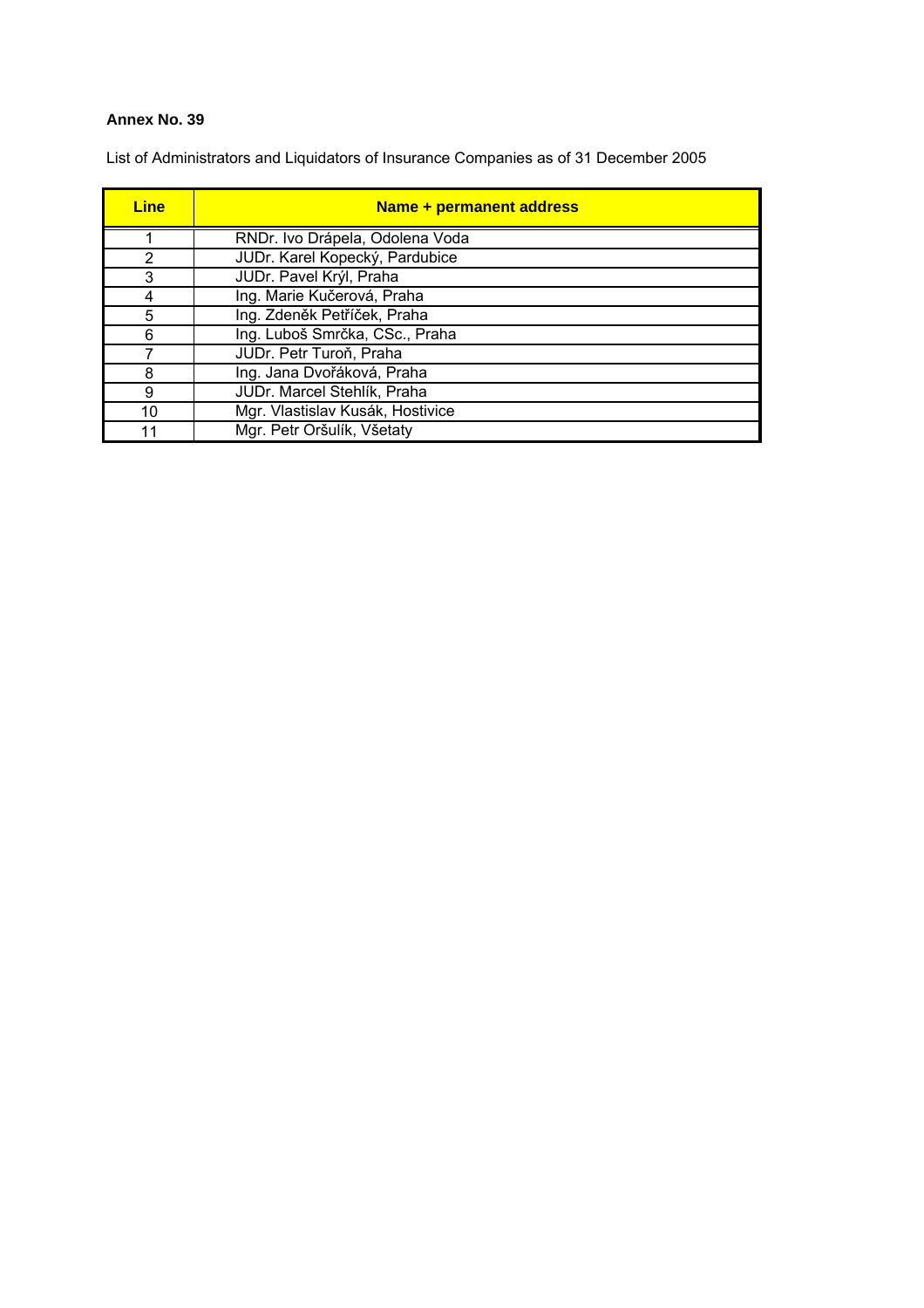**Annex No. 39**

List of Administrators and Liquidators of Insurance Companies as of 31 December 2005

| Line | Name + permanent address |
|---|---|
| 1 | RNDr. Ivo Drápela, Odolena Voda |
| 2 | JUDr. Karel Kopecký, Pardubice |
| 3 | JUDr. Pavel Krýl, Praha |
| 4 | Ing. Marie Kučerová, Praha |
| 5 | Ing. Zdeněk Petříček, Praha |
| 6 | Ing. Luboš Smrčka, CSc., Praha |
| 7 | JUDr. Petr Turoň, Praha |
| 8 | Ing. Jana Dvořáková, Praha |
| 9 | JUDr. Marcel Stehlík, Praha |
| 10 | Mgr. Vlastislav Kusák, Hostivice |
| 11 | Mgr. Petr Oršulík, Všetaty |